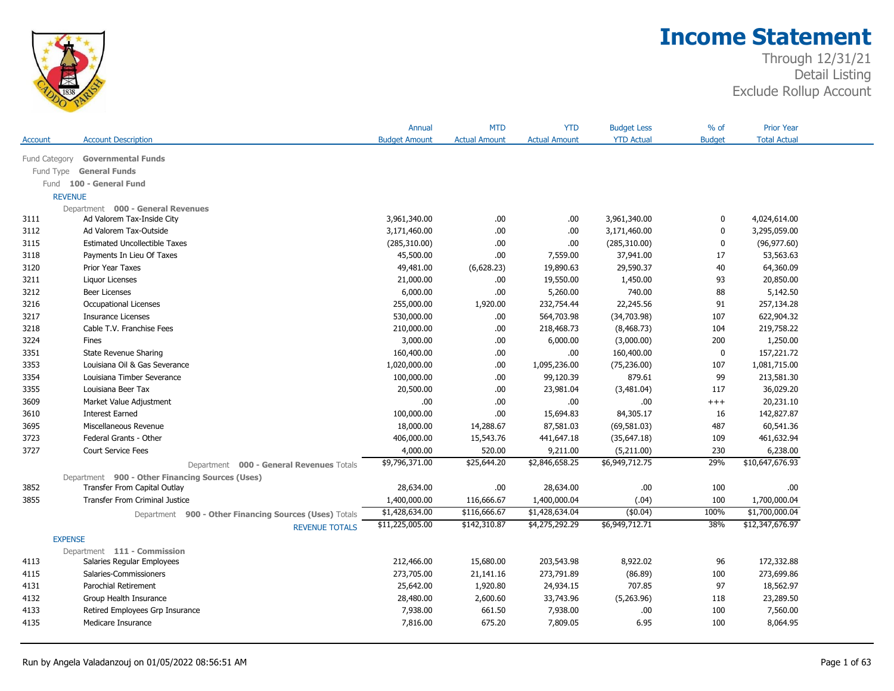# Income Statement

Through 12/31/21
Detail Listing
Exclude Rollup Account

| Account | Account Description | Annual Budget Amount | MTD Actual Amount | YTD Actual Amount | Budget Less YTD Actual | % of Budget | Prior Year Total Actual |
|---|---|---|---|---|---|---|---|
| Fund Category | **Governmental Funds** | | | | | | |
| Fund Type | **General Funds** | | | | | | |
| Fund | **100 - General Fund** | | | | | | |
| REVENUE | | | | | | | |
| Department | **000 - General Revenues** | | | | | | |
| 3111 | Ad Valorem Tax-Inside City | 3,961,340.00 | .00 | .00 | 3,961,340.00 | 0 | 4,024,614.00 |
| 3112 | Ad Valorem Tax-Outside | 3,171,460.00 | .00 | .00 | 3,171,460.00 | 0 | 3,295,059.00 |
| 3115 | Estimated Uncollectible Taxes | (285,310.00) | .00 | .00 | (285,310.00) | 0 | (96,977.60) |
| 3118 | Payments In Lieu Of Taxes | 45,500.00 | .00 | 7,559.00 | 37,941.00 | 17 | 53,563.63 |
| 3120 | Prior Year Taxes | 49,481.00 | (6,628.23) | 19,890.63 | 29,590.37 | 40 | 64,360.09 |
| 3211 | Liquor Licenses | 21,000.00 | .00 | 19,550.00 | 1,450.00 | 93 | 20,850.00 |
| 3212 | Beer Licenses | 6,000.00 | .00 | 5,260.00 | 740.00 | 88 | 5,142.50 |
| 3216 | Occupational Licenses | 255,000.00 | 1,920.00 | 232,754.44 | 22,245.56 | 91 | 257,134.28 |
| 3217 | Insurance Licenses | 530,000.00 | .00 | 564,703.98 | (34,703.98) | 107 | 622,904.32 |
| 3218 | Cable T.V. Franchise Fees | 210,000.00 | .00 | 218,468.73 | (8,468.73) | 104 | 219,758.22 |
| 3224 | Fines | 3,000.00 | .00 | 6,000.00 | (3,000.00) | 200 | 1,250.00 |
| 3351 | State Revenue Sharing | 160,400.00 | .00 | .00 | 160,400.00 | 0 | 157,221.72 |
| 3353 | Louisiana Oil & Gas Severance | 1,020,000.00 | .00 | 1,095,236.00 | (75,236.00) | 107 | 1,081,715.00 |
| 3354 | Louisiana Timber Severance | 100,000.00 | .00 | 99,120.39 | 879.61 | 99 | 213,581.30 |
| 3355 | Louisiana Beer Tax | 20,500.00 | .00 | 23,981.04 | (3,481.04) | 117 | 36,029.20 |
| 3609 | Market Value Adjustment | .00 | .00 | .00 | .00 | +++ | 20,231.10 |
| 3610 | Interest Earned | 100,000.00 | .00 | 15,694.83 | 84,305.17 | 16 | 142,827.87 |
| 3695 | Miscellaneous Revenue | 18,000.00 | 14,288.67 | 87,581.03 | (69,581.03) | 487 | 60,541.36 |
| 3723 | Federal Grants - Other | 406,000.00 | 15,543.76 | 441,647.18 | (35,647.18) | 109 | 461,632.94 |
| 3727 | Court Service Fees | 4,000.00 | 520.00 | 9,211.00 | (5,211.00) | 230 | 6,238.00 |
| | Department **000 - General Revenues** Totals | $9,796,371.00 | $25,644.20 | $2,846,658.25 | $6,949,712.75 | 29% | $10,647,676.93 |
| Department | **900 - Other Financing Sources (Uses)** | | | | | | |
| 3852 | Transfer From Capital Outlay | 28,634.00 | .00 | 28,634.00 | .00 | 100 | .00 |
| 3855 | Transfer From Criminal Justice | 1,400,000.00 | 116,666.67 | 1,400,000.04 | (.04) | 100 | 1,700,000.04 |
| | Department **900 - Other Financing Sources (Uses)** Totals | $1,428,634.00 | $116,666.67 | $1,428,634.04 | ($0.04) | 100% | $1,700,000.04 |
| | REVENUE TOTALS | $11,225,005.00 | $142,310.87 | $4,275,292.29 | $6,949,712.71 | 38% | $12,347,676.97 |
| EXPENSE | | | | | | | |
| Department | **111 - Commission** | | | | | | |
| 4113 | Salaries Regular Employees | 212,466.00 | 15,680.00 | 203,543.98 | 8,922.02 | 96 | 172,332.88 |
| 4115 | Salaries-Commissioners | 273,705.00 | 21,141.16 | 273,791.89 | (86.89) | 100 | 273,699.86 |
| 4131 | Parochial Retirement | 25,642.00 | 1,920.80 | 24,934.15 | 707.85 | 97 | 18,562.97 |
| 4132 | Group Health Insurance | 28,480.00 | 2,600.60 | 33,743.96 | (5,263.96) | 118 | 23,289.50 |
| 4133 | Retired Employees Grp Insurance | 7,938.00 | 661.50 | 7,938.00 | .00 | 100 | 7,560.00 |
| 4135 | Medicare Insurance | 7,816.00 | 675.20 | 7,809.05 | 6.95 | 100 | 8,064.95 |

Run by Angela Valadanzouj on 01/05/2022 08:56:51 AM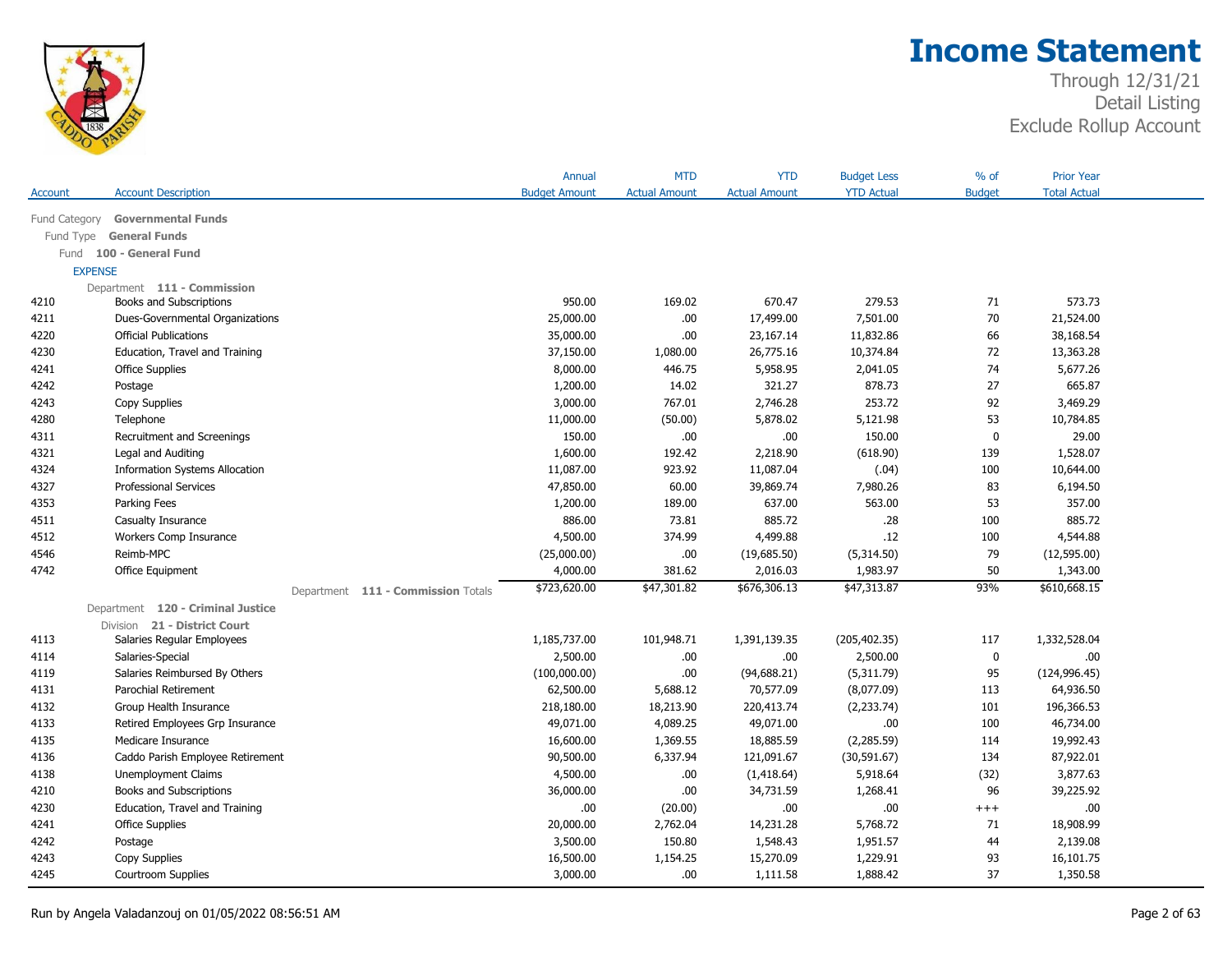# Income Statement

Through 12/31/21
Detail Listing
Exclude Rollup Account

| Account | Account Description | Annual Budget Amount | MTD Actual Amount | YTD Actual Amount | Budget Less YTD Actual | % of Budget | Prior Year Total Actual |
|---|---|---|---|---|---|---|---|
| Fund Category | **Governmental Funds** | | | | | | |
| Fund Type | **General Funds** | | | | | | |
| Fund | **100 - General Fund** | | | | | | |
| EXPENSE | | | | | | | |
| Department | **111 - Commission** | | | | | | |
| 4210 | Books and Subscriptions | 950.00 | 169.02 | 670.47 | 279.53 | 71 | 573.73 |
| 4211 | Dues-Governmental Organizations | 25,000.00 | .00 | 17,499.00 | 7,501.00 | 70 | 21,524.00 |
| 4220 | Official Publications | 35,000.00 | .00 | 23,167.14 | 11,832.86 | 66 | 38,168.54 |
| 4230 | Education, Travel and Training | 37,150.00 | 1,080.00 | 26,775.16 | 10,374.84 | 72 | 13,363.28 |
| 4241 | Office Supplies | 8,000.00 | 446.75 | 5,958.95 | 2,041.05 | 74 | 5,677.26 |
| 4242 | Postage | 1,200.00 | 14.02 | 321.27 | 878.73 | 27 | 665.87 |
| 4243 | Copy Supplies | 3,000.00 | 767.01 | 2,746.28 | 253.72 | 92 | 3,469.29 |
| 4280 | Telephone | 11,000.00 | (50.00) | 5,878.02 | 5,121.98 | 53 | 10,784.85 |
| 4311 | Recruitment and Screenings | 150.00 | .00 | .00 | 150.00 | 0 | 29.00 |
| 4321 | Legal and Auditing | 1,600.00 | 192.42 | 2,218.90 | (618.90) | 139 | 1,528.07 |
| 4324 | Information Systems Allocation | 11,087.00 | 923.92 | 11,087.04 | (.04) | 100 | 10,644.00 |
| 4327 | Professional Services | 47,850.00 | 60.00 | 39,869.74 | 7,980.26 | 83 | 6,194.50 |
| 4353 | Parking Fees | 1,200.00 | 189.00 | 637.00 | 563.00 | 53 | 357.00 |
| 4511 | Casualty Insurance | 886.00 | 73.81 | 885.72 | .28 | 100 | 885.72 |
| 4512 | Workers Comp Insurance | 4,500.00 | 374.99 | 4,499.88 | .12 | 100 | 4,544.88 |
| 4546 | Reimb-MPC | (25,000.00) | .00 | (19,685.50) | (5,314.50) | 79 | (12,595.00) |
| 4742 | Office Equipment | 4,000.00 | 381.62 | 2,016.03 | 1,983.97 | 50 | 1,343.00 |
| | Department **111 - Commission** Totals | $723,620.00 | $47,301.82 | $676,306.13 | $47,313.87 | 93% | $610,668.15 |
| Department | **120 - Criminal Justice** | | | | | | |
| Division | **21 - District Court** | | | | | | |
| 4113 | Salaries Regular Employees | 1,185,737.00 | 101,948.71 | 1,391,139.35 | (205,402.35) | 117 | 1,332,528.04 |
| 4114 | Salaries-Special | 2,500.00 | .00 | .00 | 2,500.00 | 0 | .00 |
| 4119 | Salaries Reimbursed By Others | (100,000.00) | .00 | (94,688.21) | (5,311.79) | 95 | (124,996.45) |
| 4131 | Parochial Retirement | 62,500.00 | 5,688.12 | 70,577.09 | (8,077.09) | 113 | 64,936.50 |
| 4132 | Group Health Insurance | 218,180.00 | 18,213.90 | 220,413.74 | (2,233.74) | 101 | 196,366.53 |
| 4133 | Retired Employees Grp Insurance | 49,071.00 | 4,089.25 | 49,071.00 | .00 | 100 | 46,734.00 |
| 4135 | Medicare Insurance | 16,600.00 | 1,369.55 | 18,885.59 | (2,285.59) | 114 | 19,992.43 |
| 4136 | Caddo Parish Employee Retirement | 90,500.00 | 6,337.94 | 121,091.67 | (30,591.67) | 134 | 87,922.01 |
| 4138 | Unemployment Claims | 4,500.00 | .00 | (1,418.64) | 5,918.64 | (32) | 3,877.63 |
| 4210 | Books and Subscriptions | 36,000.00 | .00 | 34,731.59 | 1,268.41 | 96 | 39,225.92 |
| 4230 | Education, Travel and Training | .00 | (20.00) | .00 | .00 | +++ | .00 |
| 4241 | Office Supplies | 20,000.00 | 2,762.04 | 14,231.28 | 5,768.72 | 71 | 18,908.99 |
| 4242 | Postage | 3,500.00 | 150.80 | 1,548.43 | 1,951.57 | 44 | 2,139.08 |
| 4243 | Copy Supplies | 16,500.00 | 1,154.25 | 15,270.09 | 1,229.91 | 93 | 16,101.75 |
| 4245 | Courtroom Supplies | 3,000.00 | .00 | 1,111.58 | 1,888.42 | 37 | 1,350.58 |

Run by Angela Valadanzouj on 01/05/2022 08:56:51 AM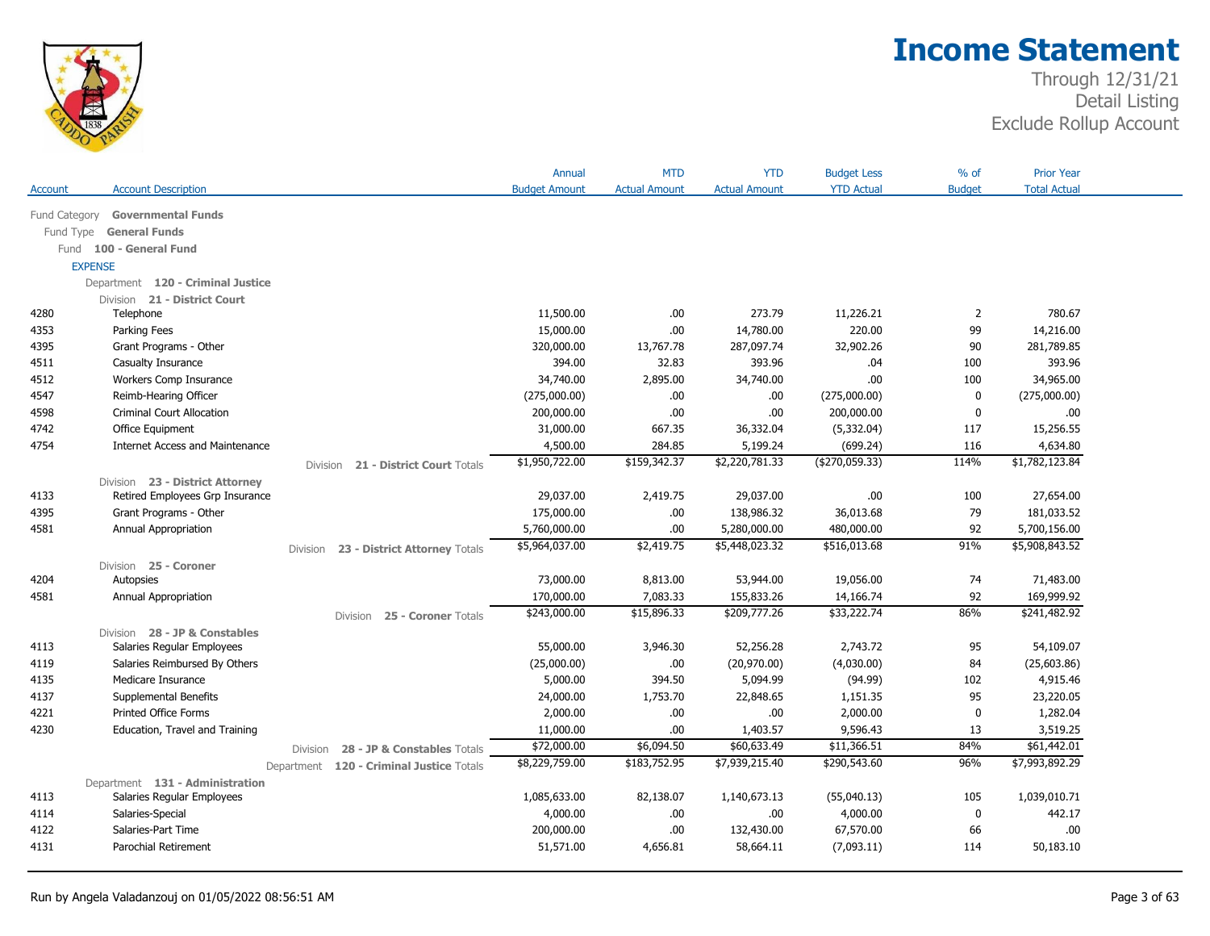# Income Statement

Through 12/31/21
Detail Listing
Exclude Rollup Account

| Account | Account Description | Annual Budget Amount | MTD Actual Amount | YTD Actual Amount | Budget Less YTD Actual | % of Budget | Prior Year Total Actual |
|---|---|---|---|---|---|---|---|
| Fund Category | **Governmental Funds** | | | | | | |
| Fund Type | **General Funds** | | | | | | |
| Fund | **100 - General Fund** | | | | | | |
| EXPENSE | | | | | | | |
| Department | **120 - Criminal Justice** | | | | | | |
| Division | **21 - District Court** | | | | | | |
| 4280 | Telephone | 11,500.00 | .00 | 273.79 | 11,226.21 | 2 | 780.67 |
| 4353 | Parking Fees | 15,000.00 | .00 | 14,780.00 | 220.00 | 99 | 14,216.00 |
| 4395 | Grant Programs - Other | 320,000.00 | 13,767.78 | 287,097.74 | 32,902.26 | 90 | 281,789.85 |
| 4511 | Casualty Insurance | 394.00 | 32.83 | 393.96 | .04 | 100 | 393.96 |
| 4512 | Workers Comp Insurance | 34,740.00 | 2,895.00 | 34,740.00 | .00 | 100 | 34,965.00 |
| 4547 | Reimb-Hearing Officer | (275,000.00) | .00 | .00 | (275,000.00) | 0 | (275,000.00) |
| 4598 | Criminal Court Allocation | 200,000.00 | .00 | .00 | 200,000.00 | 0 | .00 |
| 4742 | Office Equipment | 31,000.00 | 667.35 | 36,332.04 | (5,332.04) | 117 | 15,256.55 |
| 4754 | Internet Access and Maintenance | 4,500.00 | 284.85 | 5,199.24 | (699.24) | 116 | 4,634.80 |
| | Division **21 - District Court** Totals | $1,950,722.00 | $159,342.37 | $2,220,781.33 | ($270,059.33) | 114% | $1,782,123.84 |
| Division | **23 - District Attorney** | | | | | | |
| 4133 | Retired Employees Grp Insurance | 29,037.00 | 2,419.75 | 29,037.00 | .00 | 100 | 27,654.00 |
| 4395 | Grant Programs - Other | 175,000.00 | .00 | 138,986.32 | 36,013.68 | 79 | 181,033.52 |
| 4581 | Annual Appropriation | 5,760,000.00 | .00 | 5,280,000.00 | 480,000.00 | 92 | 5,700,156.00 |
| | Division **23 - District Attorney** Totals | $5,964,037.00 | $2,419.75 | $5,448,023.32 | $516,013.68 | 91% | $5,908,843.52 |
| Division | **25 - Coroner** | | | | | | |
| 4204 | Autopsies | 73,000.00 | 8,813.00 | 53,944.00 | 19,056.00 | 74 | 71,483.00 |
| 4581 | Annual Appropriation | 170,000.00 | 7,083.33 | 155,833.26 | 14,166.74 | 92 | 169,999.92 |
| | Division **25 - Coroner** Totals | $243,000.00 | $15,896.33 | $209,777.26 | $33,222.74 | 86% | $241,482.92 |
| Division | **28 - JP & Constables** | | | | | | |
| 4113 | Salaries Regular Employees | 55,000.00 | 3,946.30 | 52,256.28 | 2,743.72 | 95 | 54,109.07 |
| 4119 | Salaries Reimbursed By Others | (25,000.00) | .00 | (20,970.00) | (4,030.00) | 84 | (25,603.86) |
| 4135 | Medicare Insurance | 5,000.00 | 394.50 | 5,094.99 | (94.99) | 102 | 4,915.46 |
| 4137 | Supplemental Benefits | 24,000.00 | 1,753.70 | 22,848.65 | 1,151.35 | 95 | 23,220.05 |
| 4221 | Printed Office Forms | 2,000.00 | .00 | .00 | 2,000.00 | 0 | 1,282.04 |
| 4230 | Education, Travel and Training | 11,000.00 | .00 | 1,403.57 | 9,596.43 | 13 | 3,519.25 |
| | Division **28 - JP & Constables** Totals | $72,000.00 | $6,094.50 | $60,633.49 | $11,366.51 | 84% | $61,442.01 |
| | Department **120 - Criminal Justice** Totals | $8,229,759.00 | $183,752.95 | $7,939,215.40 | $290,543.60 | 96% | $7,993,892.29 |
| Department | **131 - Administration** | | | | | | |
| 4113 | Salaries Regular Employees | 1,085,633.00 | 82,138.07 | 1,140,673.13 | (55,040.13) | 105 | 1,039,010.71 |
| 4114 | Salaries-Special | 4,000.00 | .00 | .00 | 4,000.00 | 0 | 442.17 |
| 4122 | Salaries-Part Time | 200,000.00 | .00 | 132,430.00 | 67,570.00 | 66 | .00 |
| 4131 | Parochial Retirement | 51,571.00 | 4,656.81 | 58,664.11 | (7,093.11) | 114 | 50,183.10 |

Run by Angela Valadanzouj on 01/05/2022 08:56:51 AM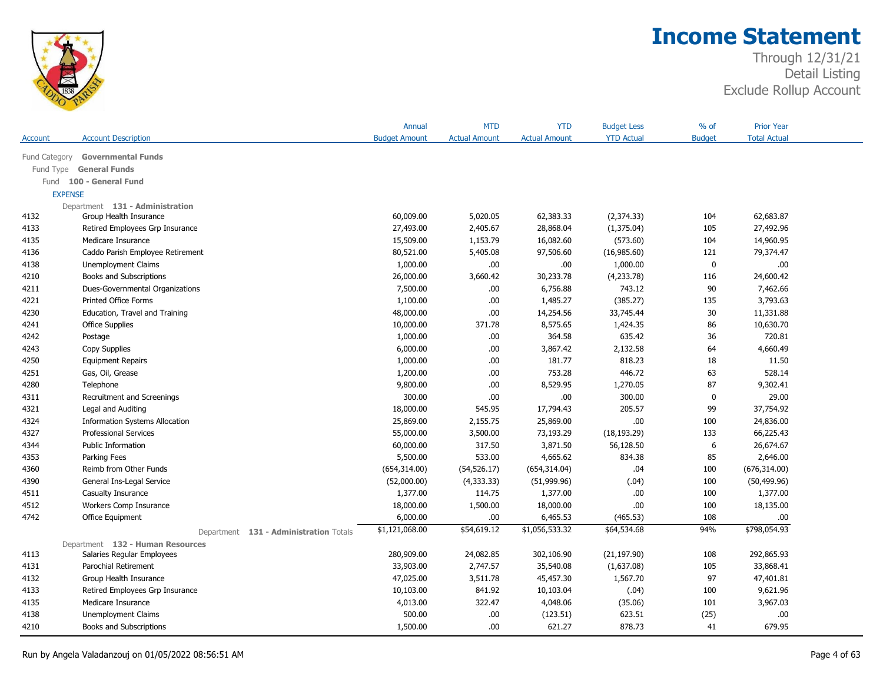# Income Statement

Through 12/31/21
Detail Listing
Exclude Rollup Account

| Account | Account Description | Annual Budget Amount | MTD Actual Amount | YTD Actual Amount | Budget Less YTD Actual | % of Budget | Prior Year Total Actual |
|---|---|---|---|---|---|---|---|
| Fund Category | **Governmental Funds** | | | | | | |
| Fund Type | **General Funds** | | | | | | |
| Fund | **100 - General Fund** | | | | | | |
| EXPENSE | | | | | | | |
| Department | **131 - Administration** | | | | | | |
| 4132 | Group Health Insurance | 60,009.00 | 5,020.05 | 62,383.33 | (2,374.33) | 104 | 62,683.87 |
| 4133 | Retired Employees Grp Insurance | 27,493.00 | 2,405.67 | 28,868.04 | (1,375.04) | 105 | 27,492.96 |
| 4135 | Medicare Insurance | 15,509.00 | 1,153.79 | 16,082.60 | (573.60) | 104 | 14,960.95 |
| 4136 | Caddo Parish Employee Retirement | 80,521.00 | 5,405.08 | 97,506.60 | (16,985.60) | 121 | 79,374.47 |
| 4138 | Unemployment Claims | 1,000.00 | .00 | .00 | 1,000.00 | 0 | .00 |
| 4210 | Books and Subscriptions | 26,000.00 | 3,660.42 | 30,233.78 | (4,233.78) | 116 | 24,600.42 |
| 4211 | Dues-Governmental Organizations | 7,500.00 | .00 | 6,756.88 | 743.12 | 90 | 7,462.66 |
| 4221 | Printed Office Forms | 1,100.00 | .00 | 1,485.27 | (385.27) | 135 | 3,793.63 |
| 4230 | Education, Travel and Training | 48,000.00 | .00 | 14,254.56 | 33,745.44 | 30 | 11,331.88 |
| 4241 | Office Supplies | 10,000.00 | 371.78 | 8,575.65 | 1,424.35 | 86 | 10,630.70 |
| 4242 | Postage | 1,000.00 | .00 | 364.58 | 635.42 | 36 | 720.81 |
| 4243 | Copy Supplies | 6,000.00 | .00 | 3,867.42 | 2,132.58 | 64 | 4,660.49 |
| 4250 | Equipment Repairs | 1,000.00 | .00 | 181.77 | 818.23 | 18 | 11.50 |
| 4251 | Gas, Oil, Grease | 1,200.00 | .00 | 753.28 | 446.72 | 63 | 528.14 |
| 4280 | Telephone | 9,800.00 | .00 | 8,529.95 | 1,270.05 | 87 | 9,302.41 |
| 4311 | Recruitment and Screenings | 300.00 | .00 | .00 | 300.00 | 0 | 29.00 |
| 4321 | Legal and Auditing | 18,000.00 | 545.95 | 17,794.43 | 205.57 | 99 | 37,754.92 |
| 4324 | Information Systems Allocation | 25,869.00 | 2,155.75 | 25,869.00 | .00 | 100 | 24,836.00 |
| 4327 | Professional Services | 55,000.00 | 3,500.00 | 73,193.29 | (18,193.29) | 133 | 66,225.43 |
| 4344 | Public Information | 60,000.00 | 317.50 | 3,871.50 | 56,128.50 | 6 | 26,674.67 |
| 4353 | Parking Fees | 5,500.00 | 533.00 | 4,665.62 | 834.38 | 85 | 2,646.00 |
| 4360 | Reimb from Other Funds | (654,314.00) | (54,526.17) | (654,314.04) | .04 | 100 | (676,314.00) |
| 4390 | General Ins-Legal Service | (52,000.00) | (4,333.33) | (51,999.96) | (.04) | 100 | (50,499.96) |
| 4511 | Casualty Insurance | 1,377.00 | 114.75 | 1,377.00 | .00 | 100 | 1,377.00 |
| 4512 | Workers Comp Insurance | 18,000.00 | 1,500.00 | 18,000.00 | .00 | 100 | 18,135.00 |
| 4742 | Office Equipment | 6,000.00 | .00 | 6,465.53 | (465.53) | 108 | .00 |
| | Department **131 - Administration** Totals | $1,121,068.00 | $54,619.12 | $1,056,533.32 | $64,534.68 | 94% | $798,054.93 |
| Department | **132 - Human Resources** | | | | | | |
| 4113 | Salaries Regular Employees | 280,909.00 | 24,082.85 | 302,106.90 | (21,197.90) | 108 | 292,865.93 |
| 4131 | Parochial Retirement | 33,903.00 | 2,747.57 | 35,540.08 | (1,637.08) | 105 | 33,868.41 |
| 4132 | Group Health Insurance | 47,025.00 | 3,511.78 | 45,457.30 | 1,567.70 | 97 | 47,401.81 |
| 4133 | Retired Employees Grp Insurance | 10,103.00 | 841.92 | 10,103.04 | (.04) | 100 | 9,621.96 |
| 4135 | Medicare Insurance | 4,013.00 | 322.47 | 4,048.06 | (35.06) | 101 | 3,967.03 |
| 4138 | Unemployment Claims | 500.00 | .00 | (123.51) | 623.51 | (25) | .00 |
| 4210 | Books and Subscriptions | 1,500.00 | .00 | 621.27 | 878.73 | 41 | 679.95 |

Run by Angela Valadanzouj on 01/05/2022 08:56:51 AM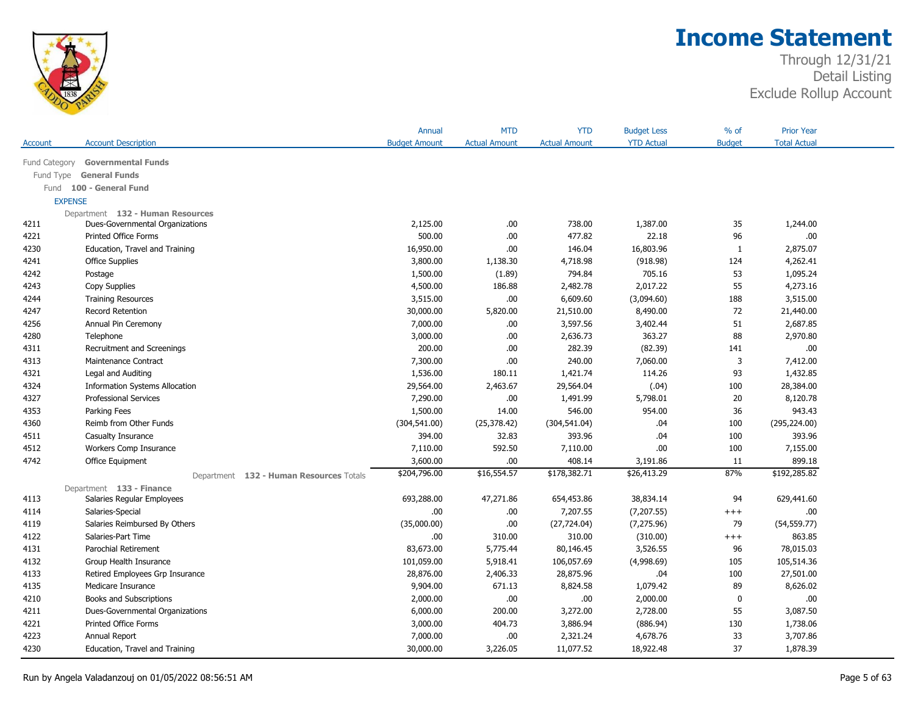# Income Statement

Through 12/31/21
Detail Listing
Exclude Rollup Account

| Account | Account Description | Annual Budget Amount | MTD Actual Amount | YTD Actual Amount | Budget Less YTD Actual | % of Budget | Prior Year Total Actual |
|---|---|---|---|---|---|---|---|
| Fund Category | **Governmental Funds** | | | | | | |
| Fund Type | **General Funds** | | | | | | |
| Fund | **100 - General Fund** | | | | | | |
| EXPENSE | | | | | | | |
| Department | **132 - Human Resources** | | | | | | |
| 4211 | Dues-Governmental Organizations | 2,125.00 | .00 | 738.00 | 1,387.00 | 35 | 1,244.00 |
| 4221 | Printed Office Forms | 500.00 | .00 | 477.82 | 22.18 | 96 | .00 |
| 4230 | Education, Travel and Training | 16,950.00 | .00 | 146.04 | 16,803.96 | 1 | 2,875.07 |
| 4241 | Office Supplies | 3,800.00 | 1,138.30 | 4,718.98 | (918.98) | 124 | 4,262.41 |
| 4242 | Postage | 1,500.00 | (1.89) | 794.84 | 705.16 | 53 | 1,095.24 |
| 4243 | Copy Supplies | 4,500.00 | 186.88 | 2,482.78 | 2,017.22 | 55 | 4,273.16 |
| 4244 | Training Resources | 3,515.00 | .00 | 6,609.60 | (3,094.60) | 188 | 3,515.00 |
| 4247 | Record Retention | 30,000.00 | 5,820.00 | 21,510.00 | 8,490.00 | 72 | 21,440.00 |
| 4256 | Annual Pin Ceremony | 7,000.00 | .00 | 3,597.56 | 3,402.44 | 51 | 2,687.85 |
| 4280 | Telephone | 3,000.00 | .00 | 2,636.73 | 363.27 | 88 | 2,970.80 |
| 4311 | Recruitment and Screenings | 200.00 | .00 | 282.39 | (82.39) | 141 | .00 |
| 4313 | Maintenance Contract | 7,300.00 | .00 | 240.00 | 7,060.00 | 3 | 7,412.00 |
| 4321 | Legal and Auditing | 1,536.00 | 180.11 | 1,421.74 | 114.26 | 93 | 1,432.85 |
| 4324 | Information Systems Allocation | 29,564.00 | 2,463.67 | 29,564.04 | (.04) | 100 | 28,384.00 |
| 4327 | Professional Services | 7,290.00 | .00 | 1,491.99 | 5,798.01 | 20 | 8,120.78 |
| 4353 | Parking Fees | 1,500.00 | 14.00 | 546.00 | 954.00 | 36 | 943.43 |
| 4360 | Reimb from Other Funds | (304,541.00) | (25,378.42) | (304,541.04) | .04 | 100 | (295,224.00) |
| 4511 | Casualty Insurance | 394.00 | 32.83 | 393.96 | .04 | 100 | 393.96 |
| 4512 | Workers Comp Insurance | 7,110.00 | 592.50 | 7,110.00 | .00 | 100 | 7,155.00 |
| 4742 | Office Equipment | 3,600.00 | .00 | 408.14 | 3,191.86 | 11 | 899.18 |
| | Department **132 - Human Resources** Totals | $204,796.00 | $16,554.57 | $178,382.71 | $26,413.29 | 87% | $192,285.82 |
| Department | **133 - Finance** | | | | | | |
| 4113 | Salaries Regular Employees | 693,288.00 | 47,271.86 | 654,453.86 | 38,834.14 | 94 | 629,441.60 |
| 4114 | Salaries-Special | .00 | .00 | 7,207.55 | (7,207.55) | +++ | .00 |
| 4119 | Salaries Reimbursed By Others | (35,000.00) | .00 | (27,724.04) | (7,275.96) | 79 | (54,559.77) |
| 4122 | Salaries-Part Time | .00 | 310.00 | 310.00 | (310.00) | +++ | 863.85 |
| 4131 | Parochial Retirement | 83,673.00 | 5,775.44 | 80,146.45 | 3,526.55 | 96 | 78,015.03 |
| 4132 | Group Health Insurance | 101,059.00 | 5,918.41 | 106,057.69 | (4,998.69) | 105 | 105,514.36 |
| 4133 | Retired Employees Grp Insurance | 28,876.00 | 2,406.33 | 28,875.96 | .04 | 100 | 27,501.00 |
| 4135 | Medicare Insurance | 9,904.00 | 671.13 | 8,824.58 | 1,079.42 | 89 | 8,626.02 |
| 4210 | Books and Subscriptions | 2,000.00 | .00 | .00 | 2,000.00 | 0 | .00 |
| 4211 | Dues-Governmental Organizations | 6,000.00 | 200.00 | 3,272.00 | 2,728.00 | 55 | 3,087.50 |
| 4221 | Printed Office Forms | 3,000.00 | 404.73 | 3,886.94 | (886.94) | 130 | 1,738.06 |
| 4223 | Annual Report | 7,000.00 | .00 | 2,321.24 | 4,678.76 | 33 | 3,707.86 |
| 4230 | Education, Travel and Training | 30,000.00 | 3,226.05 | 11,077.52 | 18,922.48 | 37 | 1,878.39 |

Run by Angela Valadanzouj on 01/05/2022 08:56:51 AM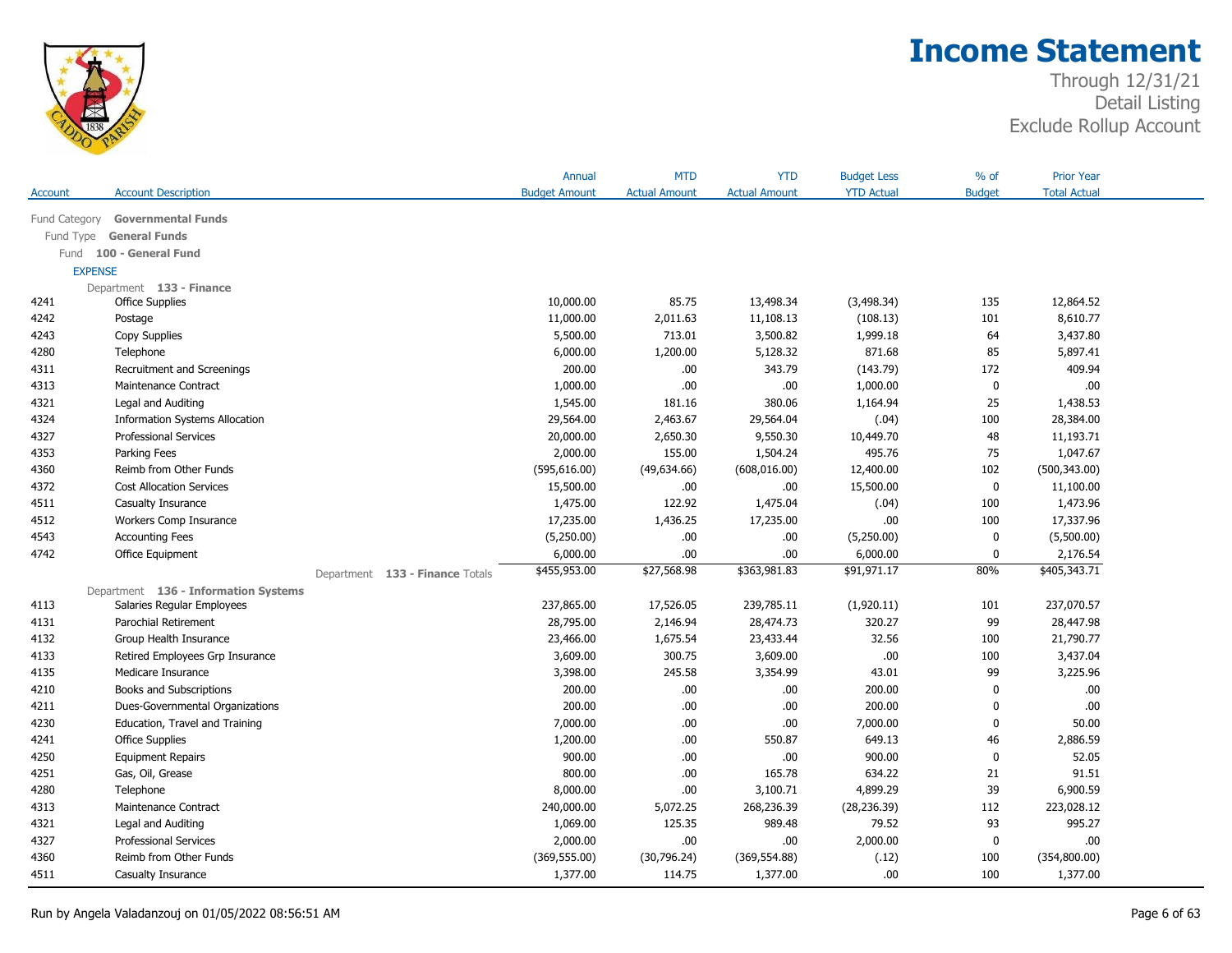# Income Statement

Through 12/31/21
Detail Listing
Exclude Rollup Account

| Account | Account Description | Annual Budget Amount | MTD Actual Amount | YTD Actual Amount | Budget Less YTD Actual | % of Budget | Prior Year Total Actual |
|---|---|---|---|---|---|---|---|
| Fund Category | **Governmental Funds** | | | | | | |
| Fund Type | **General Funds** | | | | | | |
| Fund | **100 - General Fund** | | | | | | |
| EXPENSE | | | | | | | |
| Department | **133 - Finance** | | | | | | |
| 4241 | Office Supplies | 10,000.00 | 85.75 | 13,498.34 | (3,498.34) | 135 | 12,864.52 |
| 4242 | Postage | 11,000.00 | 2,011.63 | 11,108.13 | (108.13) | 101 | 8,610.77 |
| 4243 | Copy Supplies | 5,500.00 | 713.01 | 3,500.82 | 1,999.18 | 64 | 3,437.80 |
| 4280 | Telephone | 6,000.00 | 1,200.00 | 5,128.32 | 871.68 | 85 | 5,897.41 |
| 4311 | Recruitment and Screenings | 200.00 | .00 | 343.79 | (143.79) | 172 | 409.94 |
| 4313 | Maintenance Contract | 1,000.00 | .00 | .00 | 1,000.00 | 0 | .00 |
| 4321 | Legal and Auditing | 1,545.00 | 181.16 | 380.06 | 1,164.94 | 25 | 1,438.53 |
| 4324 | Information Systems Allocation | 29,564.00 | 2,463.67 | 29,564.04 | (.04) | 100 | 28,384.00 |
| 4327 | Professional Services | 20,000.00 | 2,650.30 | 9,550.30 | 10,449.70 | 48 | 11,193.71 |
| 4353 | Parking Fees | 2,000.00 | 155.00 | 1,504.24 | 495.76 | 75 | 1,047.67 |
| 4360 | Reimb from Other Funds | (595,616.00) | (49,634.66) | (608,016.00) | 12,400.00 | 102 | (500,343.00) |
| 4372 | Cost Allocation Services | 15,500.00 | .00 | .00 | 15,500.00 | 0 | 11,100.00 |
| 4511 | Casualty Insurance | 1,475.00 | 122.92 | 1,475.04 | (.04) | 100 | 1,473.96 |
| 4512 | Workers Comp Insurance | 17,235.00 | 1,436.25 | 17,235.00 | .00 | 100 | 17,337.96 |
| 4543 | Accounting Fees | (5,250.00) | .00 | .00 | (5,250.00) | 0 | (5,500.00) |
| 4742 | Office Equipment | 6,000.00 | .00 | .00 | 6,000.00 | 0 | 2,176.54 |
| | Department **133 - Finance** Totals | $455,953.00 | $27,568.98 | $363,981.83 | $91,971.17 | 80% | $405,343.71 |
| Department | **136 - Information Systems** | | | | | | |
| 4113 | Salaries Regular Employees | 237,865.00 | 17,526.05 | 239,785.11 | (1,920.11) | 101 | 237,070.57 |
| 4131 | Parochial Retirement | 28,795.00 | 2,146.94 | 28,474.73 | 320.27 | 99 | 28,447.98 |
| 4132 | Group Health Insurance | 23,466.00 | 1,675.54 | 23,433.44 | 32.56 | 100 | 21,790.77 |
| 4133 | Retired Employees Grp Insurance | 3,609.00 | 300.75 | 3,609.00 | .00 | 100 | 3,437.04 |
| 4135 | Medicare Insurance | 3,398.00 | 245.58 | 3,354.99 | 43.01 | 99 | 3,225.96 |
| 4210 | Books and Subscriptions | 200.00 | .00 | .00 | 200.00 | 0 | .00 |
| 4211 | Dues-Governmental Organizations | 200.00 | .00 | .00 | 200.00 | 0 | .00 |
| 4230 | Education, Travel and Training | 7,000.00 | .00 | .00 | 7,000.00 | 0 | 50.00 |
| 4241 | Office Supplies | 1,200.00 | .00 | 550.87 | 649.13 | 46 | 2,886.59 |
| 4250 | Equipment Repairs | 900.00 | .00 | .00 | 900.00 | 0 | 52.05 |
| 4251 | Gas, Oil, Grease | 800.00 | .00 | 165.78 | 634.22 | 21 | 91.51 |
| 4280 | Telephone | 8,000.00 | .00 | 3,100.71 | 4,899.29 | 39 | 6,900.59 |
| 4313 | Maintenance Contract | 240,000.00 | 5,072.25 | 268,236.39 | (28,236.39) | 112 | 223,028.12 |
| 4321 | Legal and Auditing | 1,069.00 | 125.35 | 989.48 | 79.52 | 93 | 995.27 |
| 4327 | Professional Services | 2,000.00 | .00 | .00 | 2,000.00 | 0 | .00 |
| 4360 | Reimb from Other Funds | (369,555.00) | (30,796.24) | (369,554.88) | (.12) | 100 | (354,800.00) |
| 4511 | Casualty Insurance | 1,377.00 | 114.75 | 1,377.00 | .00 | 100 | 1,377.00 |

Run by Angela Valadanzouj on 01/05/2022 08:56:51 AM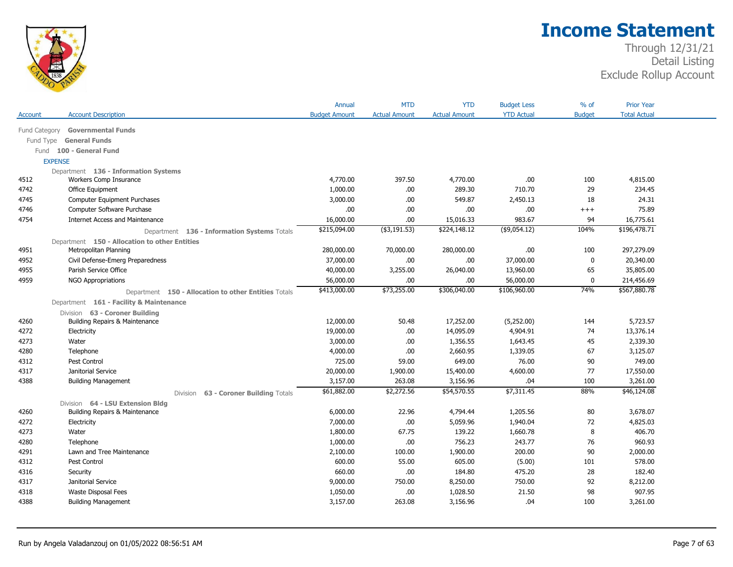# Income Statement

Through 12/31/21
Detail Listing
Exclude Rollup Account

| Account | Account Description | Annual Budget Amount | MTD Actual Amount | YTD Actual Amount | Budget Less YTD Actual | % of Budget | Prior Year Total Actual |
|---|---|---|---|---|---|---|---|
| Fund Category | **Governmental Funds** | | | | | | |
| Fund Type | **General Funds** | | | | | | |
| Fund | **100 - General Fund** | | | | | | |
| EXPENSE | | | | | | | |
| Department | **136 - Information Systems** | | | | | | |
| 4512 | Workers Comp Insurance | 4,770.00 | 397.50 | 4,770.00 | .00 | 100 | 4,815.00 |
| 4742 | Office Equipment | 1,000.00 | .00 | 289.30 | 710.70 | 29 | 234.45 |
| 4745 | Computer Equipment Purchases | 3,000.00 | .00 | 549.87 | 2,450.13 | 18 | 24.31 |
| 4746 | Computer Software Purchase | .00 | .00 | .00 | .00 | +++ | 75.89 |
| 4754 | Internet Access and Maintenance | 16,000.00 | .00 | 15,016.33 | 983.67 | 94 | 16,775.61 |
| | Department **136 - Information Systems** Totals | $215,094.00 | ($3,191.53) | $224,148.12 | ($9,054.12) | 104% | $196,478.71 |
| Department | **150 - Allocation to other Entities** | | | | | | |
| 4951 | Metropolitan Planning | 280,000.00 | 70,000.00 | 280,000.00 | .00 | 100 | 297,279.09 |
| 4952 | Civil Defense-Emerg Preparedness | 37,000.00 | .00 | .00 | 37,000.00 | 0 | 20,340.00 |
| 4955 | Parish Service Office | 40,000.00 | 3,255.00 | 26,040.00 | 13,960.00 | 65 | 35,805.00 |
| 4959 | NGO Appropriations | 56,000.00 | .00 | .00 | 56,000.00 | 0 | 214,456.69 |
| | Department **150 - Allocation to other Entities** Totals | $413,000.00 | $73,255.00 | $306,040.00 | $106,960.00 | 74% | $567,880.78 |
| Department | **161 - Facility & Maintenance** | | | | | | |
| Division | **63 - Coroner Building** | | | | | | |
| 4260 | Building Repairs & Maintenance | 12,000.00 | 50.48 | 17,252.00 | (5,252.00) | 144 | 5,723.57 |
| 4272 | Electricity | 19,000.00 | .00 | 14,095.09 | 4,904.91 | 74 | 13,376.14 |
| 4273 | Water | 3,000.00 | .00 | 1,356.55 | 1,643.45 | 45 | 2,339.30 |
| 4280 | Telephone | 4,000.00 | .00 | 2,660.95 | 1,339.05 | 67 | 3,125.07 |
| 4312 | Pest Control | 725.00 | 59.00 | 649.00 | 76.00 | 90 | 749.00 |
| 4317 | Janitorial Service | 20,000.00 | 1,900.00 | 15,400.00 | 4,600.00 | 77 | 17,550.00 |
| 4388 | Building Management | 3,157.00 | 263.08 | 3,156.96 | .04 | 100 | 3,261.00 |
| | Division **63 - Coroner Building** Totals | $61,882.00 | $2,272.56 | $54,570.55 | $7,311.45 | 88% | $46,124.08 |
| Division | **64 - LSU Extension Bldg** | | | | | | |
| 4260 | Building Repairs & Maintenance | 6,000.00 | 22.96 | 4,794.44 | 1,205.56 | 80 | 3,678.07 |
| 4272 | Electricity | 7,000.00 | .00 | 5,059.96 | 1,940.04 | 72 | 4,825.03 |
| 4273 | Water | 1,800.00 | 67.75 | 139.22 | 1,660.78 | 8 | 406.70 |
| 4280 | Telephone | 1,000.00 | .00 | 756.23 | 243.77 | 76 | 960.93 |
| 4291 | Lawn and Tree Maintenance | 2,100.00 | 100.00 | 1,900.00 | 200.00 | 90 | 2,000.00 |
| 4312 | Pest Control | 600.00 | 55.00 | 605.00 | (5.00) | 101 | 578.00 |
| 4316 | Security | 660.00 | .00 | 184.80 | 475.20 | 28 | 182.40 |
| 4317 | Janitorial Service | 9,000.00 | 750.00 | 8,250.00 | 750.00 | 92 | 8,212.00 |
| 4318 | Waste Disposal Fees | 1,050.00 | .00 | 1,028.50 | 21.50 | 98 | 907.95 |
| 4388 | Building Management | 3,157.00 | 263.08 | 3,156.96 | .04 | 100 | 3,261.00 |

Run by Angela Valadanzouj on 01/05/2022 08:56:51 AM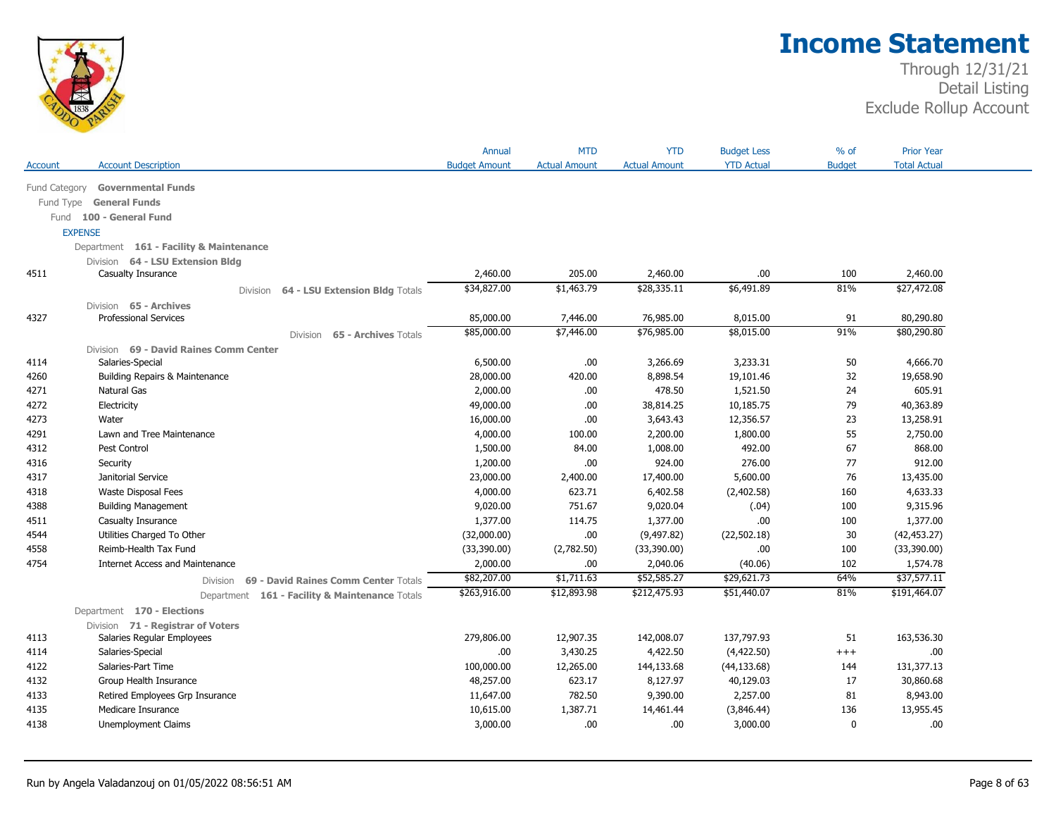# Income Statement

Through 12/31/21
Detail Listing
Exclude Rollup Account

| Account | Account Description | Annual Budget Amount | MTD Actual Amount | YTD Actual Amount | Budget Less YTD Actual | % of Budget | Prior Year Total Actual |
|---|---|---|---|---|---|---|---|
| Fund Category | **Governmental Funds** | | | | | | |
| Fund Type | **General Funds** | | | | | | |
| Fund | **100 - General Fund** | | | | | | |
| EXPENSE | | | | | | | |
| Department | **161 - Facility & Maintenance** | | | | | | |
| Division | **64 - LSU Extension Bldg** | | | | | | |
| 4511 | Casualty Insurance | 2,460.00 | 205.00 | 2,460.00 | .00 | 100 | 2,460.00 |
| | Division **64 - LSU Extension Bldg** Totals | $34,827.00 | $1,463.79 | $28,335.11 | $6,491.89 | 81% | $27,472.08 |
| Division | **65 - Archives** | | | | | | |
| 4327 | Professional Services | 85,000.00 | 7,446.00 | 76,985.00 | 8,015.00 | 91 | 80,290.80 |
| | Division **65 - Archives** Totals | $85,000.00 | $7,446.00 | $76,985.00 | $8,015.00 | 91% | $80,290.80 |
| Division | **69 - David Raines Comm Center** | | | | | | |
| 4114 | Salaries-Special | 6,500.00 | .00 | 3,266.69 | 3,233.31 | 50 | 4,666.70 |
| 4260 | Building Repairs & Maintenance | 28,000.00 | 420.00 | 8,898.54 | 19,101.46 | 32 | 19,658.90 |
| 4271 | Natural Gas | 2,000.00 | .00 | 478.50 | 1,521.50 | 24 | 605.91 |
| 4272 | Electricity | 49,000.00 | .00 | 38,814.25 | 10,185.75 | 79 | 40,363.89 |
| 4273 | Water | 16,000.00 | .00 | 3,643.43 | 12,356.57 | 23 | 13,258.91 |
| 4291 | Lawn and Tree Maintenance | 4,000.00 | 100.00 | 2,200.00 | 1,800.00 | 55 | 2,750.00 |
| 4312 | Pest Control | 1,500.00 | 84.00 | 1,008.00 | 492.00 | 67 | 868.00 |
| 4316 | Security | 1,200.00 | .00 | 924.00 | 276.00 | 77 | 912.00 |
| 4317 | Janitorial Service | 23,000.00 | 2,400.00 | 17,400.00 | 5,600.00 | 76 | 13,435.00 |
| 4318 | Waste Disposal Fees | 4,000.00 | 623.71 | 6,402.58 | (2,402.58) | 160 | 4,633.33 |
| 4388 | Building Management | 9,020.00 | 751.67 | 9,020.04 | (.04) | 100 | 9,315.96 |
| 4511 | Casualty Insurance | 1,377.00 | 114.75 | 1,377.00 | .00 | 100 | 1,377.00 |
| 4544 | Utilities Charged To Other | (32,000.00) | .00 | (9,497.82) | (22,502.18) | 30 | (42,453.27) |
| 4558 | Reimb-Health Tax Fund | (33,390.00) | (2,782.50) | (33,390.00) | .00 | 100 | (33,390.00) |
| 4754 | Internet Access and Maintenance | 2,000.00 | .00 | 2,040.06 | (40.06) | 102 | 1,574.78 |
| | Division **69 - David Raines Comm Center** Totals | $82,207.00 | $1,711.63 | $52,585.27 | $29,621.73 | 64% | $37,577.11 |
| | Department **161 - Facility & Maintenance** Totals | $263,916.00 | $12,893.98 | $212,475.93 | $51,440.07 | 81% | $191,464.07 |
| Department | **170 - Elections** | | | | | | |
| Division | **71 - Registrar of Voters** | | | | | | |
| 4113 | Salaries Regular Employees | 279,806.00 | 12,907.35 | 142,008.07 | 137,797.93 | 51 | 163,536.30 |
| 4114 | Salaries-Special | .00 | 3,430.25 | 4,422.50 | (4,422.50) | +++ | .00 |
| 4122 | Salaries-Part Time | 100,000.00 | 12,265.00 | 144,133.68 | (44,133.68) | 144 | 131,377.13 |
| 4132 | Group Health Insurance | 48,257.00 | 623.17 | 8,127.97 | 40,129.03 | 17 | 30,860.68 |
| 4133 | Retired Employees Grp Insurance | 11,647.00 | 782.50 | 9,390.00 | 2,257.00 | 81 | 8,943.00 |
| 4135 | Medicare Insurance | 10,615.00 | 1,387.71 | 14,461.44 | (3,846.44) | 136 | 13,955.45 |
| 4138 | Unemployment Claims | 3,000.00 | .00 | .00 | 3,000.00 | 0 | .00 |

Run by Angela Valadanzouj on 01/05/2022 08:56:51 AM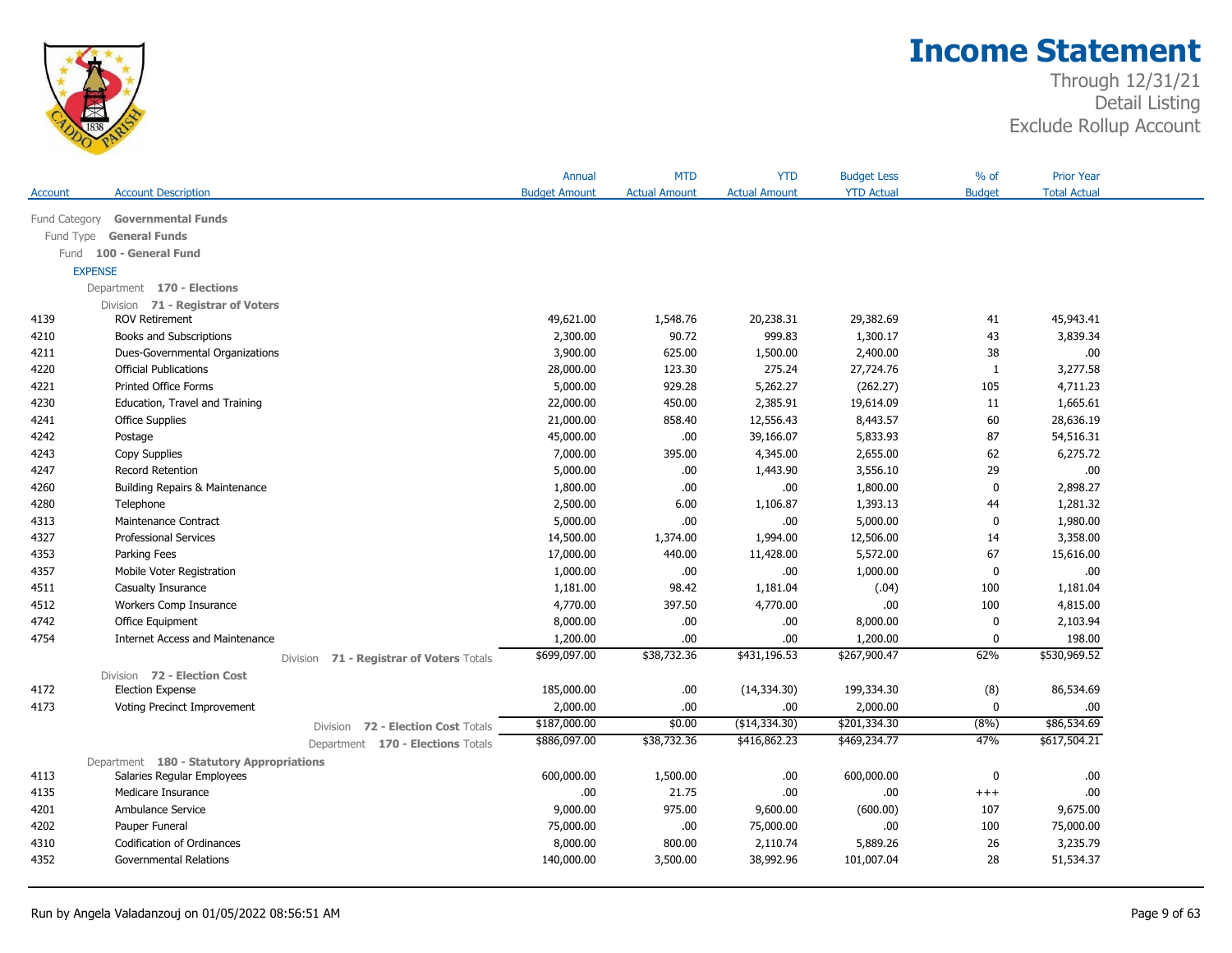# Income Statement

Through 12/31/21
Detail Listing
Exclude Rollup Account

| Account | Account Description | Annual Budget Amount | MTD Actual Amount | YTD Actual Amount | Budget Less YTD Actual | % of Budget | Prior Year Total Actual |
|---|---|---|---|---|---|---|---|
| Fund Category | **Governmental Funds** | | | | | | |
| Fund Type | **General Funds** | | | | | | |
| Fund | **100 - General Fund** | | | | | | |
| EXPENSE | | | | | | | |
| Department | **170 - Elections** | | | | | | |
| Division | **71 - Registrar of Voters** | | | | | | |
| 4139 | ROV Retirement | 49,621.00 | 1,548.76 | 20,238.31 | 29,382.69 | 41 | 45,943.41 |
| 4210 | Books and Subscriptions | 2,300.00 | 90.72 | 999.83 | 1,300.17 | 43 | 3,839.34 |
| 4211 | Dues-Governmental Organizations | 3,900.00 | 625.00 | 1,500.00 | 2,400.00 | 38 | .00 |
| 4220 | Official Publications | 28,000.00 | 123.30 | 275.24 | 27,724.76 | 1 | 3,277.58 |
| 4221 | Printed Office Forms | 5,000.00 | 929.28 | 5,262.27 | (262.27) | 105 | 4,711.23 |
| 4230 | Education, Travel and Training | 22,000.00 | 450.00 | 2,385.91 | 19,614.09 | 11 | 1,665.61 |
| 4241 | Office Supplies | 21,000.00 | 858.40 | 12,556.43 | 8,443.57 | 60 | 28,636.19 |
| 4242 | Postage | 45,000.00 | .00 | 39,166.07 | 5,833.93 | 87 | 54,516.31 |
| 4243 | Copy Supplies | 7,000.00 | 395.00 | 4,345.00 | 2,655.00 | 62 | 6,275.72 |
| 4247 | Record Retention | 5,000.00 | .00 | 1,443.90 | 3,556.10 | 29 | .00 |
| 4260 | Building Repairs & Maintenance | 1,800.00 | .00 | .00 | 1,800.00 | 0 | 2,898.27 |
| 4280 | Telephone | 2,500.00 | 6.00 | 1,106.87 | 1,393.13 | 44 | 1,281.32 |
| 4313 | Maintenance Contract | 5,000.00 | .00 | .00 | 5,000.00 | 0 | 1,980.00 |
| 4327 | Professional Services | 14,500.00 | 1,374.00 | 1,994.00 | 12,506.00 | 14 | 3,358.00 |
| 4353 | Parking Fees | 17,000.00 | 440.00 | 11,428.00 | 5,572.00 | 67 | 15,616.00 |
| 4357 | Mobile Voter Registration | 1,000.00 | .00 | .00 | 1,000.00 | 0 | .00 |
| 4511 | Casualty Insurance | 1,181.00 | 98.42 | 1,181.04 | (.04) | 100 | 1,181.04 |
| 4512 | Workers Comp Insurance | 4,770.00 | 397.50 | 4,770.00 | .00 | 100 | 4,815.00 |
| 4742 | Office Equipment | 8,000.00 | .00 | .00 | 8,000.00 | 0 | 2,103.94 |
| 4754 | Internet Access and Maintenance | 1,200.00 | .00 | .00 | 1,200.00 | 0 | 198.00 |
| | Division **71 - Registrar of Voters** Totals | $699,097.00 | $38,732.36 | $431,196.53 | $267,900.47 | 62% | $530,969.52 |
| Division | **72 - Election Cost** | | | | | | |
| 4172 | Election Expense | 185,000.00 | .00 | (14,334.30) | 199,334.30 | (8) | 86,534.69 |
| 4173 | Voting Precinct Improvement | 2,000.00 | .00 | .00 | 2,000.00 | 0 | .00 |
| | Division **72 - Election Cost** Totals | $187,000.00 | $0.00 | ($14,334.30) | $201,334.30 | (8%) | $86,534.69 |
| | Department **170 - Elections** Totals | $886,097.00 | $38,732.36 | $416,862.23 | $469,234.77 | 47% | $617,504.21 |
| Department | **180 - Statutory Appropriations** | | | | | | |
| 4113 | Salaries Regular Employees | 600,000.00 | 1,500.00 | .00 | 600,000.00 | 0 | .00 |
| 4135 | Medicare Insurance | .00 | 21.75 | .00 | .00 | +++ | .00 |
| 4201 | Ambulance Service | 9,000.00 | 975.00 | 9,600.00 | (600.00) | 107 | 9,675.00 |
| 4202 | Pauper Funeral | 75,000.00 | .00 | 75,000.00 | .00 | 100 | 75,000.00 |
| 4310 | Codification of Ordinances | 8,000.00 | 800.00 | 2,110.74 | 5,889.26 | 26 | 3,235.79 |
| 4352 | Governmental Relations | 140,000.00 | 3,500.00 | 38,992.96 | 101,007.04 | 28 | 51,534.37 |

Run by Angela Valadanzouj on 01/05/2022 08:56:51 AM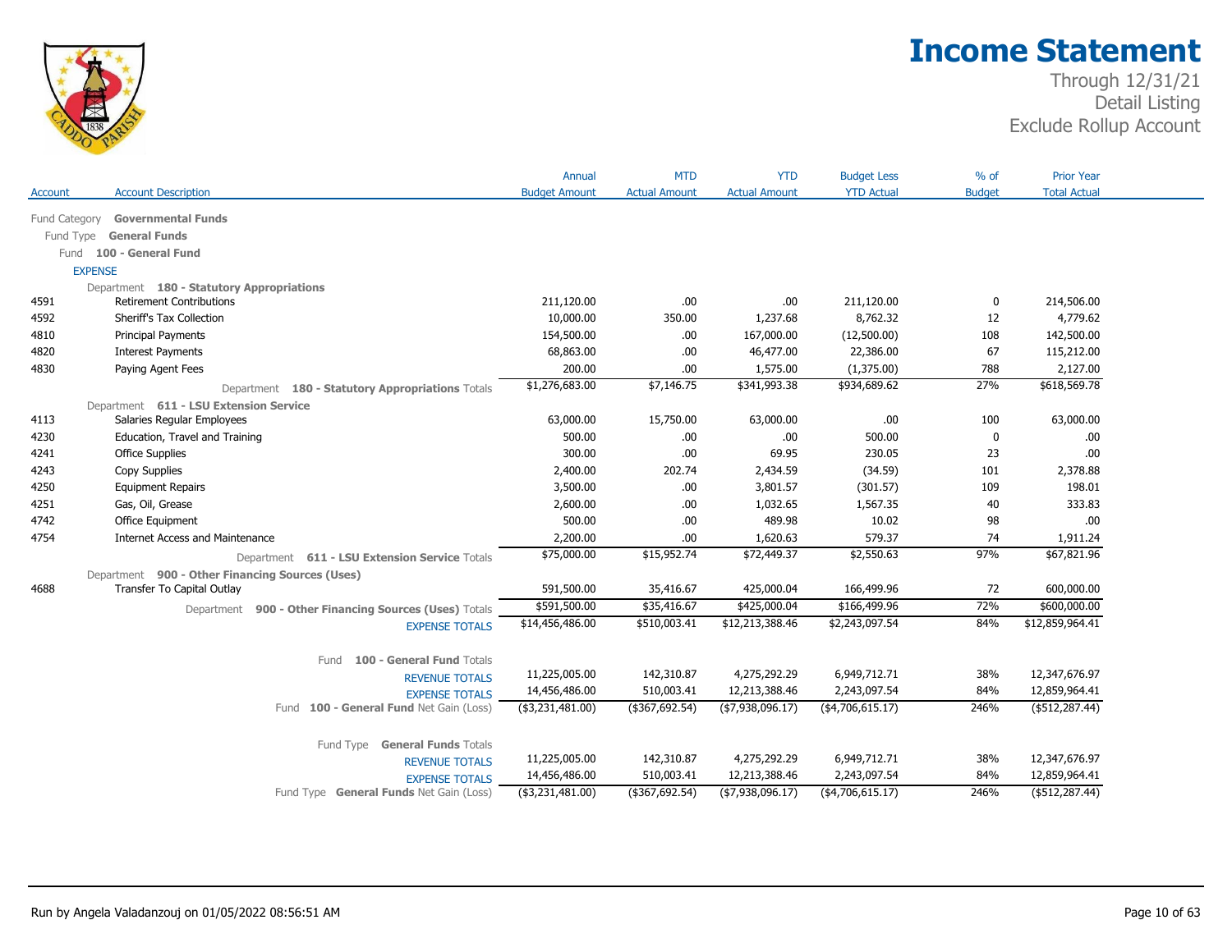# Income Statement

Through 12/31/21
Detail Listing
Exclude Rollup Account

| Account | Account Description | Annual Budget Amount | MTD Actual Amount | YTD Actual Amount | Budget Less YTD Actual | % of Budget | Prior Year Total Actual |
|---|---|---|---|---|---|---|---|
| Fund Category **Governmental Funds** | | | | | | | |
| Fund Type **General Funds** | | | | | | | |
| Fund **100 - General Fund** | | | | | | | |
| EXPENSE | | | | | | | |
| Department **180 - Statutory Appropriations** | | | | | | | |
| 4591 | Retirement Contributions | 211,120.00 | .00 | .00 | 211,120.00 | 0 | 214,506.00 |
| 4592 | Sheriff's Tax Collection | 10,000.00 | 350.00 | 1,237.68 | 8,762.32 | 12 | 4,779.62 |
| 4810 | Principal Payments | 154,500.00 | .00 | 167,000.00 | (12,500.00) | 108 | 142,500.00 |
| 4820 | Interest Payments | 68,863.00 | .00 | 46,477.00 | 22,386.00 | 67 | 115,212.00 |
| 4830 | Paying Agent Fees | 200.00 | .00 | 1,575.00 | (1,375.00) | 788 | 2,127.00 |
| | Department **180 - Statutory Appropriations** Totals | $1,276,683.00 | $7,146.75 | $341,993.38 | $934,689.62 | 27% | $618,569.78 |
| Department **611 - LSU Extension Service** | | | | | | | |
| 4113 | Salaries Regular Employees | 63,000.00 | 15,750.00 | 63,000.00 | .00 | 100 | 63,000.00 |
| 4230 | Education, Travel and Training | 500.00 | .00 | .00 | 500.00 | 0 | .00 |
| 4241 | Office Supplies | 300.00 | .00 | 69.95 | 230.05 | 23 | .00 |
| 4243 | Copy Supplies | 2,400.00 | 202.74 | 2,434.59 | (34.59) | 101 | 2,378.88 |
| 4250 | Equipment Repairs | 3,500.00 | .00 | 3,801.57 | (301.57) | 109 | 198.01 |
| 4251 | Gas, Oil, Grease | 2,600.00 | .00 | 1,032.65 | 1,567.35 | 40 | 333.83 |
| 4742 | Office Equipment | 500.00 | .00 | 489.98 | 10.02 | 98 | .00 |
| 4754 | Internet Access and Maintenance | 2,200.00 | .00 | 1,620.63 | 579.37 | 74 | 1,911.24 |
| | Department **611 - LSU Extension Service** Totals | $75,000.00 | $15,952.74 | $72,449.37 | $2,550.63 | 97% | $67,821.96 |
| Department **900 - Other Financing Sources (Uses)** | | | | | | | |
| 4688 | Transfer To Capital Outlay | 591,500.00 | 35,416.67 | 425,000.04 | 166,499.96 | 72 | 600,000.00 |
| | Department **900 - Other Financing Sources (Uses)** Totals | $591,500.00 | $35,416.67 | $425,000.04 | $166,499.96 | 72% | $600,000.00 |
| | EXPENSE TOTALS | $14,456,486.00 | $510,003.41 | $12,213,388.46 | $2,243,097.54 | 84% | $12,859,964.41 |
| | Fund **100 - General Fund** Totals | | | | | | |
| | REVENUE TOTALS | 11,225,005.00 | 142,310.87 | 4,275,292.29 | 6,949,712.71 | 38% | 12,347,676.97 |
| | EXPENSE TOTALS | 14,456,486.00 | 510,003.41 | 12,213,388.46 | 2,243,097.54 | 84% | 12,859,964.41 |
| | Fund **100 - General Fund** Net Gain (Loss) | ($3,231,481.00) | ($367,692.54) | ($7,938,096.17) | ($4,706,615.17) | 246% | ($512,287.44) |
| | Fund Type **General Funds** Totals | | | | | | |
| | REVENUE TOTALS | 11,225,005.00 | 142,310.87 | 4,275,292.29 | 6,949,712.71 | 38% | 12,347,676.97 |
| | EXPENSE TOTALS | 14,456,486.00 | 510,003.41 | 12,213,388.46 | 2,243,097.54 | 84% | 12,859,964.41 |
| | Fund Type **General Funds** Net Gain (Loss) | ($3,231,481.00) | ($367,692.54) | ($7,938,096.17) | ($4,706,615.17) | 246% | ($512,287.44) |

Run by Angela Valadanzouj on 01/05/2022 08:56:51 AM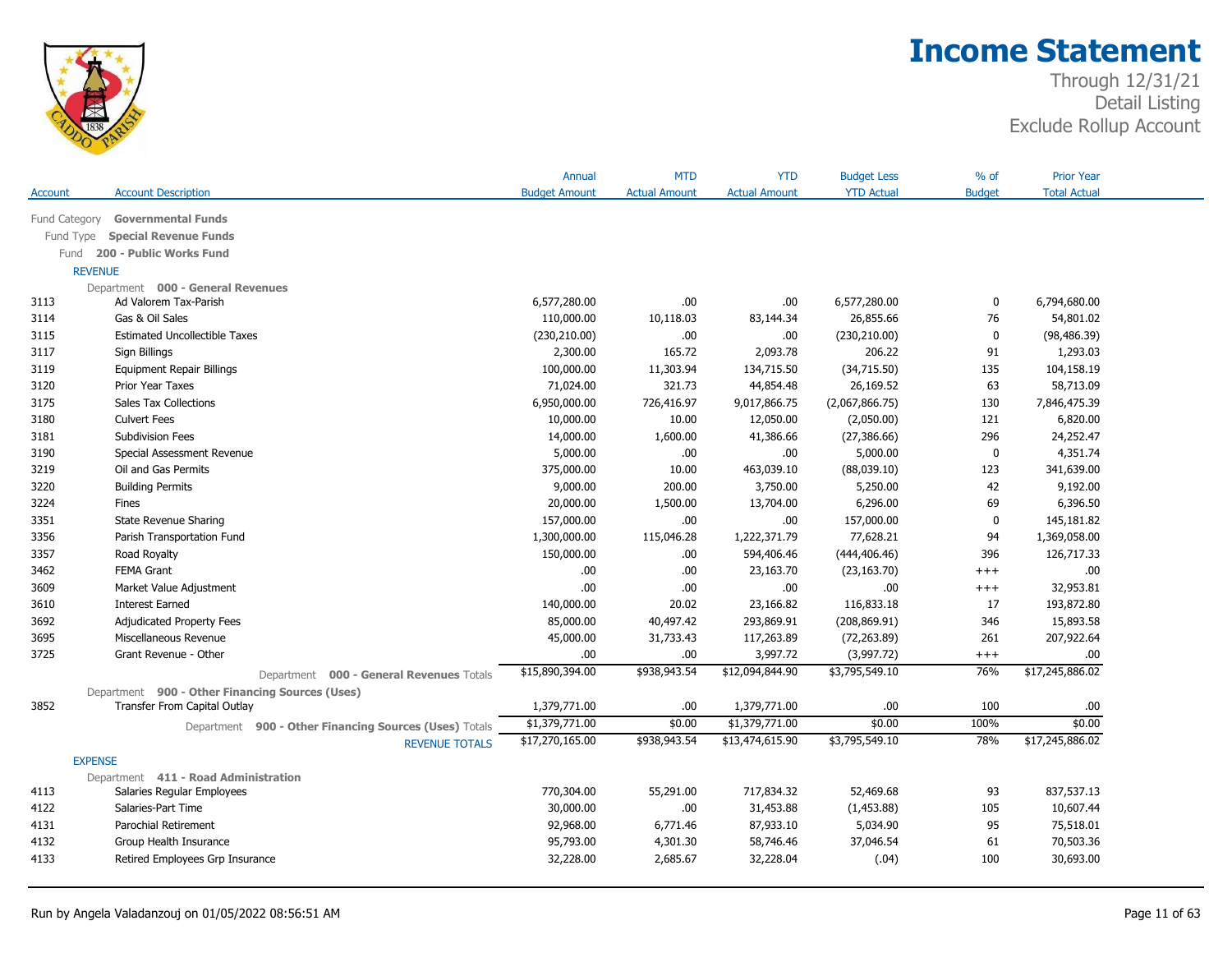# Income Statement

Through 12/31/21
Detail Listing
Exclude Rollup Account

| Account | Account Description | Annual Budget Amount | MTD Actual Amount | YTD Actual Amount | Budget Less YTD Actual | % of Budget | Prior Year Total Actual |
|---|---|---|---|---|---|---|---|
| Fund Category | **Governmental Funds** | | | | | | |
| Fund Type | **Special Revenue Funds** | | | | | | |
| Fund | **200 - Public Works Fund** | | | | | | |
| REVENUE | | | | | | | |
| Department | **000 - General Revenues** | | | | | | |
| 3113 | Ad Valorem Tax-Parish | 6,577,280.00 | .00 | .00 | 6,577,280.00 | 0 | 6,794,680.00 |
| 3114 | Gas & Oil Sales | 110,000.00 | 10,118.03 | 83,144.34 | 26,855.66 | 76 | 54,801.02 |
| 3115 | Estimated Uncollectible Taxes | (230,210.00) | .00 | .00 | (230,210.00) | 0 | (98,486.39) |
| 3117 | Sign Billings | 2,300.00 | 165.72 | 2,093.78 | 206.22 | 91 | 1,293.03 |
| 3119 | Equipment Repair Billings | 100,000.00 | 11,303.94 | 134,715.50 | (34,715.50) | 135 | 104,158.19 |
| 3120 | Prior Year Taxes | 71,024.00 | 321.73 | 44,854.48 | 26,169.52 | 63 | 58,713.09 |
| 3175 | Sales Tax Collections | 6,950,000.00 | 726,416.97 | 9,017,866.75 | (2,067,866.75) | 130 | 7,846,475.39 |
| 3180 | Culvert Fees | 10,000.00 | 10.00 | 12,050.00 | (2,050.00) | 121 | 6,820.00 |
| 3181 | Subdivision Fees | 14,000.00 | 1,600.00 | 41,386.66 | (27,386.66) | 296 | 24,252.47 |
| 3190 | Special Assessment Revenue | 5,000.00 | .00 | .00 | 5,000.00 | 0 | 4,351.74 |
| 3219 | Oil and Gas Permits | 375,000.00 | 10.00 | 463,039.10 | (88,039.10) | 123 | 341,639.00 |
| 3220 | Building Permits | 9,000.00 | 200.00 | 3,750.00 | 5,250.00 | 42 | 9,192.00 |
| 3224 | Fines | 20,000.00 | 1,500.00 | 13,704.00 | 6,296.00 | 69 | 6,396.50 |
| 3351 | State Revenue Sharing | 157,000.00 | .00 | .00 | 157,000.00 | 0 | 145,181.82 |
| 3356 | Parish Transportation Fund | 1,300,000.00 | 115,046.28 | 1,222,371.79 | 77,628.21 | 94 | 1,369,058.00 |
| 3357 | Road Royalty | 150,000.00 | .00 | 594,406.46 | (444,406.46) | 396 | 126,717.33 |
| 3462 | FEMA Grant | .00 | .00 | 23,163.70 | (23,163.70) | +++ | .00 |
| 3609 | Market Value Adjustment | .00 | .00 | .00 | .00 | +++ | 32,953.81 |
| 3610 | Interest Earned | 140,000.00 | 20.02 | 23,166.82 | 116,833.18 | 17 | 193,872.80 |
| 3692 | Adjudicated Property Fees | 85,000.00 | 40,497.42 | 293,869.91 | (208,869.91) | 346 | 15,893.58 |
| 3695 | Miscellaneous Revenue | 45,000.00 | 31,733.43 | 117,263.89 | (72,263.89) | 261 | 207,922.64 |
| 3725 | Grant Revenue - Other | .00 | .00 | 3,997.72 | (3,997.72) | +++ | .00 |
| | Department **000 - General Revenues** Totals | $15,890,394.00 | $938,943.54 | $12,094,844.90 | $3,795,549.10 | 76% | $17,245,886.02 |
| Department | **900 - Other Financing Sources (Uses)** | | | | | | |
| 3852 | Transfer From Capital Outlay | 1,379,771.00 | .00 | 1,379,771.00 | .00 | 100 | .00 |
| | Department **900 - Other Financing Sources (Uses)** Totals | $1,379,771.00 | $0.00 | $1,379,771.00 | $0.00 | 100% | $0.00 |
| | REVENUE TOTALS | $17,270,165.00 | $938,943.54 | $13,474,615.90 | $3,795,549.10 | 78% | $17,245,886.02 |
| EXPENSE | | | | | | | |
| Department | **411 - Road Administration** | | | | | | |
| 4113 | Salaries Regular Employees | 770,304.00 | 55,291.00 | 717,834.32 | 52,469.68 | 93 | 837,537.13 |
| 4122 | Salaries-Part Time | 30,000.00 | .00 | 31,453.88 | (1,453.88) | 105 | 10,607.44 |
| 4131 | Parochial Retirement | 92,968.00 | 6,771.46 | 87,933.10 | 5,034.90 | 95 | 75,518.01 |
| 4132 | Group Health Insurance | 95,793.00 | 4,301.30 | 58,746.46 | 37,046.54 | 61 | 70,503.36 |
| 4133 | Retired Employees Grp Insurance | 32,228.00 | 2,685.67 | 32,228.04 | (.04) | 100 | 30,693.00 |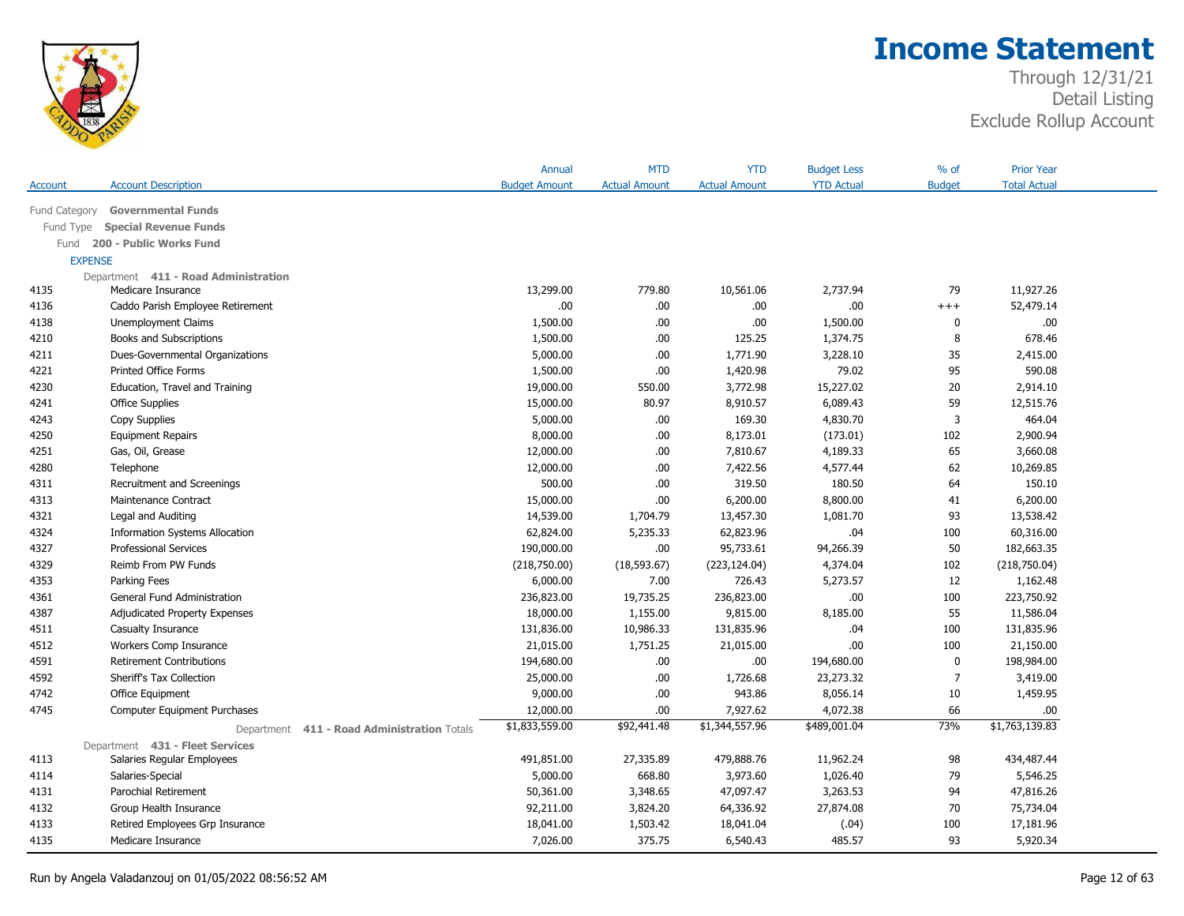# Income Statement

Through 12/31/21
Detail Listing
Exclude Rollup Account

| Account | Account Description | Annual Budget Amount | MTD Actual Amount | YTD Actual Amount | Budget Less YTD Actual | % of Budget | Prior Year Total Actual |
|---|---|---|---|---|---|---|---|
| Fund Category | **Governmental Funds** | | | | | | |
| Fund Type | **Special Revenue Funds** | | | | | | |
| Fund | **200 - Public Works Fund** | | | | | | |
| EXPENSE | | | | | | | |
| Department | **411 - Road Administration** | | | | | | |
| 4135 | Medicare Insurance | 13,299.00 | 779.80 | 10,561.06 | 2,737.94 | 79 | 11,927.26 |
| 4136 | Caddo Parish Employee Retirement | .00 | .00 | .00 | .00 | +++ | 52,479.14 |
| 4138 | Unemployment Claims | 1,500.00 | .00 | .00 | 1,500.00 | 0 | .00 |
| 4210 | Books and Subscriptions | 1,500.00 | .00 | 125.25 | 1,374.75 | 8 | 678.46 |
| 4211 | Dues-Governmental Organizations | 5,000.00 | .00 | 1,771.90 | 3,228.10 | 35 | 2,415.00 |
| 4221 | Printed Office Forms | 1,500.00 | .00 | 1,420.98 | 79.02 | 95 | 590.08 |
| 4230 | Education, Travel and Training | 19,000.00 | 550.00 | 3,772.98 | 15,227.02 | 20 | 2,914.10 |
| 4241 | Office Supplies | 15,000.00 | 80.97 | 8,910.57 | 6,089.43 | 59 | 12,515.76 |
| 4243 | Copy Supplies | 5,000.00 | .00 | 169.30 | 4,830.70 | 3 | 464.04 |
| 4250 | Equipment Repairs | 8,000.00 | .00 | 8,173.01 | (173.01) | 102 | 2,900.94 |
| 4251 | Gas, Oil, Grease | 12,000.00 | .00 | 7,810.67 | 4,189.33 | 65 | 3,660.08 |
| 4280 | Telephone | 12,000.00 | .00 | 7,422.56 | 4,577.44 | 62 | 10,269.85 |
| 4311 | Recruitment and Screenings | 500.00 | .00 | 319.50 | 180.50 | 64 | 150.10 |
| 4313 | Maintenance Contract | 15,000.00 | .00 | 6,200.00 | 8,800.00 | 41 | 6,200.00 |
| 4321 | Legal and Auditing | 14,539.00 | 1,704.79 | 13,457.30 | 1,081.70 | 93 | 13,538.42 |
| 4324 | Information Systems Allocation | 62,824.00 | 5,235.33 | 62,823.96 | .04 | 100 | 60,316.00 |
| 4327 | Professional Services | 190,000.00 | .00 | 95,733.61 | 94,266.39 | 50 | 182,663.35 |
| 4329 | Reimb From PW Funds | (218,750.00) | (18,593.67) | (223,124.04) | 4,374.04 | 102 | (218,750.04) |
| 4353 | Parking Fees | 6,000.00 | 7.00 | 726.43 | 5,273.57 | 12 | 1,162.48 |
| 4361 | General Fund Administration | 236,823.00 | 19,735.25 | 236,823.00 | .00 | 100 | 223,750.92 |
| 4387 | Adjudicated Property Expenses | 18,000.00 | 1,155.00 | 9,815.00 | 8,185.00 | 55 | 11,586.04 |
| 4511 | Casualty Insurance | 131,836.00 | 10,986.33 | 131,835.96 | .04 | 100 | 131,835.96 |
| 4512 | Workers Comp Insurance | 21,015.00 | 1,751.25 | 21,015.00 | .00 | 100 | 21,150.00 |
| 4591 | Retirement Contributions | 194,680.00 | .00 | .00 | 194,680.00 | 0 | 198,984.00 |
| 4592 | Sheriff's Tax Collection | 25,000.00 | .00 | 1,726.68 | 23,273.32 | 7 | 3,419.00 |
| 4742 | Office Equipment | 9,000.00 | .00 | 943.86 | 8,056.14 | 10 | 1,459.95 |
| 4745 | Computer Equipment Purchases | 12,000.00 | .00 | 7,927.62 | 4,072.38 | 66 | .00 |
| | Department **411 - Road Administration** Totals | $1,833,559.00 | $92,441.48 | $1,344,557.96 | $489,001.04 | 73% | $1,763,139.83 |
| Department | **431 - Fleet Services** | | | | | | |
| 4113 | Salaries Regular Employees | 491,851.00 | 27,335.89 | 479,888.76 | 11,962.24 | 98 | 434,487.44 |
| 4114 | Salaries-Special | 5,000.00 | 668.80 | 3,973.60 | 1,026.40 | 79 | 5,546.25 |
| 4131 | Parochial Retirement | 50,361.00 | 3,348.65 | 47,097.47 | 3,263.53 | 94 | 47,816.26 |
| 4132 | Group Health Insurance | 92,211.00 | 3,824.20 | 64,336.92 | 27,874.08 | 70 | 75,734.04 |
| 4133 | Retired Employees Grp Insurance | 18,041.00 | 1,503.42 | 18,041.04 | (.04) | 100 | 17,181.96 |
| 4135 | Medicare Insurance | 7,026.00 | 375.75 | 6,540.43 | 485.57 | 93 | 5,920.34 |

Run by Angela Valadanzouj on 01/05/2022 08:56:52 AM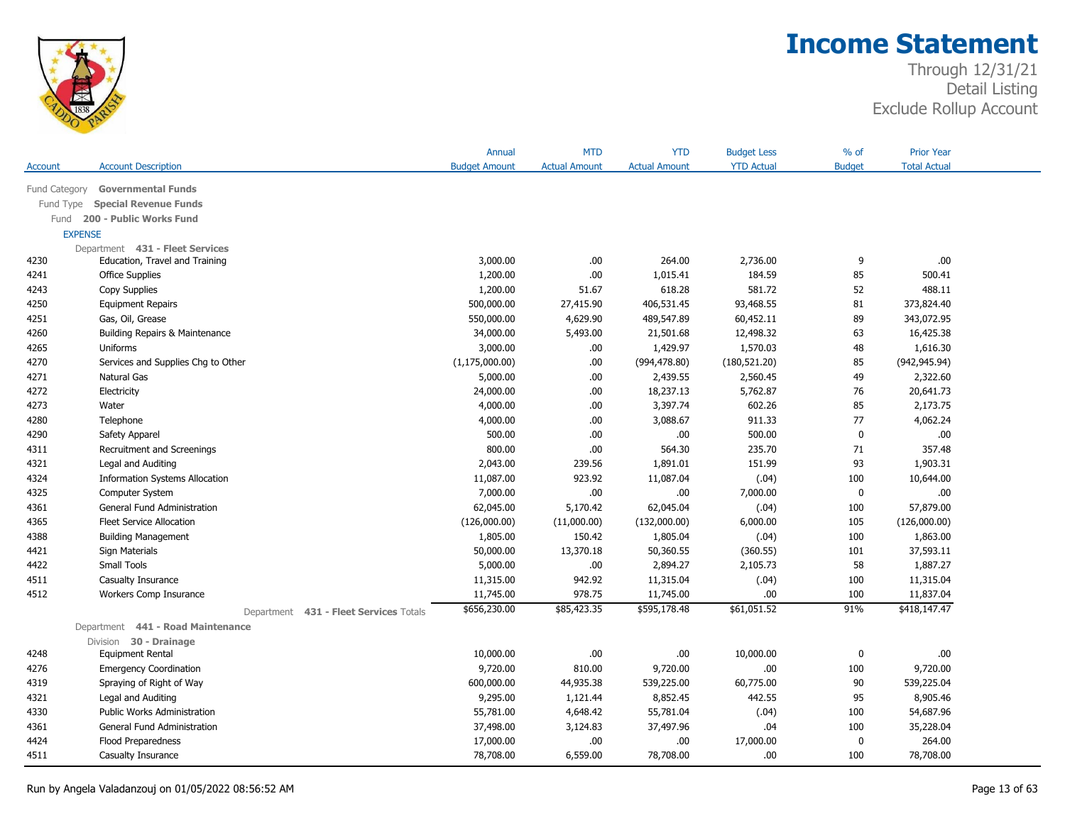# Income Statement

Through 12/31/21
Detail Listing
Exclude Rollup Account

| Account | Account Description | Annual Budget Amount | MTD Actual Amount | YTD Actual Amount | Budget Less YTD Actual | % of Budget | Prior Year Total Actual |
|---|---|---|---|---|---|---|---|
| Fund Category | **Governmental Funds** | | | | | | |
| Fund Type | **Special Revenue Funds** | | | | | | |
| Fund | **200 - Public Works Fund** | | | | | | |
| EXPENSE | | | | | | | |
| Department | **431 - Fleet Services** | | | | | | |
| 4230 | Education, Travel and Training | 3,000.00 | .00 | 264.00 | 2,736.00 | 9 | .00 |
| 4241 | Office Supplies | 1,200.00 | .00 | 1,015.41 | 184.59 | 85 | 500.41 |
| 4243 | Copy Supplies | 1,200.00 | 51.67 | 618.28 | 581.72 | 52 | 488.11 |
| 4250 | Equipment Repairs | 500,000.00 | 27,415.90 | 406,531.45 | 93,468.55 | 81 | 373,824.40 |
| 4251 | Gas, Oil, Grease | 550,000.00 | 4,629.90 | 489,547.89 | 60,452.11 | 89 | 343,072.95 |
| 4260 | Building Repairs & Maintenance | 34,000.00 | 5,493.00 | 21,501.68 | 12,498.32 | 63 | 16,425.38 |
| 4265 | Uniforms | 3,000.00 | .00 | 1,429.97 | 1,570.03 | 48 | 1,616.30 |
| 4270 | Services and Supplies Chg to Other | (1,175,000.00) | .00 | (994,478.80) | (180,521.20) | 85 | (942,945.94) |
| 4271 | Natural Gas | 5,000.00 | .00 | 2,439.55 | 2,560.45 | 49 | 2,322.60 |
| 4272 | Electricity | 24,000.00 | .00 | 18,237.13 | 5,762.87 | 76 | 20,641.73 |
| 4273 | Water | 4,000.00 | .00 | 3,397.74 | 602.26 | 85 | 2,173.75 |
| 4280 | Telephone | 4,000.00 | .00 | 3,088.67 | 911.33 | 77 | 4,062.24 |
| 4290 | Safety Apparel | 500.00 | .00 | .00 | 500.00 | 0 | .00 |
| 4311 | Recruitment and Screenings | 800.00 | .00 | 564.30 | 235.70 | 71 | 357.48 |
| 4321 | Legal and Auditing | 2,043.00 | 239.56 | 1,891.01 | 151.99 | 93 | 1,903.31 |
| 4324 | Information Systems Allocation | 11,087.00 | 923.92 | 11,087.04 | (.04) | 100 | 10,644.00 |
| 4325 | Computer System | 7,000.00 | .00 | .00 | 7,000.00 | 0 | .00 |
| 4361 | General Fund Administration | 62,045.00 | 5,170.42 | 62,045.04 | (.04) | 100 | 57,879.00 |
| 4365 | Fleet Service Allocation | (126,000.00) | (11,000.00) | (132,000.00) | 6,000.00 | 105 | (126,000.00) |
| 4388 | Building Management | 1,805.00 | 150.42 | 1,805.04 | (.04) | 100 | 1,863.00 |
| 4421 | Sign Materials | 50,000.00 | 13,370.18 | 50,360.55 | (360.55) | 101 | 37,593.11 |
| 4422 | Small Tools | 5,000.00 | .00 | 2,894.27 | 2,105.73 | 58 | 1,887.27 |
| 4511 | Casualty Insurance | 11,315.00 | 942.92 | 11,315.04 | (.04) | 100 | 11,315.04 |
| 4512 | Workers Comp Insurance | 11,745.00 | 978.75 | 11,745.00 | .00 | 100 | 11,837.04 |
| | Department **431 - Fleet Services** Totals | $656,230.00 | $85,423.35 | $595,178.48 | $61,051.52 | 91% | $418,147.47 |
| Department | **441 - Road Maintenance** | | | | | | |
| Division | **30 - Drainage** | | | | | | |
| 4248 | Equipment Rental | 10,000.00 | .00 | .00 | 10,000.00 | 0 | .00 |
| 4276 | Emergency Coordination | 9,720.00 | 810.00 | 9,720.00 | .00 | 100 | 9,720.00 |
| 4319 | Spraying of Right of Way | 600,000.00 | 44,935.38 | 539,225.00 | 60,775.00 | 90 | 539,225.04 |
| 4321 | Legal and Auditing | 9,295.00 | 1,121.44 | 8,852.45 | 442.55 | 95 | 8,905.46 |
| 4330 | Public Works Administration | 55,781.00 | 4,648.42 | 55,781.04 | (.04) | 100 | 54,687.96 |
| 4361 | General Fund Administration | 37,498.00 | 3,124.83 | 37,497.96 | .04 | 100 | 35,228.04 |
| 4424 | Flood Preparedness | 17,000.00 | .00 | .00 | 17,000.00 | 0 | 264.00 |
| 4511 | Casualty Insurance | 78,708.00 | 6,559.00 | 78,708.00 | .00 | 100 | 78,708.00 |

Run by Angela Valadanzouj on 01/05/2022 08:56:52 AM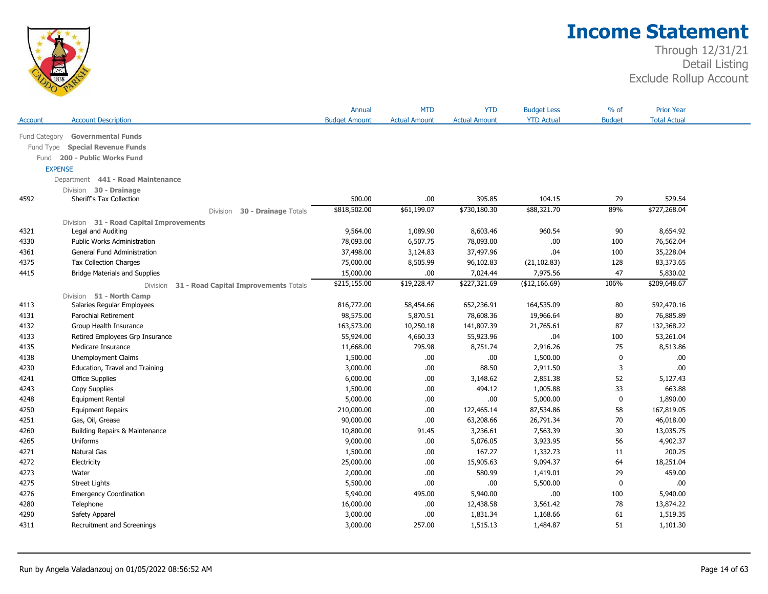# Income Statement

Through 12/31/21
Detail Listing
Exclude Rollup Account

| Account | Account Description | Annual Budget Amount | MTD Actual Amount | YTD Actual Amount | Budget Less YTD Actual | % of Budget | Prior Year Total Actual |
|---|---|---|---|---|---|---|---|
| | Fund Category **Governmental Funds** | | | | | | |
| | Fund Type **Special Revenue Funds** | | | | | | |
| | Fund **200 - Public Works Fund** | | | | | | |
| | EXPENSE | | | | | | |
| | Department **441 - Road Maintenance** | | | | | | |
| | Division **30 - Drainage** | | | | | | |
| 4592 | Sheriff's Tax Collection | 500.00 | .00 | 395.85 | 104.15 | 79 | 529.54 |
| | Division **30 - Drainage** Totals | $818,502.00 | $61,199.07 | $730,180.30 | $88,321.70 | 89% | $727,268.04 |
| | Division **31 - Road Capital Improvements** | | | | | | |
| 4321 | Legal and Auditing | 9,564.00 | 1,089.90 | 8,603.46 | 960.54 | 90 | 8,654.92 |
| 4330 | Public Works Administration | 78,093.00 | 6,507.75 | 78,093.00 | .00 | 100 | 76,562.04 |
| 4361 | General Fund Administration | 37,498.00 | 3,124.83 | 37,497.96 | .04 | 100 | 35,228.04 |
| 4375 | Tax Collection Charges | 75,000.00 | 8,505.99 | 96,102.83 | (21,102.83) | 128 | 83,373.65 |
| 4415 | Bridge Materials and Supplies | 15,000.00 | .00 | 7,024.44 | 7,975.56 | 47 | 5,830.02 |
| | Division **31 - Road Capital Improvements** Totals | $215,155.00 | $19,228.47 | $227,321.69 | ($12,166.69) | 106% | $209,648.67 |
| | Division **51 - North Camp** | | | | | | |
| 4113 | Salaries Regular Employees | 816,772.00 | 58,454.66 | 652,236.91 | 164,535.09 | 80 | 592,470.16 |
| 4131 | Parochial Retirement | 98,575.00 | 5,870.51 | 78,608.36 | 19,966.64 | 80 | 76,885.89 |
| 4132 | Group Health Insurance | 163,573.00 | 10,250.18 | 141,807.39 | 21,765.61 | 87 | 132,368.22 |
| 4133 | Retired Employees Grp Insurance | 55,924.00 | 4,660.33 | 55,923.96 | .04 | 100 | 53,261.04 |
| 4135 | Medicare Insurance | 11,668.00 | 795.98 | 8,751.74 | 2,916.26 | 75 | 8,513.86 |
| 4138 | Unemployment Claims | 1,500.00 | .00 | .00 | 1,500.00 | 0 | .00 |
| 4230 | Education, Travel and Training | 3,000.00 | .00 | 88.50 | 2,911.50 | 3 | .00 |
| 4241 | Office Supplies | 6,000.00 | .00 | 3,148.62 | 2,851.38 | 52 | 5,127.43 |
| 4243 | Copy Supplies | 1,500.00 | .00 | 494.12 | 1,005.88 | 33 | 663.88 |
| 4248 | Equipment Rental | 5,000.00 | .00 | .00 | 5,000.00 | 0 | 1,890.00 |
| 4250 | Equipment Repairs | 210,000.00 | .00 | 122,465.14 | 87,534.86 | 58 | 167,819.05 |
| 4251 | Gas, Oil, Grease | 90,000.00 | .00 | 63,208.66 | 26,791.34 | 70 | 46,018.00 |
| 4260 | Building Repairs & Maintenance | 10,800.00 | 91.45 | 3,236.61 | 7,563.39 | 30 | 13,035.75 |
| 4265 | Uniforms | 9,000.00 | .00 | 5,076.05 | 3,923.95 | 56 | 4,902.37 |
| 4271 | Natural Gas | 1,500.00 | .00 | 167.27 | 1,332.73 | 11 | 200.25 |
| 4272 | Electricity | 25,000.00 | .00 | 15,905.63 | 9,094.37 | 64 | 18,251.04 |
| 4273 | Water | 2,000.00 | .00 | 580.99 | 1,419.01 | 29 | 459.00 |
| 4275 | Street Lights | 5,500.00 | .00 | .00 | 5,500.00 | 0 | .00 |
| 4276 | Emergency Coordination | 5,940.00 | 495.00 | 5,940.00 | .00 | 100 | 5,940.00 |
| 4280 | Telephone | 16,000.00 | .00 | 12,438.58 | 3,561.42 | 78 | 13,874.22 |
| 4290 | Safety Apparel | 3,000.00 | .00 | 1,831.34 | 1,168.66 | 61 | 1,519.35 |
| 4311 | Recruitment and Screenings | 3,000.00 | 257.00 | 1,515.13 | 1,484.87 | 51 | 1,101.30 |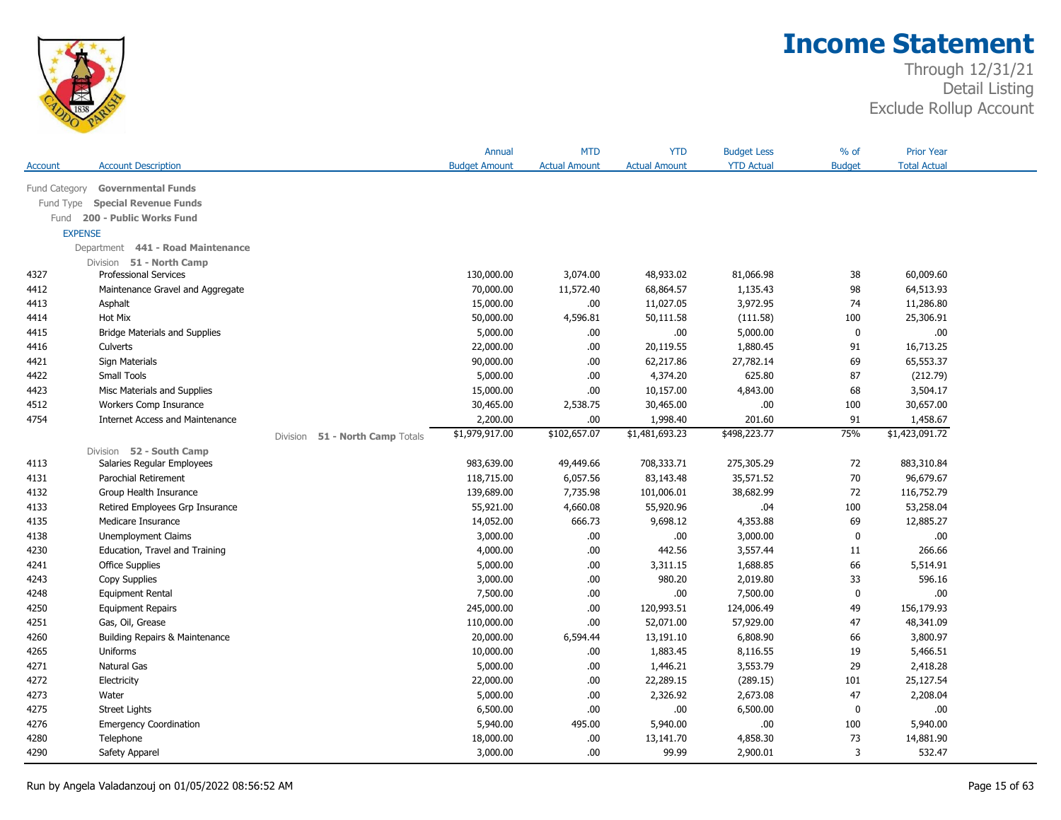# Income Statement

Through 12/31/21
Detail Listing
Exclude Rollup Account

| Account | Account Description | Annual Budget Amount | MTD Actual Amount | YTD Actual Amount | Budget Less YTD Actual | % of Budget | Prior Year Total Actual |
|---|---|---|---|---|---|---|---|
| Fund Category | **Governmental Funds** | | | | | | |
| Fund Type | **Special Revenue Funds** | | | | | | |
| Fund | **200 - Public Works Fund** | | | | | | |
| EXPENSE | | | | | | | |
| Department | **441 - Road Maintenance** | | | | | | |
| Division | **51 - North Camp** | | | | | | |
| 4327 | Professional Services | 130,000.00 | 3,074.00 | 48,933.02 | 81,066.98 | 38 | 60,009.60 |
| 4412 | Maintenance Gravel and Aggregate | 70,000.00 | 11,572.40 | 68,864.57 | 1,135.43 | 98 | 64,513.93 |
| 4413 | Asphalt | 15,000.00 | .00 | 11,027.05 | 3,972.95 | 74 | 11,286.80 |
| 4414 | Hot Mix | 50,000.00 | 4,596.81 | 50,111.58 | (111.58) | 100 | 25,306.91 |
| 4415 | Bridge Materials and Supplies | 5,000.00 | .00 | .00 | 5,000.00 | 0 | .00 |
| 4416 | Culverts | 22,000.00 | .00 | 20,119.55 | 1,880.45 | 91 | 16,713.25 |
| 4421 | Sign Materials | 90,000.00 | .00 | 62,217.86 | 27,782.14 | 69 | 65,553.37 |
| 4422 | Small Tools | 5,000.00 | .00 | 4,374.20 | 625.80 | 87 | (212.79) |
| 4423 | Misc Materials and Supplies | 15,000.00 | .00 | 10,157.00 | 4,843.00 | 68 | 3,504.17 |
| 4512 | Workers Comp Insurance | 30,465.00 | 2,538.75 | 30,465.00 | .00 | 100 | 30,657.00 |
| 4754 | Internet Access and Maintenance | 2,200.00 | .00 | 1,998.40 | 201.60 | 91 | 1,458.67 |
| | Division **51 - North Camp** Totals | $1,979,917.00 | $102,657.07 | $1,481,693.23 | $498,223.77 | 75% | $1,423,091.72 |
| Division | **52 - South Camp** | | | | | | |
| 4113 | Salaries Regular Employees | 983,639.00 | 49,449.66 | 708,333.71 | 275,305.29 | 72 | 883,310.84 |
| 4131 | Parochial Retirement | 118,715.00 | 6,057.56 | 83,143.48 | 35,571.52 | 70 | 96,679.67 |
| 4132 | Group Health Insurance | 139,689.00 | 7,735.98 | 101,006.01 | 38,682.99 | 72 | 116,752.79 |
| 4133 | Retired Employees Grp Insurance | 55,921.00 | 4,660.08 | 55,920.96 | .04 | 100 | 53,258.04 |
| 4135 | Medicare Insurance | 14,052.00 | 666.73 | 9,698.12 | 4,353.88 | 69 | 12,885.27 |
| 4138 | Unemployment Claims | 3,000.00 | .00 | .00 | 3,000.00 | 0 | .00 |
| 4230 | Education, Travel and Training | 4,000.00 | .00 | 442.56 | 3,557.44 | 11 | 266.66 |
| 4241 | Office Supplies | 5,000.00 | .00 | 3,311.15 | 1,688.85 | 66 | 5,514.91 |
| 4243 | Copy Supplies | 3,000.00 | .00 | 980.20 | 2,019.80 | 33 | 596.16 |
| 4248 | Equipment Rental | 7,500.00 | .00 | .00 | 7,500.00 | 0 | .00 |
| 4250 | Equipment Repairs | 245,000.00 | .00 | 120,993.51 | 124,006.49 | 49 | 156,179.93 |
| 4251 | Gas, Oil, Grease | 110,000.00 | .00 | 52,071.00 | 57,929.00 | 47 | 48,341.09 |
| 4260 | Building Repairs & Maintenance | 20,000.00 | 6,594.44 | 13,191.10 | 6,808.90 | 66 | 3,800.97 |
| 4265 | Uniforms | 10,000.00 | .00 | 1,883.45 | 8,116.55 | 19 | 5,466.51 |
| 4271 | Natural Gas | 5,000.00 | .00 | 1,446.21 | 3,553.79 | 29 | 2,418.28 |
| 4272 | Electricity | 22,000.00 | .00 | 22,289.15 | (289.15) | 101 | 25,127.54 |
| 4273 | Water | 5,000.00 | .00 | 2,326.92 | 2,673.08 | 47 | 2,208.04 |
| 4275 | Street Lights | 6,500.00 | .00 | .00 | 6,500.00 | 0 | .00 |
| 4276 | Emergency Coordination | 5,940.00 | 495.00 | 5,940.00 | .00 | 100 | 5,940.00 |
| 4280 | Telephone | 18,000.00 | .00 | 13,141.70 | 4,858.30 | 73 | 14,881.90 |
| 4290 | Safety Apparel | 3,000.00 | .00 | 99.99 | 2,900.01 | 3 | 532.47 |

Run by Angela Valadanzouj on 01/05/2022 08:56:52 AM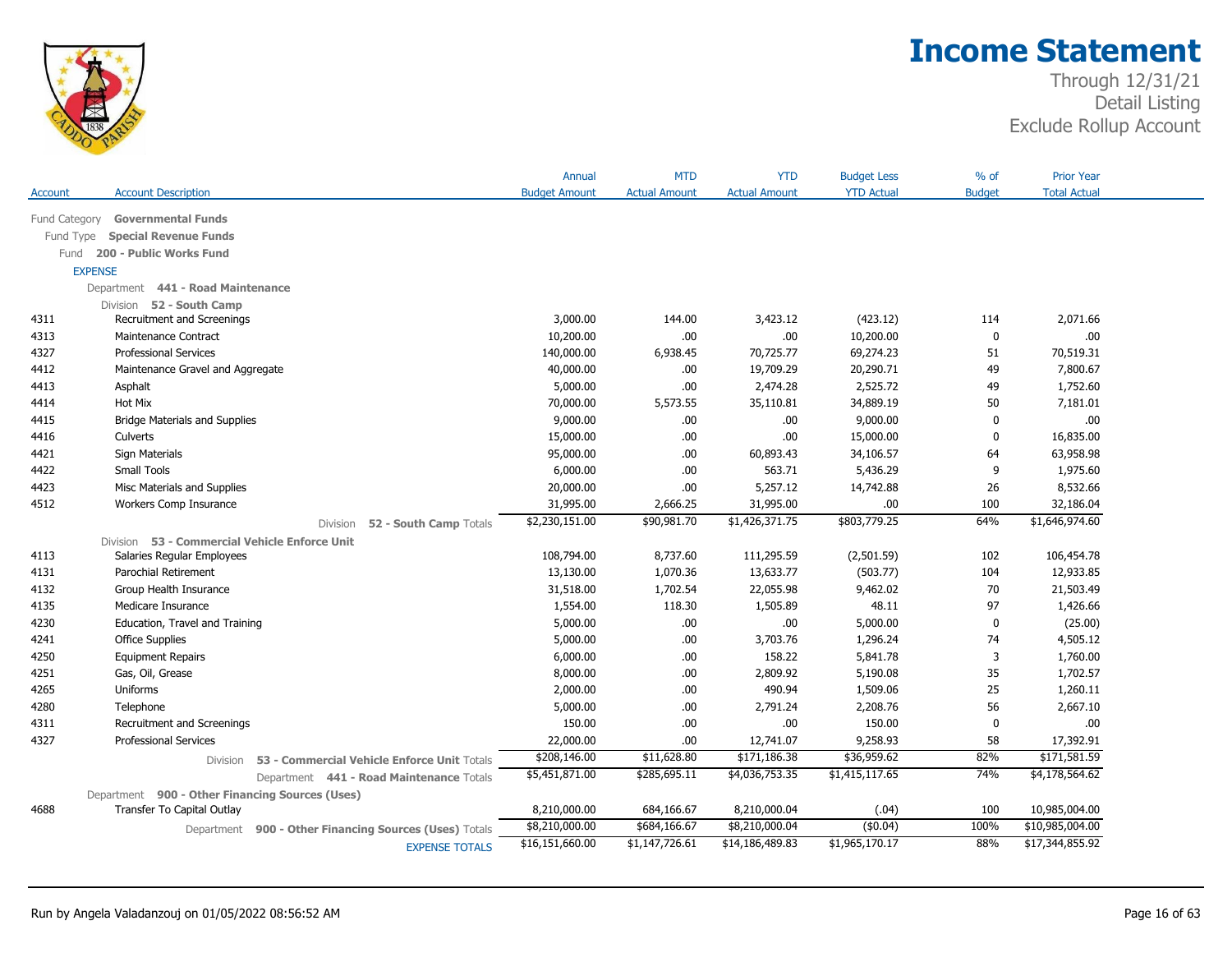# Income Statement

Through 12/31/21
Detail Listing
Exclude Rollup Account

| Account | Account Description | Annual Budget Amount | MTD Actual Amount | YTD Actual Amount | Budget Less YTD Actual | % of Budget | Prior Year Total Actual |
|---|---|---|---|---|---|---|---|
| Fund Category | **Governmental Funds** | | | | | | |
| Fund Type | **Special Revenue Funds** | | | | | | |
| Fund | **200 - Public Works Fund** | | | | | | |
| EXPENSE | | | | | | | |
| Department | **441 - Road Maintenance** | | | | | | |
| Division | **52 - South Camp** | | | | | | |
| 4311 | Recruitment and Screenings | 3,000.00 | 144.00 | 3,423.12 | (423.12) | 114 | 2,071.66 |
| 4313 | Maintenance Contract | 10,200.00 | .00 | .00 | 10,200.00 | 0 | .00 |
| 4327 | Professional Services | 140,000.00 | 6,938.45 | 70,725.77 | 69,274.23 | 51 | 70,519.31 |
| 4412 | Maintenance Gravel and Aggregate | 40,000.00 | .00 | 19,709.29 | 20,290.71 | 49 | 7,800.67 |
| 4413 | Asphalt | 5,000.00 | .00 | 2,474.28 | 2,525.72 | 49 | 1,752.60 |
| 4414 | Hot Mix | 70,000.00 | 5,573.55 | 35,110.81 | 34,889.19 | 50 | 7,181.01 |
| 4415 | Bridge Materials and Supplies | 9,000.00 | .00 | .00 | 9,000.00 | 0 | .00 |
| 4416 | Culverts | 15,000.00 | .00 | .00 | 15,000.00 | 0 | 16,835.00 |
| 4421 | Sign Materials | 95,000.00 | .00 | 60,893.43 | 34,106.57 | 64 | 63,958.98 |
| 4422 | Small Tools | 6,000.00 | .00 | 563.71 | 5,436.29 | 9 | 1,975.60 |
| 4423 | Misc Materials and Supplies | 20,000.00 | .00 | 5,257.12 | 14,742.88 | 26 | 8,532.66 |
| 4512 | Workers Comp Insurance | 31,995.00 | 2,666.25 | 31,995.00 | .00 | 100 | 32,186.04 |
| | Division **52 - South Camp** Totals | $2,230,151.00 | $90,981.70 | $1,426,371.75 | $803,779.25 | 64% | $1,646,974.60 |
| Division | **53 - Commercial Vehicle Enforce Unit** | | | | | | |
| 4113 | Salaries Regular Employees | 108,794.00 | 8,737.60 | 111,295.59 | (2,501.59) | 102 | 106,454.78 |
| 4131 | Parochial Retirement | 13,130.00 | 1,070.36 | 13,633.77 | (503.77) | 104 | 12,933.85 |
| 4132 | Group Health Insurance | 31,518.00 | 1,702.54 | 22,055.98 | 9,462.02 | 70 | 21,503.49 |
| 4135 | Medicare Insurance | 1,554.00 | 118.30 | 1,505.89 | 48.11 | 97 | 1,426.66 |
| 4230 | Education, Travel and Training | 5,000.00 | .00 | .00 | 5,000.00 | 0 | (25.00) |
| 4241 | Office Supplies | 5,000.00 | .00 | 3,703.76 | 1,296.24 | 74 | 4,505.12 |
| 4250 | Equipment Repairs | 6,000.00 | .00 | 158.22 | 5,841.78 | 3 | 1,760.00 |
| 4251 | Gas, Oil, Grease | 8,000.00 | .00 | 2,809.92 | 5,190.08 | 35 | 1,702.57 |
| 4265 | Uniforms | 2,000.00 | .00 | 490.94 | 1,509.06 | 25 | 1,260.11 |
| 4280 | Telephone | 5,000.00 | .00 | 2,791.24 | 2,208.76 | 56 | 2,667.10 |
| 4311 | Recruitment and Screenings | 150.00 | .00 | .00 | 150.00 | 0 | .00 |
| 4327 | Professional Services | 22,000.00 | .00 | 12,741.07 | 9,258.93 | 58 | 17,392.91 |
| | Division **53 - Commercial Vehicle Enforce Unit** Totals | $208,146.00 | $11,628.80 | $171,186.38 | $36,959.62 | 82% | $171,581.59 |
| | Department **441 - Road Maintenance** Totals | $5,451,871.00 | $285,695.11 | $4,036,753.35 | $1,415,117.65 | 74% | $4,178,564.62 |
| Department | **900 - Other Financing Sources (Uses)** | | | | | | |
| 4688 | Transfer To Capital Outlay | 8,210,000.00 | 684,166.67 | 8,210,000.04 | (.04) | 100 | 10,985,004.00 |
| | Department **900 - Other Financing Sources (Uses)** Totals | $8,210,000.00 | $684,166.67 | $8,210,000.04 | ($0.04) | 100% | $10,985,004.00 |
| | EXPENSE TOTALS | $16,151,660.00 | $1,147,726.61 | $14,186,489.83 | $1,965,170.17 | 88% | $17,344,855.92 |

Run by Angela Valadanzouj on 01/05/2022 08:56:52 AM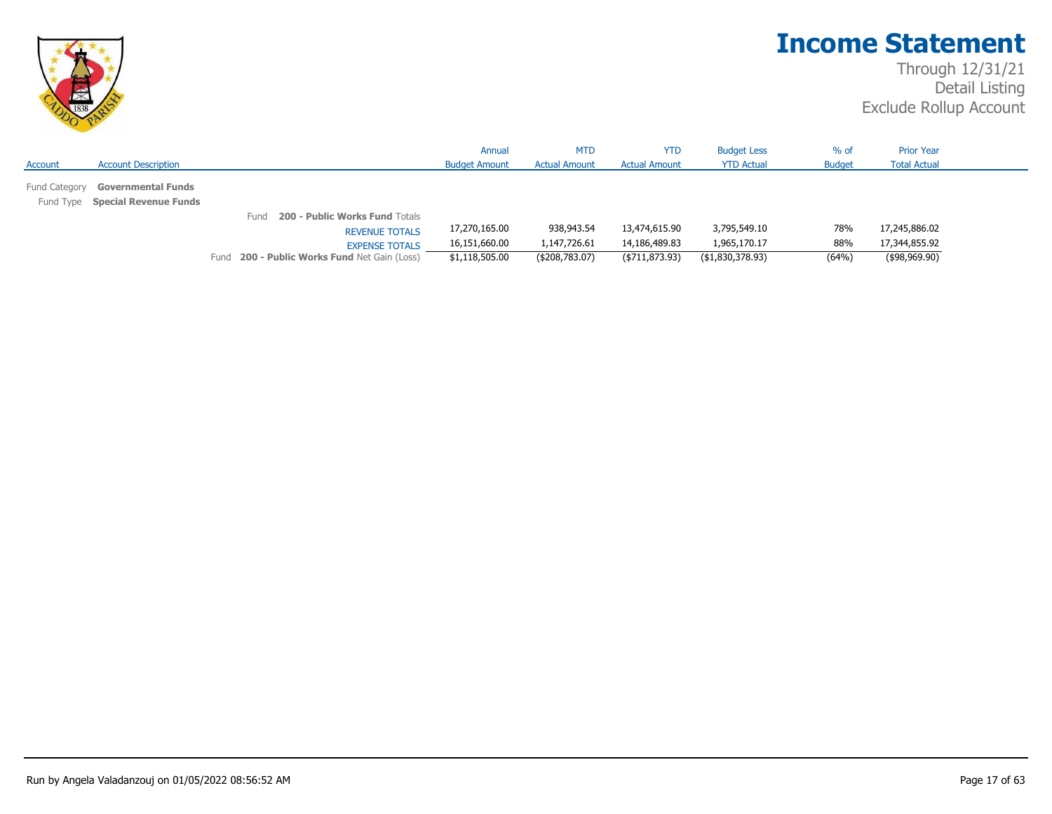# Income Statement

Through 12/31/21
Detail Listing
Exclude Rollup Account

| Account | Account Description | Annual Budget Amount | MTD Actual Amount | YTD Actual Amount | Budget Less YTD Actual | % of Budget | Prior Year Total Actual |
|---|---|---|---|---|---|---|---|
| Fund Category | **Governmental Funds** | | | | | | |
| Fund Type | **Special Revenue Funds** | | | | | | |
| | Fund **200 - Public Works Fund** Totals | | | | | | |
| | REVENUE TOTALS | 17,270,165.00 | 938,943.54 | 13,474,615.90 | 3,795,549.10 | 78% | 17,245,886.02 |
| | EXPENSE TOTALS | 16,151,660.00 | 1,147,726.61 | 14,186,489.83 | 1,965,170.17 | 88% | 17,344,855.92 |
| | Fund **200 - Public Works Fund** Net Gain (Loss) | $1,118,505.00 | ($208,783.07) | ($711,873.93) | ($1,830,378.93) | (64%) | ($98,969.90) |

Run by Angela Valadanzouj on 01/05/2022 08:56:52 AM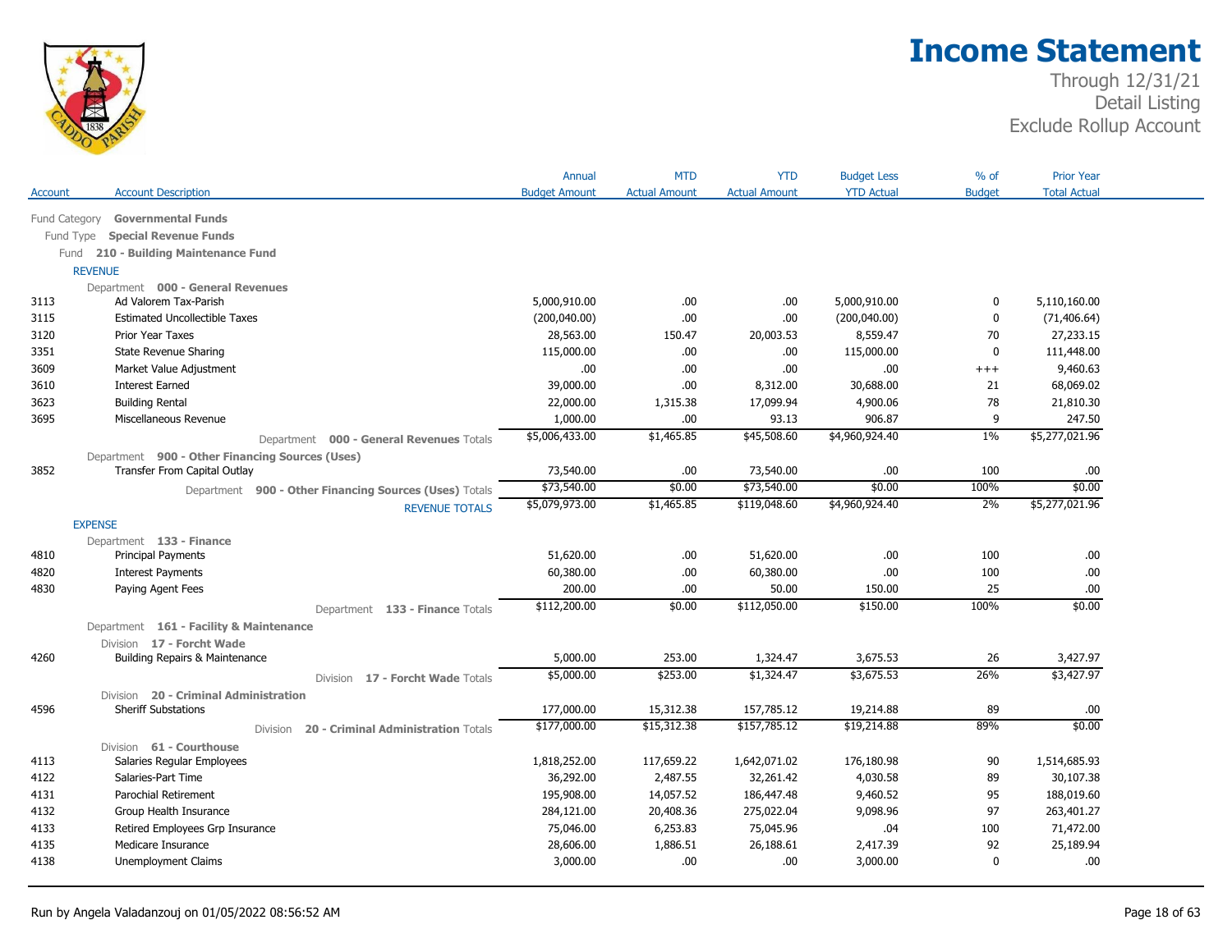# Income Statement

Through 12/31/21
Detail Listing
Exclude Rollup Account

| Account | Account Description | Annual Budget Amount | MTD Actual Amount | YTD Actual Amount | Budget Less YTD Actual | % of Budget | Prior Year Total Actual |
|---|---|---|---|---|---|---|---|
| Fund Category **Governmental Funds** | | | | | | | |
| Fund Type **Special Revenue Funds** | | | | | | | |
| Fund **210 - Building Maintenance Fund** | | | | | | | |
| REVENUE | | | | | | | |
| Department **000 - General Revenues** | | | | | | | |
| 3113 | Ad Valorem Tax-Parish | 5,000,910.00 | .00 | .00 | 5,000,910.00 | 0 | 5,110,160.00 |
| 3115 | Estimated Uncollectible Taxes | (200,040.00) | .00 | .00 | (200,040.00) | 0 | (71,406.64) |
| 3120 | Prior Year Taxes | 28,563.00 | 150.47 | 20,003.53 | 8,559.47 | 70 | 27,233.15 |
| 3351 | State Revenue Sharing | 115,000.00 | .00 | .00 | 115,000.00 | 0 | 111,448.00 |
| 3609 | Market Value Adjustment | .00 | .00 | .00 | .00 | +++ | 9,460.63 |
| 3610 | Interest Earned | 39,000.00 | .00 | 8,312.00 | 30,688.00 | 21 | 68,069.02 |
| 3623 | Building Rental | 22,000.00 | 1,315.38 | 17,099.94 | 4,900.06 | 78 | 21,810.30 |
| 3695 | Miscellaneous Revenue | 1,000.00 | .00 | 93.13 | 906.87 | 9 | 247.50 |
| | Department **000 - General Revenues** Totals | $5,006,433.00 | $1,465.85 | $45,508.60 | $4,960,924.40 | 1% | $5,277,021.96 |
| Department **900 - Other Financing Sources (Uses)** | | | | | | | |
| 3852 | Transfer From Capital Outlay | 73,540.00 | .00 | 73,540.00 | .00 | 100 | .00 |
| | Department **900 - Other Financing Sources (Uses)** Totals | $73,540.00 | $0.00 | $73,540.00 | $0.00 | 100% | $0.00 |
| | REVENUE TOTALS | $5,079,973.00 | $1,465.85 | $119,048.60 | $4,960,924.40 | 2% | $5,277,021.96 |
| EXPENSE | | | | | | | |
| Department **133 - Finance** | | | | | | | |
| 4810 | Principal Payments | 51,620.00 | .00 | 51,620.00 | .00 | 100 | .00 |
| 4820 | Interest Payments | 60,380.00 | .00 | 60,380.00 | .00 | 100 | .00 |
| 4830 | Paying Agent Fees | 200.00 | .00 | 50.00 | 150.00 | 25 | .00 |
| | Department **133 - Finance** Totals | $112,200.00 | $0.00 | $112,050.00 | $150.00 | 100% | $0.00 |
| Department **161 - Facility & Maintenance** | | | | | | | |
| Division **17 - Forcht Wade** | | | | | | | |
| 4260 | Building Repairs & Maintenance | 5,000.00 | 253.00 | 1,324.47 | 3,675.53 | 26 | 3,427.97 |
| | Division **17 - Forcht Wade** Totals | $5,000.00 | $253.00 | $1,324.47 | $3,675.53 | 26% | $3,427.97 |
| Division **20 - Criminal Administration** | | | | | | | |
| 4596 | Sheriff Substations | 177,000.00 | 15,312.38 | 157,785.12 | 19,214.88 | 89 | .00 |
| | Division **20 - Criminal Administration** Totals | $177,000.00 | $15,312.38 | $157,785.12 | $19,214.88 | 89% | $0.00 |
| Division **61 - Courthouse** | | | | | | | |
| 4113 | Salaries Regular Employees | 1,818,252.00 | 117,659.22 | 1,642,071.02 | 176,180.98 | 90 | 1,514,685.93 |
| 4122 | Salaries-Part Time | 36,292.00 | 2,487.55 | 32,261.42 | 4,030.58 | 89 | 30,107.38 |
| 4131 | Parochial Retirement | 195,908.00 | 14,057.52 | 186,447.48 | 9,460.52 | 95 | 188,019.60 |
| 4132 | Group Health Insurance | 284,121.00 | 20,408.36 | 275,022.04 | 9,098.96 | 97 | 263,401.27 |
| 4133 | Retired Employees Grp Insurance | 75,046.00 | 6,253.83 | 75,045.96 | .04 | 100 | 71,472.00 |
| 4135 | Medicare Insurance | 28,606.00 | 1,886.51 | 26,188.61 | 2,417.39 | 92 | 25,189.94 |
| 4138 | Unemployment Claims | 3,000.00 | .00 | .00 | 3,000.00 | 0 | .00 |

Run by Angela Valadanzouj on 01/05/2022 08:56:52 AM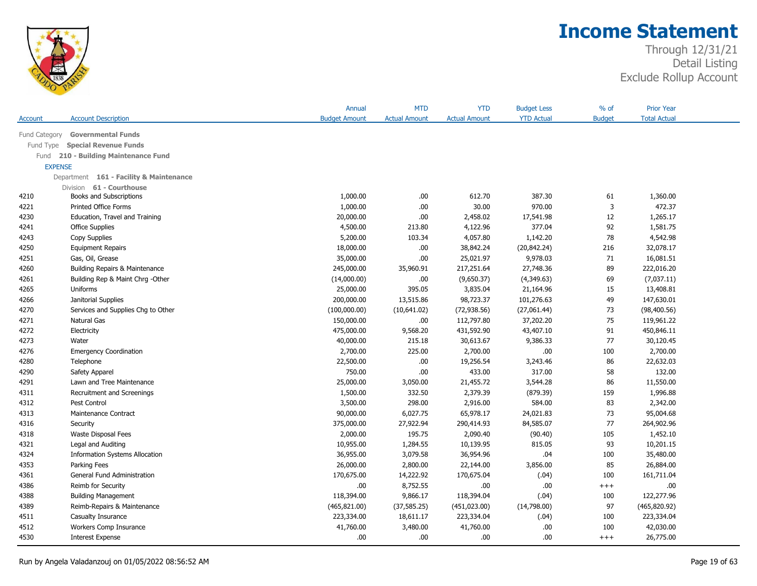# Income Statement

Through 12/31/21
Detail Listing
Exclude Rollup Account

| Account | Account Description | Annual Budget Amount | MTD Actual Amount | YTD Actual Amount | Budget Less YTD Actual | % of Budget | Prior Year Total Actual |
|---|---|---|---|---|---|---|---|
| Fund Category | **Governmental Funds** | | | | | | |
| Fund Type | **Special Revenue Funds** | | | | | | |
| Fund | **210 - Building Maintenance Fund** | | | | | | |
| EXPENSE | | | | | | | |
| Department | **161 - Facility & Maintenance** | | | | | | |
| Division | **61 - Courthouse** | | | | | | |
| 4210 | Books and Subscriptions | 1,000.00 | .00 | 612.70 | 387.30 | 61 | 1,360.00 |
| 4221 | Printed Office Forms | 1,000.00 | .00 | 30.00 | 970.00 | 3 | 472.37 |
| 4230 | Education, Travel and Training | 20,000.00 | .00 | 2,458.02 | 17,541.98 | 12 | 1,265.17 |
| 4241 | Office Supplies | 4,500.00 | 213.80 | 4,122.96 | 377.04 | 92 | 1,581.75 |
| 4243 | Copy Supplies | 5,200.00 | 103.34 | 4,057.80 | 1,142.20 | 78 | 4,542.98 |
| 4250 | Equipment Repairs | 18,000.00 | .00 | 38,842.24 | (20,842.24) | 216 | 32,078.17 |
| 4251 | Gas, Oil, Grease | 35,000.00 | .00 | 25,021.97 | 9,978.03 | 71 | 16,081.51 |
| 4260 | Building Repairs & Maintenance | 245,000.00 | 35,960.91 | 217,251.64 | 27,748.36 | 89 | 222,016.20 |
| 4261 | Building Rep & Maint Chrg -Other | (14,000.00) | .00 | (9,650.37) | (4,349.63) | 69 | (7,037.11) |
| 4265 | Uniforms | 25,000.00 | 395.05 | 3,835.04 | 21,164.96 | 15 | 13,408.81 |
| 4266 | Janitorial Supplies | 200,000.00 | 13,515.86 | 98,723.37 | 101,276.63 | 49 | 147,630.01 |
| 4270 | Services and Supplies Chg to Other | (100,000.00) | (10,641.02) | (72,938.56) | (27,061.44) | 73 | (98,400.56) |
| 4271 | Natural Gas | 150,000.00 | .00 | 112,797.80 | 37,202.20 | 75 | 119,961.22 |
| 4272 | Electricity | 475,000.00 | 9,568.20 | 431,592.90 | 43,407.10 | 91 | 450,846.11 |
| 4273 | Water | 40,000.00 | 215.18 | 30,613.67 | 9,386.33 | 77 | 30,120.45 |
| 4276 | Emergency Coordination | 2,700.00 | 225.00 | 2,700.00 | .00 | 100 | 2,700.00 |
| 4280 | Telephone | 22,500.00 | .00 | 19,256.54 | 3,243.46 | 86 | 22,632.03 |
| 4290 | Safety Apparel | 750.00 | .00 | 433.00 | 317.00 | 58 | 132.00 |
| 4291 | Lawn and Tree Maintenance | 25,000.00 | 3,050.00 | 21,455.72 | 3,544.28 | 86 | 11,550.00 |
| 4311 | Recruitment and Screenings | 1,500.00 | 332.50 | 2,379.39 | (879.39) | 159 | 1,996.88 |
| 4312 | Pest Control | 3,500.00 | 298.00 | 2,916.00 | 584.00 | 83 | 2,342.00 |
| 4313 | Maintenance Contract | 90,000.00 | 6,027.75 | 65,978.17 | 24,021.83 | 73 | 95,004.68 |
| 4316 | Security | 375,000.00 | 27,922.94 | 290,414.93 | 84,585.07 | 77 | 264,902.96 |
| 4318 | Waste Disposal Fees | 2,000.00 | 195.75 | 2,090.40 | (90.40) | 105 | 1,452.10 |
| 4321 | Legal and Auditing | 10,955.00 | 1,284.55 | 10,139.95 | 815.05 | 93 | 10,201.15 |
| 4324 | Information Systems Allocation | 36,955.00 | 3,079.58 | 36,954.96 | .04 | 100 | 35,480.00 |
| 4353 | Parking Fees | 26,000.00 | 2,800.00 | 22,144.00 | 3,856.00 | 85 | 26,884.00 |
| 4361 | General Fund Administration | 170,675.00 | 14,222.92 | 170,675.04 | (.04) | 100 | 161,711.04 |
| 4386 | Reimb for Security | .00 | 8,752.55 | .00 | .00 | +++ | .00 |
| 4388 | Building Management | 118,394.00 | 9,866.17 | 118,394.04 | (.04) | 100 | 122,277.96 |
| 4389 | Reimb-Repairs & Maintenance | (465,821.00) | (37,585.25) | (451,023.00) | (14,798.00) | 97 | (465,820.92) |
| 4511 | Casualty Insurance | 223,334.00 | 18,611.17 | 223,334.04 | (.04) | 100 | 223,334.04 |
| 4512 | Workers Comp Insurance | 41,760.00 | 3,480.00 | 41,760.00 | .00 | 100 | 42,030.00 |
| 4530 | Interest Expense | .00 | .00 | .00 | .00 | +++ | 26,775.00 |

Run by Angela Valadanzouj on 01/05/2022 08:56:52 AM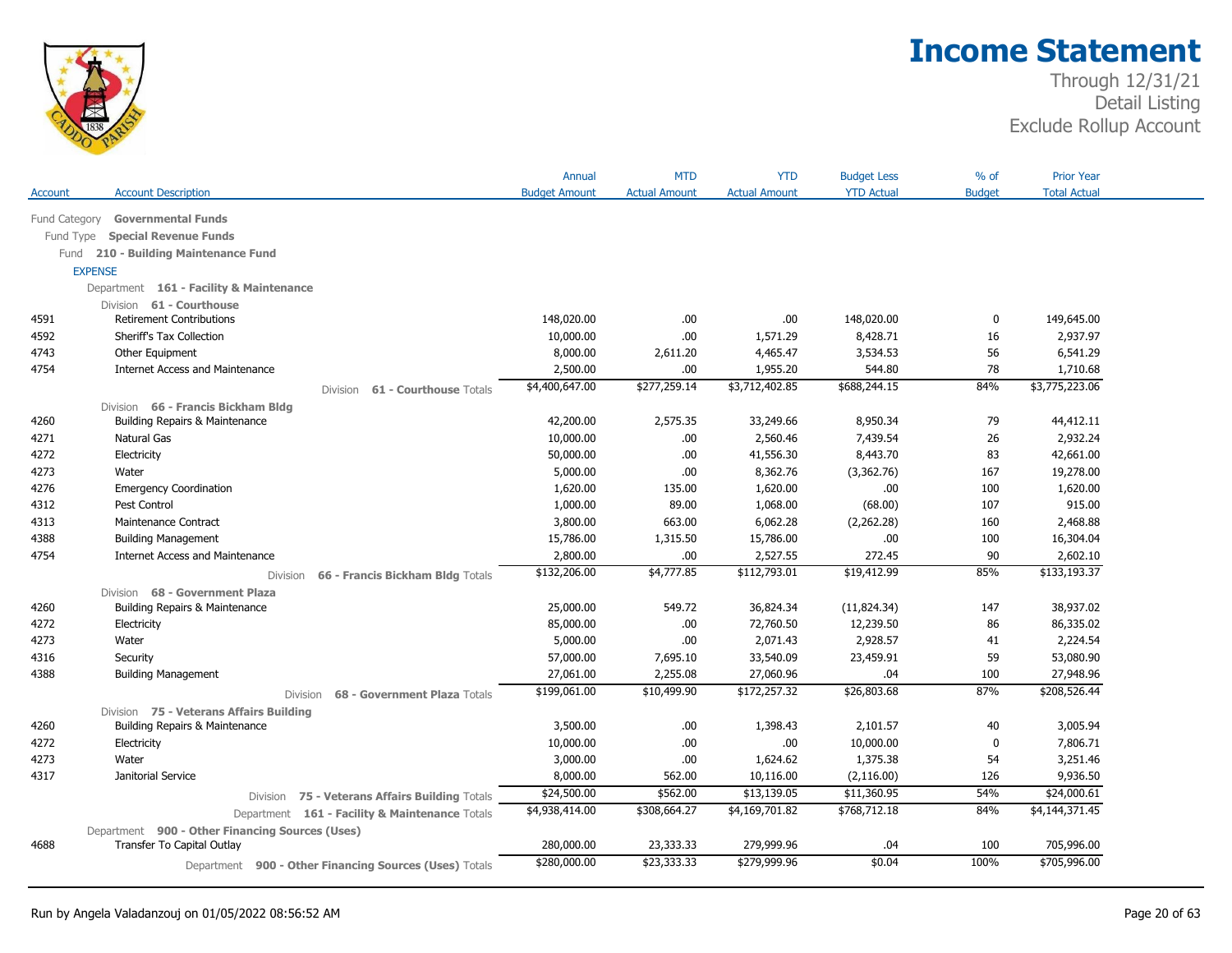# Income Statement

Through 12/31/21
Detail Listing
Exclude Rollup Account

| Account | Account Description | Annual Budget Amount | MTD Actual Amount | YTD Actual Amount | Budget Less YTD Actual | % of Budget | Prior Year Total Actual |
|---|---|---|---|---|---|---|---|
| Fund Category | **Governmental Funds** | | | | | | |
| Fund Type | **Special Revenue Funds** | | | | | | |
| Fund | **210 - Building Maintenance Fund** | | | | | | |
| | EXPENSE | | | | | | |
| Department | **161 - Facility & Maintenance** | | | | | | |
| Division | **61 - Courthouse** | | | | | | |
| 4591 | Retirement Contributions | 148,020.00 | .00 | .00 | 148,020.00 | 0 | 149,645.00 |
| 4592 | Sheriff's Tax Collection | 10,000.00 | .00 | 1,571.29 | 8,428.71 | 16 | 2,937.97 |
| 4743 | Other Equipment | 8,000.00 | 2,611.20 | 4,465.47 | 3,534.53 | 56 | 6,541.29 |
| 4754 | Internet Access and Maintenance | 2,500.00 | .00 | 1,955.20 | 544.80 | 78 | 1,710.68 |
| | Division **61 - Courthouse** Totals | $4,400,647.00 | $277,259.14 | $3,712,402.85 | $688,244.15 | 84% | $3,775,223.06 |
| Division | **66 - Francis Bickham Bldg** | | | | | | |
| 4260 | Building Repairs & Maintenance | 42,200.00 | 2,575.35 | 33,249.66 | 8,950.34 | 79 | 44,412.11 |
| 4271 | Natural Gas | 10,000.00 | .00 | 2,560.46 | 7,439.54 | 26 | 2,932.24 |
| 4272 | Electricity | 50,000.00 | .00 | 41,556.30 | 8,443.70 | 83 | 42,661.00 |
| 4273 | Water | 5,000.00 | .00 | 8,362.76 | (3,362.76) | 167 | 19,278.00 |
| 4276 | Emergency Coordination | 1,620.00 | 135.00 | 1,620.00 | .00 | 100 | 1,620.00 |
| 4312 | Pest Control | 1,000.00 | 89.00 | 1,068.00 | (68.00) | 107 | 915.00 |
| 4313 | Maintenance Contract | 3,800.00 | 663.00 | 6,062.28 | (2,262.28) | 160 | 2,468.88 |
| 4388 | Building Management | 15,786.00 | 1,315.50 | 15,786.00 | .00 | 100 | 16,304.04 |
| 4754 | Internet Access and Maintenance | 2,800.00 | .00 | 2,527.55 | 272.45 | 90 | 2,602.10 |
| | Division **66 - Francis Bickham Bldg** Totals | $132,206.00 | $4,777.85 | $112,793.01 | $19,412.99 | 85% | $133,193.37 |
| Division | **68 - Government Plaza** | | | | | | |
| 4260 | Building Repairs & Maintenance | 25,000.00 | 549.72 | 36,824.34 | (11,824.34) | 147 | 38,937.02 |
| 4272 | Electricity | 85,000.00 | .00 | 72,760.50 | 12,239.50 | 86 | 86,335.02 |
| 4273 | Water | 5,000.00 | .00 | 2,071.43 | 2,928.57 | 41 | 2,224.54 |
| 4316 | Security | 57,000.00 | 7,695.10 | 33,540.09 | 23,459.91 | 59 | 53,080.90 |
| 4388 | Building Management | 27,061.00 | 2,255.08 | 27,060.96 | .04 | 100 | 27,948.96 |
| | Division **68 - Government Plaza** Totals | $199,061.00 | $10,499.90 | $172,257.32 | $26,803.68 | 87% | $208,526.44 |
| Division | **75 - Veterans Affairs Building** | | | | | | |
| 4260 | Building Repairs & Maintenance | 3,500.00 | .00 | 1,398.43 | 2,101.57 | 40 | 3,005.94 |
| 4272 | Electricity | 10,000.00 | .00 | .00 | 10,000.00 | 0 | 7,806.71 |
| 4273 | Water | 3,000.00 | .00 | 1,624.62 | 1,375.38 | 54 | 3,251.46 |
| 4317 | Janitorial Service | 8,000.00 | 562.00 | 10,116.00 | (2,116.00) | 126 | 9,936.50 |
| | Division **75 - Veterans Affairs Building** Totals | $24,500.00 | $562.00 | $13,139.05 | $11,360.95 | 54% | $24,000.61 |
| | Department **161 - Facility & Maintenance** Totals | $4,938,414.00 | $308,664.27 | $4,169,701.82 | $768,712.18 | 84% | $4,144,371.45 |
| Department | **900 - Other Financing Sources (Uses)** | | | | | | |
| 4688 | Transfer To Capital Outlay | 280,000.00 | 23,333.33 | 279,999.96 | .04 | 100 | 705,996.00 |
| | Department **900 - Other Financing Sources (Uses)** Totals | $280,000.00 | $23,333.33 | $279,999.96 | $0.04 | 100% | $705,996.00 |

Run by Angela Valadanzouj on 01/05/2022 08:56:52 AM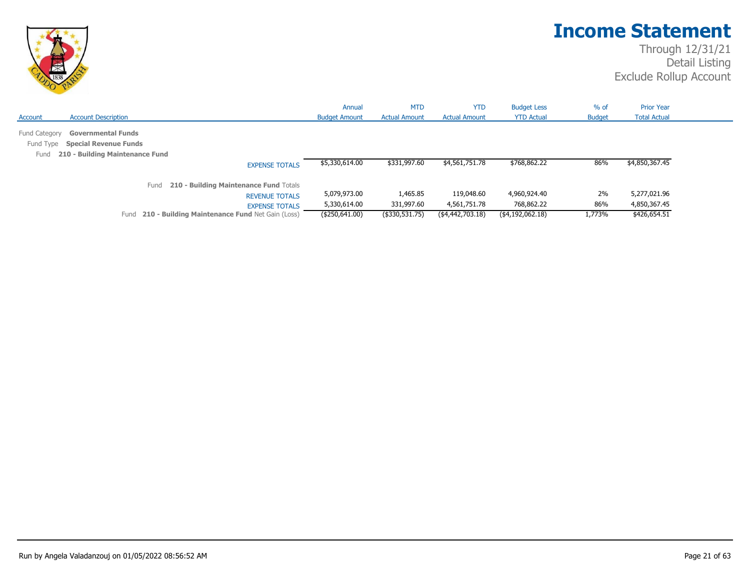# Income Statement

Through 12/31/21
Detail Listing
Exclude Rollup Account

| Account | Account Description | Annual Budget Amount | MTD Actual Amount | YTD Actual Amount | Budget Less YTD Actual | % of Budget | Prior Year Total Actual |
|---|---|---|---|---|---|---|---|
| Fund Category | **Governmental Funds** | | | | | | |
| Fund Type | **Special Revenue Funds** | | | | | | |
| Fund | **210 - Building Maintenance Fund** | | | | | | |
| | EXPENSE TOTALS | $5,330,614.00 | $331,997.60 | $4,561,751.78 | $768,862.22 | 86% | $4,850,367.45 |
| | Fund **210 - Building Maintenance Fund** Totals | | | | | | |
| | REVENUE TOTALS | 5,079,973.00 | 1,465.85 | 119,048.60 | 4,960,924.40 | 2% | 5,277,021.96 |
| | EXPENSE TOTALS | 5,330,614.00 | 331,997.60 | 4,561,751.78 | 768,862.22 | 86% | 4,850,367.45 |
| | Fund **210 - Building Maintenance Fund** Net Gain (Loss) | ($250,641.00) | ($330,531.75) | ($4,442,703.18) | ($4,192,062.18) | 1,773% | $426,654.51 |

Run by Angela Valadanzouj on 01/05/2022 08:56:52 AM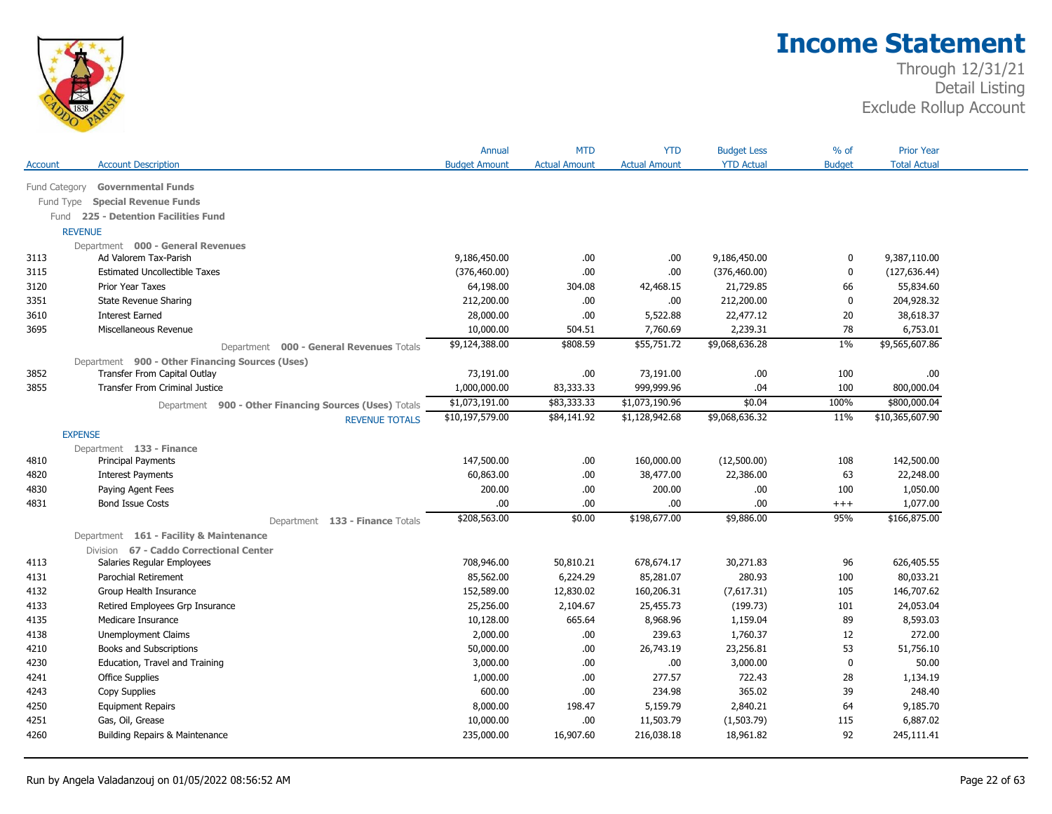# Income Statement

Through 12/31/21
Detail Listing
Exclude Rollup Account

| Account | Account Description | Annual Budget Amount | MTD Actual Amount | YTD Actual Amount | Budget Less YTD Actual | % of Budget | Prior Year Total Actual |
|---|---|---|---|---|---|---|---|
| | Fund Category **Governmental Funds** | | | | | | |
| | Fund Type **Special Revenue Funds** | | | | | | |
| | Fund **225 - Detention Facilities Fund** | | | | | | |
| | REVENUE | | | | | | |
| | Department **000 - General Revenues** | | | | | | |
| 3113 | Ad Valorem Tax-Parish | 9,186,450.00 | .00 | .00 | 9,186,450.00 | 0 | 9,387,110.00 |
| 3115 | Estimated Uncollectible Taxes | (376,460.00) | .00 | .00 | (376,460.00) | 0 | (127,636.44) |
| 3120 | Prior Year Taxes | 64,198.00 | 304.08 | 42,468.15 | 21,729.85 | 66 | 55,834.60 |
| 3351 | State Revenue Sharing | 212,200.00 | .00 | .00 | 212,200.00 | 0 | 204,928.32 |
| 3610 | Interest Earned | 28,000.00 | .00 | 5,522.88 | 22,477.12 | 20 | 38,618.37 |
| 3695 | Miscellaneous Revenue | 10,000.00 | 504.51 | 7,760.69 | 2,239.31 | 78 | 6,753.01 |
| | Department **000 - General Revenues** Totals | $9,124,388.00 | $808.59 | $55,751.72 | $9,068,636.28 | 1% | $9,565,607.86 |
| | Department **900 - Other Financing Sources (Uses)** | | | | | | |
| 3852 | Transfer From Capital Outlay | 73,191.00 | .00 | 73,191.00 | .00 | 100 | .00 |
| 3855 | Transfer From Criminal Justice | 1,000,000.00 | 83,333.33 | 999,999.96 | .04 | 100 | 800,000.04 |
| | Department **900 - Other Financing Sources (Uses)** Totals | $1,073,191.00 | $83,333.33 | $1,073,190.96 | $0.04 | 100% | $800,000.04 |
| | REVENUE TOTALS | $10,197,579.00 | $84,141.92 | $1,128,942.68 | $9,068,636.32 | 11% | $10,365,607.90 |
| | EXPENSE | | | | | | |
| | Department **133 - Finance** | | | | | | |
| 4810 | Principal Payments | 147,500.00 | .00 | 160,000.00 | (12,500.00) | 108 | 142,500.00 |
| 4820 | Interest Payments | 60,863.00 | .00 | 38,477.00 | 22,386.00 | 63 | 22,248.00 |
| 4830 | Paying Agent Fees | 200.00 | .00 | 200.00 | .00 | 100 | 1,050.00 |
| 4831 | Bond Issue Costs | .00 | .00 | .00 | .00 | +++ | 1,077.00 |
| | Department **133 - Finance** Totals | $208,563.00 | $0.00 | $198,677.00 | $9,886.00 | 95% | $166,875.00 |
| | Department **161 - Facility & Maintenance** | | | | | | |
| | Division **67 - Caddo Correctional Center** | | | | | | |
| 4113 | Salaries Regular Employees | 708,946.00 | 50,810.21 | 678,674.17 | 30,271.83 | 96 | 626,405.55 |
| 4131 | Parochial Retirement | 85,562.00 | 6,224.29 | 85,281.07 | 280.93 | 100 | 80,033.21 |
| 4132 | Group Health Insurance | 152,589.00 | 12,830.02 | 160,206.31 | (7,617.31) | 105 | 146,707.62 |
| 4133 | Retired Employees Grp Insurance | 25,256.00 | 2,104.67 | 25,455.73 | (199.73) | 101 | 24,053.04 |
| 4135 | Medicare Insurance | 10,128.00 | 665.64 | 8,968.96 | 1,159.04 | 89 | 8,593.03 |
| 4138 | Unemployment Claims | 2,000.00 | .00 | 239.63 | 1,760.37 | 12 | 272.00 |
| 4210 | Books and Subscriptions | 50,000.00 | .00 | 26,743.19 | 23,256.81 | 53 | 51,756.10 |
| 4230 | Education, Travel and Training | 3,000.00 | .00 | .00 | 3,000.00 | 0 | 50.00 |
| 4241 | Office Supplies | 1,000.00 | .00 | 277.57 | 722.43 | 28 | 1,134.19 |
| 4243 | Copy Supplies | 600.00 | .00 | 234.98 | 365.02 | 39 | 248.40 |
| 4250 | Equipment Repairs | 8,000.00 | 198.47 | 5,159.79 | 2,840.21 | 64 | 9,185.70 |
| 4251 | Gas, Oil, Grease | 10,000.00 | .00 | 11,503.79 | (1,503.79) | 115 | 6,887.02 |
| 4260 | Building Repairs & Maintenance | 235,000.00 | 16,907.60 | 216,038.18 | 18,961.82 | 92 | 245,111.41 |

Run by Angela Valadanzouj on 01/05/2022 08:56:52 AM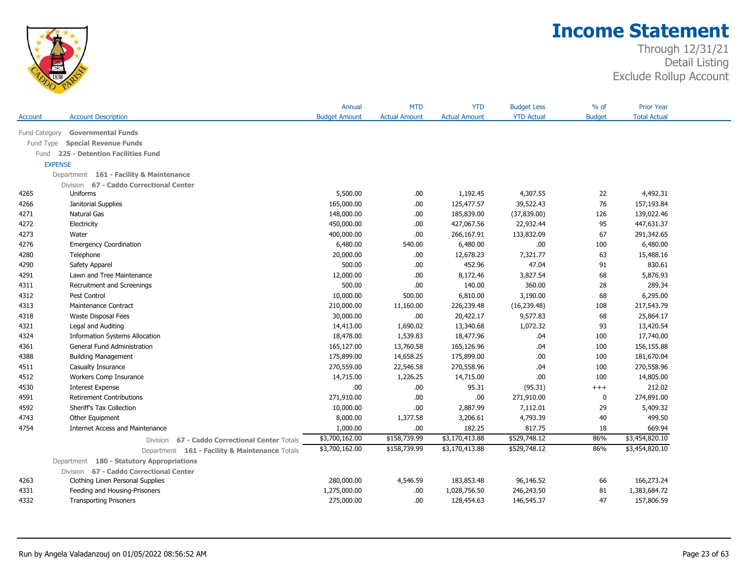# Income Statement

Through 12/31/21
Detail Listing
Exclude Rollup Account

| Account | Account Description | Annual Budget Amount | MTD Actual Amount | YTD Actual Amount | Budget Less YTD Actual | % of Budget | Prior Year Total Actual |
|---|---|---|---|---|---|---|---|
| Fund Category | **Governmental Funds** | | | | | | |
| Fund Type | **Special Revenue Funds** | | | | | | |
| Fund | **225 - Detention Facilities Fund** | | | | | | |
| EXPENSE | | | | | | | |
| Department | **161 - Facility & Maintenance** | | | | | | |
| Division | **67 - Caddo Correctional Center** | | | | | | |
| 4265 | Uniforms | 5,500.00 | .00 | 1,192.45 | 4,307.55 | 22 | 4,492.31 |
| 4266 | Janitorial Supplies | 165,000.00 | .00 | 125,477.57 | 39,522.43 | 76 | 157,193.84 |
| 4271 | Natural Gas | 148,000.00 | .00 | 185,839.00 | (37,839.00) | 126 | 139,022.46 |
| 4272 | Electricity | 450,000.00 | .00 | 427,067.56 | 22,932.44 | 95 | 447,631.37 |
| 4273 | Water | 400,000.00 | .00 | 266,167.91 | 133,832.09 | 67 | 291,342.65 |
| 4276 | Emergency Coordination | 6,480.00 | 540.00 | 6,480.00 | .00 | 100 | 6,480.00 |
| 4280 | Telephone | 20,000.00 | .00 | 12,678.23 | 7,321.77 | 63 | 15,488.16 |
| 4290 | Safety Apparel | 500.00 | .00 | 452.96 | 47.04 | 91 | 830.61 |
| 4291 | Lawn and Tree Maintenance | 12,000.00 | .00 | 8,172.46 | 3,827.54 | 68 | 5,876.93 |
| 4311 | Recruitment and Screenings | 500.00 | .00 | 140.00 | 360.00 | 28 | 289.34 |
| 4312 | Pest Control | 10,000.00 | 500.00 | 6,810.00 | 3,190.00 | 68 | 6,295.00 |
| 4313 | Maintenance Contract | 210,000.00 | 11,160.00 | 226,239.48 | (16,239.48) | 108 | 217,543.79 |
| 4318 | Waste Disposal Fees | 30,000.00 | .00 | 20,422.17 | 9,577.83 | 68 | 25,864.17 |
| 4321 | Legal and Auditing | 14,413.00 | 1,690.02 | 13,340.68 | 1,072.32 | 93 | 13,420.54 |
| 4324 | Information Systems Allocation | 18,478.00 | 1,539.83 | 18,477.96 | .04 | 100 | 17,740.00 |
| 4361 | General Fund Administration | 165,127.00 | 13,760.58 | 165,126.96 | .04 | 100 | 156,155.88 |
| 4388 | Building Management | 175,899.00 | 14,658.25 | 175,899.00 | .00 | 100 | 181,670.04 |
| 4511 | Casualty Insurance | 270,559.00 | 22,546.58 | 270,558.96 | .04 | 100 | 270,558.96 |
| 4512 | Workers Comp Insurance | 14,715.00 | 1,226.25 | 14,715.00 | .00 | 100 | 14,805.00 |
| 4530 | Interest Expense | .00 | .00 | 95.31 | (95.31) | +++ | 212.02 |
| 4591 | Retirement Contributions | 271,910.00 | .00 | .00 | 271,910.00 | 0 | 274,891.00 |
| 4592 | Sheriff's Tax Collection | 10,000.00 | .00 | 2,887.99 | 7,112.01 | 29 | 5,409.32 |
| 4743 | Other Equipment | 8,000.00 | 1,377.58 | 3,206.61 | 4,793.39 | 40 | 499.50 |
| 4754 | Internet Access and Maintenance | 1,000.00 | .00 | 182.25 | 817.75 | 18 | 669.94 |
| | Division **67 - Caddo Correctional Center** Totals | $3,700,162.00 | $158,739.99 | $3,170,413.88 | $529,748.12 | 86% | $3,454,820.10 |
| | Department **161 - Facility & Maintenance** Totals | $3,700,162.00 | $158,739.99 | $3,170,413.88 | $529,748.12 | 86% | $3,454,820.10 |
| Department | **180 - Statutory Appropriations** | | | | | | |
| Division | **67 - Caddo Correctional Center** | | | | | | |
| 4263 | Clothing Linen Personal Supplies | 280,000.00 | 4,546.59 | 183,853.48 | 96,146.52 | 66 | 166,273.24 |
| 4331 | Feeding and Housing-Prisoners | 1,275,000.00 | .00 | 1,028,756.50 | 246,243.50 | 81 | 1,383,684.72 |
| 4332 | Transporting Prisoners | 275,000.00 | .00 | 128,454.63 | 146,545.37 | 47 | 157,806.59 |

Run by Angela Valadanzouj on 01/05/2022 08:56:52 AM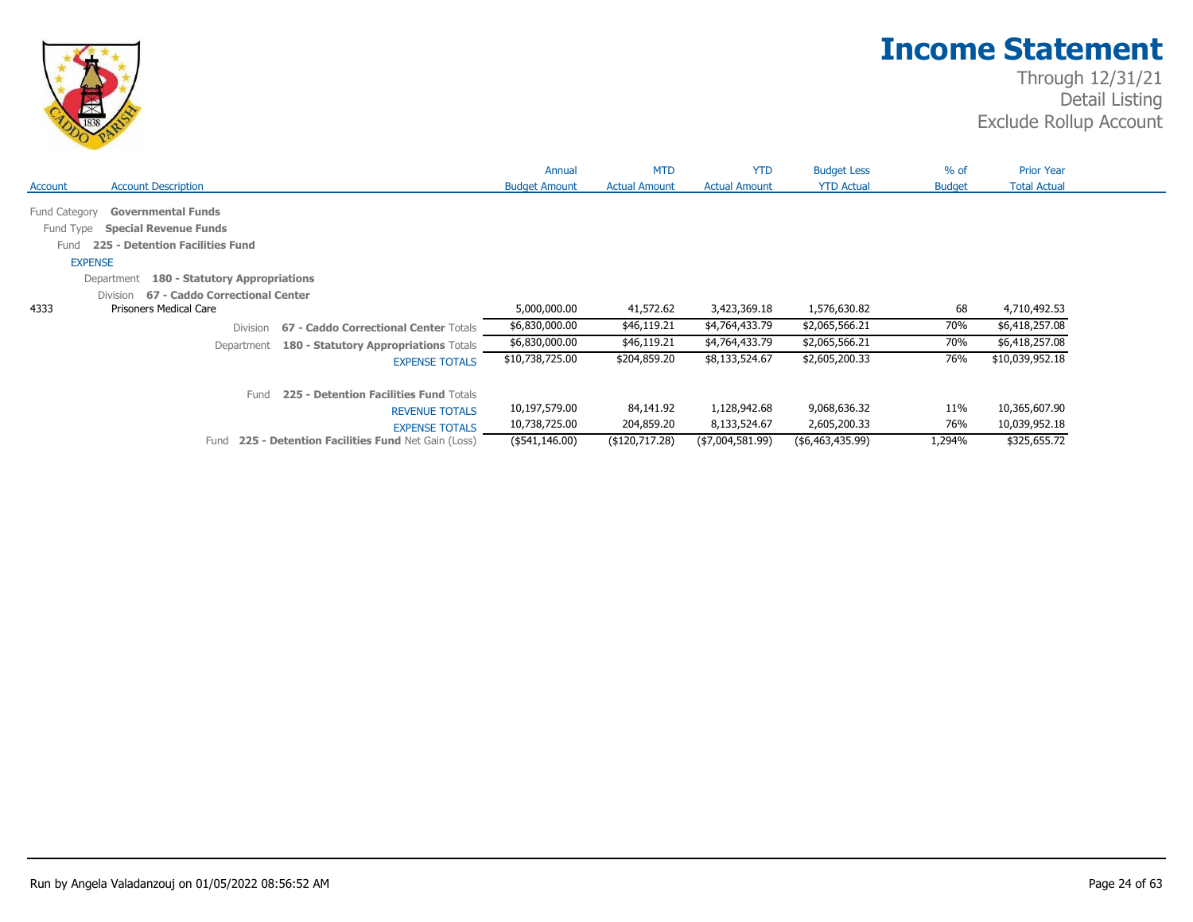# Income Statement

Through 12/31/21
Detail Listing
Exclude Rollup Account

| Account | Account Description | Annual Budget Amount | MTD Actual Amount | YTD Actual Amount | Budget Less YTD Actual | % of Budget | Prior Year Total Actual |
|---|---|---|---|---|---|---|---|
| Fund Category | **Governmental Funds** | | | | | | |
| Fund Type | **Special Revenue Funds** | | | | | | |
| Fund | **225 - Detention Facilities Fund** | | | | | | |
| EXPENSE | | | | | | | |
| Department | **180 - Statutory Appropriations** | | | | | | |
| Division | **67 - Caddo Correctional Center** | | | | | | |
| 4333 | Prisoners Medical Care | 5,000,000.00 | 41,572.62 | 3,423,369.18 | 1,576,630.82 | 68 | 4,710,492.53 |
| | Division **67 - Caddo Correctional Center** Totals | $6,830,000.00 | $46,119.21 | $4,764,433.79 | $2,065,566.21 | 70% | $6,418,257.08 |
| | Department **180 - Statutory Appropriations** Totals | $6,830,000.00 | $46,119.21 | $4,764,433.79 | $2,065,566.21 | 70% | $6,418,257.08 |
| | EXPENSE TOTALS | $10,738,725.00 | $204,859.20 | $8,133,524.67 | $2,605,200.33 | 76% | $10,039,952.18 |
| | Fund **225 - Detention Facilities Fund** Totals | | | | | | |
| | REVENUE TOTALS | 10,197,579.00 | 84,141.92 | 1,128,942.68 | 9,068,636.32 | 11% | 10,365,607.90 |
| | EXPENSE TOTALS | 10,738,725.00 | 204,859.20 | 8,133,524.67 | 2,605,200.33 | 76% | 10,039,952.18 |
| | Fund **225 - Detention Facilities Fund** Net Gain (Loss) | ($541,146.00) | ($120,717.28) | ($7,004,581.99) | ($6,463,435.99) | 1,294% | $325,655.72 |

Run by Angela Valadanzouj on 01/05/2022 08:56:52 AM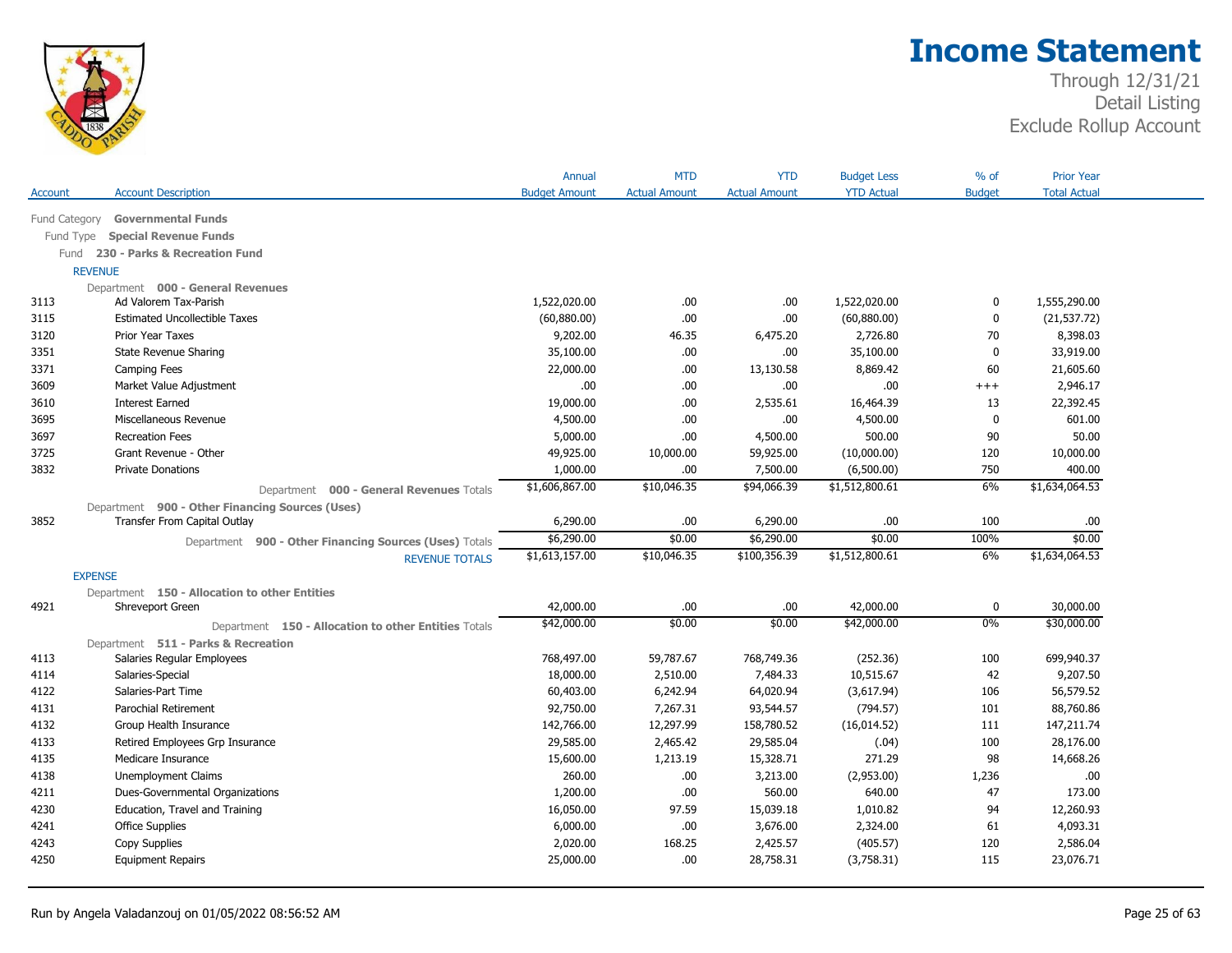# Income Statement

Through 12/31/21
Detail Listing
Exclude Rollup Account

| Account | Account Description | Annual Budget Amount | MTD Actual Amount | YTD Actual Amount | Budget Less YTD Actual | % of Budget | Prior Year Total Actual |
|---|---|---|---|---|---|---|---|
| Fund Category | **Governmental Funds** | | | | | | |
| Fund Type | **Special Revenue Funds** | | | | | | |
| Fund | **230 - Parks & Recreation Fund** | | | | | | |
| | REVENUE | | | | | | |
| | Department **000 - General Revenues** | | | | | | |
| 3113 | Ad Valorem Tax-Parish | 1,522,020.00 | .00 | .00 | 1,522,020.00 | 0 | 1,555,290.00 |
| 3115 | Estimated Uncollectible Taxes | (60,880.00) | .00 | .00 | (60,880.00) | 0 | (21,537.72) |
| 3120 | Prior Year Taxes | 9,202.00 | 46.35 | 6,475.20 | 2,726.80 | 70 | 8,398.03 |
| 3351 | State Revenue Sharing | 35,100.00 | .00 | .00 | 35,100.00 | 0 | 33,919.00 |
| 3371 | Camping Fees | 22,000.00 | .00 | 13,130.58 | 8,869.42 | 60 | 21,605.60 |
| 3609 | Market Value Adjustment | .00 | .00 | .00 | .00 | +++ | 2,946.17 |
| 3610 | Interest Earned | 19,000.00 | .00 | 2,535.61 | 16,464.39 | 13 | 22,392.45 |
| 3695 | Miscellaneous Revenue | 4,500.00 | .00 | .00 | 4,500.00 | 0 | 601.00 |
| 3697 | Recreation Fees | 5,000.00 | .00 | 4,500.00 | 500.00 | 90 | 50.00 |
| 3725 | Grant Revenue - Other | 49,925.00 | 10,000.00 | 59,925.00 | (10,000.00) | 120 | 10,000.00 |
| 3832 | Private Donations | 1,000.00 | .00 | 7,500.00 | (6,500.00) | 750 | 400.00 |
| | Department **000 - General Revenues** Totals | $1,606,867.00 | $10,046.35 | $94,066.39 | $1,512,800.61 | 6% | $1,634,064.53 |
| | Department **900 - Other Financing Sources (Uses)** | | | | | | |
| 3852 | Transfer From Capital Outlay | 6,290.00 | .00 | 6,290.00 | .00 | 100 | .00 |
| | Department **900 - Other Financing Sources (Uses)** Totals | $6,290.00 | $0.00 | $6,290.00 | $0.00 | 100% | $0.00 |
| | REVENUE TOTALS | $1,613,157.00 | $10,046.35 | $100,356.39 | $1,512,800.61 | 6% | $1,634,064.53 |
| | EXPENSE | | | | | | |
| | Department **150 - Allocation to other Entities** | | | | | | |
| 4921 | Shreveport Green | 42,000.00 | .00 | .00 | 42,000.00 | 0 | 30,000.00 |
| | Department **150 - Allocation to other Entities** Totals | $42,000.00 | $0.00 | $0.00 | $42,000.00 | 0% | $30,000.00 |
| | Department **511 - Parks & Recreation** | | | | | | |
| 4113 | Salaries Regular Employees | 768,497.00 | 59,787.67 | 768,749.36 | (252.36) | 100 | 699,940.37 |
| 4114 | Salaries-Special | 18,000.00 | 2,510.00 | 7,484.33 | 10,515.67 | 42 | 9,207.50 |
| 4122 | Salaries-Part Time | 60,403.00 | 6,242.94 | 64,020.94 | (3,617.94) | 106 | 56,579.52 |
| 4131 | Parochial Retirement | 92,750.00 | 7,267.31 | 93,544.57 | (794.57) | 101 | 88,760.86 |
| 4132 | Group Health Insurance | 142,766.00 | 12,297.99 | 158,780.52 | (16,014.52) | 111 | 147,211.74 |
| 4133 | Retired Employees Grp Insurance | 29,585.00 | 2,465.42 | 29,585.04 | (.04) | 100 | 28,176.00 |
| 4135 | Medicare Insurance | 15,600.00 | 1,213.19 | 15,328.71 | 271.29 | 98 | 14,668.26 |
| 4138 | Unemployment Claims | 260.00 | .00 | 3,213.00 | (2,953.00) | 1,236 | .00 |
| 4211 | Dues-Governmental Organizations | 1,200.00 | .00 | 560.00 | 640.00 | 47 | 173.00 |
| 4230 | Education, Travel and Training | 16,050.00 | 97.59 | 15,039.18 | 1,010.82 | 94 | 12,260.93 |
| 4241 | Office Supplies | 6,000.00 | .00 | 3,676.00 | 2,324.00 | 61 | 4,093.31 |
| 4243 | Copy Supplies | 2,020.00 | 168.25 | 2,425.57 | (405.57) | 120 | 2,586.04 |
| 4250 | Equipment Repairs | 25,000.00 | .00 | 28,758.31 | (3,758.31) | 115 | 23,076.71 |

Run by Angela Valadanzouj on 01/05/2022 08:56:52 AM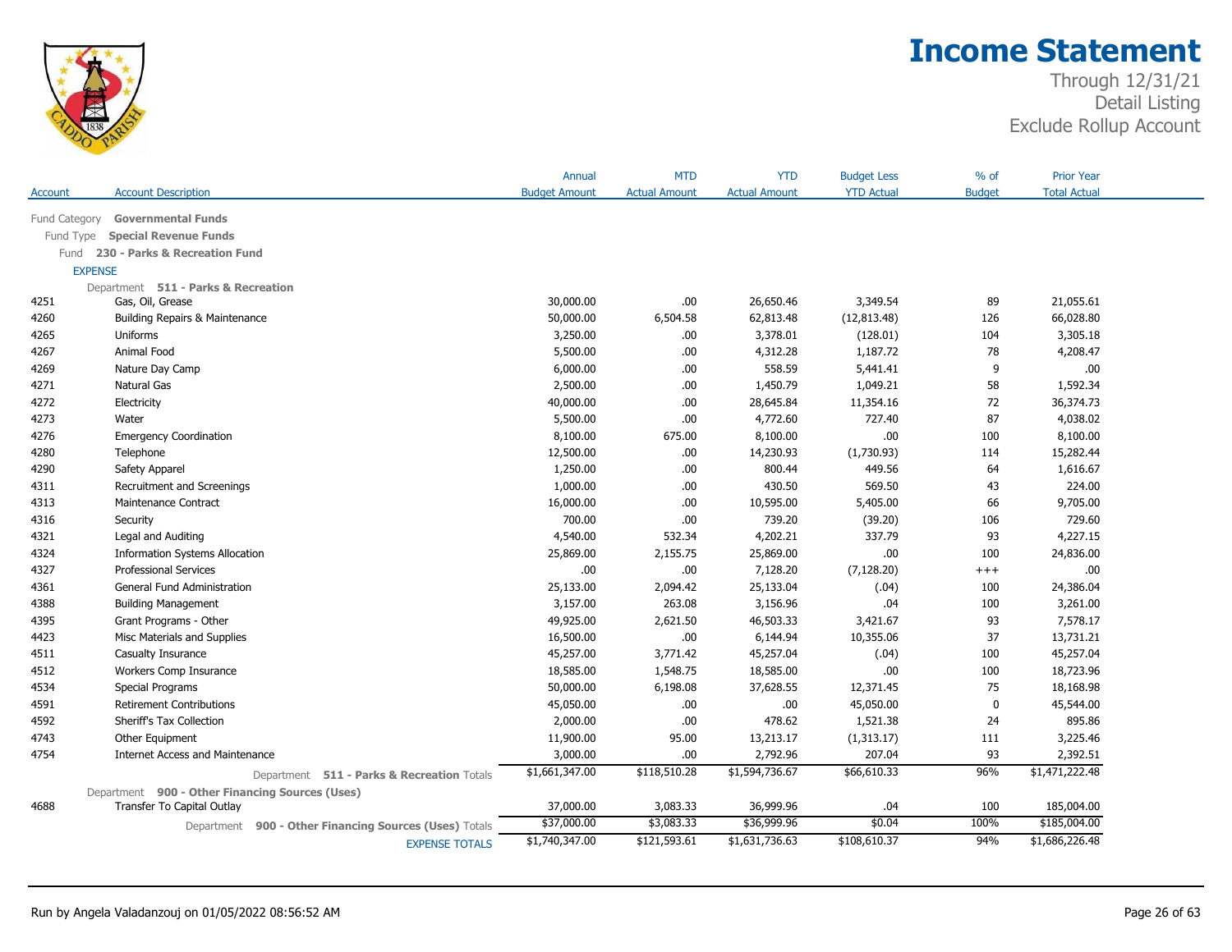# Income Statement

Through 12/31/21
Detail Listing
Exclude Rollup Account

| Account | Account Description | Annual Budget Amount | MTD Actual Amount | YTD Actual Amount | Budget Less YTD Actual | % of Budget | Prior Year Total Actual |
|---|---|---|---|---|---|---|---|
| Fund Category | **Governmental Funds** | | | | | | |
| Fund Type | **Special Revenue Funds** | | | | | | |
| Fund | **230 - Parks & Recreation Fund** | | | | | | |
| EXPENSE | | | | | | | |
| Department | **511 - Parks & Recreation** | | | | | | |
| 4251 | Gas, Oil, Grease | 30,000.00 | .00 | 26,650.46 | 3,349.54 | 89 | 21,055.61 |
| 4260 | Building Repairs & Maintenance | 50,000.00 | 6,504.58 | 62,813.48 | (12,813.48) | 126 | 66,028.80 |
| 4265 | Uniforms | 3,250.00 | .00 | 3,378.01 | (128.01) | 104 | 3,305.18 |
| 4267 | Animal Food | 5,500.00 | .00 | 4,312.28 | 1,187.72 | 78 | 4,208.47 |
| 4269 | Nature Day Camp | 6,000.00 | .00 | 558.59 | 5,441.41 | 9 | .00 |
| 4271 | Natural Gas | 2,500.00 | .00 | 1,450.79 | 1,049.21 | 58 | 1,592.34 |
| 4272 | Electricity | 40,000.00 | .00 | 28,645.84 | 11,354.16 | 72 | 36,374.73 |
| 4273 | Water | 5,500.00 | .00 | 4,772.60 | 727.40 | 87 | 4,038.02 |
| 4276 | Emergency Coordination | 8,100.00 | 675.00 | 8,100.00 | .00 | 100 | 8,100.00 |
| 4280 | Telephone | 12,500.00 | .00 | 14,230.93 | (1,730.93) | 114 | 15,282.44 |
| 4290 | Safety Apparel | 1,250.00 | .00 | 800.44 | 449.56 | 64 | 1,616.67 |
| 4311 | Recruitment and Screenings | 1,000.00 | .00 | 430.50 | 569.50 | 43 | 224.00 |
| 4313 | Maintenance Contract | 16,000.00 | .00 | 10,595.00 | 5,405.00 | 66 | 9,705.00 |
| 4316 | Security | 700.00 | .00 | 739.20 | (39.20) | 106 | 729.60 |
| 4321 | Legal and Auditing | 4,540.00 | 532.34 | 4,202.21 | 337.79 | 93 | 4,227.15 |
| 4324 | Information Systems Allocation | 25,869.00 | 2,155.75 | 25,869.00 | .00 | 100 | 24,836.00 |
| 4327 | Professional Services | .00 | .00 | 7,128.20 | (7,128.20) | +++ | .00 |
| 4361 | General Fund Administration | 25,133.00 | 2,094.42 | 25,133.04 | (.04) | 100 | 24,386.04 |
| 4388 | Building Management | 3,157.00 | 263.08 | 3,156.96 | .04 | 100 | 3,261.00 |
| 4395 | Grant Programs - Other | 49,925.00 | 2,621.50 | 46,503.33 | 3,421.67 | 93 | 7,578.17 |
| 4423 | Misc Materials and Supplies | 16,500.00 | .00 | 6,144.94 | 10,355.06 | 37 | 13,731.21 |
| 4511 | Casualty Insurance | 45,257.00 | 3,771.42 | 45,257.04 | (.04) | 100 | 45,257.04 |
| 4512 | Workers Comp Insurance | 18,585.00 | 1,548.75 | 18,585.00 | .00 | 100 | 18,723.96 |
| 4534 | Special Programs | 50,000.00 | 6,198.08 | 37,628.55 | 12,371.45 | 75 | 18,168.98 |
| 4591 | Retirement Contributions | 45,050.00 | .00 | .00 | 45,050.00 | 0 | 45,544.00 |
| 4592 | Sheriff's Tax Collection | 2,000.00 | .00 | 478.62 | 1,521.38 | 24 | 895.86 |
| 4743 | Other Equipment | 11,900.00 | 95.00 | 13,213.17 | (1,313.17) | 111 | 3,225.46 |
| 4754 | Internet Access and Maintenance | 3,000.00 | .00 | 2,792.96 | 207.04 | 93 | 2,392.51 |
| | Department **511 - Parks & Recreation** Totals | $1,661,347.00 | $118,510.28 | $1,594,736.67 | $66,610.33 | 96% | $1,471,222.48 |
| Department | **900 - Other Financing Sources (Uses)** | | | | | | |
| 4688 | Transfer To Capital Outlay | 37,000.00 | 3,083.33 | 36,999.96 | .04 | 100 | 185,004.00 |
| | Department **900 - Other Financing Sources (Uses)** Totals | $37,000.00 | $3,083.33 | $36,999.96 | $0.04 | 100% | $185,004.00 |
| | EXPENSE TOTALS | $1,740,347.00 | $121,593.61 | $1,631,736.63 | $108,610.37 | 94% | $1,686,226.48 |

Run by Angela Valadanzouj on 01/05/2022 08:56:52 AM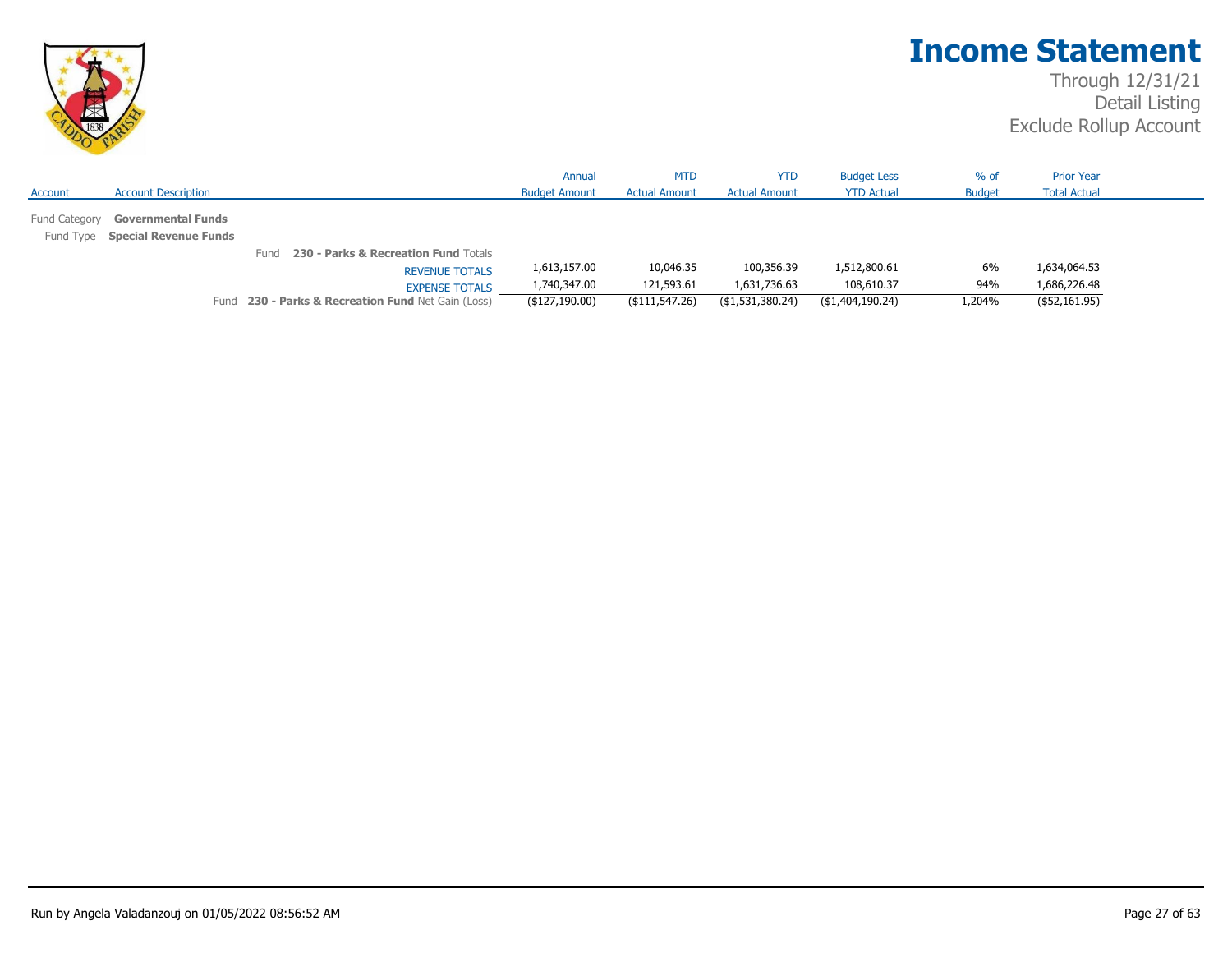# Income Statement

Through 12/31/21
Detail Listing
Exclude Rollup Account

| Account | Account Description | Annual Budget Amount | MTD Actual Amount | YTD Actual Amount | Budget Less YTD Actual | % of Budget | Prior Year Total Actual |
|---|---|---|---|---|---|---|---|
| Fund Category | **Governmental Funds** | | | | | | |
| Fund Type | **Special Revenue Funds** | | | | | | |
| | Fund **230 - Parks & Recreation Fund** Totals | | | | | | |
| | REVENUE TOTALS | 1,613,157.00 | 10,046.35 | 100,356.39 | 1,512,800.61 | 6% | 1,634,064.53 |
| | EXPENSE TOTALS | 1,740,347.00 | 121,593.61 | 1,631,736.63 | 108,610.37 | 94% | 1,686,226.48 |
| | Fund **230 - Parks & Recreation Fund** Net Gain (Loss) | ($127,190.00) | ($111,547.26) | ($1,531,380.24) | ($1,404,190.24) | 1,204% | ($52,161.95) |

Run by Angela Valadanzouj on 01/05/2022 08:56:52 AM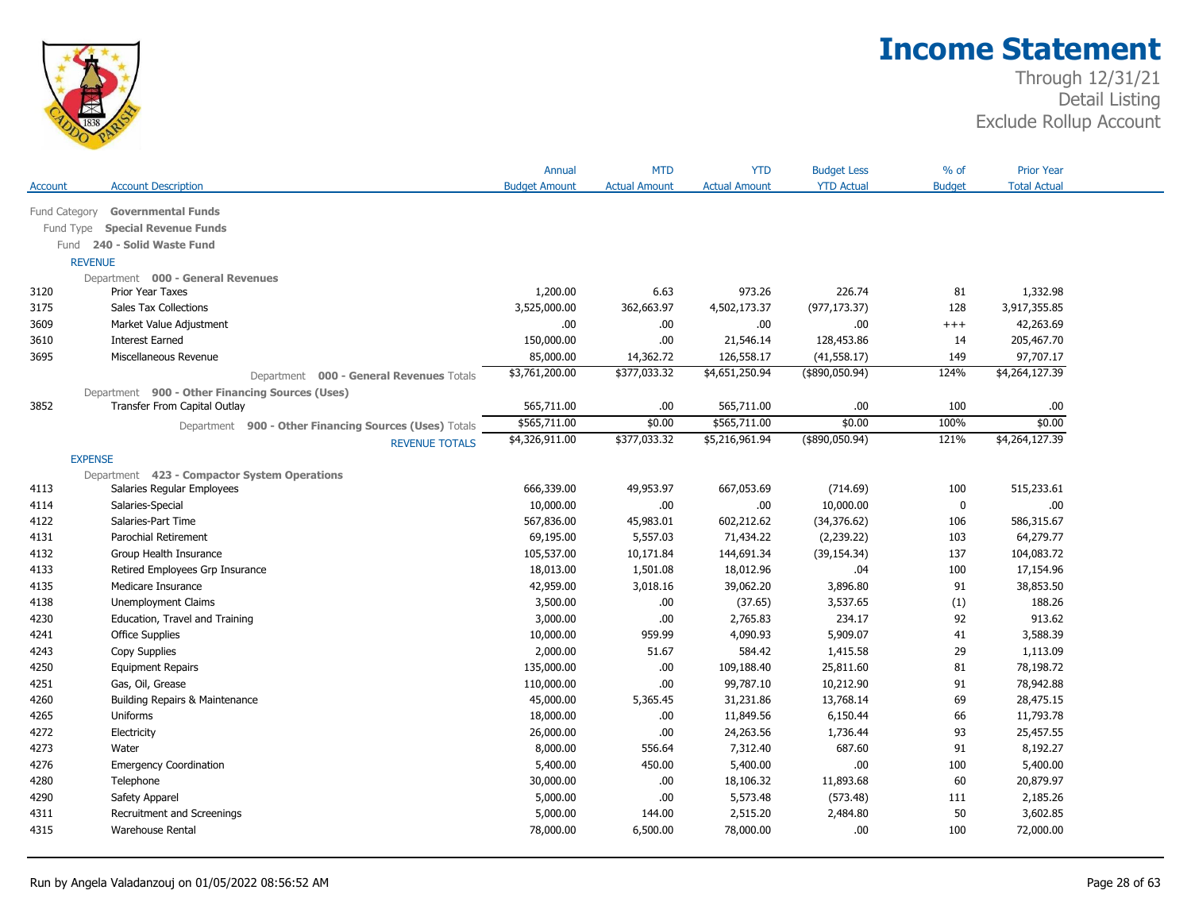# Income Statement

Through 12/31/21
Detail Listing
Exclude Rollup Account

| Account | Account Description | Annual Budget Amount | MTD Actual Amount | YTD Actual Amount | Budget Less YTD Actual | % of Budget | Prior Year Total Actual |
|---|---|---|---|---|---|---|---|
| Fund Category | **Governmental Funds** | | | | | | |
| Fund Type | **Special Revenue Funds** | | | | | | |
| Fund | **240 - Solid Waste Fund** | | | | | | |
| REVENUE | | | | | | | |
| | Department **000 - General Revenues** | | | | | | |
| 3120 | Prior Year Taxes | 1,200.00 | 6.63 | 973.26 | 226.74 | 81 | 1,332.98 |
| 3175 | Sales Tax Collections | 3,525,000.00 | 362,663.97 | 4,502,173.37 | (977,173.37) | 128 | 3,917,355.85 |
| 3609 | Market Value Adjustment | .00 | .00 | .00 | .00 | +++ | 42,263.69 |
| 3610 | Interest Earned | 150,000.00 | .00 | 21,546.14 | 128,453.86 | 14 | 205,467.70 |
| 3695 | Miscellaneous Revenue | 85,000.00 | 14,362.72 | 126,558.17 | (41,558.17) | 149 | 97,707.17 |
| | Department **000 - General Revenues** Totals | $3,761,200.00 | $377,033.32 | $4,651,250.94 | ($890,050.94) | 124% | $4,264,127.39 |
| | Department **900 - Other Financing Sources (Uses)** | | | | | | |
| 3852 | Transfer From Capital Outlay | 565,711.00 | .00 | 565,711.00 | .00 | 100 | .00 |
| | Department **900 - Other Financing Sources (Uses)** Totals | $565,711.00 | $0.00 | $565,711.00 | $0.00 | 100% | $0.00 |
| | REVENUE TOTALS | $4,326,911.00 | $377,033.32 | $5,216,961.94 | ($890,050.94) | 121% | $4,264,127.39 |
| EXPENSE | | | | | | | |
| | Department **423 - Compactor System Operations** | | | | | | |
| 4113 | Salaries Regular Employees | 666,339.00 | 49,953.97 | 667,053.69 | (714.69) | 100 | 515,233.61 |
| 4114 | Salaries-Special | 10,000.00 | .00 | .00 | 10,000.00 | 0 | .00 |
| 4122 | Salaries-Part Time | 567,836.00 | 45,983.01 | 602,212.62 | (34,376.62) | 106 | 586,315.67 |
| 4131 | Parochial Retirement | 69,195.00 | 5,557.03 | 71,434.22 | (2,239.22) | 103 | 64,279.77 |
| 4132 | Group Health Insurance | 105,537.00 | 10,171.84 | 144,691.34 | (39,154.34) | 137 | 104,083.72 |
| 4133 | Retired Employees Grp Insurance | 18,013.00 | 1,501.08 | 18,012.96 | .04 | 100 | 17,154.96 |
| 4135 | Medicare Insurance | 42,959.00 | 3,018.16 | 39,062.20 | 3,896.80 | 91 | 38,853.50 |
| 4138 | Unemployment Claims | 3,500.00 | .00 | (37.65) | 3,537.65 | (1) | 188.26 |
| 4230 | Education, Travel and Training | 3,000.00 | .00 | 2,765.83 | 234.17 | 92 | 913.62 |
| 4241 | Office Supplies | 10,000.00 | 959.99 | 4,090.93 | 5,909.07 | 41 | 3,588.39 |
| 4243 | Copy Supplies | 2,000.00 | 51.67 | 584.42 | 1,415.58 | 29 | 1,113.09 |
| 4250 | Equipment Repairs | 135,000.00 | .00 | 109,188.40 | 25,811.60 | 81 | 78,198.72 |
| 4251 | Gas, Oil, Grease | 110,000.00 | .00 | 99,787.10 | 10,212.90 | 91 | 78,942.88 |
| 4260 | Building Repairs & Maintenance | 45,000.00 | 5,365.45 | 31,231.86 | 13,768.14 | 69 | 28,475.15 |
| 4265 | Uniforms | 18,000.00 | .00 | 11,849.56 | 6,150.44 | 66 | 11,793.78 |
| 4272 | Electricity | 26,000.00 | .00 | 24,263.56 | 1,736.44 | 93 | 25,457.55 |
| 4273 | Water | 8,000.00 | 556.64 | 7,312.40 | 687.60 | 91 | 8,192.27 |
| 4276 | Emergency Coordination | 5,400.00 | 450.00 | 5,400.00 | .00 | 100 | 5,400.00 |
| 4280 | Telephone | 30,000.00 | .00 | 18,106.32 | 11,893.68 | 60 | 20,879.97 |
| 4290 | Safety Apparel | 5,000.00 | .00 | 5,573.48 | (573.48) | 111 | 2,185.26 |
| 4311 | Recruitment and Screenings | 5,000.00 | 144.00 | 2,515.20 | 2,484.80 | 50 | 3,602.85 |
| 4315 | Warehouse Rental | 78,000.00 | 6,500.00 | 78,000.00 | .00 | 100 | 72,000.00 |

Run by Angela Valadanzouj on 01/05/2022 08:56:52 AM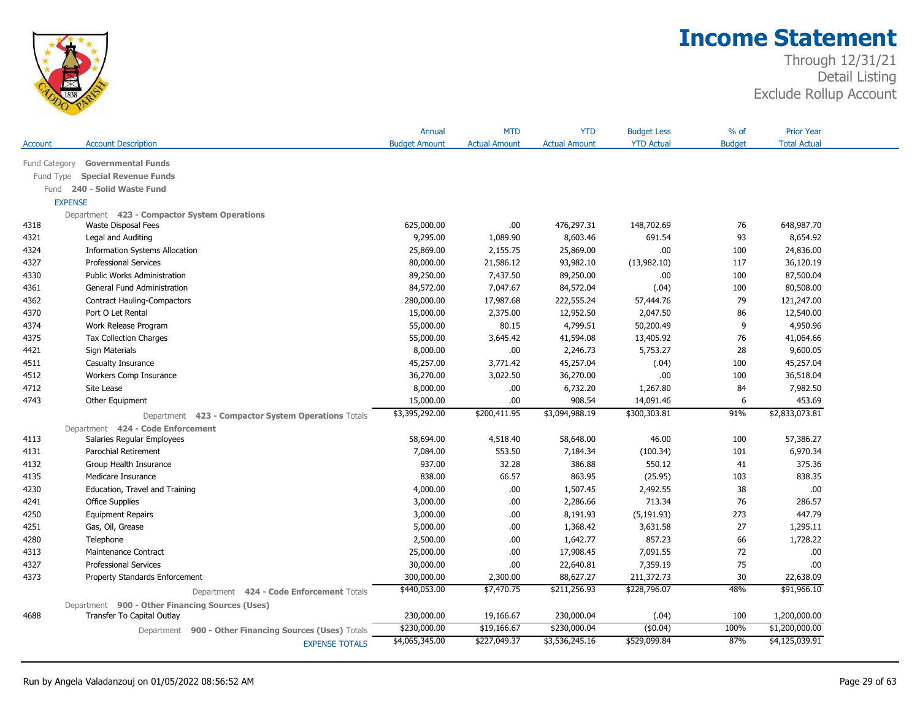# Income Statement

Through 12/31/21
Detail Listing
Exclude Rollup Account

| Account | Account Description | Annual Budget Amount | MTD Actual Amount | YTD Actual Amount | Budget Less YTD Actual | % of Budget | Prior Year Total Actual |
|---|---|---|---|---|---|---|---|
| Fund Category | **Governmental Funds** | | | | | | |
| Fund Type | **Special Revenue Funds** | | | | | | |
| Fund | **240 - Solid Waste Fund** | | | | | | |
| EXPENSE | | | | | | | |
| Department | **423 - Compactor System Operations** | | | | | | |
| 4318 | Waste Disposal Fees | 625,000.00 | .00 | 476,297.31 | 148,702.69 | 76 | 648,987.70 |
| 4321 | Legal and Auditing | 9,295.00 | 1,089.90 | 8,603.46 | 691.54 | 93 | 8,654.92 |
| 4324 | Information Systems Allocation | 25,869.00 | 2,155.75 | 25,869.00 | .00 | 100 | 24,836.00 |
| 4327 | Professional Services | 80,000.00 | 21,586.12 | 93,982.10 | (13,982.10) | 117 | 36,120.19 |
| 4330 | Public Works Administration | 89,250.00 | 7,437.50 | 89,250.00 | .00 | 100 | 87,500.04 |
| 4361 | General Fund Administration | 84,572.00 | 7,047.67 | 84,572.04 | (.04) | 100 | 80,508.00 |
| 4362 | Contract Hauling-Compactors | 280,000.00 | 17,987.68 | 222,555.24 | 57,444.76 | 79 | 121,247.00 |
| 4370 | Port O Let Rental | 15,000.00 | 2,375.00 | 12,952.50 | 2,047.50 | 86 | 12,540.00 |
| 4374 | Work Release Program | 55,000.00 | 80.15 | 4,799.51 | 50,200.49 | 9 | 4,950.96 |
| 4375 | Tax Collection Charges | 55,000.00 | 3,645.42 | 41,594.08 | 13,405.92 | 76 | 41,064.66 |
| 4421 | Sign Materials | 8,000.00 | .00 | 2,246.73 | 5,753.27 | 28 | 9,600.05 |
| 4511 | Casualty Insurance | 45,257.00 | 3,771.42 | 45,257.04 | (.04) | 100 | 45,257.04 |
| 4512 | Workers Comp Insurance | 36,270.00 | 3,022.50 | 36,270.00 | .00 | 100 | 36,518.04 |
| 4712 | Site Lease | 8,000.00 | .00 | 6,732.20 | 1,267.80 | 84 | 7,982.50 |
| 4743 | Other Equipment | 15,000.00 | .00 | 908.54 | 14,091.46 | 6 | 453.69 |
| | Department **423 - Compactor System Operations** Totals | $3,395,292.00 | $200,411.95 | $3,094,988.19 | $300,303.81 | 91% | $2,833,073.81 |
| Department | **424 - Code Enforcement** | | | | | | |
| 4113 | Salaries Regular Employees | 58,694.00 | 4,518.40 | 58,648.00 | 46.00 | 100 | 57,386.27 |
| 4131 | Parochial Retirement | 7,084.00 | 553.50 | 7,184.34 | (100.34) | 101 | 6,970.34 |
| 4132 | Group Health Insurance | 937.00 | 32.28 | 386.88 | 550.12 | 41 | 375.36 |
| 4135 | Medicare Insurance | 838.00 | 66.57 | 863.95 | (25.95) | 103 | 838.35 |
| 4230 | Education, Travel and Training | 4,000.00 | .00 | 1,507.45 | 2,492.55 | 38 | .00 |
| 4241 | Office Supplies | 3,000.00 | .00 | 2,286.66 | 713.34 | 76 | 286.57 |
| 4250 | Equipment Repairs | 3,000.00 | .00 | 8,191.93 | (5,191.93) | 273 | 447.79 |
| 4251 | Gas, Oil, Grease | 5,000.00 | .00 | 1,368.42 | 3,631.58 | 27 | 1,295.11 |
| 4280 | Telephone | 2,500.00 | .00 | 1,642.77 | 857.23 | 66 | 1,728.22 |
| 4313 | Maintenance Contract | 25,000.00 | .00 | 17,908.45 | 7,091.55 | 72 | .00 |
| 4327 | Professional Services | 30,000.00 | .00 | 22,640.81 | 7,359.19 | 75 | .00 |
| 4373 | Property Standards Enforcement | 300,000.00 | 2,300.00 | 88,627.27 | 211,372.73 | 30 | 22,638.09 |
| | Department **424 - Code Enforcement** Totals | $440,053.00 | $7,470.75 | $211,256.93 | $228,796.07 | 48% | $91,966.10 |
| Department | **900 - Other Financing Sources (Uses)** | | | | | | |
| 4688 | Transfer To Capital Outlay | 230,000.00 | 19,166.67 | 230,000.04 | (.04) | 100 | 1,200,000.00 |
| | Department **900 - Other Financing Sources (Uses)** Totals | $230,000.00 | $19,166.67 | $230,000.04 | ($0.04) | 100% | $1,200,000.00 |
| | EXPENSE TOTALS | $4,065,345.00 | $227,049.37 | $3,536,245.16 | $529,099.84 | 87% | $4,125,039.91 |

Run by Angela Valadanzouj on 01/05/2022 08:56:52 AM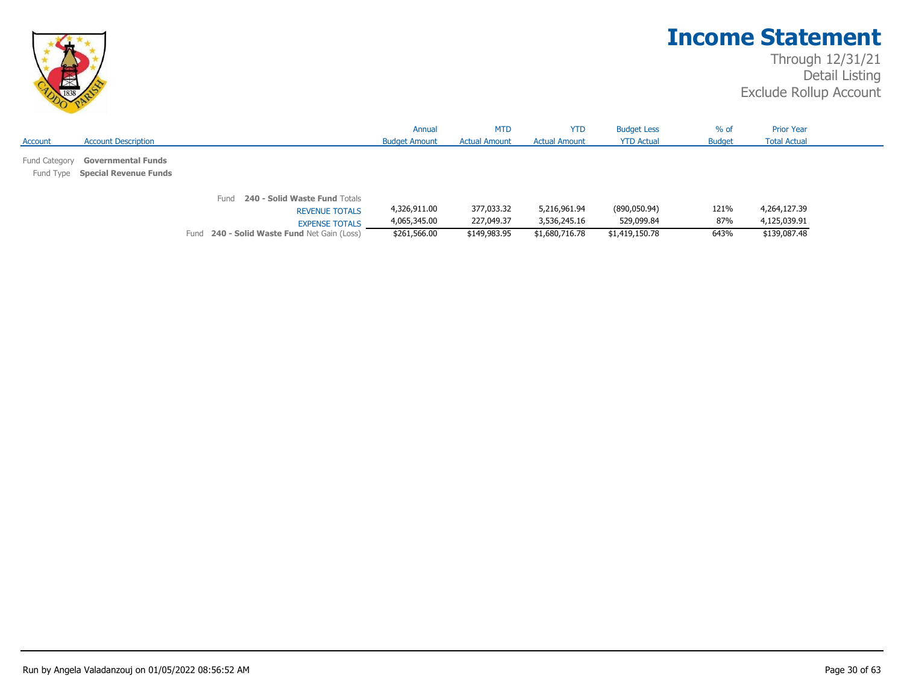# Income Statement

Through 12/31/21
Detail Listing
Exclude Rollup Account

| Account | Account Description | Annual Budget Amount | MTD Actual Amount | YTD Actual Amount | Budget Less YTD Actual | % of Budget | Prior Year Total Actual |
|---|---|---|---|---|---|---|---|
| Fund Category | **Governmental Funds** | | | | | | |
| Fund Type | **Special Revenue Funds** | | | | | | |
| | Fund **240 - Solid Waste Fund** Totals | | | | | | |
| | REVENUE TOTALS | 4,326,911.00 | 377,033.32 | 5,216,961.94 | (890,050.94) | 121% | 4,264,127.39 |
| | EXPENSE TOTALS | 4,065,345.00 | 227,049.37 | 3,536,245.16 | 529,099.84 | 87% | 4,125,039.91 |
| | Fund **240 - Solid Waste Fund** Net Gain (Loss) | $261,566.00 | $149,983.95 | $1,680,716.78 | $1,419,150.78 | 643% | $139,087.48 |

Run by Angela Valadanzouj on 01/05/2022 08:56:52 AM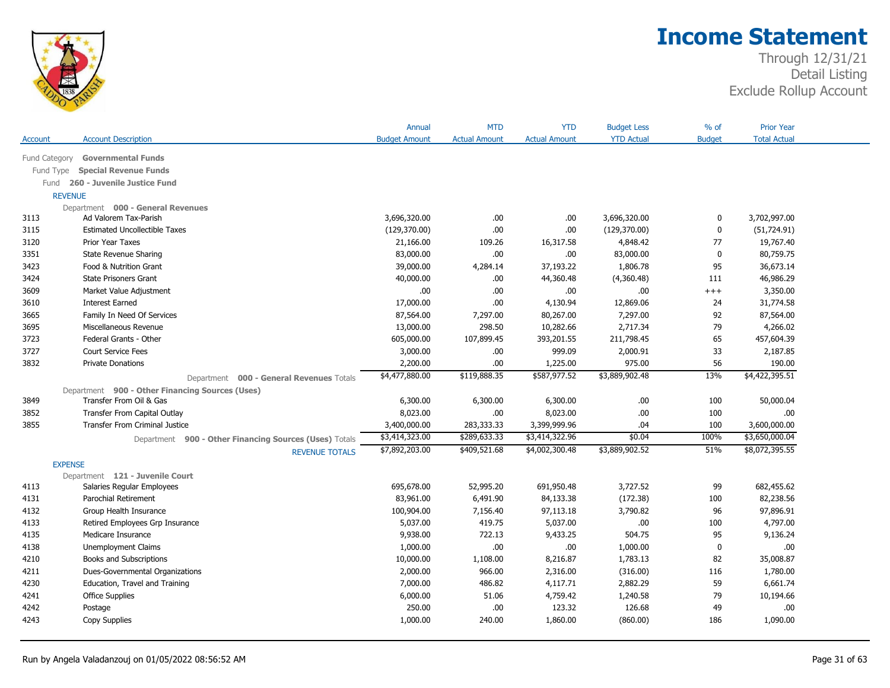# Income Statement

Through 12/31/21
Detail Listing
Exclude Rollup Account

| Account | Account Description | Annual Budget Amount | MTD Actual Amount | YTD Actual Amount | Budget Less YTD Actual | % of Budget | Prior Year Total Actual |
|---|---|---|---|---|---|---|---|
| Fund Category | **Governmental Funds** | | | | | | |
| Fund Type | **Special Revenue Funds** | | | | | | |
| Fund | **260 - Juvenile Justice Fund** | | | | | | |
| REVENUE | | | | | | | |
| Department | **000 - General Revenues** | | | | | | |
| 3113 | Ad Valorem Tax-Parish | 3,696,320.00 | .00 | .00 | 3,696,320.00 | 0 | 3,702,997.00 |
| 3115 | Estimated Uncollectible Taxes | (129,370.00) | .00 | .00 | (129,370.00) | 0 | (51,724.91) |
| 3120 | Prior Year Taxes | 21,166.00 | 109.26 | 16,317.58 | 4,848.42 | 77 | 19,767.40 |
| 3351 | State Revenue Sharing | 83,000.00 | .00 | .00 | 83,000.00 | 0 | 80,759.75 |
| 3423 | Food & Nutrition Grant | 39,000.00 | 4,284.14 | 37,193.22 | 1,806.78 | 95 | 36,673.14 |
| 3424 | State Prisoners Grant | 40,000.00 | .00 | 44,360.48 | (4,360.48) | 111 | 46,986.29 |
| 3609 | Market Value Adjustment | .00 | .00 | .00 | .00 | +++ | 3,350.00 |
| 3610 | Interest Earned | 17,000.00 | .00 | 4,130.94 | 12,869.06 | 24 | 31,774.58 |
| 3665 | Family In Need Of Services | 87,564.00 | 7,297.00 | 80,267.00 | 7,297.00 | 92 | 87,564.00 |
| 3695 | Miscellaneous Revenue | 13,000.00 | 298.50 | 10,282.66 | 2,717.34 | 79 | 4,266.02 |
| 3723 | Federal Grants - Other | 605,000.00 | 107,899.45 | 393,201.55 | 211,798.45 | 65 | 457,604.39 |
| 3727 | Court Service Fees | 3,000.00 | .00 | 999.09 | 2,000.91 | 33 | 2,187.85 |
| 3832 | Private Donations | 2,200.00 | .00 | 1,225.00 | 975.00 | 56 | 190.00 |
| | Department **000 - General Revenues** Totals | $4,477,880.00 | $119,888.35 | $587,977.52 | $3,889,902.48 | 13% | $4,422,395.51 |
| Department | **900 - Other Financing Sources (Uses)** | | | | | | |
| 3849 | Transfer From Oil & Gas | 6,300.00 | 6,300.00 | 6,300.00 | .00 | 100 | 50,000.04 |
| 3852 | Transfer From Capital Outlay | 8,023.00 | .00 | 8,023.00 | .00 | 100 | .00 |
| 3855 | Transfer From Criminal Justice | 3,400,000.00 | 283,333.33 | 3,399,999.96 | .04 | 100 | 3,600,000.00 |
| | Department **900 - Other Financing Sources (Uses)** Totals | $3,414,323.00 | $289,633.33 | $3,414,322.96 | $0.04 | 100% | $3,650,000.04 |
| | REVENUE TOTALS | $7,892,203.00 | $409,521.68 | $4,002,300.48 | $3,889,902.52 | 51% | $8,072,395.55 |
| EXPENSE | | | | | | | |
| Department | **121 - Juvenile Court** | | | | | | |
| 4113 | Salaries Regular Employees | 695,678.00 | 52,995.20 | 691,950.48 | 3,727.52 | 99 | 682,455.62 |
| 4131 | Parochial Retirement | 83,961.00 | 6,491.90 | 84,133.38 | (172.38) | 100 | 82,238.56 |
| 4132 | Group Health Insurance | 100,904.00 | 7,156.40 | 97,113.18 | 3,790.82 | 96 | 97,896.91 |
| 4133 | Retired Employees Grp Insurance | 5,037.00 | 419.75 | 5,037.00 | .00 | 100 | 4,797.00 |
| 4135 | Medicare Insurance | 9,938.00 | 722.13 | 9,433.25 | 504.75 | 95 | 9,136.24 |
| 4138 | Unemployment Claims | 1,000.00 | .00 | .00 | 1,000.00 | 0 | .00 |
| 4210 | Books and Subscriptions | 10,000.00 | 1,108.00 | 8,216.87 | 1,783.13 | 82 | 35,008.87 |
| 4211 | Dues-Governmental Organizations | 2,000.00 | 966.00 | 2,316.00 | (316.00) | 116 | 1,780.00 |
| 4230 | Education, Travel and Training | 7,000.00 | 486.82 | 4,117.71 | 2,882.29 | 59 | 6,661.74 |
| 4241 | Office Supplies | 6,000.00 | 51.06 | 4,759.42 | 1,240.58 | 79 | 10,194.66 |
| 4242 | Postage | 250.00 | .00 | 123.32 | 126.68 | 49 | .00 |
| 4243 | Copy Supplies | 1,000.00 | 240.00 | 1,860.00 | (860.00) | 186 | 1,090.00 |

Run by Angela Valadanzouj on 01/05/2022 08:56:52 AM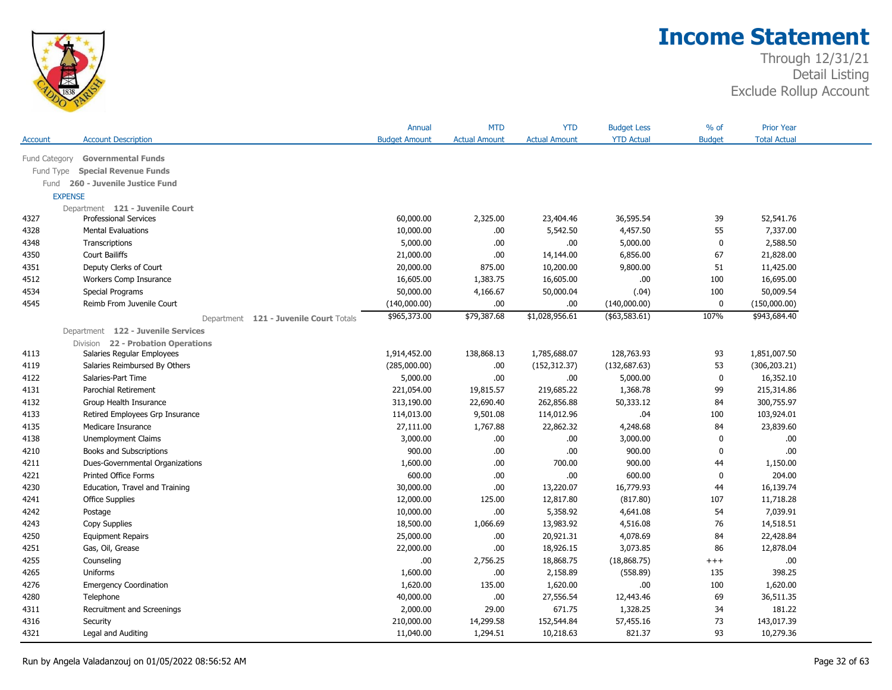# Income Statement

Through 12/31/21
Detail Listing
Exclude Rollup Account

| Account | Account Description | Annual Budget Amount | MTD Actual Amount | YTD Actual Amount | Budget Less YTD Actual | % of Budget | Prior Year Total Actual |
|---|---|---|---|---|---|---|---|
| Fund Category | **Governmental Funds** | | | | | | |
| Fund Type | **Special Revenue Funds** | | | | | | |
| Fund | **260 - Juvenile Justice Fund** | | | | | | |
| EXPENSE | | | | | | | |
| Department | **121 - Juvenile Court** | | | | | | |
| 4327 | Professional Services | 60,000.00 | 2,325.00 | 23,404.46 | 36,595.54 | 39 | 52,541.76 |
| 4328 | Mental Evaluations | 10,000.00 | .00 | 5,542.50 | 4,457.50 | 55 | 7,337.00 |
| 4348 | Transcriptions | 5,000.00 | .00 | .00 | 5,000.00 | 0 | 2,588.50 |
| 4350 | Court Bailiffs | 21,000.00 | .00 | 14,144.00 | 6,856.00 | 67 | 21,828.00 |
| 4351 | Deputy Clerks of Court | 20,000.00 | 875.00 | 10,200.00 | 9,800.00 | 51 | 11,425.00 |
| 4512 | Workers Comp Insurance | 16,605.00 | 1,383.75 | 16,605.00 | .00 | 100 | 16,695.00 |
| 4534 | Special Programs | 50,000.00 | 4,166.67 | 50,000.04 | (.04) | 100 | 50,009.54 |
| 4545 | Reimb From Juvenile Court | (140,000.00) | .00 | .00 | (140,000.00) | 0 | (150,000.00) |
| | Department **121 - Juvenile Court** Totals | $965,373.00 | $79,387.68 | $1,028,956.61 | ($63,583.61) | 107% | $943,684.40 |
| Department | **122 - Juvenile Services** | | | | | | |
| Division | **22 - Probation Operations** | | | | | | |
| 4113 | Salaries Regular Employees | 1,914,452.00 | 138,868.13 | 1,785,688.07 | 128,763.93 | 93 | 1,851,007.50 |
| 4119 | Salaries Reimbursed By Others | (285,000.00) | .00 | (152,312.37) | (132,687.63) | 53 | (306,203.21) |
| 4122 | Salaries-Part Time | 5,000.00 | .00 | .00 | 5,000.00 | 0 | 16,352.10 |
| 4131 | Parochial Retirement | 221,054.00 | 19,815.57 | 219,685.22 | 1,368.78 | 99 | 215,314.86 |
| 4132 | Group Health Insurance | 313,190.00 | 22,690.40 | 262,856.88 | 50,333.12 | 84 | 300,755.97 |
| 4133 | Retired Employees Grp Insurance | 114,013.00 | 9,501.08 | 114,012.96 | .04 | 100 | 103,924.01 |
| 4135 | Medicare Insurance | 27,111.00 | 1,767.88 | 22,862.32 | 4,248.68 | 84 | 23,839.60 |
| 4138 | Unemployment Claims | 3,000.00 | .00 | .00 | 3,000.00 | 0 | .00 |
| 4210 | Books and Subscriptions | 900.00 | .00 | .00 | 900.00 | 0 | .00 |
| 4211 | Dues-Governmental Organizations | 1,600.00 | .00 | 700.00 | 900.00 | 44 | 1,150.00 |
| 4221 | Printed Office Forms | 600.00 | .00 | .00 | 600.00 | 0 | 204.00 |
| 4230 | Education, Travel and Training | 30,000.00 | .00 | 13,220.07 | 16,779.93 | 44 | 16,139.74 |
| 4241 | Office Supplies | 12,000.00 | 125.00 | 12,817.80 | (817.80) | 107 | 11,718.28 |
| 4242 | Postage | 10,000.00 | .00 | 5,358.92 | 4,641.08 | 54 | 7,039.91 |
| 4243 | Copy Supplies | 18,500.00 | 1,066.69 | 13,983.92 | 4,516.08 | 76 | 14,518.51 |
| 4250 | Equipment Repairs | 25,000.00 | .00 | 20,921.31 | 4,078.69 | 84 | 22,428.84 |
| 4251 | Gas, Oil, Grease | 22,000.00 | .00 | 18,926.15 | 3,073.85 | 86 | 12,878.04 |
| 4255 | Counseling | .00 | 2,756.25 | 18,868.75 | (18,868.75) | +++ | .00 |
| 4265 | Uniforms | 1,600.00 | .00 | 2,158.89 | (558.89) | 135 | 398.25 |
| 4276 | Emergency Coordination | 1,620.00 | 135.00 | 1,620.00 | .00 | 100 | 1,620.00 |
| 4280 | Telephone | 40,000.00 | .00 | 27,556.54 | 12,443.46 | 69 | 36,511.35 |
| 4311 | Recruitment and Screenings | 2,000.00 | 29.00 | 671.75 | 1,328.25 | 34 | 181.22 |
| 4316 | Security | 210,000.00 | 14,299.58 | 152,544.84 | 57,455.16 | 73 | 143,017.39 |
| 4321 | Legal and Auditing | 11,040.00 | 1,294.51 | 10,218.63 | 821.37 | 93 | 10,279.36 |

Run by Angela Valadanzouj on 01/05/2022 08:56:52 AM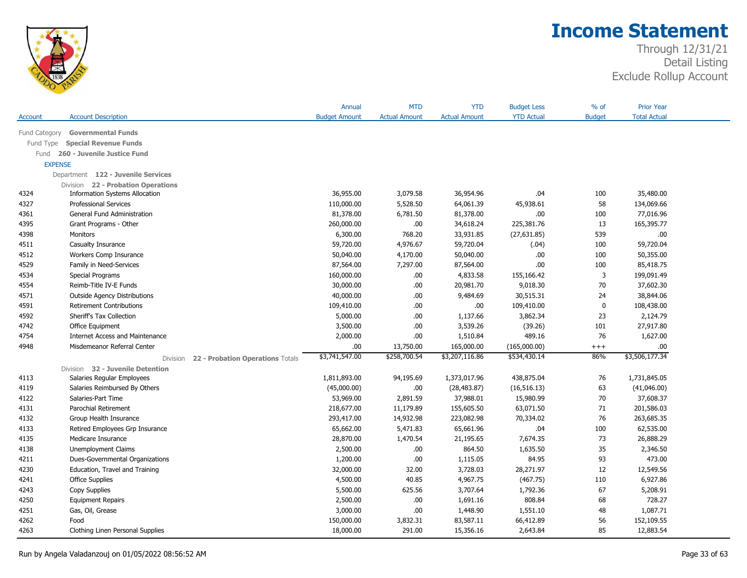# Income Statement

Through 12/31/21
Detail Listing
Exclude Rollup Account

| Account | Account Description | Annual Budget Amount | MTD Actual Amount | YTD Actual Amount | Budget Less YTD Actual | % of Budget | Prior Year Total Actual |
|---|---|---|---|---|---|---|---|
| Fund Category | **Governmental Funds** | | | | | | |
| Fund Type | **Special Revenue Funds** | | | | | | |
| Fund | **260 - Juvenile Justice Fund** | | | | | | |
| EXPENSE | | | | | | | |
| Department | **122 - Juvenile Services** | | | | | | |
| Division | **22 - Probation Operations** | | | | | | |
| 4324 | Information Systems Allocation | 36,955.00 | 3,079.58 | 36,954.96 | .04 | 100 | 35,480.00 |
| 4327 | Professional Services | 110,000.00 | 5,528.50 | 64,061.39 | 45,938.61 | 58 | 134,069.66 |
| 4361 | General Fund Administration | 81,378.00 | 6,781.50 | 81,378.00 | .00 | 100 | 77,016.96 |
| 4395 | Grant Programs - Other | 260,000.00 | .00 | 34,618.24 | 225,381.76 | 13 | 165,395.77 |
| 4398 | Monitors | 6,300.00 | 768.20 | 33,931.85 | (27,631.85) | 539 | .00 |
| 4511 | Casualty Insurance | 59,720.00 | 4,976.67 | 59,720.04 | (.04) | 100 | 59,720.04 |
| 4512 | Workers Comp Insurance | 50,040.00 | 4,170.00 | 50,040.00 | .00 | 100 | 50,355.00 |
| 4529 | Family in Need-Services | 87,564.00 | 7,297.00 | 87,564.00 | .00 | 100 | 85,418.75 |
| 4534 | Special Programs | 160,000.00 | .00 | 4,833.58 | 155,166.42 | 3 | 199,091.49 |
| 4554 | Reimb-Title IV-E Funds | 30,000.00 | .00 | 20,981.70 | 9,018.30 | 70 | 37,602.30 |
| 4571 | Outside Agency Distributions | 40,000.00 | .00 | 9,484.69 | 30,515.31 | 24 | 38,844.06 |
| 4591 | Retirement Contributions | 109,410.00 | .00 | .00 | 109,410.00 | 0 | 108,438.00 |
| 4592 | Sheriff's Tax Collection | 5,000.00 | .00 | 1,137.66 | 3,862.34 | 23 | 2,124.79 |
| 4742 | Office Equipment | 3,500.00 | .00 | 3,539.26 | (39.26) | 101 | 27,917.80 |
| 4754 | Internet Access and Maintenance | 2,000.00 | .00 | 1,510.84 | 489.16 | 76 | 1,627.00 |
| 4948 | Misdemeanor Referral Center | .00 | 13,750.00 | 165,000.00 | (165,000.00) | +++ | .00 |
| | Division **22 - Probation Operations** Totals | $3,741,547.00 | $258,700.54 | $3,207,116.86 | $534,430.14 | 86% | $3,506,177.34 |
| Division | **32 - Juvenile Detention** | | | | | | |
| 4113 | Salaries Regular Employees | 1,811,893.00 | 94,195.69 | 1,373,017.96 | 438,875.04 | 76 | 1,731,845.05 |
| 4119 | Salaries Reimbursed By Others | (45,000.00) | .00 | (28,483.87) | (16,516.13) | 63 | (41,046.00) |
| 4122 | Salaries-Part Time | 53,969.00 | 2,891.59 | 37,988.01 | 15,980.99 | 70 | 37,608.37 |
| 4131 | Parochial Retirement | 218,677.00 | 11,179.89 | 155,605.50 | 63,071.50 | 71 | 201,586.03 |
| 4132 | Group Health Insurance | 293,417.00 | 14,932.98 | 223,082.98 | 70,334.02 | 76 | 263,685.35 |
| 4133 | Retired Employees Grp Insurance | 65,662.00 | 5,471.83 | 65,661.96 | .04 | 100 | 62,535.00 |
| 4135 | Medicare Insurance | 28,870.00 | 1,470.54 | 21,195.65 | 7,674.35 | 73 | 26,888.29 |
| 4138 | Unemployment Claims | 2,500.00 | .00 | 864.50 | 1,635.50 | 35 | 2,346.50 |
| 4211 | Dues-Governmental Organizations | 1,200.00 | .00 | 1,115.05 | 84.95 | 93 | 473.00 |
| 4230 | Education, Travel and Training | 32,000.00 | 32.00 | 3,728.03 | 28,271.97 | 12 | 12,549.56 |
| 4241 | Office Supplies | 4,500.00 | 40.85 | 4,967.75 | (467.75) | 110 | 6,927.86 |
| 4243 | Copy Supplies | 5,500.00 | 625.56 | 3,707.64 | 1,792.36 | 67 | 5,208.91 |
| 4250 | Equipment Repairs | 2,500.00 | .00 | 1,691.16 | 808.84 | 68 | 728.27 |
| 4251 | Gas, Oil, Grease | 3,000.00 | .00 | 1,448.90 | 1,551.10 | 48 | 1,087.71 |
| 4262 | Food | 150,000.00 | 3,832.31 | 83,587.11 | 66,412.89 | 56 | 152,109.55 |
| 4263 | Clothing Linen Personal Supplies | 18,000.00 | 291.00 | 15,356.16 | 2,643.84 | 85 | 12,883.54 |

Run by Angela Valadanzouj on 01/05/2022 08:56:52 AM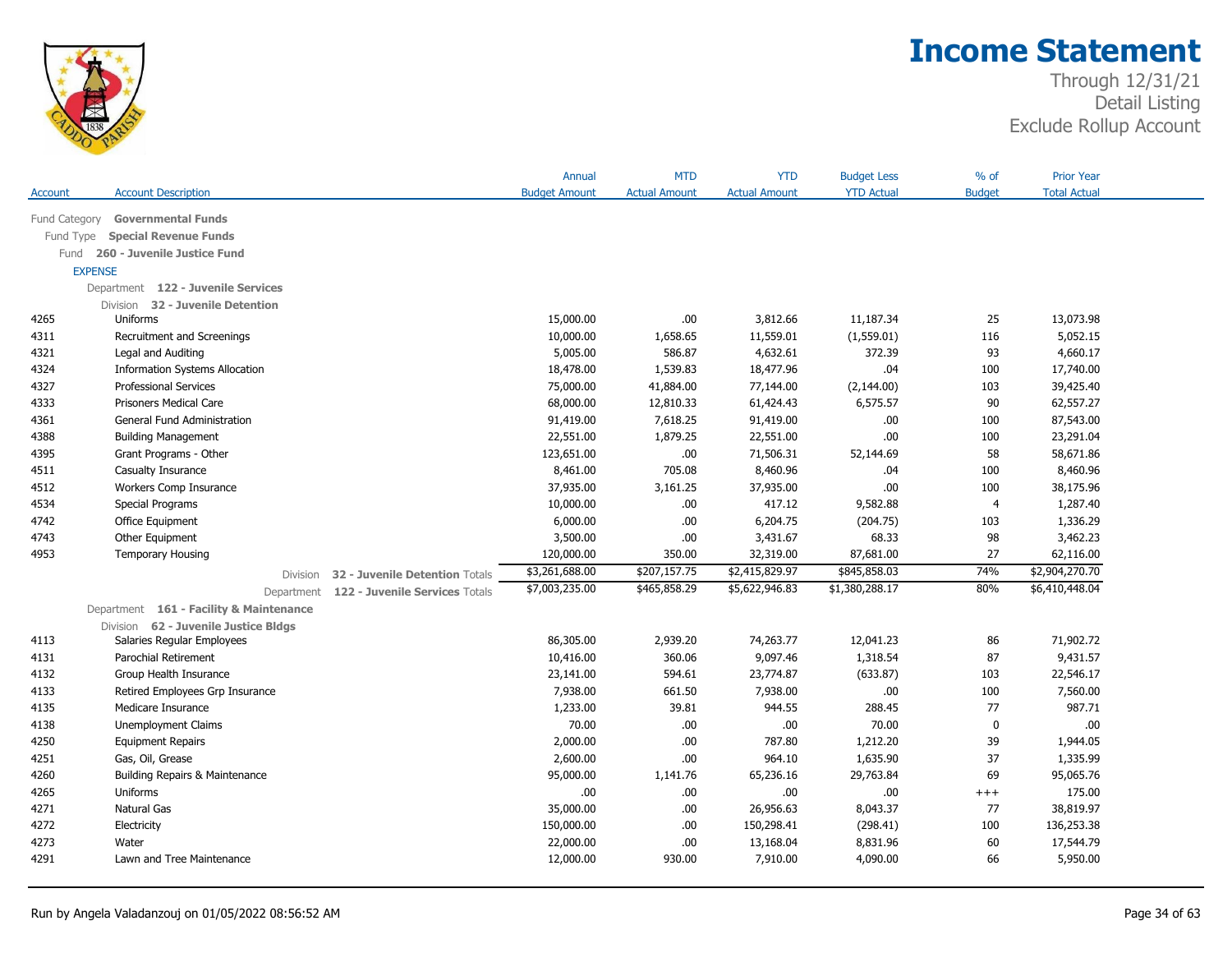# Income Statement

Through 12/31/21
Detail Listing
Exclude Rollup Account

| Account | Account Description | Annual Budget Amount | MTD Actual Amount | YTD Actual Amount | Budget Less YTD Actual | % of Budget | Prior Year Total Actual |
|---|---|---|---|---|---|---|---|
| Fund Category | **Governmental Funds** | | | | | | |
| Fund Type | **Special Revenue Funds** | | | | | | |
| Fund | **260 - Juvenile Justice Fund** | | | | | | |
| EXPENSE | | | | | | | |
| Department | **122 - Juvenile Services** | | | | | | |
| Division | **32 - Juvenile Detention** | | | | | | |
| 4265 | Uniforms | 15,000.00 | .00 | 3,812.66 | 11,187.34 | 25 | 13,073.98 |
| 4311 | Recruitment and Screenings | 10,000.00 | 1,658.65 | 11,559.01 | (1,559.01) | 116 | 5,052.15 |
| 4321 | Legal and Auditing | 5,005.00 | 586.87 | 4,632.61 | 372.39 | 93 | 4,660.17 |
| 4324 | Information Systems Allocation | 18,478.00 | 1,539.83 | 18,477.96 | .04 | 100 | 17,740.00 |
| 4327 | Professional Services | 75,000.00 | 41,884.00 | 77,144.00 | (2,144.00) | 103 | 39,425.40 |
| 4333 | Prisoners Medical Care | 68,000.00 | 12,810.33 | 61,424.43 | 6,575.57 | 90 | 62,557.27 |
| 4361 | General Fund Administration | 91,419.00 | 7,618.25 | 91,419.00 | .00 | 100 | 87,543.00 |
| 4388 | Building Management | 22,551.00 | 1,879.25 | 22,551.00 | .00 | 100 | 23,291.04 |
| 4395 | Grant Programs - Other | 123,651.00 | .00 | 71,506.31 | 52,144.69 | 58 | 58,671.86 |
| 4511 | Casualty Insurance | 8,461.00 | 705.08 | 8,460.96 | .04 | 100 | 8,460.96 |
| 4512 | Workers Comp Insurance | 37,935.00 | 3,161.25 | 37,935.00 | .00 | 100 | 38,175.96 |
| 4534 | Special Programs | 10,000.00 | .00 | 417.12 | 9,582.88 | 4 | 1,287.40 |
| 4742 | Office Equipment | 6,000.00 | .00 | 6,204.75 | (204.75) | 103 | 1,336.29 |
| 4743 | Other Equipment | 3,500.00 | .00 | 3,431.67 | 68.33 | 98 | 3,462.23 |
| 4953 | Temporary Housing | 120,000.00 | 350.00 | 32,319.00 | 87,681.00 | 27 | 62,116.00 |
| | Division **32 - Juvenile Detention** Totals | $3,261,688.00 | $207,157.75 | $2,415,829.97 | $845,858.03 | 74% | $2,904,270.70 |
| | Department **122 - Juvenile Services** Totals | $7,003,235.00 | $465,858.29 | $5,622,946.83 | $1,380,288.17 | 80% | $6,410,448.04 |
| Department | **161 - Facility & Maintenance** | | | | | | |
| Division | **62 - Juvenile Justice Bldgs** | | | | | | |
| 4113 | Salaries Regular Employees | 86,305.00 | 2,939.20 | 74,263.77 | 12,041.23 | 86 | 71,902.72 |
| 4131 | Parochial Retirement | 10,416.00 | 360.06 | 9,097.46 | 1,318.54 | 87 | 9,431.57 |
| 4132 | Group Health Insurance | 23,141.00 | 594.61 | 23,774.87 | (633.87) | 103 | 22,546.17 |
| 4133 | Retired Employees Grp Insurance | 7,938.00 | 661.50 | 7,938.00 | .00 | 100 | 7,560.00 |
| 4135 | Medicare Insurance | 1,233.00 | 39.81 | 944.55 | 288.45 | 77 | 987.71 |
| 4138 | Unemployment Claims | 70.00 | .00 | .00 | 70.00 | 0 | .00 |
| 4250 | Equipment Repairs | 2,000.00 | .00 | 787.80 | 1,212.20 | 39 | 1,944.05 |
| 4251 | Gas, Oil, Grease | 2,600.00 | .00 | 964.10 | 1,635.90 | 37 | 1,335.99 |
| 4260 | Building Repairs & Maintenance | 95,000.00 | 1,141.76 | 65,236.16 | 29,763.84 | 69 | 95,065.76 |
| 4265 | Uniforms | .00 | .00 | .00 | .00 | +++ | 175.00 |
| 4271 | Natural Gas | 35,000.00 | .00 | 26,956.63 | 8,043.37 | 77 | 38,819.97 |
| 4272 | Electricity | 150,000.00 | .00 | 150,298.41 | (298.41) | 100 | 136,253.38 |
| 4273 | Water | 22,000.00 | .00 | 13,168.04 | 8,831.96 | 60 | 17,544.79 |
| 4291 | Lawn and Tree Maintenance | 12,000.00 | 930.00 | 7,910.00 | 4,090.00 | 66 | 5,950.00 |

Run by Angela Valadanzouj on 01/05/2022 08:56:52 AM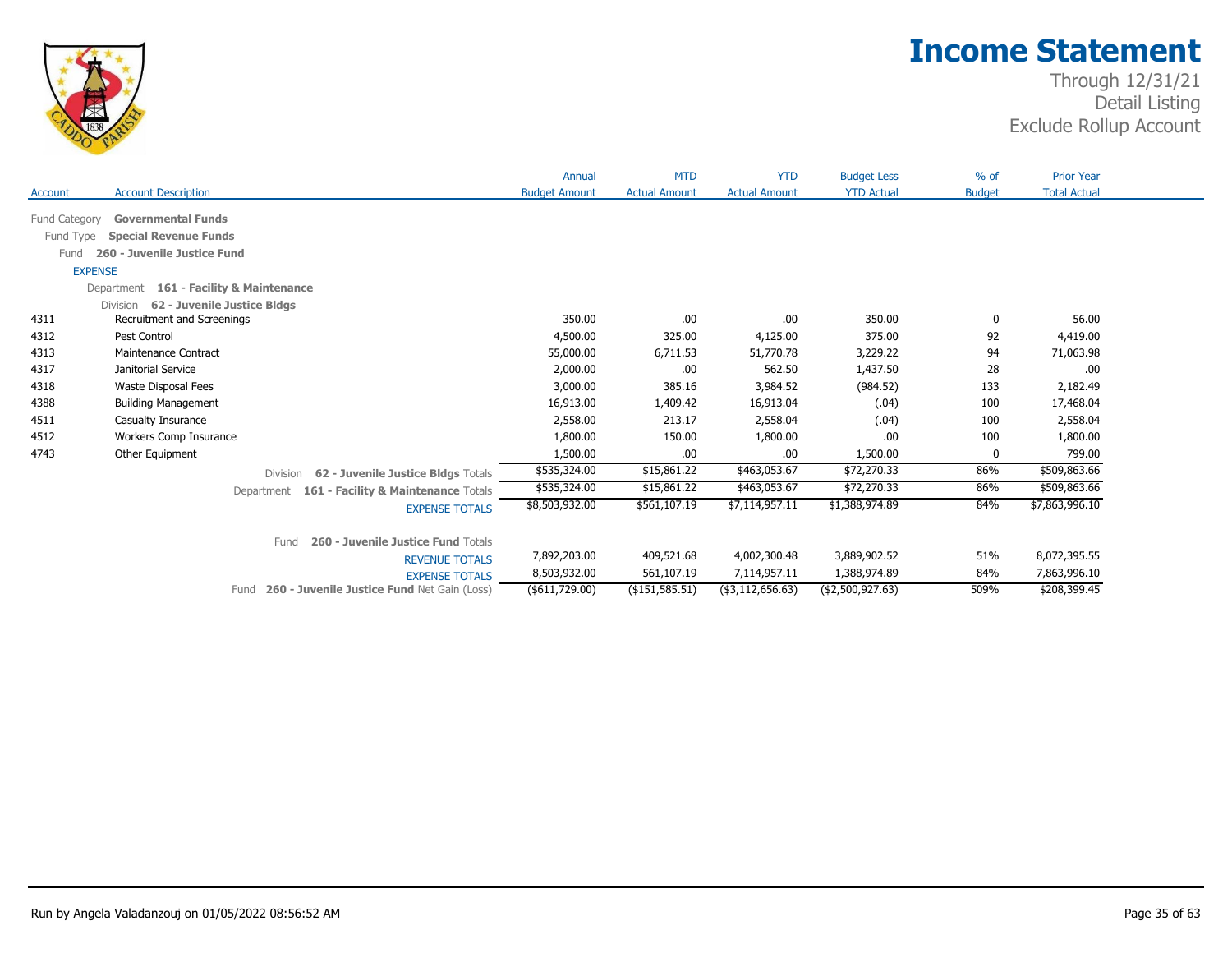# Income Statement

Through 12/31/21
Detail Listing
Exclude Rollup Account

| Account | Account Description | Annual Budget Amount | MTD Actual Amount | YTD Actual Amount | Budget Less YTD Actual | % of Budget | Prior Year Total Actual |
|---|---|---|---|---|---|---|---|
| Fund Category | **Governmental Funds** | | | | | | |
| Fund Type | **Special Revenue Funds** | | | | | | |
| Fund | **260 - Juvenile Justice Fund** | | | | | | |
| EXPENSE | | | | | | | |
| Department | **161 - Facility & Maintenance** | | | | | | |
| Division | **62 - Juvenile Justice Bldgs** | | | | | | |
| 4311 | Recruitment and Screenings | 350.00 | .00 | .00 | 350.00 | 0 | 56.00 |
| 4312 | Pest Control | 4,500.00 | 325.00 | 4,125.00 | 375.00 | 92 | 4,419.00 |
| 4313 | Maintenance Contract | 55,000.00 | 6,711.53 | 51,770.78 | 3,229.22 | 94 | 71,063.98 |
| 4317 | Janitorial Service | 2,000.00 | .00 | 562.50 | 1,437.50 | 28 | .00 |
| 4318 | Waste Disposal Fees | 3,000.00 | 385.16 | 3,984.52 | (984.52) | 133 | 2,182.49 |
| 4388 | Building Management | 16,913.00 | 1,409.42 | 16,913.04 | (.04) | 100 | 17,468.04 |
| 4511 | Casualty Insurance | 2,558.00 | 213.17 | 2,558.04 | (.04) | 100 | 2,558.04 |
| 4512 | Workers Comp Insurance | 1,800.00 | 150.00 | 1,800.00 | .00 | 100 | 1,800.00 |
| 4743 | Other Equipment | 1,500.00 | .00 | .00 | 1,500.00 | 0 | 799.00 |
| | Division **62 - Juvenile Justice Bldgs** Totals | $535,324.00 | $15,861.22 | $463,053.67 | $72,270.33 | 86% | $509,863.66 |
| | Department **161 - Facility & Maintenance** Totals | $535,324.00 | $15,861.22 | $463,053.67 | $72,270.33 | 86% | $509,863.66 |
| | EXPENSE TOTALS | $8,503,932.00 | $561,107.19 | $7,114,957.11 | $1,388,974.89 | 84% | $7,863,996.10 |
| | Fund **260 - Juvenile Justice Fund** Totals | | | | | | |
| | REVENUE TOTALS | 7,892,203.00 | 409,521.68 | 4,002,300.48 | 3,889,902.52 | 51% | 8,072,395.55 |
| | EXPENSE TOTALS | 8,503,932.00 | 561,107.19 | 7,114,957.11 | 1,388,974.89 | 84% | 7,863,996.10 |
| | Fund **260 - Juvenile Justice Fund** Net Gain (Loss) | ($611,729.00) | ($151,585.51) | ($3,112,656.63) | ($2,500,927.63) | 509% | $208,399.45 |

Run by Angela Valadanzouj on 01/05/2022 08:56:52 AM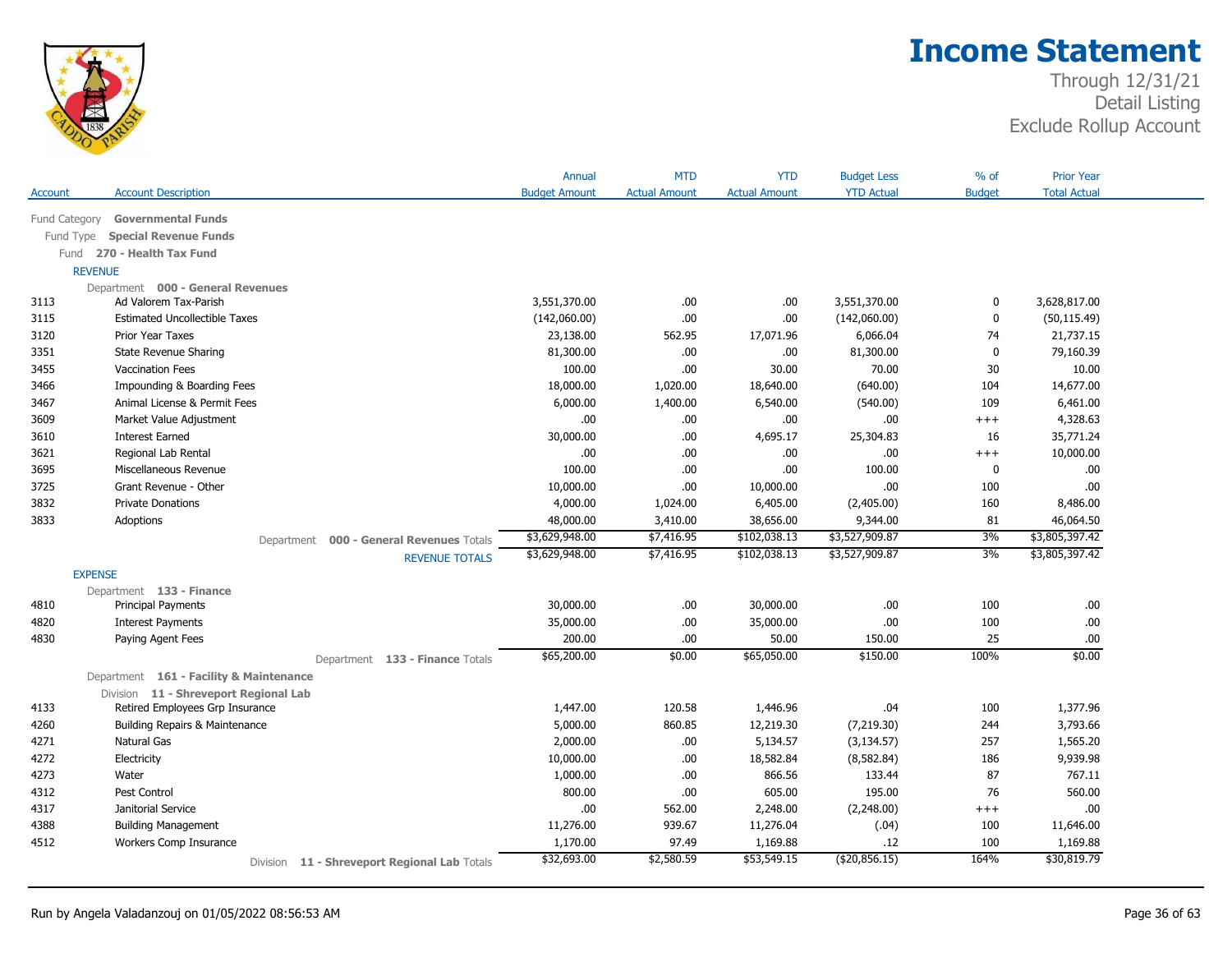# Income Statement

Through 12/31/21
Detail Listing
Exclude Rollup Account

| Account | Account Description | Annual Budget Amount | MTD Actual Amount | YTD Actual Amount | Budget Less YTD Actual | % of Budget | Prior Year Total Actual |
|---|---|---|---|---|---|---|---|
| Fund Category | **Governmental Funds** | | | | | | |
| Fund Type | **Special Revenue Funds** | | | | | | |
| Fund | **270 - Health Tax Fund** | | | | | | |
| REVENUE | | | | | | | |
| Department | **000 - General Revenues** | | | | | | |
| 3113 | Ad Valorem Tax-Parish | 3,551,370.00 | .00 | .00 | 3,551,370.00 | 0 | 3,628,817.00 |
| 3115 | Estimated Uncollectible Taxes | (142,060.00) | .00 | .00 | (142,060.00) | 0 | (50,115.49) |
| 3120 | Prior Year Taxes | 23,138.00 | 562.95 | 17,071.96 | 6,066.04 | 74 | 21,737.15 |
| 3351 | State Revenue Sharing | 81,300.00 | .00 | .00 | 81,300.00 | 0 | 79,160.39 |
| 3455 | Vaccination Fees | 100.00 | .00 | 30.00 | 70.00 | 30 | 10.00 |
| 3466 | Impounding & Boarding Fees | 18,000.00 | 1,020.00 | 18,640.00 | (640.00) | 104 | 14,677.00 |
| 3467 | Animal License & Permit Fees | 6,000.00 | 1,400.00 | 6,540.00 | (540.00) | 109 | 6,461.00 |
| 3609 | Market Value Adjustment | .00 | .00 | .00 | .00 | +++ | 4,328.63 |
| 3610 | Interest Earned | 30,000.00 | .00 | 4,695.17 | 25,304.83 | 16 | 35,771.24 |
| 3621 | Regional Lab Rental | .00 | .00 | .00 | .00 | +++ | 10,000.00 |
| 3695 | Miscellaneous Revenue | 100.00 | .00 | .00 | 100.00 | 0 | .00 |
| 3725 | Grant Revenue - Other | 10,000.00 | .00 | 10,000.00 | .00 | 100 | .00 |
| 3832 | Private Donations | 4,000.00 | 1,024.00 | 6,405.00 | (2,405.00) | 160 | 8,486.00 |
| 3833 | Adoptions | 48,000.00 | 3,410.00 | 38,656.00 | 9,344.00 | 81 | 46,064.50 |
| | Department **000 - General Revenues** Totals | $3,629,948.00 | $7,416.95 | $102,038.13 | $3,527,909.87 | 3% | $3,805,397.42 |
| | REVENUE TOTALS | $3,629,948.00 | $7,416.95 | $102,038.13 | $3,527,909.87 | 3% | $3,805,397.42 |
| EXPENSE | | | | | | | |
| Department | **133 - Finance** | | | | | | |
| 4810 | Principal Payments | 30,000.00 | .00 | 30,000.00 | .00 | 100 | .00 |
| 4820 | Interest Payments | 35,000.00 | .00 | 35,000.00 | .00 | 100 | .00 |
| 4830 | Paying Agent Fees | 200.00 | .00 | 50.00 | 150.00 | 25 | .00 |
| | Department **133 - Finance** Totals | $65,200.00 | $0.00 | $65,050.00 | $150.00 | 100% | $0.00 |
| Department | **161 - Facility & Maintenance** | | | | | | |
| Division | **11 - Shreveport Regional Lab** | | | | | | |
| 4133 | Retired Employees Grp Insurance | 1,447.00 | 120.58 | 1,446.96 | .04 | 100 | 1,377.96 |
| 4260 | Building Repairs & Maintenance | 5,000.00 | 860.85 | 12,219.30 | (7,219.30) | 244 | 3,793.66 |
| 4271 | Natural Gas | 2,000.00 | .00 | 5,134.57 | (3,134.57) | 257 | 1,565.20 |
| 4272 | Electricity | 10,000.00 | .00 | 18,582.84 | (8,582.84) | 186 | 9,939.98 |
| 4273 | Water | 1,000.00 | .00 | 866.56 | 133.44 | 87 | 767.11 |
| 4312 | Pest Control | 800.00 | .00 | 605.00 | 195.00 | 76 | 560.00 |
| 4317 | Janitorial Service | .00 | 562.00 | 2,248.00 | (2,248.00) | +++ | .00 |
| 4388 | Building Management | 11,276.00 | 939.67 | 11,276.04 | (.04) | 100 | 11,646.00 |
| 4512 | Workers Comp Insurance | 1,170.00 | 97.49 | 1,169.88 | .12 | 100 | 1,169.88 |
| | Division **11 - Shreveport Regional Lab** Totals | $32,693.00 | $2,580.59 | $53,549.15 | ($20,856.15) | 164% | $30,819.79 |

Run by Angela Valadanzouj on 01/05/2022 08:56:53 AM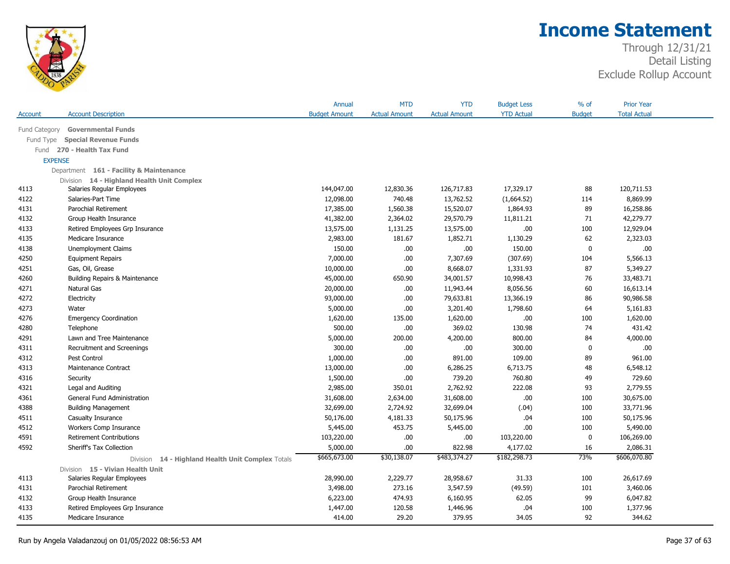# Income Statement

Through 12/31/21
Detail Listing
Exclude Rollup Account

| Account | Account Description | Annual Budget Amount | MTD Actual Amount | YTD Actual Amount | Budget Less YTD Actual | % of Budget | Prior Year Total Actual |
|---|---|---|---|---|---|---|---|
| Fund Category | **Governmental Funds** | | | | | | |
| Fund Type | **Special Revenue Funds** | | | | | | |
| Fund | **270 - Health Tax Fund** | | | | | | |
| EXPENSE | | | | | | | |
| Department | **161 - Facility & Maintenance** | | | | | | |
| Division | **14 - Highland Health Unit Complex** | | | | | | |
| 4113 | Salaries Regular Employees | 144,047.00 | 12,830.36 | 126,717.83 | 17,329.17 | 88 | 120,711.53 |
| 4122 | Salaries-Part Time | 12,098.00 | 740.48 | 13,762.52 | (1,664.52) | 114 | 8,869.99 |
| 4131 | Parochial Retirement | 17,385.00 | 1,560.38 | 15,520.07 | 1,864.93 | 89 | 16,258.86 |
| 4132 | Group Health Insurance | 41,382.00 | 2,364.02 | 29,570.79 | 11,811.21 | 71 | 42,279.77 |
| 4133 | Retired Employees Grp Insurance | 13,575.00 | 1,131.25 | 13,575.00 | .00 | 100 | 12,929.04 |
| 4135 | Medicare Insurance | 2,983.00 | 181.67 | 1,852.71 | 1,130.29 | 62 | 2,323.03 |
| 4138 | Unemployment Claims | 150.00 | .00 | .00 | 150.00 | 0 | .00 |
| 4250 | Equipment Repairs | 7,000.00 | .00 | 7,307.69 | (307.69) | 104 | 5,566.13 |
| 4251 | Gas, Oil, Grease | 10,000.00 | .00 | 8,668.07 | 1,331.93 | 87 | 5,349.27 |
| 4260 | Building Repairs & Maintenance | 45,000.00 | 650.90 | 34,001.57 | 10,998.43 | 76 | 33,483.71 |
| 4271 | Natural Gas | 20,000.00 | .00 | 11,943.44 | 8,056.56 | 60 | 16,613.14 |
| 4272 | Electricity | 93,000.00 | .00 | 79,633.81 | 13,366.19 | 86 | 90,986.58 |
| 4273 | Water | 5,000.00 | .00 | 3,201.40 | 1,798.60 | 64 | 5,161.83 |
| 4276 | Emergency Coordination | 1,620.00 | 135.00 | 1,620.00 | .00 | 100 | 1,620.00 |
| 4280 | Telephone | 500.00 | .00 | 369.02 | 130.98 | 74 | 431.42 |
| 4291 | Lawn and Tree Maintenance | 5,000.00 | 200.00 | 4,200.00 | 800.00 | 84 | 4,000.00 |
| 4311 | Recruitment and Screenings | 300.00 | .00 | .00 | 300.00 | 0 | .00 |
| 4312 | Pest Control | 1,000.00 | .00 | 891.00 | 109.00 | 89 | 961.00 |
| 4313 | Maintenance Contract | 13,000.00 | .00 | 6,286.25 | 6,713.75 | 48 | 6,548.12 |
| 4316 | Security | 1,500.00 | .00 | 739.20 | 760.80 | 49 | 729.60 |
| 4321 | Legal and Auditing | 2,985.00 | 350.01 | 2,762.92 | 222.08 | 93 | 2,779.55 |
| 4361 | General Fund Administration | 31,608.00 | 2,634.00 | 31,608.00 | .00 | 100 | 30,675.00 |
| 4388 | Building Management | 32,699.00 | 2,724.92 | 32,699.04 | (.04) | 100 | 33,771.96 |
| 4511 | Casualty Insurance | 50,176.00 | 4,181.33 | 50,175.96 | .04 | 100 | 50,175.96 |
| 4512 | Workers Comp Insurance | 5,445.00 | 453.75 | 5,445.00 | .00 | 100 | 5,490.00 |
| 4591 | Retirement Contributions | 103,220.00 | .00 | .00 | 103,220.00 | 0 | 106,269.00 |
| 4592 | Sheriff's Tax Collection | 5,000.00 | .00 | 822.98 | 4,177.02 | 16 | 2,086.31 |
| | Division **14 - Highland Health Unit Complex** Totals | $665,673.00 | $30,138.07 | $483,374.27 | $182,298.73 | 73% | $606,070.80 |
| Division | **15 - Vivian Health Unit** | | | | | | |
| 4113 | Salaries Regular Employees | 28,990.00 | 2,229.77 | 28,958.67 | 31.33 | 100 | 26,617.69 |
| 4131 | Parochial Retirement | 3,498.00 | 273.16 | 3,547.59 | (49.59) | 101 | 3,460.06 |
| 4132 | Group Health Insurance | 6,223.00 | 474.93 | 6,160.95 | 62.05 | 99 | 6,047.82 |
| 4133 | Retired Employees Grp Insurance | 1,447.00 | 120.58 | 1,446.96 | .04 | 100 | 1,377.96 |
| 4135 | Medicare Insurance | 414.00 | 29.20 | 379.95 | 34.05 | 92 | 344.62 |

Run by Angela Valadanzouj on 01/05/2022 08:56:53 AM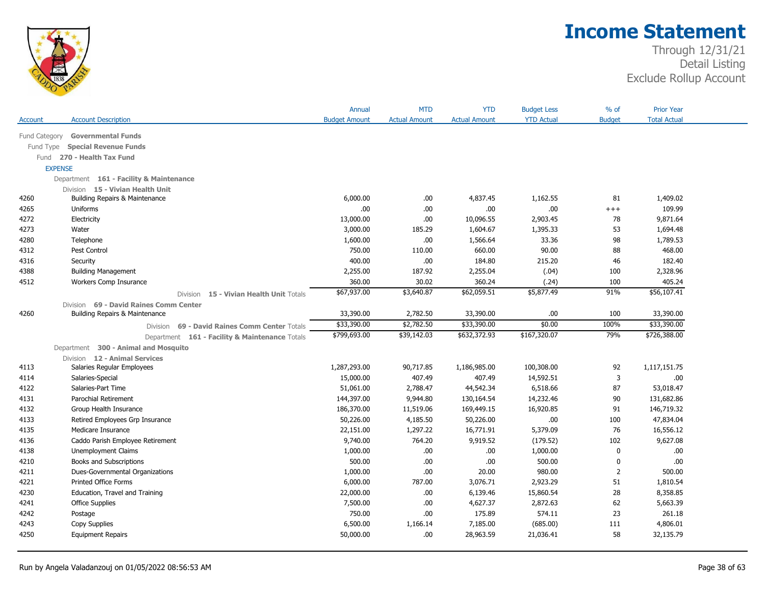# Income Statement

Through 12/31/21
Detail Listing
Exclude Rollup Account

| Account | Account Description | Annual Budget Amount | MTD Actual Amount | YTD Actual Amount | Budget Less YTD Actual | % of Budget | Prior Year Total Actual |
|---|---|---|---|---|---|---|---|
| Fund Category | **Governmental Funds** | | | | | | |
| Fund Type | **Special Revenue Funds** | | | | | | |
| Fund | **270 - Health Tax Fund** | | | | | | |
| EXPENSE | | | | | | | |
| Department | **161 - Facility & Maintenance** | | | | | | |
| Division | **15 - Vivian Health Unit** | | | | | | |
| 4260 | Building Repairs & Maintenance | 6,000.00 | .00 | 4,837.45 | 1,162.55 | 81 | 1,409.02 |
| 4265 | Uniforms | .00 | .00 | .00 | .00 | +++ | 109.99 |
| 4272 | Electricity | 13,000.00 | .00 | 10,096.55 | 2,903.45 | 78 | 9,871.64 |
| 4273 | Water | 3,000.00 | 185.29 | 1,604.67 | 1,395.33 | 53 | 1,694.48 |
| 4280 | Telephone | 1,600.00 | .00 | 1,566.64 | 33.36 | 98 | 1,789.53 |
| 4312 | Pest Control | 750.00 | 110.00 | 660.00 | 90.00 | 88 | 468.00 |
| 4316 | Security | 400.00 | .00 | 184.80 | 215.20 | 46 | 182.40 |
| 4388 | Building Management | 2,255.00 | 187.92 | 2,255.04 | (.04) | 100 | 2,328.96 |
| 4512 | Workers Comp Insurance | 360.00 | 30.02 | 360.24 | (.24) | 100 | 405.24 |
| | Division **15 - Vivian Health Unit** Totals | $67,937.00 | $3,640.87 | $62,059.51 | $5,877.49 | 91% | $56,107.41 |
| Division | **69 - David Raines Comm Center** | | | | | | |
| 4260 | Building Repairs & Maintenance | 33,390.00 | 2,782.50 | 33,390.00 | .00 | 100 | 33,390.00 |
| | Division **69 - David Raines Comm Center** Totals | $33,390.00 | $2,782.50 | $33,390.00 | $0.00 | 100% | $33,390.00 |
| | Department **161 - Facility & Maintenance** Totals | $799,693.00 | $39,142.03 | $632,372.93 | $167,320.07 | 79% | $726,388.00 |
| Department | **300 - Animal and Mosquito** | | | | | | |
| Division | **12 - Animal Services** | | | | | | |
| 4113 | Salaries Regular Employees | 1,287,293.00 | 90,717.85 | 1,186,985.00 | 100,308.00 | 92 | 1,117,151.75 |
| 4114 | Salaries-Special | 15,000.00 | 407.49 | 407.49 | 14,592.51 | 3 | .00 |
| 4122 | Salaries-Part Time | 51,061.00 | 2,788.47 | 44,542.34 | 6,518.66 | 87 | 53,018.47 |
| 4131 | Parochial Retirement | 144,397.00 | 9,944.80 | 130,164.54 | 14,232.46 | 90 | 131,682.86 |
| 4132 | Group Health Insurance | 186,370.00 | 11,519.06 | 169,449.15 | 16,920.85 | 91 | 146,719.32 |
| 4133 | Retired Employees Grp Insurance | 50,226.00 | 4,185.50 | 50,226.00 | .00 | 100 | 47,834.04 |
| 4135 | Medicare Insurance | 22,151.00 | 1,297.22 | 16,771.91 | 5,379.09 | 76 | 16,556.12 |
| 4136 | Caddo Parish Employee Retirement | 9,740.00 | 764.20 | 9,919.52 | (179.52) | 102 | 9,627.08 |
| 4138 | Unemployment Claims | 1,000.00 | .00 | .00 | 1,000.00 | 0 | .00 |
| 4210 | Books and Subscriptions | 500.00 | .00 | .00 | 500.00 | 0 | .00 |
| 4211 | Dues-Governmental Organizations | 1,000.00 | .00 | 20.00 | 980.00 | 2 | 500.00 |
| 4221 | Printed Office Forms | 6,000.00 | 787.00 | 3,076.71 | 2,923.29 | 51 | 1,810.54 |
| 4230 | Education, Travel and Training | 22,000.00 | .00 | 6,139.46 | 15,860.54 | 28 | 8,358.85 |
| 4241 | Office Supplies | 7,500.00 | .00 | 4,627.37 | 2,872.63 | 62 | 5,663.39 |
| 4242 | Postage | 750.00 | .00 | 175.89 | 574.11 | 23 | 261.18 |
| 4243 | Copy Supplies | 6,500.00 | 1,166.14 | 7,185.00 | (685.00) | 111 | 4,806.01 |
| 4250 | Equipment Repairs | 50,000.00 | .00 | 28,963.59 | 21,036.41 | 58 | 32,135.79 |

Run by Angela Valadanzouj on 01/05/2022 08:56:53 AM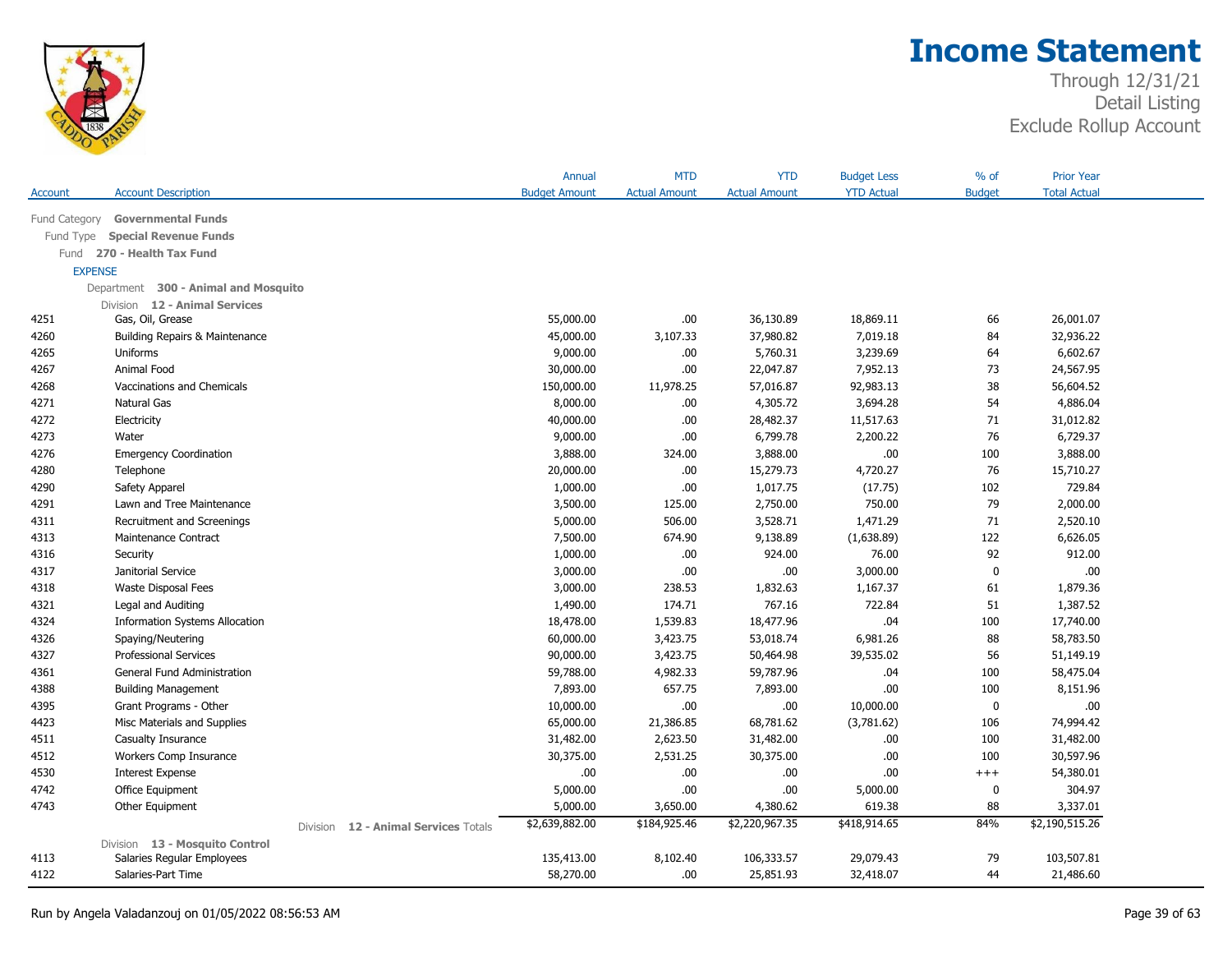# Income Statement

Through 12/31/21
Detail Listing
Exclude Rollup Account

| Account | Account Description | Annual Budget Amount | MTD Actual Amount | YTD Actual Amount | Budget Less YTD Actual | % of Budget | Prior Year Total Actual |
|---|---|---|---|---|---|---|---|
| Fund Category | **Governmental Funds** | | | | | | |
| Fund Type | **Special Revenue Funds** | | | | | | |
| Fund | **270 - Health Tax Fund** | | | | | | |
| EXPENSE | | | | | | | |
| Department | **300 - Animal and Mosquito** | | | | | | |
| Division | **12 - Animal Services** | | | | | | |
| 4251 | Gas, Oil, Grease | 55,000.00 | .00 | 36,130.89 | 18,869.11 | 66 | 26,001.07 |
| 4260 | Building Repairs & Maintenance | 45,000.00 | 3,107.33 | 37,980.82 | 7,019.18 | 84 | 32,936.22 |
| 4265 | Uniforms | 9,000.00 | .00 | 5,760.31 | 3,239.69 | 64 | 6,602.67 |
| 4267 | Animal Food | 30,000.00 | .00 | 22,047.87 | 7,952.13 | 73 | 24,567.95 |
| 4268 | Vaccinations and Chemicals | 150,000.00 | 11,978.25 | 57,016.87 | 92,983.13 | 38 | 56,604.52 |
| 4271 | Natural Gas | 8,000.00 | .00 | 4,305.72 | 3,694.28 | 54 | 4,886.04 |
| 4272 | Electricity | 40,000.00 | .00 | 28,482.37 | 11,517.63 | 71 | 31,012.82 |
| 4273 | Water | 9,000.00 | .00 | 6,799.78 | 2,200.22 | 76 | 6,729.37 |
| 4276 | Emergency Coordination | 3,888.00 | 324.00 | 3,888.00 | .00 | 100 | 3,888.00 |
| 4280 | Telephone | 20,000.00 | .00 | 15,279.73 | 4,720.27 | 76 | 15,710.27 |
| 4290 | Safety Apparel | 1,000.00 | .00 | 1,017.75 | (17.75) | 102 | 729.84 |
| 4291 | Lawn and Tree Maintenance | 3,500.00 | 125.00 | 2,750.00 | 750.00 | 79 | 2,000.00 |
| 4311 | Recruitment and Screenings | 5,000.00 | 506.00 | 3,528.71 | 1,471.29 | 71 | 2,520.10 |
| 4313 | Maintenance Contract | 7,500.00 | 674.90 | 9,138.89 | (1,638.89) | 122 | 6,626.05 |
| 4316 | Security | 1,000.00 | .00 | 924.00 | 76.00 | 92 | 912.00 |
| 4317 | Janitorial Service | 3,000.00 | .00 | .00 | 3,000.00 | 0 | .00 |
| 4318 | Waste Disposal Fees | 3,000.00 | 238.53 | 1,832.63 | 1,167.37 | 61 | 1,879.36 |
| 4321 | Legal and Auditing | 1,490.00 | 174.71 | 767.16 | 722.84 | 51 | 1,387.52 |
| 4324 | Information Systems Allocation | 18,478.00 | 1,539.83 | 18,477.96 | .04 | 100 | 17,740.00 |
| 4326 | Spaying/Neutering | 60,000.00 | 3,423.75 | 53,018.74 | 6,981.26 | 88 | 58,783.50 |
| 4327 | Professional Services | 90,000.00 | 3,423.75 | 50,464.98 | 39,535.02 | 56 | 51,149.19 |
| 4361 | General Fund Administration | 59,788.00 | 4,982.33 | 59,787.96 | .04 | 100 | 58,475.04 |
| 4388 | Building Management | 7,893.00 | 657.75 | 7,893.00 | .00 | 100 | 8,151.96 |
| 4395 | Grant Programs - Other | 10,000.00 | .00 | .00 | 10,000.00 | 0 | .00 |
| 4423 | Misc Materials and Supplies | 65,000.00 | 21,386.85 | 68,781.62 | (3,781.62) | 106 | 74,994.42 |
| 4511 | Casualty Insurance | 31,482.00 | 2,623.50 | 31,482.00 | .00 | 100 | 31,482.00 |
| 4512 | Workers Comp Insurance | 30,375.00 | 2,531.25 | 30,375.00 | .00 | 100 | 30,597.96 |
| 4530 | Interest Expense | .00 | .00 | .00 | .00 | +++ | 54,380.01 |
| 4742 | Office Equipment | 5,000.00 | .00 | .00 | 5,000.00 | 0 | 304.97 |
| 4743 | Other Equipment | 5,000.00 | 3,650.00 | 4,380.62 | 619.38 | 88 | 3,337.01 |
| | Division **12 - Animal Services** Totals | $2,639,882.00 | $184,925.46 | $2,220,967.35 | $418,914.65 | 84% | $2,190,515.26 |
| Division | **13 - Mosquito Control** | | | | | | |
| 4113 | Salaries Regular Employees | 135,413.00 | 8,102.40 | 106,333.57 | 29,079.43 | 79 | 103,507.81 |
| 4122 | Salaries-Part Time | 58,270.00 | .00 | 25,851.93 | 32,418.07 | 44 | 21,486.60 |

Run by Angela Valadanzouj on 01/05/2022 08:56:53 AM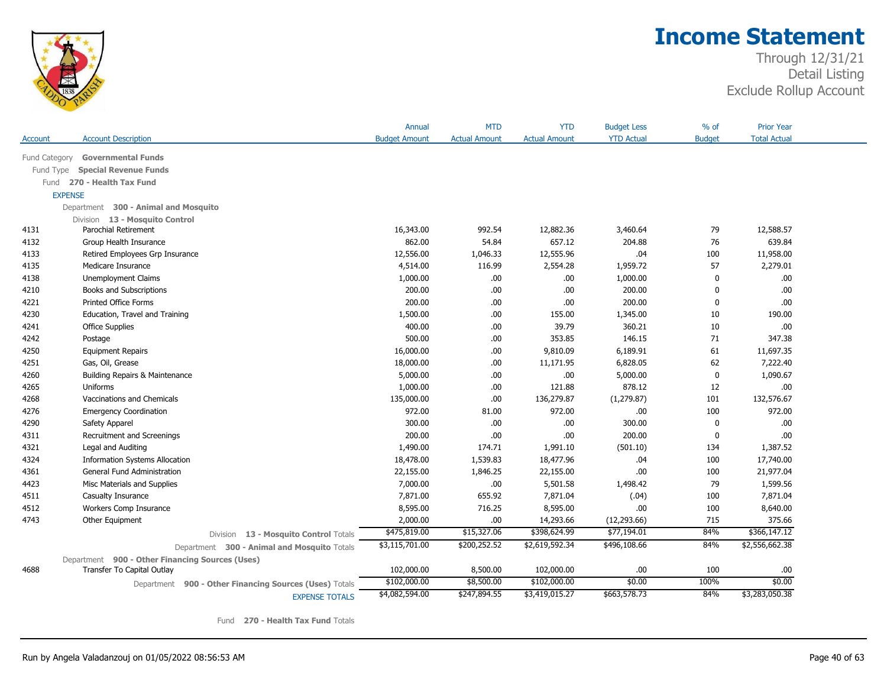# Income Statement

Through 12/31/21
Detail Listing
Exclude Rollup Account

| Account | Account Description | Annual Budget Amount | MTD Actual Amount | YTD Actual Amount | Budget Less YTD Actual | % of Budget | Prior Year Total Actual |
|---|---|---|---|---|---|---|---|
| Fund Category | **Governmental Funds** | | | | | | |
| Fund Type | **Special Revenue Funds** | | | | | | |
| Fund | **270 - Health Tax Fund** | | | | | | |
| EXPENSE | | | | | | | |
| Department | **300 - Animal and Mosquito** | | | | | | |
| Division | **13 - Mosquito Control** | | | | | | |
| 4131 | Parochial Retirement | 16,343.00 | 992.54 | 12,882.36 | 3,460.64 | 79 | 12,588.57 |
| 4132 | Group Health Insurance | 862.00 | 54.84 | 657.12 | 204.88 | 76 | 639.84 |
| 4133 | Retired Employees Grp Insurance | 12,556.00 | 1,046.33 | 12,555.96 | .04 | 100 | 11,958.00 |
| 4135 | Medicare Insurance | 4,514.00 | 116.99 | 2,554.28 | 1,959.72 | 57 | 2,279.01 |
| 4138 | Unemployment Claims | 1,000.00 | .00 | .00 | 1,000.00 | 0 | .00 |
| 4210 | Books and Subscriptions | 200.00 | .00 | .00 | 200.00 | 0 | .00 |
| 4221 | Printed Office Forms | 200.00 | .00 | .00 | 200.00 | 0 | .00 |
| 4230 | Education, Travel and Training | 1,500.00 | .00 | 155.00 | 1,345.00 | 10 | 190.00 |
| 4241 | Office Supplies | 400.00 | .00 | 39.79 | 360.21 | 10 | .00 |
| 4242 | Postage | 500.00 | .00 | 353.85 | 146.15 | 71 | 347.38 |
| 4250 | Equipment Repairs | 16,000.00 | .00 | 9,810.09 | 6,189.91 | 61 | 11,697.35 |
| 4251 | Gas, Oil, Grease | 18,000.00 | .00 | 11,171.95 | 6,828.05 | 62 | 7,222.40 |
| 4260 | Building Repairs & Maintenance | 5,000.00 | .00 | .00 | 5,000.00 | 0 | 1,090.67 |
| 4265 | Uniforms | 1,000.00 | .00 | 121.88 | 878.12 | 12 | .00 |
| 4268 | Vaccinations and Chemicals | 135,000.00 | .00 | 136,279.87 | (1,279.87) | 101 | 132,576.67 |
| 4276 | Emergency Coordination | 972.00 | 81.00 | 972.00 | .00 | 100 | 972.00 |
| 4290 | Safety Apparel | 300.00 | .00 | .00 | 300.00 | 0 | .00 |
| 4311 | Recruitment and Screenings | 200.00 | .00 | .00 | 200.00 | 0 | .00 |
| 4321 | Legal and Auditing | 1,490.00 | 174.71 | 1,991.10 | (501.10) | 134 | 1,387.52 |
| 4324 | Information Systems Allocation | 18,478.00 | 1,539.83 | 18,477.96 | .04 | 100 | 17,740.00 |
| 4361 | General Fund Administration | 22,155.00 | 1,846.25 | 22,155.00 | .00 | 100 | 21,977.04 |
| 4423 | Misc Materials and Supplies | 7,000.00 | .00 | 5,501.58 | 1,498.42 | 79 | 1,599.56 |
| 4511 | Casualty Insurance | 7,871.00 | 655.92 | 7,871.04 | (.04) | 100 | 7,871.04 |
| 4512 | Workers Comp Insurance | 8,595.00 | 716.25 | 8,595.00 | .00 | 100 | 8,640.00 |
| 4743 | Other Equipment | 2,000.00 | .00 | 14,293.66 | (12,293.66) | 715 | 375.66 |
| | Division **13 - Mosquito Control** Totals | $475,819.00 | $15,327.06 | $398,624.99 | $77,194.01 | 84% | $366,147.12 |
| | Department **300 - Animal and Mosquito** Totals | $3,115,701.00 | $200,252.52 | $2,619,592.34 | $496,108.66 | 84% | $2,556,662.38 |
| Department | **900 - Other Financing Sources (Uses)** | | | | | | |
| 4688 | Transfer To Capital Outlay | 102,000.00 | 8,500.00 | 102,000.00 | .00 | 100 | .00 |
| | Department **900 - Other Financing Sources (Uses)** Totals | $102,000.00 | $8,500.00 | $102,000.00 | $0.00 | 100% | $0.00 |
| | EXPENSE TOTALS | $4,082,594.00 | $247,894.55 | $3,419,015.27 | $663,578.73 | 84% | $3,283,050.38 |

Fund **270 - Health Tax Fund** Totals

Run by Angela Valadanzouj on 01/05/2022 08:56:53 AM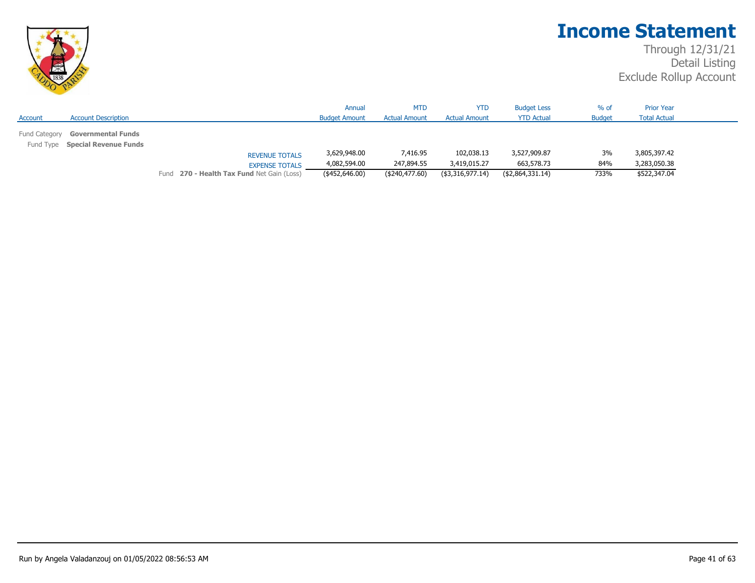# Income Statement

Through 12/31/21
Detail Listing
Exclude Rollup Account

| Account | Account Description | | Annual Budget Amount | MTD Actual Amount | YTD Actual Amount | Budget Less YTD Actual | % of Budget | Prior Year Total Actual |
|---|---|---|---|---|---|---|---|---|
| Fund Category | **Governmental Funds** | | | | | | | |
| Fund Type | **Special Revenue Funds** | | | | | | | |
| | | REVENUE TOTALS | 3,629,948.00 | 7,416.95 | 102,038.13 | 3,527,909.87 | 3% | 3,805,397.42 |
| | | EXPENSE TOTALS | 4,082,594.00 | 247,894.55 | 3,419,015.27 | 663,578.73 | 84% | 3,283,050.38 |
| | | Fund **270 - Health Tax Fund** Net Gain (Loss) | ($452,646.00) | ($240,477.60) | ($3,316,977.14) | ($2,864,331.14) | 733% | $522,347.04 |

Run by Angela Valadanzouj on 01/05/2022 08:56:53 AM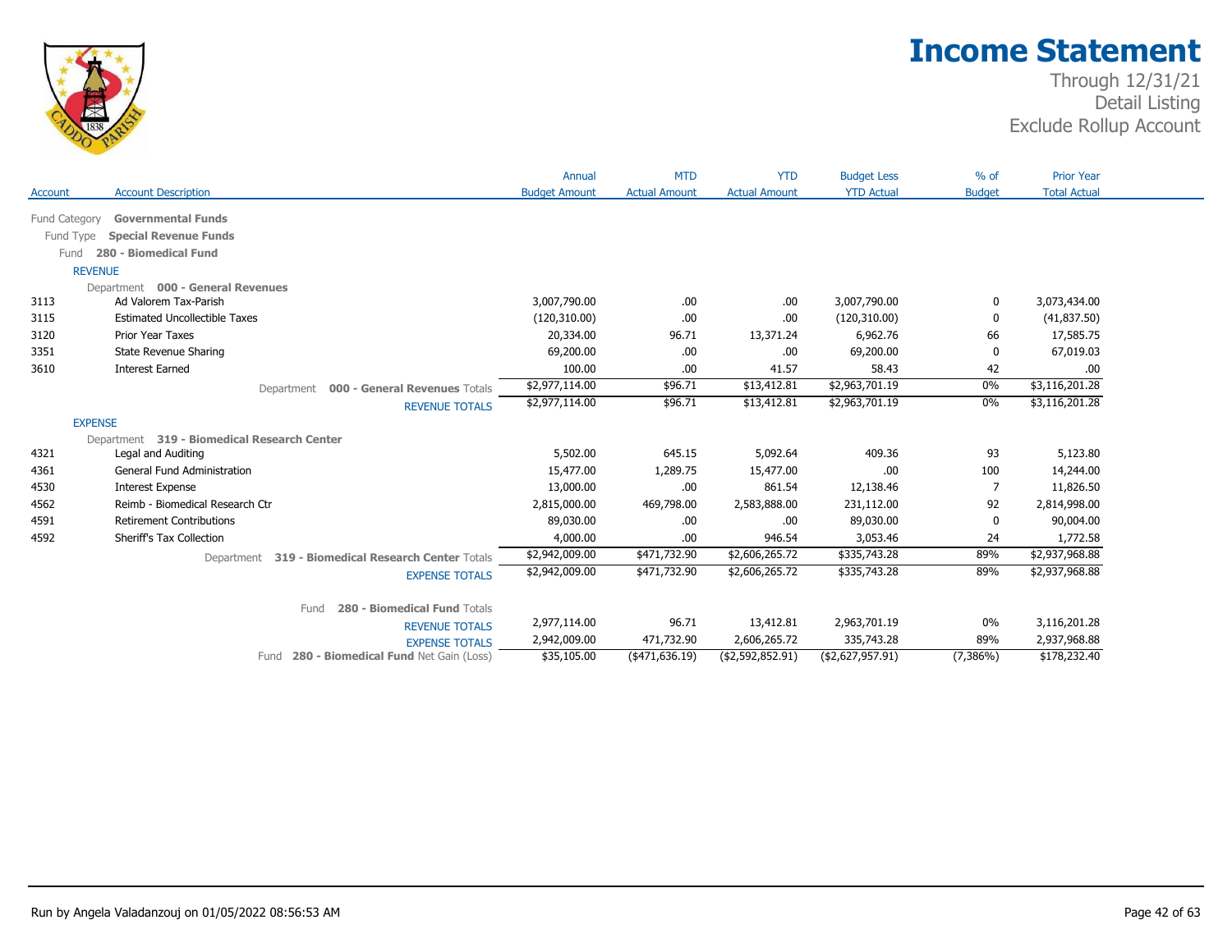# Income Statement

Through 12/31/21
Detail Listing
Exclude Rollup Account

| Account | Account Description | Annual Budget Amount | MTD Actual Amount | YTD Actual Amount | Budget Less YTD Actual | % of Budget | Prior Year Total Actual |
|---|---|---|---|---|---|---|---|
| Fund Category | **Governmental Funds** | | | | | | |
| Fund Type | **Special Revenue Funds** | | | | | | |
| Fund | **280 - Biomedical Fund** | | | | | | |
| REVENUE | | | | | | | |
| Department | **000 - General Revenues** | | | | | | |
| 3113 | Ad Valorem Tax-Parish | 3,007,790.00 | .00 | .00 | 3,007,790.00 | 0 | 3,073,434.00 |
| 3115 | Estimated Uncollectible Taxes | (120,310.00) | .00 | .00 | (120,310.00) | 0 | (41,837.50) |
| 3120 | Prior Year Taxes | 20,334.00 | 96.71 | 13,371.24 | 6,962.76 | 66 | 17,585.75 |
| 3351 | State Revenue Sharing | 69,200.00 | .00 | .00 | 69,200.00 | 0 | 67,019.03 |
| 3610 | Interest Earned | 100.00 | .00 | 41.57 | 58.43 | 42 | .00 |
| | Department **000 - General Revenues** Totals | $2,977,114.00 | $96.71 | $13,412.81 | $2,963,701.19 | 0% | $3,116,201.28 |
| | REVENUE TOTALS | $2,977,114.00 | $96.71 | $13,412.81 | $2,963,701.19 | 0% | $3,116,201.28 |
| EXPENSE | | | | | | | |
| Department | **319 - Biomedical Research Center** | | | | | | |
| 4321 | Legal and Auditing | 5,502.00 | 645.15 | 5,092.64 | 409.36 | 93 | 5,123.80 |
| 4361 | General Fund Administration | 15,477.00 | 1,289.75 | 15,477.00 | .00 | 100 | 14,244.00 |
| 4530 | Interest Expense | 13,000.00 | .00 | 861.54 | 12,138.46 | 7 | 11,826.50 |
| 4562 | Reimb - Biomedical Research Ctr | 2,815,000.00 | 469,798.00 | 2,583,888.00 | 231,112.00 | 92 | 2,814,998.00 |
| 4591 | Retirement Contributions | 89,030.00 | .00 | .00 | 89,030.00 | 0 | 90,004.00 |
| 4592 | Sheriff's Tax Collection | 4,000.00 | .00 | 946.54 | 3,053.46 | 24 | 1,772.58 |
| | Department **319 - Biomedical Research Center** Totals | $2,942,009.00 | $471,732.90 | $2,606,265.72 | $335,743.28 | 89% | $2,937,968.88 |
| | EXPENSE TOTALS | $2,942,009.00 | $471,732.90 | $2,606,265.72 | $335,743.28 | 89% | $2,937,968.88 |
| | Fund **280 - Biomedical Fund** Totals | | | | | | |
| | REVENUE TOTALS | 2,977,114.00 | 96.71 | 13,412.81 | 2,963,701.19 | 0% | 3,116,201.28 |
| | EXPENSE TOTALS | 2,942,009.00 | 471,732.90 | 2,606,265.72 | 335,743.28 | 89% | 2,937,968.88 |
| | Fund **280 - Biomedical Fund** Net Gain (Loss) | $35,105.00 | ($471,636.19) | ($2,592,852.91) | ($2,627,957.91) | (7,386%) | $178,232.40 |

Run by Angela Valadanzouj on 01/05/2022 08:56:53 AM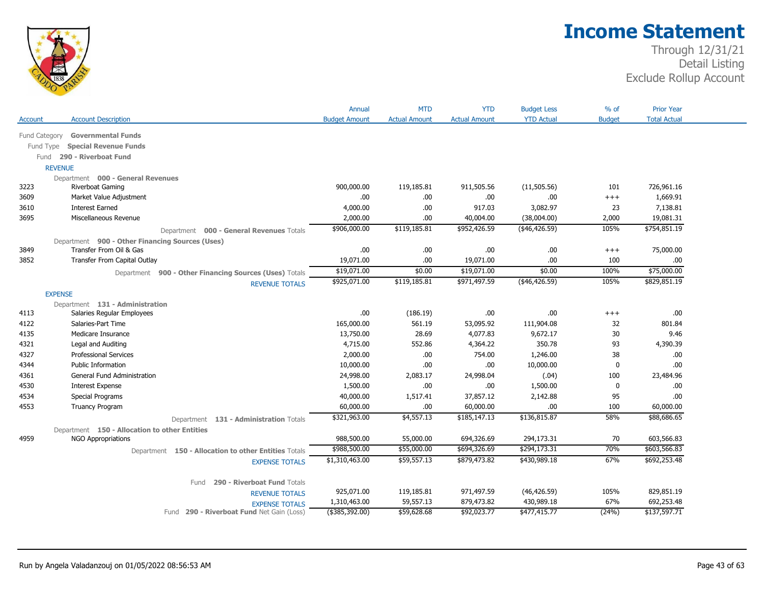# Income Statement

Through 12/31/21
Detail Listing
Exclude Rollup Account

| Account | Account Description | Annual Budget Amount | MTD Actual Amount | YTD Actual Amount | Budget Less YTD Actual | % of Budget | Prior Year Total Actual |
|---|---|---|---|---|---|---|---|
| Fund Category | **Governmental Funds** | | | | | | |
| Fund Type | **Special Revenue Funds** | | | | | | |
| Fund | **290 - Riverboat Fund** | | | | | | |
| REVENUE | | | | | | | |
| Department | **000 - General Revenues** | | | | | | |
| 3223 | Riverboat Gaming | 900,000.00 | 119,185.81 | 911,505.56 | (11,505.56) | 101 | 726,961.16 |
| 3609 | Market Value Adjustment | .00 | .00 | .00 | .00 | +++ | 1,669.91 |
| 3610 | Interest Earned | 4,000.00 | .00 | 917.03 | 3,082.97 | 23 | 7,138.81 |
| 3695 | Miscellaneous Revenue | 2,000.00 | .00 | 40,004.00 | (38,004.00) | 2,000 | 19,081.31 |
| | Department **000 - General Revenues** Totals | $906,000.00 | $119,185.81 | $952,426.59 | ($46,426.59) | 105% | $754,851.19 |
| Department | **900 - Other Financing Sources (Uses)** | | | | | | |
| 3849 | Transfer From Oil & Gas | .00 | .00 | .00 | .00 | +++ | 75,000.00 |
| 3852 | Transfer From Capital Outlay | 19,071.00 | .00 | 19,071.00 | .00 | 100 | .00 |
| | Department **900 - Other Financing Sources (Uses)** Totals | $19,071.00 | $0.00 | $19,071.00 | $0.00 | 100% | $75,000.00 |
| | REVENUE TOTALS | $925,071.00 | $119,185.81 | $971,497.59 | ($46,426.59) | 105% | $829,851.19 |
| EXPENSE | | | | | | | |
| Department | **131 - Administration** | | | | | | |
| 4113 | Salaries Regular Employees | .00 | (186.19) | .00 | .00 | +++ | .00 |
| 4122 | Salaries-Part Time | 165,000.00 | 561.19 | 53,095.92 | 111,904.08 | 32 | 801.84 |
| 4135 | Medicare Insurance | 13,750.00 | 28.69 | 4,077.83 | 9,672.17 | 30 | 9.46 |
| 4321 | Legal and Auditing | 4,715.00 | 552.86 | 4,364.22 | 350.78 | 93 | 4,390.39 |
| 4327 | Professional Services | 2,000.00 | .00 | 754.00 | 1,246.00 | 38 | .00 |
| 4344 | Public Information | 10,000.00 | .00 | .00 | 10,000.00 | 0 | .00 |
| 4361 | General Fund Administration | 24,998.00 | 2,083.17 | 24,998.04 | (.04) | 100 | 23,484.96 |
| 4530 | Interest Expense | 1,500.00 | .00 | .00 | 1,500.00 | 0 | .00 |
| 4534 | Special Programs | 40,000.00 | 1,517.41 | 37,857.12 | 2,142.88 | 95 | .00 |
| 4553 | Truancy Program | 60,000.00 | .00 | 60,000.00 | .00 | 100 | 60,000.00 |
| | Department **131 - Administration** Totals | $321,963.00 | $4,557.13 | $185,147.13 | $136,815.87 | 58% | $88,686.65 |
| Department | **150 - Allocation to other Entities** | | | | | | |
| 4959 | NGO Appropriations | 988,500.00 | 55,000.00 | 694,326.69 | 294,173.31 | 70 | 603,566.83 |
| | Department **150 - Allocation to other Entities** Totals | $988,500.00 | $55,000.00 | $694,326.69 | $294,173.31 | 70% | $603,566.83 |
| | EXPENSE TOTALS | $1,310,463.00 | $59,557.13 | $879,473.82 | $430,989.18 | 67% | $692,253.48 |
| | Fund **290 - Riverboat Fund** Totals | | | | | | |
| | REVENUE TOTALS | 925,071.00 | 119,185.81 | 971,497.59 | (46,426.59) | 105% | 829,851.19 |
| | EXPENSE TOTALS | 1,310,463.00 | 59,557.13 | 879,473.82 | 430,989.18 | 67% | 692,253.48 |
| | Fund **290 - Riverboat Fund** Net Gain (Loss) | ($385,392.00) | $59,628.68 | $92,023.77 | $477,415.77 | (24%) | $137,597.71 |

Run by Angela Valadanzouj on 01/05/2022 08:56:53 AM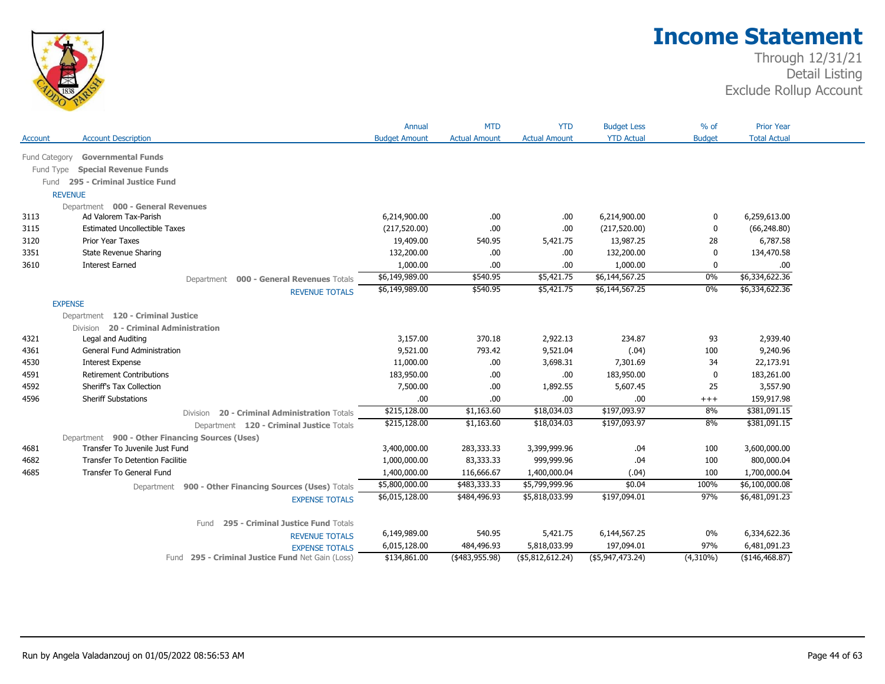# Income Statement

Through 12/31/21
Detail Listing
Exclude Rollup Account

| Account | Account Description | Annual Budget Amount | MTD Actual Amount | YTD Actual Amount | Budget Less YTD Actual | % of Budget | Prior Year Total Actual |
|---|---|---|---|---|---|---|---|
| Fund Category | **Governmental Funds** | | | | | | |
| Fund Type | **Special Revenue Funds** | | | | | | |
| Fund | **295 - Criminal Justice Fund** | | | | | | |
| REVENUE | | | | | | | |
| Department | **000 - General Revenues** | | | | | | |
| 3113 | Ad Valorem Tax-Parish | 6,214,900.00 | .00 | .00 | 6,214,900.00 | 0 | 6,259,613.00 |
| 3115 | Estimated Uncollectible Taxes | (217,520.00) | .00 | .00 | (217,520.00) | 0 | (66,248.80) |
| 3120 | Prior Year Taxes | 19,409.00 | 540.95 | 5,421.75 | 13,987.25 | 28 | 6,787.58 |
| 3351 | State Revenue Sharing | 132,200.00 | .00 | .00 | 132,200.00 | 0 | 134,470.58 |
| 3610 | Interest Earned | 1,000.00 | .00 | .00 | 1,000.00 | 0 | .00 |
| | Department **000 - General Revenues** Totals | $6,149,989.00 | $540.95 | $5,421.75 | $6,144,567.25 | 0% | $6,334,622.36 |
| | REVENUE TOTALS | $6,149,989.00 | $540.95 | $5,421.75 | $6,144,567.25 | 0% | $6,334,622.36 |
| EXPENSE | | | | | | | |
| Department | **120 - Criminal Justice** | | | | | | |
| Division | **20 - Criminal Administration** | | | | | | |
| 4321 | Legal and Auditing | 3,157.00 | 370.18 | 2,922.13 | 234.87 | 93 | 2,939.40 |
| 4361 | General Fund Administration | 9,521.00 | 793.42 | 9,521.04 | (.04) | 100 | 9,240.96 |
| 4530 | Interest Expense | 11,000.00 | .00 | 3,698.31 | 7,301.69 | 34 | 22,173.91 |
| 4591 | Retirement Contributions | 183,950.00 | .00 | .00 | 183,950.00 | 0 | 183,261.00 |
| 4592 | Sheriff's Tax Collection | 7,500.00 | .00 | 1,892.55 | 5,607.45 | 25 | 3,557.90 |
| 4596 | Sheriff Substations | .00 | .00 | .00 | .00 | +++ | 159,917.98 |
| | Division **20 - Criminal Administration** Totals | $215,128.00 | $1,163.60 | $18,034.03 | $197,093.97 | 8% | $381,091.15 |
| | Department **120 - Criminal Justice** Totals | $215,128.00 | $1,163.60 | $18,034.03 | $197,093.97 | 8% | $381,091.15 |
| Department | **900 - Other Financing Sources (Uses)** | | | | | | |
| 4681 | Transfer To Juvenile Just Fund | 3,400,000.00 | 283,333.33 | 3,399,999.96 | .04 | 100 | 3,600,000.00 |
| 4682 | Transfer To Detention Facilitie | 1,000,000.00 | 83,333.33 | 999,999.96 | .04 | 100 | 800,000.04 |
| 4685 | Transfer To General Fund | 1,400,000.00 | 116,666.67 | 1,400,000.04 | (.04) | 100 | 1,700,000.04 |
| | Department **900 - Other Financing Sources (Uses)** Totals | $5,800,000.00 | $483,333.33 | $5,799,999.96 | $0.04 | 100% | $6,100,000.08 |
| | EXPENSE TOTALS | $6,015,128.00 | $484,496.93 | $5,818,033.99 | $197,094.01 | 97% | $6,481,091.23 |
| | Fund **295 - Criminal Justice Fund** Totals | | | | | | |
| | REVENUE TOTALS | 6,149,989.00 | 540.95 | 5,421.75 | 6,144,567.25 | 0% | 6,334,622.36 |
| | EXPENSE TOTALS | 6,015,128.00 | 484,496.93 | 5,818,033.99 | 197,094.01 | 97% | 6,481,091.23 |
| | Fund **295 - Criminal Justice Fund** Net Gain (Loss) | $134,861.00 | ($483,955.98) | ($5,812,612.24) | ($5,947,473.24) | (4,310%) | ($146,468.87) |

Run by Angela Valadanzouj on 01/05/2022 08:56:53 AM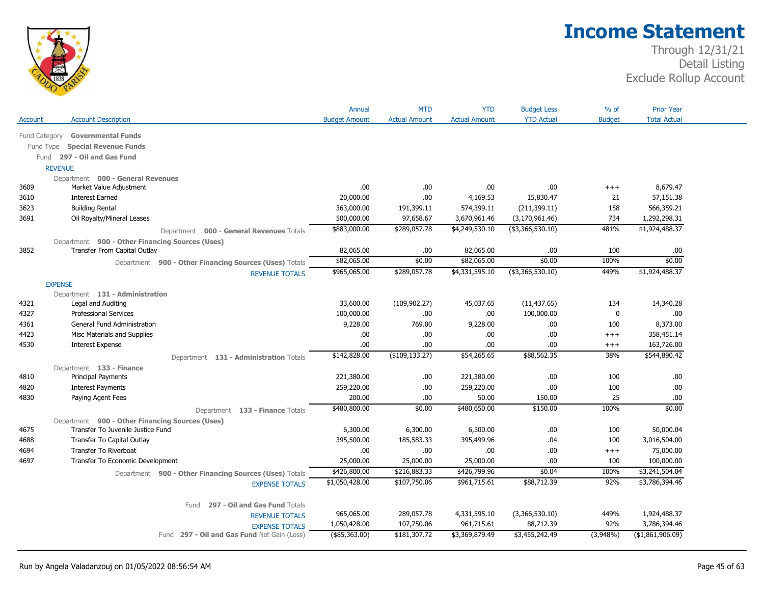# Income Statement

Through 12/31/21
Detail Listing
Exclude Rollup Account

| Account | Account Description | Annual Budget Amount | MTD Actual Amount | YTD Actual Amount | Budget Less YTD Actual | % of Budget | Prior Year Total Actual |
|---|---|---|---|---|---|---|---|
| Fund Category | **Governmental Funds** | | | | | | |
| Fund Type | **Special Revenue Funds** | | | | | | |
| Fund | **297 - Oil and Gas Fund** | | | | | | |
| REVENUE | | | | | | | |
| | Department **000 - General Revenues** | | | | | | |
| 3609 | Market Value Adjustment | .00 | .00 | .00 | .00 | +++ | 8,679.47 |
| 3610 | Interest Earned | 20,000.00 | .00 | 4,169.53 | 15,830.47 | 21 | 57,151.38 |
| 3623 | Building Rental | 363,000.00 | 191,399.11 | 574,399.11 | (211,399.11) | 158 | 566,359.21 |
| 3691 | Oil Royalty/Mineral Leases | 500,000.00 | 97,658.67 | 3,670,961.46 | (3,170,961.46) | 734 | 1,292,298.31 |
| | Department **000 - General Revenues** Totals | $883,000.00 | $289,057.78 | $4,249,530.10 | ($3,366,530.10) | 481% | $1,924,488.37 |
| | Department **900 - Other Financing Sources (Uses)** | | | | | | |
| 3852 | Transfer From Capital Outlay | 82,065.00 | .00 | 82,065.00 | .00 | 100 | .00 |
| | Department **900 - Other Financing Sources (Uses)** Totals | $82,065.00 | $0.00 | $82,065.00 | $0.00 | 100% | $0.00 |
| | REVENUE TOTALS | $965,065.00 | $289,057.78 | $4,331,595.10 | ($3,366,530.10) | 449% | $1,924,488.37 |
| EXPENSE | | | | | | | |
| | Department **131 - Administration** | | | | | | |
| 4321 | Legal and Auditing | 33,600.00 | (109,902.27) | 45,037.65 | (11,437.65) | 134 | 14,340.28 |
| 4327 | Professional Services | 100,000.00 | .00 | .00 | 100,000.00 | 0 | .00 |
| 4361 | General Fund Administration | 9,228.00 | 769.00 | 9,228.00 | .00 | 100 | 8,373.00 |
| 4423 | Misc Materials and Supplies | .00 | .00 | .00 | .00 | +++ | 358,451.14 |
| 4530 | Interest Expense | .00 | .00 | .00 | .00 | +++ | 163,726.00 |
| | Department **131 - Administration** Totals | $142,828.00 | ($109,133.27) | $54,265.65 | $88,562.35 | 38% | $544,890.42 |
| | Department **133 - Finance** | | | | | | |
| 4810 | Principal Payments | 221,380.00 | .00 | 221,380.00 | .00 | 100 | .00 |
| 4820 | Interest Payments | 259,220.00 | .00 | 259,220.00 | .00 | 100 | .00 |
| 4830 | Paying Agent Fees | 200.00 | .00 | 50.00 | 150.00 | 25 | .00 |
| | Department **133 - Finance** Totals | $480,800.00 | $0.00 | $480,650.00 | $150.00 | 100% | $0.00 |
| | Department **900 - Other Financing Sources (Uses)** | | | | | | |
| 4675 | Transfer To Juvenile Justice Fund | 6,300.00 | 6,300.00 | 6,300.00 | .00 | 100 | 50,000.04 |
| 4688 | Transfer To Capital Outlay | 395,500.00 | 185,583.33 | 395,499.96 | .04 | 100 | 3,016,504.00 |
| 4694 | Transfer To Riverboat | .00 | .00 | .00 | .00 | +++ | 75,000.00 |
| 4697 | Transfer To Economic Development | 25,000.00 | 25,000.00 | 25,000.00 | .00 | 100 | 100,000.00 |
| | Department **900 - Other Financing Sources (Uses)** Totals | $426,800.00 | $216,883.33 | $426,799.96 | $0.04 | 100% | $3,241,504.04 |
| | EXPENSE TOTALS | $1,050,428.00 | $107,750.06 | $961,715.61 | $88,712.39 | 92% | $3,786,394.46 |
| | Fund **297 - Oil and Gas Fund** Totals | | | | | | |
| | REVENUE TOTALS | 965,065.00 | 289,057.78 | 4,331,595.10 | (3,366,530.10) | 449% | 1,924,488.37 |
| | EXPENSE TOTALS | 1,050,428.00 | 107,750.06 | 961,715.61 | 88,712.39 | 92% | 3,786,394.46 |
| | Fund **297 - Oil and Gas Fund** Net Gain (Loss) | ($85,363.00) | $181,307.72 | $3,369,879.49 | $3,455,242.49 | (3,948%) | ($1,861,906.09) |

Run by Angela Valadanzouj on 01/05/2022 08:56:54 AM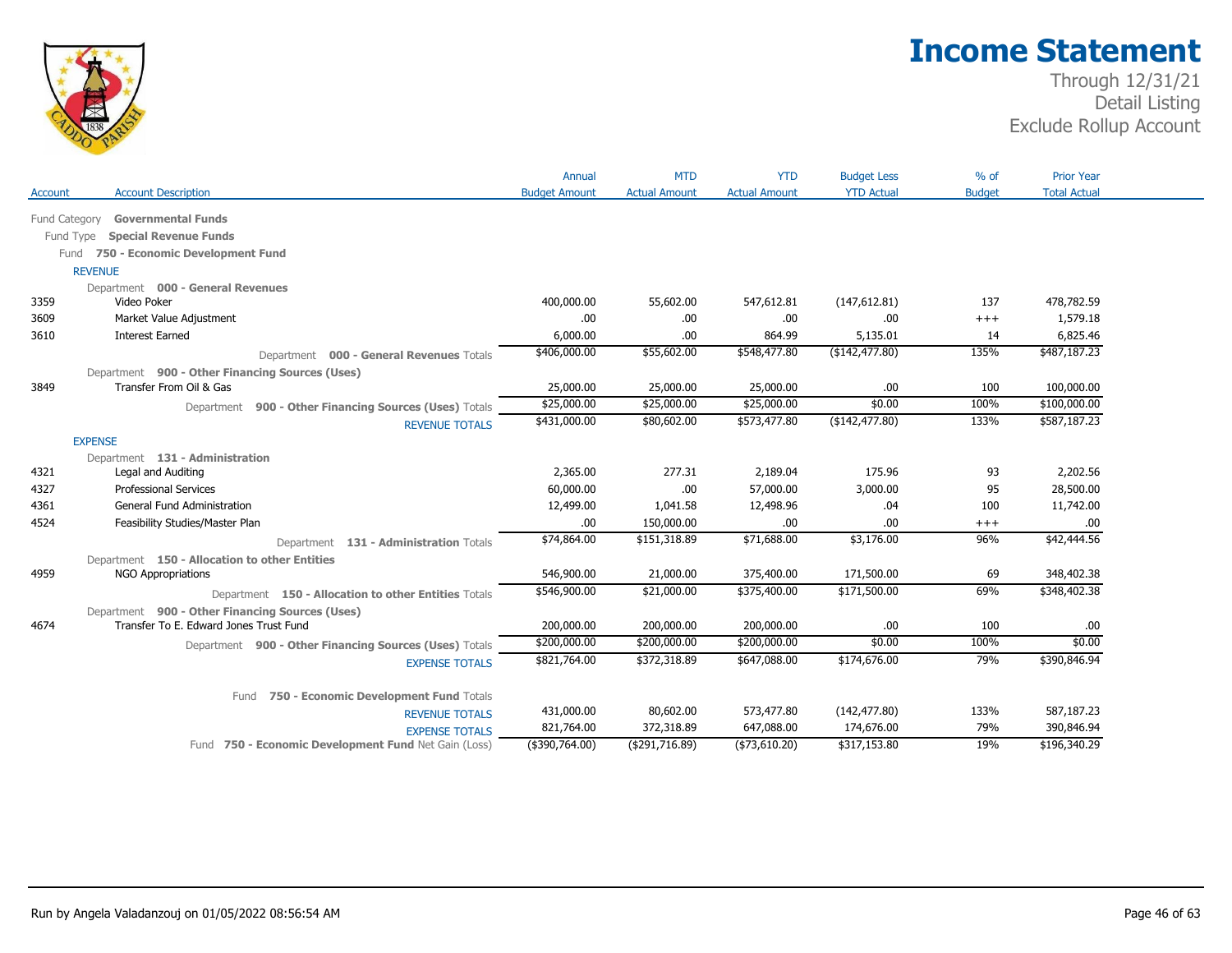# Income Statement

Through 12/31/21
Detail Listing
Exclude Rollup Account

| Account | Account Description | Annual Budget Amount | MTD Actual Amount | YTD Actual Amount | Budget Less YTD Actual | % of Budget | Prior Year Total Actual |
|---|---|---|---|---|---|---|---|
| Fund Category | **Governmental Funds** | | | | | | |
| Fund Type | **Special Revenue Funds** | | | | | | |
| Fund | **750 - Economic Development Fund** | | | | | | |
| | REVENUE | | | | | | |
| | Department **000 - General Revenues** | | | | | | |
| 3359 | Video Poker | 400,000.00 | 55,602.00 | 547,612.81 | (147,612.81) | 137 | 478,782.59 |
| 3609 | Market Value Adjustment | .00 | .00 | .00 | .00 | +++ | 1,579.18 |
| 3610 | Interest Earned | 6,000.00 | .00 | 864.99 | 5,135.01 | 14 | 6,825.46 |
| | Department **000 - General Revenues** Totals | $406,000.00 | $55,602.00 | $548,477.80 | ($142,477.80) | 135% | $487,187.23 |
| | Department **900 - Other Financing Sources (Uses)** | | | | | | |
| 3849 | Transfer From Oil & Gas | 25,000.00 | 25,000.00 | 25,000.00 | .00 | 100 | 100,000.00 |
| | Department **900 - Other Financing Sources (Uses)** Totals | $25,000.00 | $25,000.00 | $25,000.00 | $0.00 | 100% | $100,000.00 |
| | REVENUE TOTALS | $431,000.00 | $80,602.00 | $573,477.80 | ($142,477.80) | 133% | $587,187.23 |
| | EXPENSE | | | | | | |
| | Department **131 - Administration** | | | | | | |
| 4321 | Legal and Auditing | 2,365.00 | 277.31 | 2,189.04 | 175.96 | 93 | 2,202.56 |
| 4327 | Professional Services | 60,000.00 | .00 | 57,000.00 | 3,000.00 | 95 | 28,500.00 |
| 4361 | General Fund Administration | 12,499.00 | 1,041.58 | 12,498.96 | .04 | 100 | 11,742.00 |
| 4524 | Feasibility Studies/Master Plan | .00 | 150,000.00 | .00 | .00 | +++ | .00 |
| | Department **131 - Administration** Totals | $74,864.00 | $151,318.89 | $71,688.00 | $3,176.00 | 96% | $42,444.56 |
| | Department **150 - Allocation to other Entities** | | | | | | |
| 4959 | NGO Appropriations | 546,900.00 | 21,000.00 | 375,400.00 | 171,500.00 | 69 | 348,402.38 |
| | Department **150 - Allocation to other Entities** Totals | $546,900.00 | $21,000.00 | $375,400.00 | $171,500.00 | 69% | $348,402.38 |
| | Department **900 - Other Financing Sources (Uses)** | | | | | | |
| 4674 | Transfer To E. Edward Jones Trust Fund | 200,000.00 | 200,000.00 | 200,000.00 | .00 | 100 | .00 |
| | Department **900 - Other Financing Sources (Uses)** Totals | $200,000.00 | $200,000.00 | $200,000.00 | $0.00 | 100% | $0.00 |
| | EXPENSE TOTALS | $821,764.00 | $372,318.89 | $647,088.00 | $174,676.00 | 79% | $390,846.94 |
| | Fund **750 - Economic Development Fund** Totals | | | | | | |
| | REVENUE TOTALS | 431,000.00 | 80,602.00 | 573,477.80 | (142,477.80) | 133% | 587,187.23 |
| | EXPENSE TOTALS | 821,764.00 | 372,318.89 | 647,088.00 | 174,676.00 | 79% | 390,846.94 |
| | Fund **750 - Economic Development Fund** Net Gain (Loss) | ($390,764.00) | ($291,716.89) | ($73,610.20) | $317,153.80 | 19% | $196,340.29 |

Run by Angela Valadanzouj on 01/05/2022 08:56:54 AM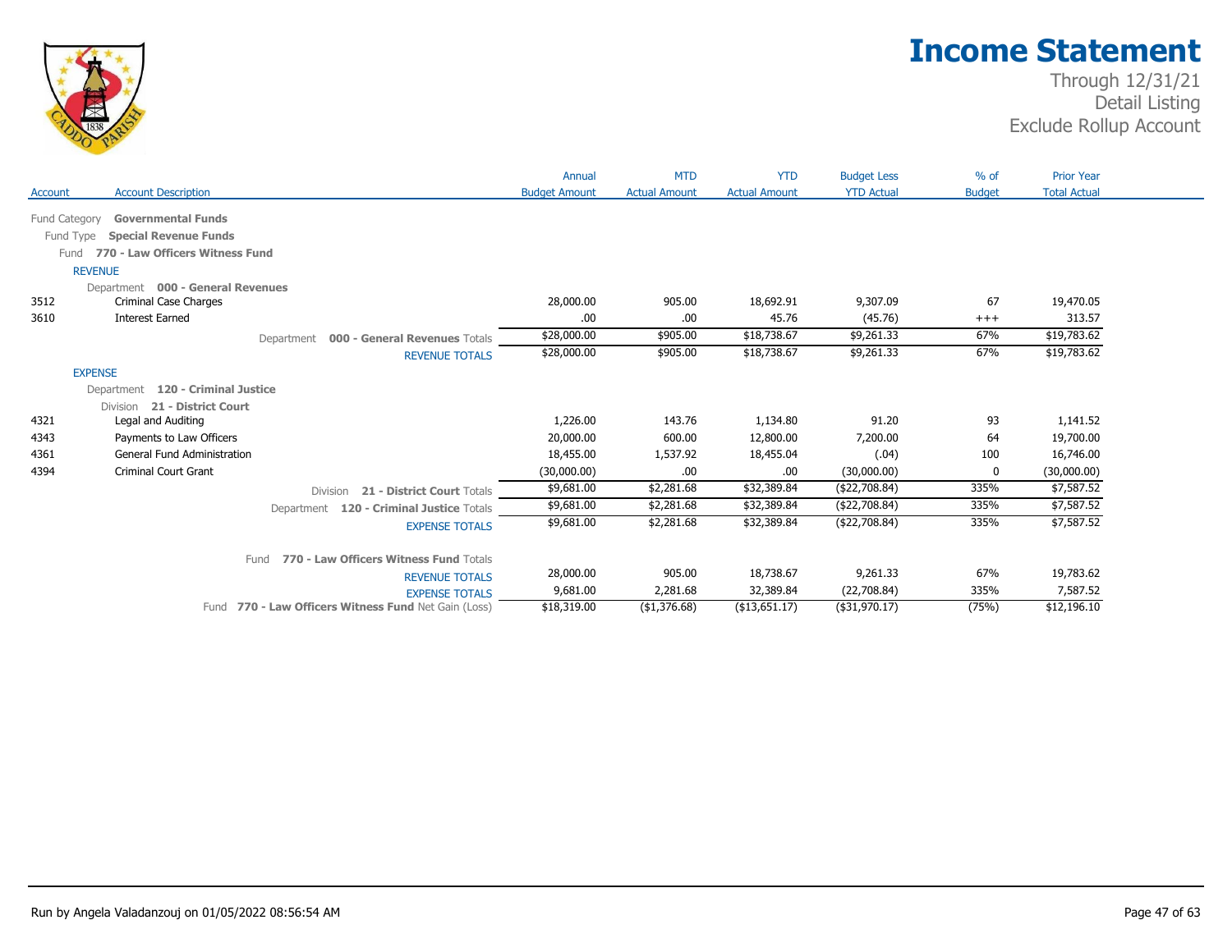# Income Statement

Through 12/31/21
Detail Listing
Exclude Rollup Account

| Account | Account Description | Annual Budget Amount | MTD Actual Amount | YTD Actual Amount | Budget Less YTD Actual | % of Budget | Prior Year Total Actual |
|---|---|---|---|---|---|---|---|
| Fund Category | **Governmental Funds** | | | | | | |
| Fund Type | **Special Revenue Funds** | | | | | | |
| Fund | **770 - Law Officers Witness Fund** | | | | | | |
| REVENUE | | | | | | | |
| Department | **000 - General Revenues** | | | | | | |
| 3512 | Criminal Case Charges | 28,000.00 | 905.00 | 18,692.91 | 9,307.09 | 67 | 19,470.05 |
| 3610 | Interest Earned | .00 | .00 | 45.76 | (45.76) | +++ | 313.57 |
| | Department **000 - General Revenues** Totals | $28,000.00 | $905.00 | $18,738.67 | $9,261.33 | 67% | $19,783.62 |
| | REVENUE TOTALS | $28,000.00 | $905.00 | $18,738.67 | $9,261.33 | 67% | $19,783.62 |
| EXPENSE | | | | | | | |
| Department | **120 - Criminal Justice** | | | | | | |
| Division | **21 - District Court** | | | | | | |
| 4321 | Legal and Auditing | 1,226.00 | 143.76 | 1,134.80 | 91.20 | 93 | 1,141.52 |
| 4343 | Payments to Law Officers | 20,000.00 | 600.00 | 12,800.00 | 7,200.00 | 64 | 19,700.00 |
| 4361 | General Fund Administration | 18,455.00 | 1,537.92 | 18,455.04 | (.04) | 100 | 16,746.00 |
| 4394 | Criminal Court Grant | (30,000.00) | .00 | .00 | (30,000.00) | 0 | (30,000.00) |
| | Division **21 - District Court** Totals | $9,681.00 | $2,281.68 | $32,389.84 | ($22,708.84) | 335% | $7,587.52 |
| | Department **120 - Criminal Justice** Totals | $9,681.00 | $2,281.68 | $32,389.84 | ($22,708.84) | 335% | $7,587.52 |
| | EXPENSE TOTALS | $9,681.00 | $2,281.68 | $32,389.84 | ($22,708.84) | 335% | $7,587.52 |
| | Fund **770 - Law Officers Witness Fund** Totals | | | | | | |
| | REVENUE TOTALS | 28,000.00 | 905.00 | 18,738.67 | 9,261.33 | 67% | 19,783.62 |
| | EXPENSE TOTALS | 9,681.00 | 2,281.68 | 32,389.84 | (22,708.84) | 335% | 7,587.52 |
| | Fund **770 - Law Officers Witness Fund** Net Gain (Loss) | $18,319.00 | ($1,376.68) | ($13,651.17) | ($31,970.17) | (75%) | $12,196.10 |

Run by Angela Valadanzouj on 01/05/2022 08:56:54 AM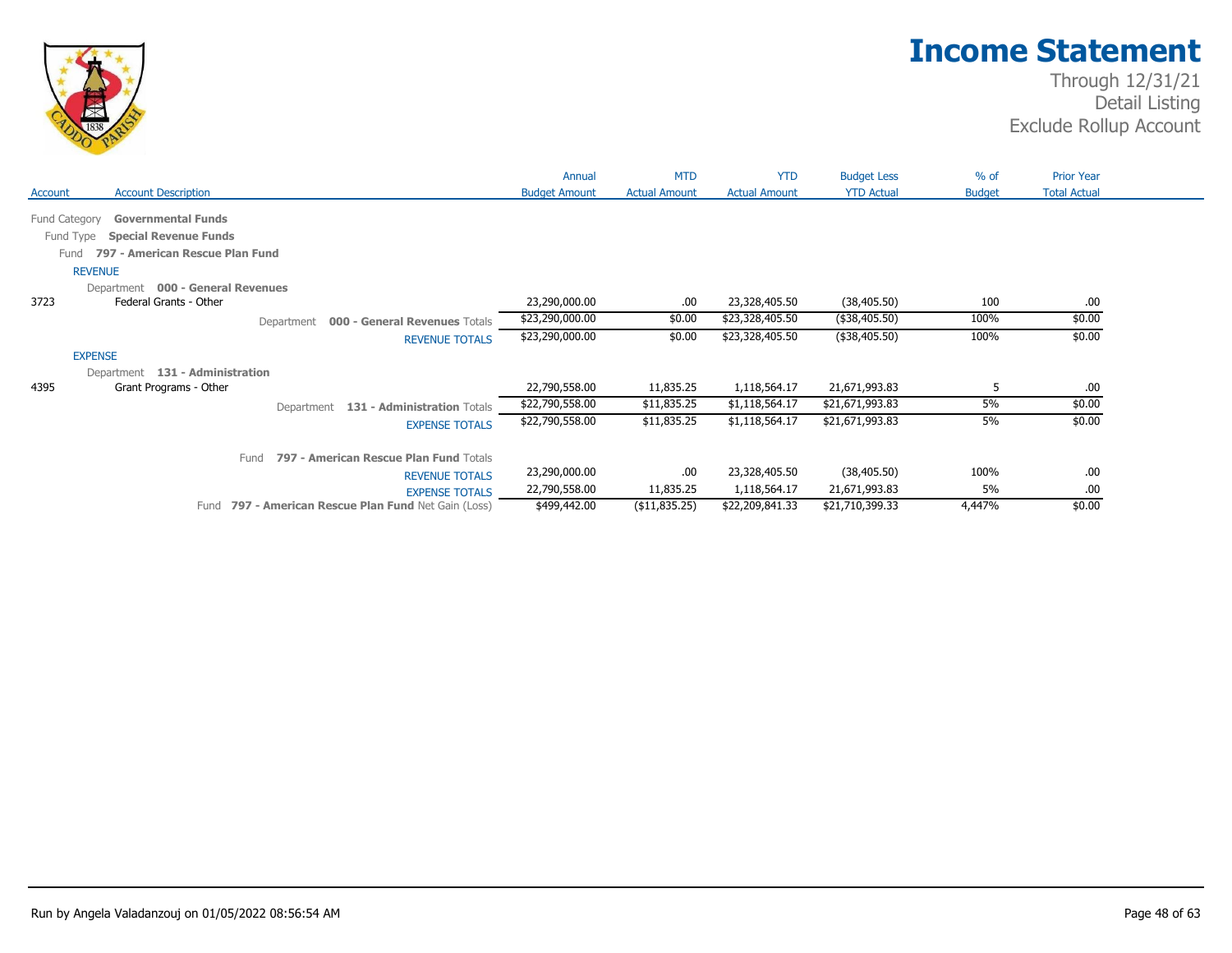# Income Statement

Through 12/31/21
Detail Listing
Exclude Rollup Account

| Account | Account Description | Annual Budget Amount | MTD Actual Amount | YTD Actual Amount | Budget Less YTD Actual | % of Budget | Prior Year Total Actual |
|---|---|---|---|---|---|---|---|
| Fund Category | **Governmental Funds** | | | | | | |
| Fund Type | **Special Revenue Funds** | | | | | | |
| Fund | **797 - American Rescue Plan Fund** | | | | | | |
| REVENUE | | | | | | | |
| Department | **000 - General Revenues** | | | | | | |
| 3723 | Federal Grants - Other | 23,290,000.00 | .00 | 23,328,405.50 | (38,405.50) | 100 | .00 |
| | Department **000 - General Revenues** Totals | $23,290,000.00 | $0.00 | $23,328,405.50 | ($38,405.50) | 100% | $0.00 |
| | REVENUE TOTALS | $23,290,000.00 | $0.00 | $23,328,405.50 | ($38,405.50) | 100% | $0.00 |
| EXPENSE | | | | | | | |
| Department | **131 - Administration** | | | | | | |
| 4395 | Grant Programs - Other | 22,790,558.00 | 11,835.25 | 1,118,564.17 | 21,671,993.83 | 5 | .00 |
| | Department **131 - Administration** Totals | $22,790,558.00 | $11,835.25 | $1,118,564.17 | $21,671,993.83 | 5% | $0.00 |
| | EXPENSE TOTALS | $22,790,558.00 | $11,835.25 | $1,118,564.17 | $21,671,993.83 | 5% | $0.00 |
| | Fund **797 - American Rescue Plan Fund** Totals | | | | | | |
| | REVENUE TOTALS | 23,290,000.00 | .00 | 23,328,405.50 | (38,405.50) | 100% | .00 |
| | EXPENSE TOTALS | 22,790,558.00 | 11,835.25 | 1,118,564.17 | 21,671,993.83 | 5% | .00 |
| | Fund **797 - American Rescue Plan Fund** Net Gain (Loss) | $499,442.00 | ($11,835.25) | $22,209,841.33 | $21,710,399.33 | 4,447% | $0.00 |

Run by Angela Valadanzouj on 01/05/2022 08:56:54 AM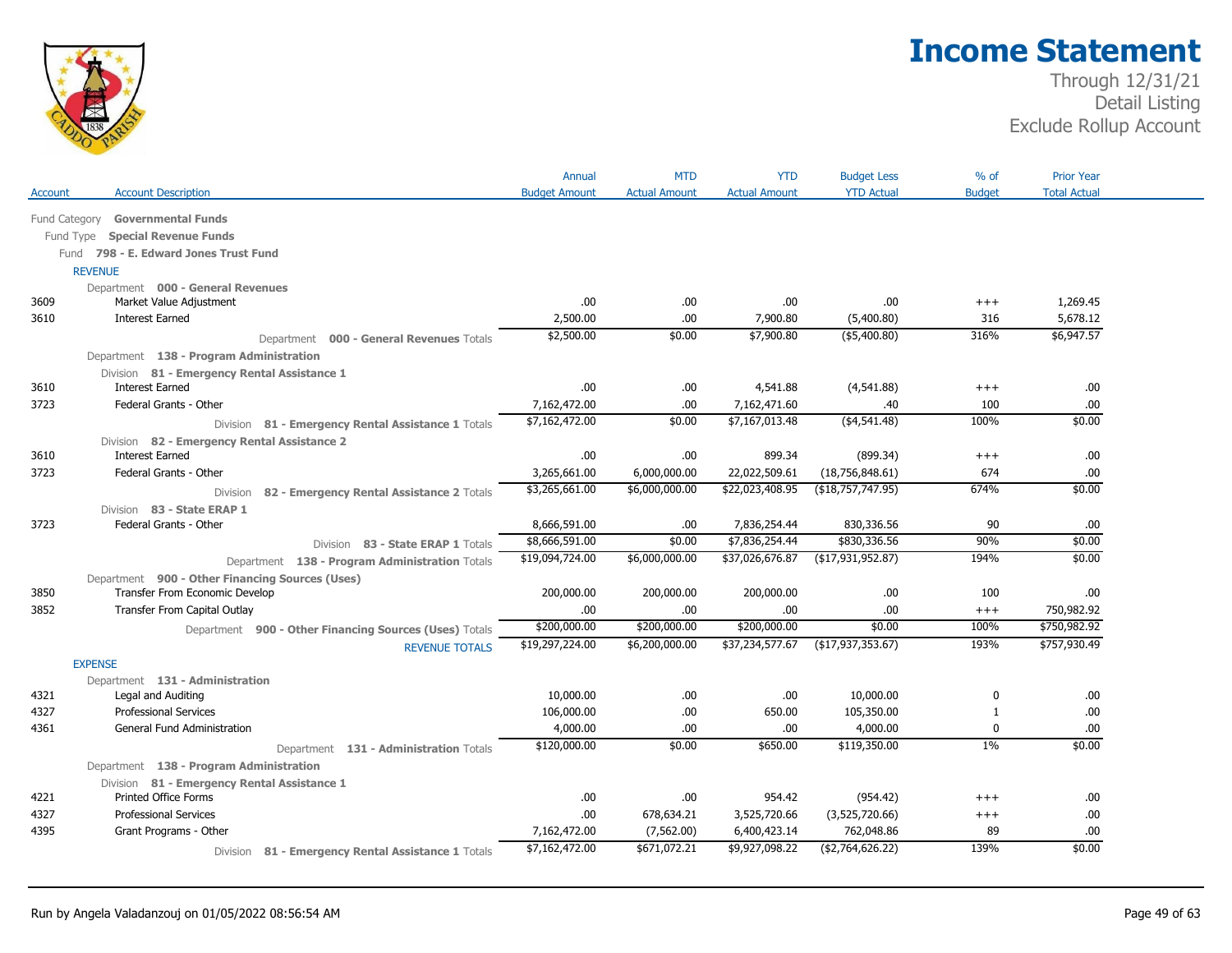# Income Statement

Through 12/31/21
Detail Listing
Exclude Rollup Account

| Account | Account Description | Annual Budget Amount | MTD Actual Amount | YTD Actual Amount | Budget Less YTD Actual | % of Budget | Prior Year Total Actual |
|---|---|---|---|---|---|---|---|
| | **Fund Category Governmental Funds** | | | | | | |
| | **Fund Type Special Revenue Funds** | | | | | | |
| | **Fund 798 - E. Edward Jones Trust Fund** | | | | | | |
| | **REVENUE** | | | | | | |
| | **Department 000 - General Revenues** | | | | | | |
| 3609 | Market Value Adjustment | .00 | .00 | .00 | .00 | +++ | 1,269.45 |
| 3610 | Interest Earned | 2,500.00 | .00 | 7,900.80 | (5,400.80) | 316 | 5,678.12 |
| | Department 000 - General Revenues Totals | $2,500.00 | $0.00 | $7,900.80 | ($5,400.80) | 316% | $6,947.57 |
| | **Department 138 - Program Administration** | | | | | | |
| | **Division 81 - Emergency Rental Assistance 1** | | | | | | |
| 3610 | Interest Earned | .00 | .00 | 4,541.88 | (4,541.88) | +++ | .00 |
| 3723 | Federal Grants - Other | 7,162,472.00 | .00 | 7,162,471.60 | .40 | 100 | .00 |
| | Division 81 - Emergency Rental Assistance 1 Totals | $7,162,472.00 | $0.00 | $7,167,013.48 | ($4,541.48) | 100% | $0.00 |
| | **Division 82 - Emergency Rental Assistance 2** | | | | | | |
| 3610 | Interest Earned | .00 | .00 | 899.34 | (899.34) | +++ | .00 |
| 3723 | Federal Grants - Other | 3,265,661.00 | 6,000,000.00 | 22,022,509.61 | (18,756,848.61) | 674 | .00 |
| | Division 82 - Emergency Rental Assistance 2 Totals | $3,265,661.00 | $6,000,000.00 | $22,023,408.95 | ($18,757,747.95) | 674% | $0.00 |
| | **Division 83 - State ERAP 1** | | | | | | |
| 3723 | Federal Grants - Other | 8,666,591.00 | .00 | 7,836,254.44 | 830,336.56 | 90 | .00 |
| | Division 83 - State ERAP 1 Totals | $8,666,591.00 | $0.00 | $7,836,254.44 | $830,336.56 | 90% | $0.00 |
| | Department 138 - Program Administration Totals | $19,094,724.00 | $6,000,000.00 | $37,026,676.87 | ($17,931,952.87) | 194% | $0.00 |
| | **Department 900 - Other Financing Sources (Uses)** | | | | | | |
| 3850 | Transfer From Economic Develop | 200,000.00 | 200,000.00 | 200,000.00 | .00 | 100 | .00 |
| 3852 | Transfer From Capital Outlay | .00 | .00 | .00 | .00 | +++ | 750,982.92 |
| | Department 900 - Other Financing Sources (Uses) Totals | $200,000.00 | $200,000.00 | $200,000.00 | $0.00 | 100% | $750,982.92 |
| | REVENUE TOTALS | $19,297,224.00 | $6,200,000.00 | $37,234,577.67 | ($17,937,353.67) | 193% | $757,930.49 |
| | **EXPENSE** | | | | | | |
| | **Department 131 - Administration** | | | | | | |
| 4321 | Legal and Auditing | 10,000.00 | .00 | .00 | 10,000.00 | 0 | .00 |
| 4327 | Professional Services | 106,000.00 | .00 | 650.00 | 105,350.00 | 1 | .00 |
| 4361 | General Fund Administration | 4,000.00 | .00 | .00 | 4,000.00 | 0 | .00 |
| | Department 131 - Administration Totals | $120,000.00 | $0.00 | $650.00 | $119,350.00 | 1% | $0.00 |
| | **Department 138 - Program Administration** | | | | | | |
| | **Division 81 - Emergency Rental Assistance 1** | | | | | | |
| 4221 | Printed Office Forms | .00 | .00 | 954.42 | (954.42) | +++ | .00 |
| 4327 | Professional Services | .00 | 678,634.21 | 3,525,720.66 | (3,525,720.66) | +++ | .00 |
| 4395 | Grant Programs - Other | 7,162,472.00 | (7,562.00) | 6,400,423.14 | 762,048.86 | 89 | .00 |
| | Division 81 - Emergency Rental Assistance 1 Totals | $7,162,472.00 | $671,072.21 | $9,927,098.22 | ($2,764,626.22) | 139% | $0.00 |

Run by Angela Valadanzouj on 01/05/2022 08:56:54 AM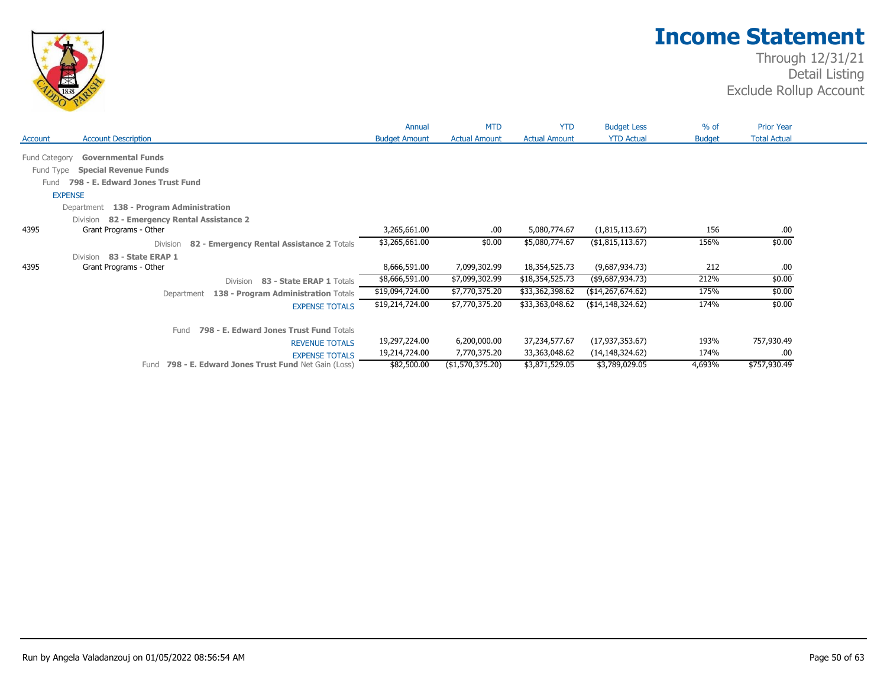# Income Statement

Through 12/31/21
Detail Listing
Exclude Rollup Account

| Account | Account Description | Annual Budget Amount | MTD Actual Amount | YTD Actual Amount | Budget Less YTD Actual | % of Budget | Prior Year Total Actual |
|---|---|---|---|---|---|---|---|
| Fund Category | **Governmental Funds** | | | | | | |
| Fund Type | **Special Revenue Funds** | | | | | | |
| Fund | **798 - E. Edward Jones Trust Fund** | | | | | | |
| EXPENSE | | | | | | | |
| Department | **138 - Program Administration** | | | | | | |
| Division | **82 - Emergency Rental Assistance 2** | | | | | | |
| 4395 | Grant Programs - Other | 3,265,661.00 | .00 | 5,080,774.67 | (1,815,113.67) | 156 | .00 |
| | Division **82 - Emergency Rental Assistance 2** Totals | $3,265,661.00 | $0.00 | $5,080,774.67 | ($1,815,113.67) | 156% | $0.00 |
| Division | **83 - State ERAP 1** | | | | | | |
| 4395 | Grant Programs - Other | 8,666,591.00 | 7,099,302.99 | 18,354,525.73 | (9,687,934.73) | 212 | .00 |
| | Division **83 - State ERAP 1** Totals | $8,666,591.00 | $7,099,302.99 | $18,354,525.73 | ($9,687,934.73) | 212% | $0.00 |
| | Department **138 - Program Administration** Totals | $19,094,724.00 | $7,770,375.20 | $33,362,398.62 | ($14,267,674.62) | 175% | $0.00 |
| | EXPENSE TOTALS | $19,214,724.00 | $7,770,375.20 | $33,363,048.62 | ($14,148,324.62) | 174% | $0.00 |
| | Fund **798 - E. Edward Jones Trust Fund** Totals | | | | | | |
| | REVENUE TOTALS | 19,297,224.00 | 6,200,000.00 | 37,234,577.67 | (17,937,353.67) | 193% | 757,930.49 |
| | EXPENSE TOTALS | 19,214,724.00 | 7,770,375.20 | 33,363,048.62 | (14,148,324.62) | 174% | .00 |
| | Fund **798 - E. Edward Jones Trust Fund** Net Gain (Loss) | $82,500.00 | ($1,570,375.20) | $3,871,529.05 | $3,789,029.05 | 4,693% | $757,930.49 |

Run by Angela Valadanzouj on 01/05/2022 08:56:54 AM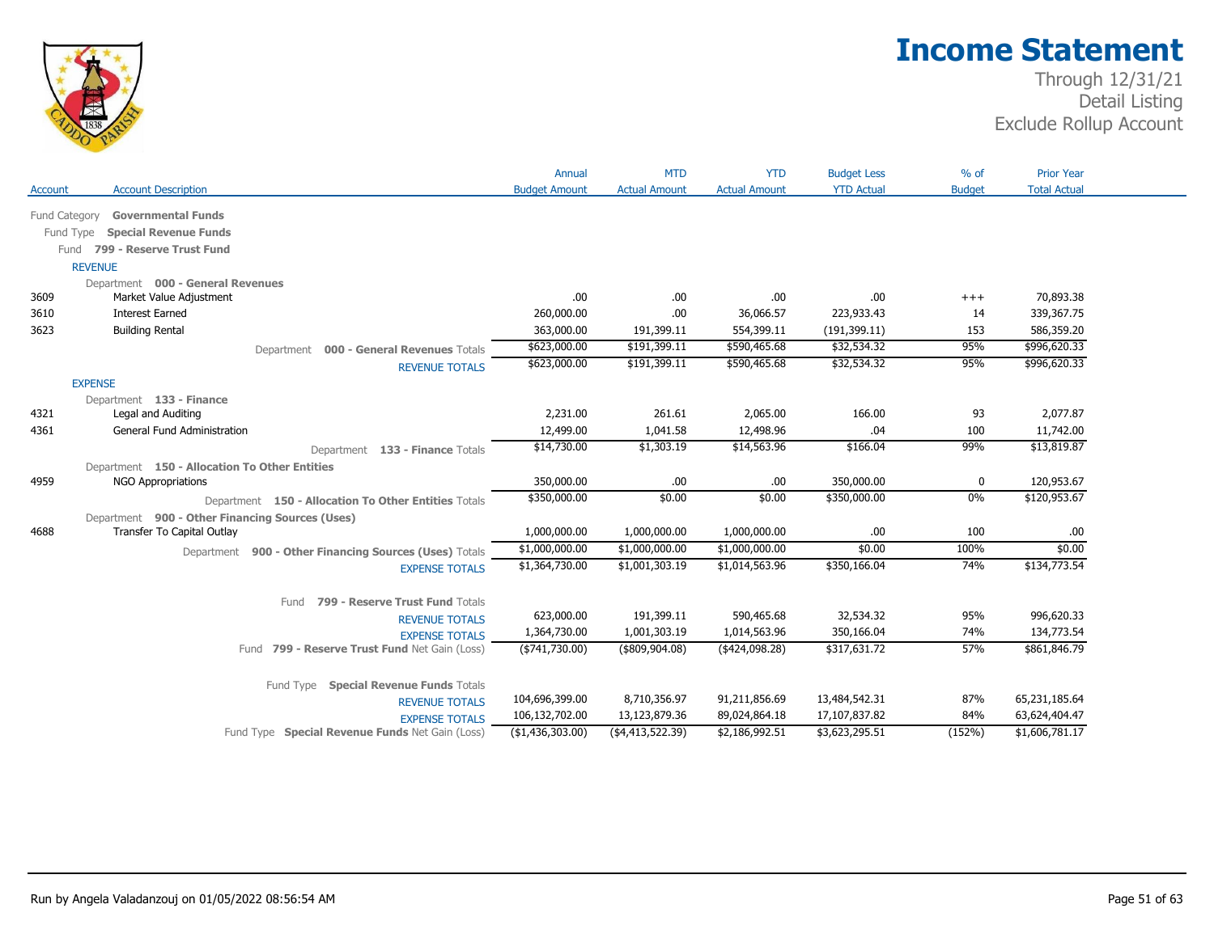# Income Statement

Through 12/31/21
Detail Listing
Exclude Rollup Account

| Account | Account Description | Annual Budget Amount | MTD Actual Amount | YTD Actual Amount | Budget Less YTD Actual | % of Budget | Prior Year Total Actual |
|---|---|---|---|---|---|---|---|
| Fund Category | **Governmental Funds** | | | | | | |
| Fund Type | **Special Revenue Funds** | | | | | | |
| Fund | **799 - Reserve Trust Fund** | | | | | | |
| REVENUE | | | | | | | |
| Department | **000 - General Revenues** | | | | | | |
| 3609 | Market Value Adjustment | .00 | .00 | .00 | .00 | +++ | 70,893.38 |
| 3610 | Interest Earned | 260,000.00 | .00 | 36,066.57 | 223,933.43 | 14 | 339,367.75 |
| 3623 | Building Rental | 363,000.00 | 191,399.11 | 554,399.11 | (191,399.11) | 153 | 586,359.20 |
| | Department **000 - General Revenues** Totals | $623,000.00 | $191,399.11 | $590,465.68 | $32,534.32 | 95% | $996,620.33 |
| | REVENUE TOTALS | $623,000.00 | $191,399.11 | $590,465.68 | $32,534.32 | 95% | $996,620.33 |
| EXPENSE | | | | | | | |
| Department | **133 - Finance** | | | | | | |
| 4321 | Legal and Auditing | 2,231.00 | 261.61 | 2,065.00 | 166.00 | 93 | 2,077.87 |
| 4361 | General Fund Administration | 12,499.00 | 1,041.58 | 12,498.96 | .04 | 100 | 11,742.00 |
| | Department **133 - Finance** Totals | $14,730.00 | $1,303.19 | $14,563.96 | $166.04 | 99% | $13,819.87 |
| Department | **150 - Allocation To Other Entities** | | | | | | |
| 4959 | NGO Appropriations | 350,000.00 | .00 | .00 | 350,000.00 | 0 | 120,953.67 |
| | Department **150 - Allocation To Other Entities** Totals | $350,000.00 | $0.00 | $0.00 | $350,000.00 | 0% | $120,953.67 |
| Department | **900 - Other Financing Sources (Uses)** | | | | | | |
| 4688 | Transfer To Capital Outlay | 1,000,000.00 | 1,000,000.00 | 1,000,000.00 | .00 | 100 | .00 |
| | Department **900 - Other Financing Sources (Uses)** Totals | $1,000,000.00 | $1,000,000.00 | $1,000,000.00 | $0.00 | 100% | $0.00 |
| | EXPENSE TOTALS | $1,364,730.00 | $1,001,303.19 | $1,014,563.96 | $350,166.04 | 74% | $134,773.54 |
| | Fund **799 - Reserve Trust Fund** Totals | | | | | | |
| | REVENUE TOTALS | 623,000.00 | 191,399.11 | 590,465.68 | 32,534.32 | 95% | 996,620.33 |
| | EXPENSE TOTALS | 1,364,730.00 | 1,001,303.19 | 1,014,563.96 | 350,166.04 | 74% | 134,773.54 |
| | Fund **799 - Reserve Trust Fund** Net Gain (Loss) | ($741,730.00) | ($809,904.08) | ($424,098.28) | $317,631.72 | 57% | $861,846.79 |
| | Fund Type **Special Revenue Funds** Totals | | | | | | |
| | REVENUE TOTALS | 104,696,399.00 | 8,710,356.97 | 91,211,856.69 | 13,484,542.31 | 87% | 65,231,185.64 |
| | EXPENSE TOTALS | 106,132,702.00 | 13,123,879.36 | 89,024,864.18 | 17,107,837.82 | 84% | 63,624,404.47 |
| | Fund Type **Special Revenue Funds** Net Gain (Loss) | ($1,436,303.00) | ($4,413,522.39) | $2,186,992.51 | $3,623,295.51 | (152%) | $1,606,781.17 |

Run by Angela Valadanzouj on 01/05/2022 08:56:54 AM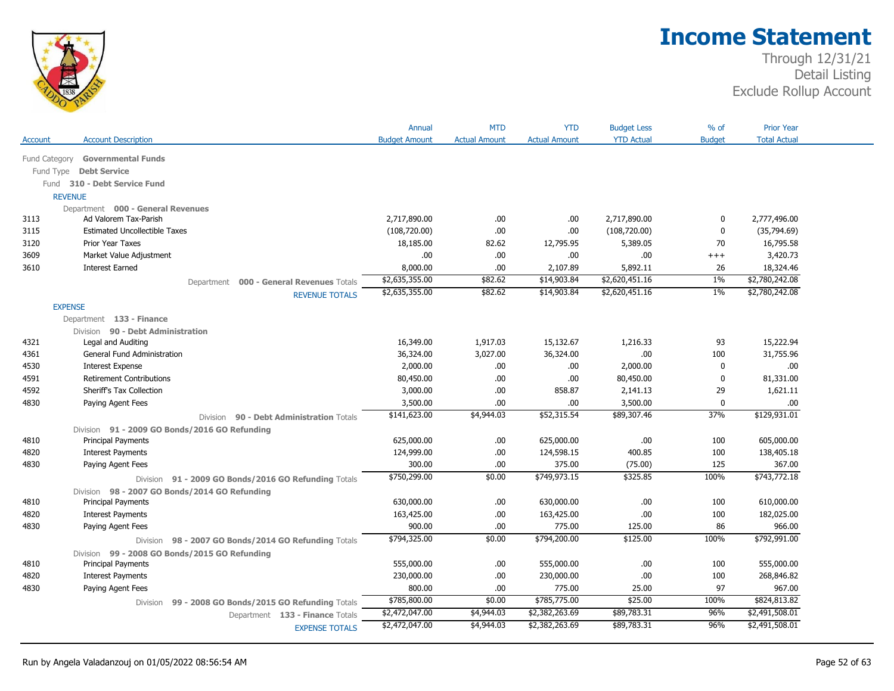# Income Statement

Through 12/31/21
Detail Listing
Exclude Rollup Account

| Account | Account Description | Annual Budget Amount | MTD Actual Amount | YTD Actual Amount | Budget Less YTD Actual | % of Budget | Prior Year Total Actual |
|---|---|---|---|---|---|---|---|
| Fund Category | **Governmental Funds** | | | | | | |
| Fund Type | **Debt Service** | | | | | | |
| Fund | **310 - Debt Service Fund** | | | | | | |
| REVENUE | | | | | | | |
| Department | **000 - General Revenues** | | | | | | |
| 3113 | Ad Valorem Tax-Parish | 2,717,890.00 | .00 | .00 | 2,717,890.00 | 0 | 2,777,496.00 |
| 3115 | Estimated Uncollectible Taxes | (108,720.00) | .00 | .00 | (108,720.00) | 0 | (35,794.69) |
| 3120 | Prior Year Taxes | 18,185.00 | 82.62 | 12,795.95 | 5,389.05 | 70 | 16,795.58 |
| 3609 | Market Value Adjustment | .00 | .00 | .00 | .00 | +++ | 3,420.73 |
| 3610 | Interest Earned | 8,000.00 | .00 | 2,107.89 | 5,892.11 | 26 | 18,324.46 |
| | Department **000 - General Revenues** Totals | $2,635,355.00 | $82.62 | $14,903.84 | $2,620,451.16 | 1% | $2,780,242.08 |
| | REVENUE TOTALS | $2,635,355.00 | $82.62 | $14,903.84 | $2,620,451.16 | 1% | $2,780,242.08 |
| EXPENSE | | | | | | | |
| Department | **133 - Finance** | | | | | | |
| Division | **90 - Debt Administration** | | | | | | |
| 4321 | Legal and Auditing | 16,349.00 | 1,917.03 | 15,132.67 | 1,216.33 | 93 | 15,222.94 |
| 4361 | General Fund Administration | 36,324.00 | 3,027.00 | 36,324.00 | .00 | 100 | 31,755.96 |
| 4530 | Interest Expense | 2,000.00 | .00 | .00 | 2,000.00 | 0 | .00 |
| 4591 | Retirement Contributions | 80,450.00 | .00 | .00 | 80,450.00 | 0 | 81,331.00 |
| 4592 | Sheriff's Tax Collection | 3,000.00 | .00 | 858.87 | 2,141.13 | 29 | 1,621.11 |
| 4830 | Paying Agent Fees | 3,500.00 | .00 | .00 | 3,500.00 | 0 | .00 |
| | Division **90 - Debt Administration** Totals | $141,623.00 | $4,944.03 | $52,315.54 | $89,307.46 | 37% | $129,931.01 |
| Division | **91 - 2009 GO Bonds/2016 GO Refunding** | | | | | | |
| 4810 | Principal Payments | 625,000.00 | .00 | 625,000.00 | .00 | 100 | 605,000.00 |
| 4820 | Interest Payments | 124,999.00 | .00 | 124,598.15 | 400.85 | 100 | 138,405.18 |
| 4830 | Paying Agent Fees | 300.00 | .00 | 375.00 | (75.00) | 125 | 367.00 |
| | Division **91 - 2009 GO Bonds/2016 GO Refunding** Totals | $750,299.00 | $0.00 | $749,973.15 | $325.85 | 100% | $743,772.18 |
| Division | **98 - 2007 GO Bonds/2014 GO Refunding** | | | | | | |
| 4810 | Principal Payments | 630,000.00 | .00 | 630,000.00 | .00 | 100 | 610,000.00 |
| 4820 | Interest Payments | 163,425.00 | .00 | 163,425.00 | .00 | 100 | 182,025.00 |
| 4830 | Paying Agent Fees | 900.00 | .00 | 775.00 | 125.00 | 86 | 966.00 |
| | Division **98 - 2007 GO Bonds/2014 GO Refunding** Totals | $794,325.00 | $0.00 | $794,200.00 | $125.00 | 100% | $792,991.00 |
| Division | **99 - 2008 GO Bonds/2015 GO Refunding** | | | | | | |
| 4810 | Principal Payments | 555,000.00 | .00 | 555,000.00 | .00 | 100 | 555,000.00 |
| 4820 | Interest Payments | 230,000.00 | .00 | 230,000.00 | .00 | 100 | 268,846.82 |
| 4830 | Paying Agent Fees | 800.00 | .00 | 775.00 | 25.00 | 97 | 967.00 |
| | Division **99 - 2008 GO Bonds/2015 GO Refunding** Totals | $785,800.00 | $0.00 | $785,775.00 | $25.00 | 100% | $824,813.82 |
| | Department **133 - Finance** Totals | $2,472,047.00 | $4,944.03 | $2,382,263.69 | $89,783.31 | 96% | $2,491,508.01 |
| | EXPENSE TOTALS | $2,472,047.00 | $4,944.03 | $2,382,263.69 | $89,783.31 | 96% | $2,491,508.01 |

Run by Angela Valadanzouj on 01/05/2022 08:56:54 AM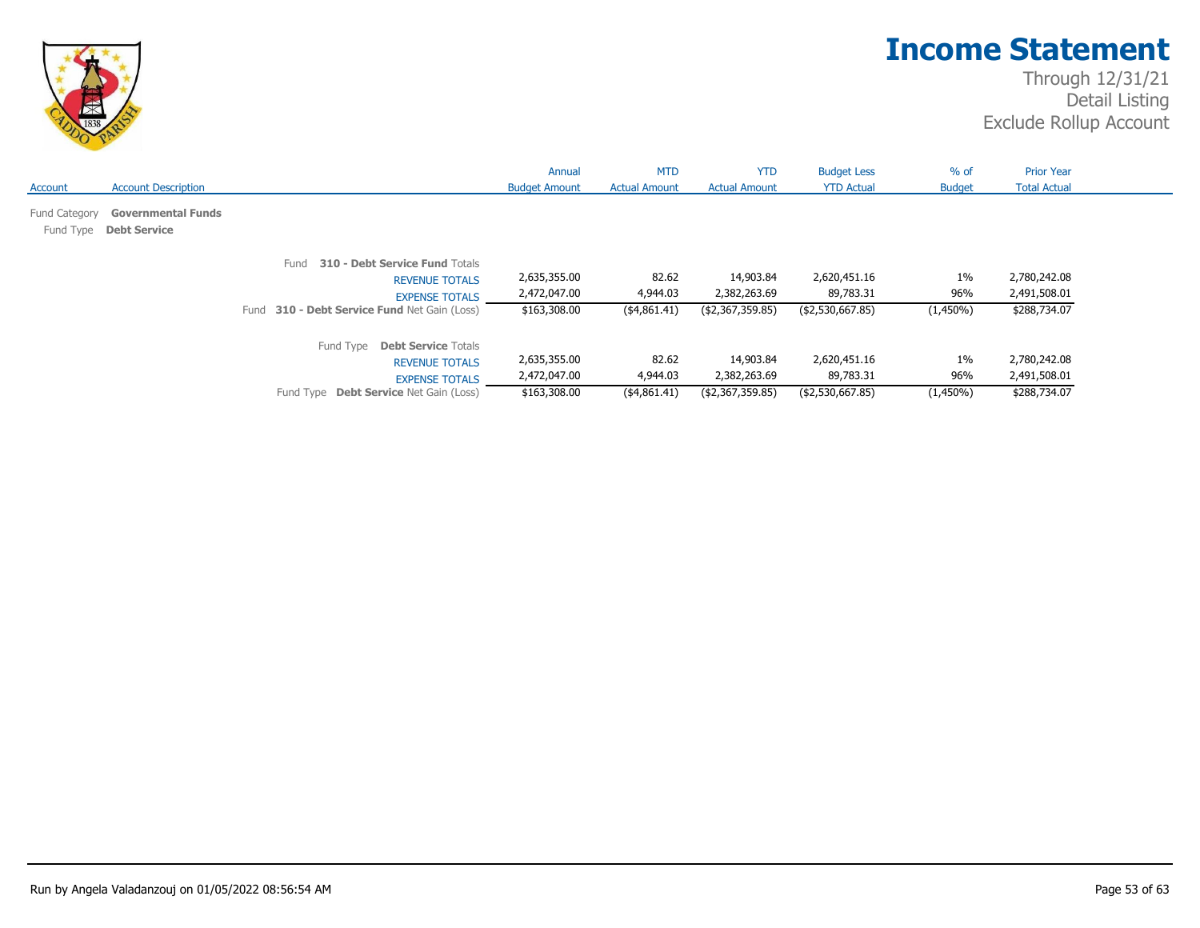# Income Statement

Through 12/31/21
Detail Listing
Exclude Rollup Account

| Account | Account Description | Annual Budget Amount | MTD Actual Amount | YTD Actual Amount | Budget Less YTD Actual | % of Budget | Prior Year Total Actual |
|---|---|---|---|---|---|---|---|
| Fund Category | **Governmental Funds** | | | | | | |
| Fund Type | **Debt Service** | | | | | | |
| | Fund **310 - Debt Service Fund** Totals | | | | | | |
| | REVENUE TOTALS | 2,635,355.00 | 82.62 | 14,903.84 | 2,620,451.16 | 1% | 2,780,242.08 |
| | EXPENSE TOTALS | 2,472,047.00 | 4,944.03 | 2,382,263.69 | 89,783.31 | 96% | 2,491,508.01 |
| | Fund **310 - Debt Service Fund** Net Gain (Loss) | $163,308.00 | ($4,861.41) | ($2,367,359.85) | ($2,530,667.85) | (1,450%) | $288,734.07 |
| | Fund Type **Debt Service** Totals | | | | | | |
| | REVENUE TOTALS | 2,635,355.00 | 82.62 | 14,903.84 | 2,620,451.16 | 1% | 2,780,242.08 |
| | EXPENSE TOTALS | 2,472,047.00 | 4,944.03 | 2,382,263.69 | 89,783.31 | 96% | 2,491,508.01 |
| | Fund Type **Debt Service** Net Gain (Loss) | $163,308.00 | ($4,861.41) | ($2,367,359.85) | ($2,530,667.85) | (1,450%) | $288,734.07 |

Run by Angela Valadanzouj on 01/05/2022 08:56:54 AM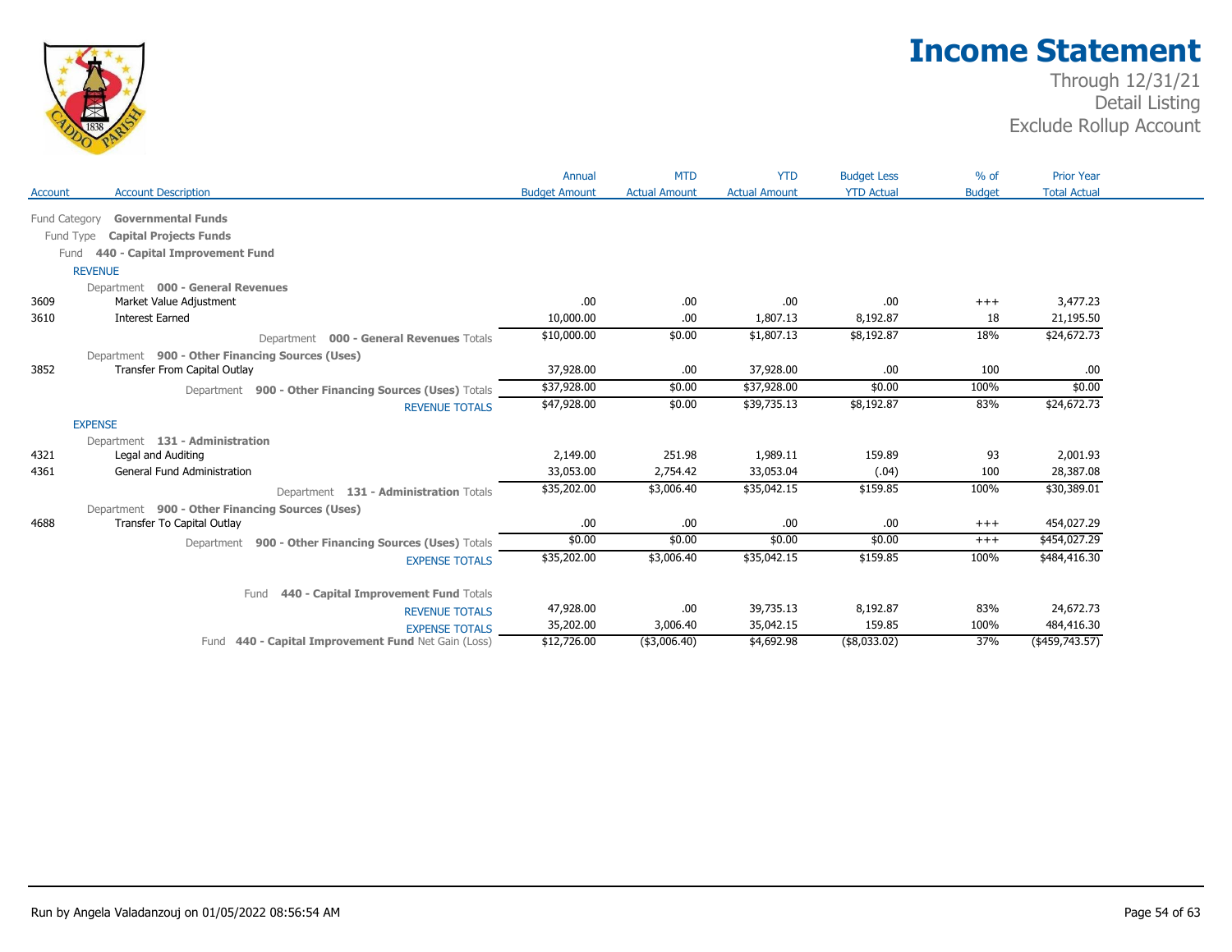# Income Statement

Through 12/31/21
Detail Listing
Exclude Rollup Account

| Account | Account Description | Annual Budget Amount | MTD Actual Amount | YTD Actual Amount | Budget Less YTD Actual | % of Budget | Prior Year Total Actual |
|---|---|---|---|---|---|---|---|
| Fund Category | **Governmental Funds** | | | | | | |
| Fund Type | **Capital Projects Funds** | | | | | | |
| Fund | **440 - Capital Improvement Fund** | | | | | | |
| REVENUE | | | | | | | |
| Department | **000 - General Revenues** | | | | | | |
| 3609 | Market Value Adjustment | .00 | .00 | .00 | .00 | +++ | 3,477.23 |
| 3610 | Interest Earned | 10,000.00 | .00 | 1,807.13 | 8,192.87 | 18 | 21,195.50 |
| | Department **000 - General Revenues** Totals | $10,000.00 | $0.00 | $1,807.13 | $8,192.87 | 18% | $24,672.73 |
| Department | **900 - Other Financing Sources (Uses)** | | | | | | |
| 3852 | Transfer From Capital Outlay | 37,928.00 | .00 | 37,928.00 | .00 | 100 | .00 |
| | Department **900 - Other Financing Sources (Uses)** Totals | $37,928.00 | $0.00 | $37,928.00 | $0.00 | 100% | $0.00 |
| | REVENUE TOTALS | $47,928.00 | $0.00 | $39,735.13 | $8,192.87 | 83% | $24,672.73 |
| EXPENSE | | | | | | | |
| Department | **131 - Administration** | | | | | | |
| 4321 | Legal and Auditing | 2,149.00 | 251.98 | 1,989.11 | 159.89 | 93 | 2,001.93 |
| 4361 | General Fund Administration | 33,053.00 | 2,754.42 | 33,053.04 | (.04) | 100 | 28,387.08 |
| | Department **131 - Administration** Totals | $35,202.00 | $3,006.40 | $35,042.15 | $159.85 | 100% | $30,389.01 |
| Department | **900 - Other Financing Sources (Uses)** | | | | | | |
| 4688 | Transfer To Capital Outlay | .00 | .00 | .00 | .00 | +++ | 454,027.29 |
| | Department **900 - Other Financing Sources (Uses)** Totals | $0.00 | $0.00 | $0.00 | $0.00 | +++ | $454,027.29 |
| | EXPENSE TOTALS | $35,202.00 | $3,006.40 | $35,042.15 | $159.85 | 100% | $484,416.30 |
| | Fund **440 - Capital Improvement Fund** Totals | | | | | | |
| | REVENUE TOTALS | 47,928.00 | .00 | 39,735.13 | 8,192.87 | 83% | 24,672.73 |
| | EXPENSE TOTALS | 35,202.00 | 3,006.40 | 35,042.15 | 159.85 | 100% | 484,416.30 |
| | Fund **440 - Capital Improvement Fund** Net Gain (Loss) | $12,726.00 | ($3,006.40) | $4,692.98 | ($8,033.02) | 37% | ($459,743.57) |

Run by Angela Valadanzouj on 01/05/2022 08:56:54 AM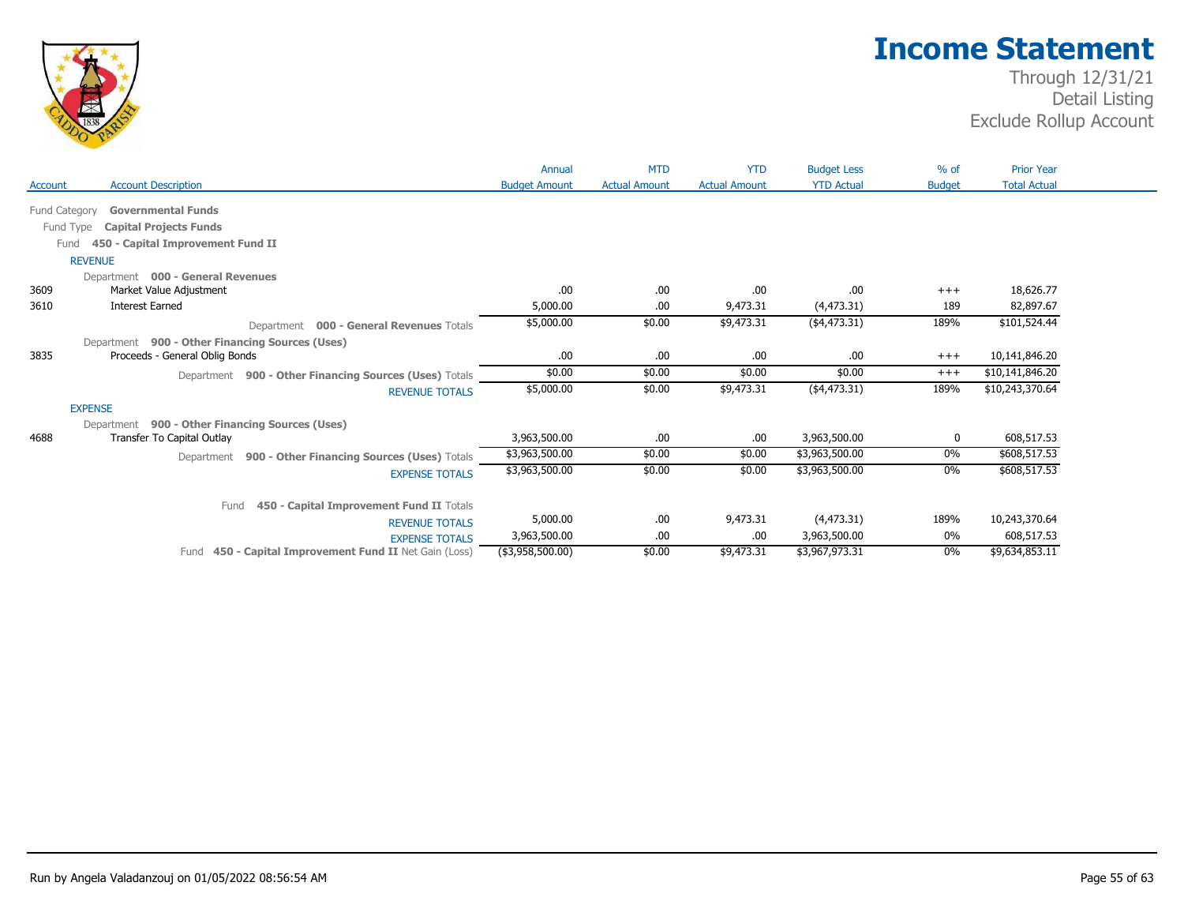# Income Statement

Through 12/31/21
Detail Listing
Exclude Rollup Account

| Account | Account Description | Annual Budget Amount | MTD Actual Amount | YTD Actual Amount | Budget Less YTD Actual | % of Budget | Prior Year Total Actual |
|---|---|---|---|---|---|---|---|
| Fund Category | **Governmental Funds** | | | | | | |
| Fund Type | **Capital Projects Funds** | | | | | | |
| Fund | **450 - Capital Improvement Fund II** | | | | | | |
| REVENUE | | | | | | | |
| Department | **000 - General Revenues** | | | | | | |
| 3609 | Market Value Adjustment | .00 | .00 | .00 | .00 | +++ | 18,626.77 |
| 3610 | Interest Earned | 5,000.00 | .00 | 9,473.31 | (4,473.31) | 189 | 82,897.67 |
| | Department **000 - General Revenues** Totals | $5,000.00 | $0.00 | $9,473.31 | ($4,473.31) | 189% | $101,524.44 |
| Department | **900 - Other Financing Sources (Uses)** | | | | | | |
| 3835 | Proceeds - General Oblig Bonds | .00 | .00 | .00 | .00 | +++ | 10,141,846.20 |
| | Department **900 - Other Financing Sources (Uses)** Totals | $0.00 | $0.00 | $0.00 | $0.00 | +++ | $10,141,846.20 |
| | REVENUE TOTALS | $5,000.00 | $0.00 | $9,473.31 | ($4,473.31) | 189% | $10,243,370.64 |
| EXPENSE | | | | | | | |
| Department | **900 - Other Financing Sources (Uses)** | | | | | | |
| 4688 | Transfer To Capital Outlay | 3,963,500.00 | .00 | .00 | 3,963,500.00 | 0 | 608,517.53 |
| | Department **900 - Other Financing Sources (Uses)** Totals | $3,963,500.00 | $0.00 | $0.00 | $3,963,500.00 | 0% | $608,517.53 |
| | EXPENSE TOTALS | $3,963,500.00 | $0.00 | $0.00 | $3,963,500.00 | 0% | $608,517.53 |
| | Fund **450 - Capital Improvement Fund II** Totals | | | | | | |
| | REVENUE TOTALS | 5,000.00 | .00 | 9,473.31 | (4,473.31) | 189% | 10,243,370.64 |
| | EXPENSE TOTALS | 3,963,500.00 | .00 | .00 | 3,963,500.00 | 0% | 608,517.53 |
| | Fund **450 - Capital Improvement Fund II** Net Gain (Loss) | ($3,958,500.00) | $0.00 | $9,473.31 | $3,967,973.31 | 0% | $9,634,853.11 |

Run by Angela Valadanzouj on 01/05/2022 08:56:54 AM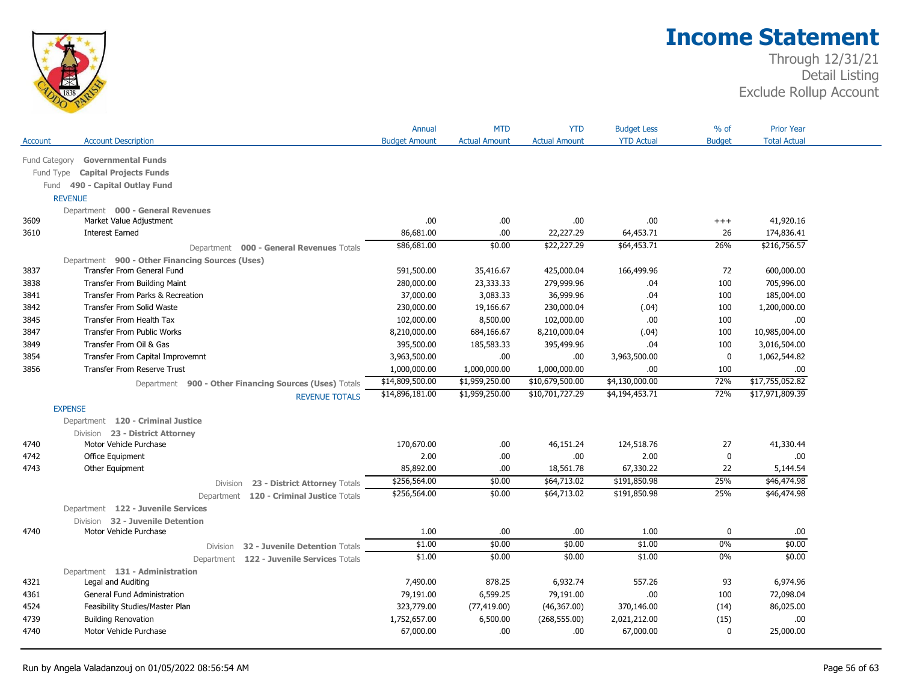# Income Statement

Through 12/31/21
Detail Listing
Exclude Rollup Account

| Account | Account Description | Annual Budget Amount | MTD Actual Amount | YTD Actual Amount | Budget Less YTD Actual | % of Budget | Prior Year Total Actual |
|---|---|---|---|---|---|---|---|
| Fund Category | **Governmental Funds** | | | | | | |
| Fund Type | **Capital Projects Funds** | | | | | | |
| Fund | **490 - Capital Outlay Fund** | | | | | | |
| REVENUE | | | | | | | |
| Department | **000 - General Revenues** | | | | | | |
| 3609 | Market Value Adjustment | .00 | .00 | .00 | .00 | +++ | 41,920.16 |
| 3610 | Interest Earned | 86,681.00 | .00 | 22,227.29 | 64,453.71 | 26 | 174,836.41 |
| | Department **000 - General Revenues** Totals | $86,681.00 | $0.00 | $22,227.29 | $64,453.71 | 26% | $216,756.57 |
| Department | **900 - Other Financing Sources (Uses)** | | | | | | |
| 3837 | Transfer From General Fund | 591,500.00 | 35,416.67 | 425,000.04 | 166,499.96 | 72 | 600,000.00 |
| 3838 | Transfer From Building Maint | 280,000.00 | 23,333.33 | 279,999.96 | .04 | 100 | 705,996.00 |
| 3841 | Transfer From Parks & Recreation | 37,000.00 | 3,083.33 | 36,999.96 | .04 | 100 | 185,004.00 |
| 3842 | Transfer From Solid Waste | 230,000.00 | 19,166.67 | 230,000.04 | (.04) | 100 | 1,200,000.00 |
| 3845 | Transfer From Health Tax | 102,000.00 | 8,500.00 | 102,000.00 | .00 | 100 | .00 |
| 3847 | Transfer From Public Works | 8,210,000.00 | 684,166.67 | 8,210,000.04 | (.04) | 100 | 10,985,004.00 |
| 3849 | Transfer From Oil & Gas | 395,500.00 | 185,583.33 | 395,499.96 | .04 | 100 | 3,016,504.00 |
| 3854 | Transfer From Capital Improvemnt | 3,963,500.00 | .00 | .00 | 3,963,500.00 | 0 | 1,062,544.82 |
| 3856 | Transfer From Reserve Trust | 1,000,000.00 | 1,000,000.00 | 1,000,000.00 | .00 | 100 | .00 |
| | Department **900 - Other Financing Sources (Uses)** Totals | $14,809,500.00 | $1,959,250.00 | $10,679,500.00 | $4,130,000.00 | 72% | $17,755,052.82 |
| | REVENUE TOTALS | $14,896,181.00 | $1,959,250.00 | $10,701,727.29 | $4,194,453.71 | 72% | $17,971,809.39 |
| EXPENSE | | | | | | | |
| Department | **120 - Criminal Justice** | | | | | | |
| Division | **23 - District Attorney** | | | | | | |
| 4740 | Motor Vehicle Purchase | 170,670.00 | .00 | 46,151.24 | 124,518.76 | 27 | 41,330.44 |
| 4742 | Office Equipment | 2.00 | .00 | .00 | 2.00 | 0 | .00 |
| 4743 | Other Equipment | 85,892.00 | .00 | 18,561.78 | 67,330.22 | 22 | 5,144.54 |
| | Division **23 - District Attorney** Totals | $256,564.00 | $0.00 | $64,713.02 | $191,850.98 | 25% | $46,474.98 |
| | Department **120 - Criminal Justice** Totals | $256,564.00 | $0.00 | $64,713.02 | $191,850.98 | 25% | $46,474.98 |
| Department | **122 - Juvenile Services** | | | | | | |
| Division | **32 - Juvenile Detention** | | | | | | |
| 4740 | Motor Vehicle Purchase | 1.00 | .00 | .00 | 1.00 | 0 | .00 |
| | Division **32 - Juvenile Detention** Totals | $1.00 | $0.00 | $0.00 | $1.00 | 0% | $0.00 |
| | Department **122 - Juvenile Services** Totals | $1.00 | $0.00 | $0.00 | $1.00 | 0% | $0.00 |
| Department | **131 - Administration** | | | | | | |
| 4321 | Legal and Auditing | 7,490.00 | 878.25 | 6,932.74 | 557.26 | 93 | 6,974.96 |
| 4361 | General Fund Administration | 79,191.00 | 6,599.25 | 79,191.00 | .00 | 100 | 72,098.04 |
| 4524 | Feasibility Studies/Master Plan | 323,779.00 | (77,419.00) | (46,367.00) | 370,146.00 | (14) | 86,025.00 |
| 4739 | Building Renovation | 1,752,657.00 | 6,500.00 | (268,555.00) | 2,021,212.00 | (15) | .00 |
| 4740 | Motor Vehicle Purchase | 67,000.00 | .00 | .00 | 67,000.00 | 0 | 25,000.00 |

Run by Angela Valadanzouj on 01/05/2022 08:56:54 AM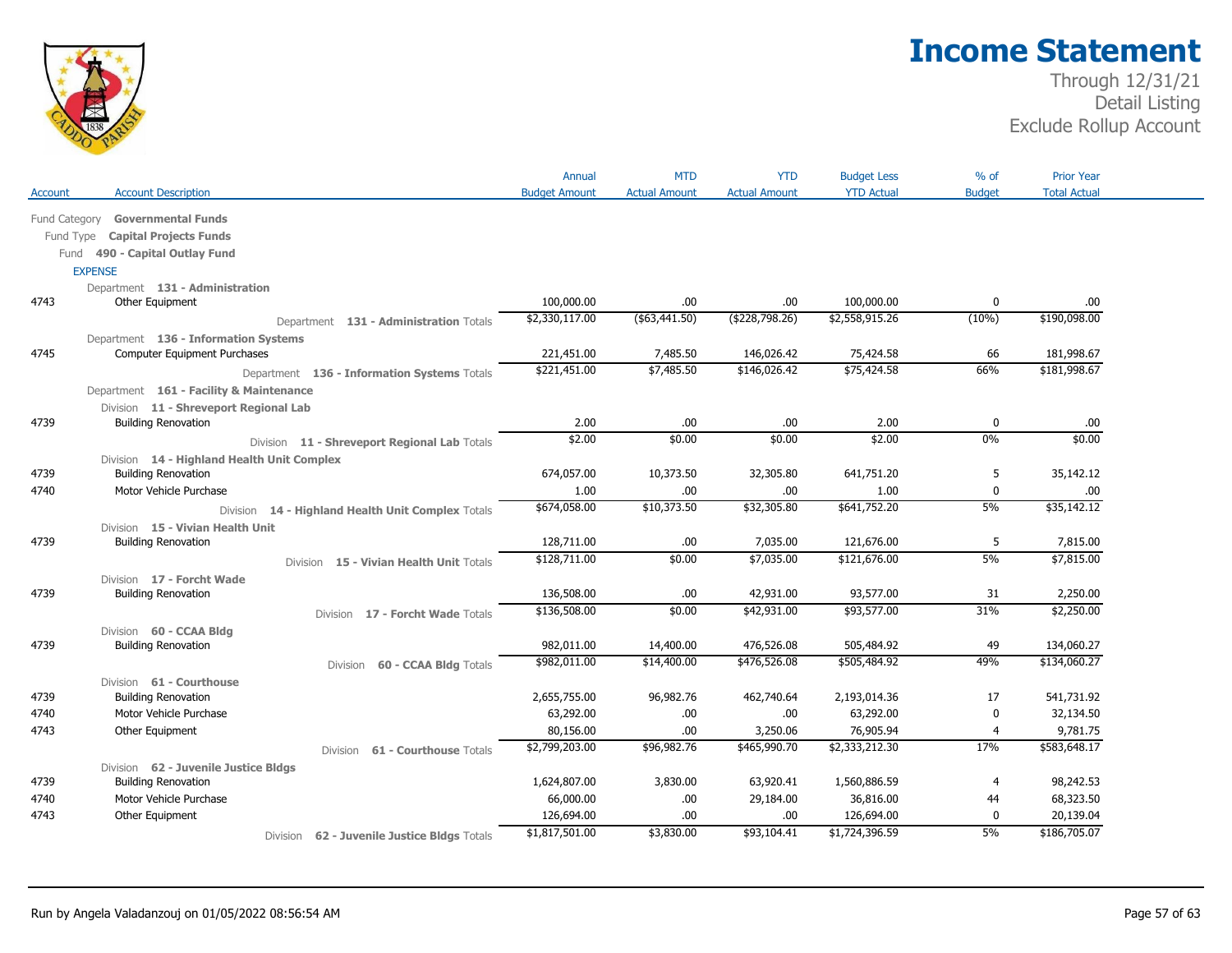# Income Statement

Through 12/31/21
Detail Listing
Exclude Rollup Account

| Account | Account Description | Annual Budget Amount | MTD Actual Amount | YTD Actual Amount | Budget Less YTD Actual | % of Budget | Prior Year Total Actual |
|---|---|---|---|---|---|---|---|
| | Fund Category **Governmental Funds** | | | | | | |
| | Fund Type **Capital Projects Funds** | | | | | | |
| | Fund **490 - Capital Outlay Fund** | | | | | | |
| | EXPENSE | | | | | | |
| | Department **131 - Administration** | | | | | | |
| 4743 | Other Equipment | 100,000.00 | .00 | .00 | 100,000.00 | 0 | .00 |
| | Department **131 - Administration** Totals | $2,330,117.00 | ($63,441.50) | ($228,798.26) | $2,558,915.26 | (10%) | $190,098.00 |
| | Department **136 - Information Systems** | | | | | | |
| 4745 | Computer Equipment Purchases | 221,451.00 | 7,485.50 | 146,026.42 | 75,424.58 | 66 | 181,998.67 |
| | Department **136 - Information Systems** Totals | $221,451.00 | $7,485.50 | $146,026.42 | $75,424.58 | 66% | $181,998.67 |
| | Department **161 - Facility & Maintenance** | | | | | | |
| | Division **11 - Shreveport Regional Lab** | | | | | | |
| 4739 | Building Renovation | 2.00 | .00 | .00 | 2.00 | 0 | .00 |
| | Division **11 - Shreveport Regional Lab** Totals | $2.00 | $0.00 | $0.00 | $2.00 | 0% | $0.00 |
| | Division **14 - Highland Health Unit Complex** | | | | | | |
| 4739 | Building Renovation | 674,057.00 | 10,373.50 | 32,305.80 | 641,751.20 | 5 | 35,142.12 |
| 4740 | Motor Vehicle Purchase | 1.00 | .00 | .00 | 1.00 | 0 | .00 |
| | Division **14 - Highland Health Unit Complex** Totals | $674,058.00 | $10,373.50 | $32,305.80 | $641,752.20 | 5% | $35,142.12 |
| | Division **15 - Vivian Health Unit** | | | | | | |
| 4739 | Building Renovation | 128,711.00 | .00 | 7,035.00 | 121,676.00 | 5 | 7,815.00 |
| | Division **15 - Vivian Health Unit** Totals | $128,711.00 | $0.00 | $7,035.00 | $121,676.00 | 5% | $7,815.00 |
| | Division **17 - Forcht Wade** | | | | | | |
| 4739 | Building Renovation | 136,508.00 | .00 | 42,931.00 | 93,577.00 | 31 | 2,250.00 |
| | Division **17 - Forcht Wade** Totals | $136,508.00 | $0.00 | $42,931.00 | $93,577.00 | 31% | $2,250.00 |
| | Division **60 - CCAA Bldg** | | | | | | |
| 4739 | Building Renovation | 982,011.00 | 14,400.00 | 476,526.08 | 505,484.92 | 49 | 134,060.27 |
| | Division **60 - CCAA Bldg** Totals | $982,011.00 | $14,400.00 | $476,526.08 | $505,484.92 | 49% | $134,060.27 |
| | Division **61 - Courthouse** | | | | | | |
| 4739 | Building Renovation | 2,655,755.00 | 96,982.76 | 462,740.64 | 2,193,014.36 | 17 | 541,731.92 |
| 4740 | Motor Vehicle Purchase | 63,292.00 | .00 | .00 | 63,292.00 | 0 | 32,134.50 |
| 4743 | Other Equipment | 80,156.00 | .00 | 3,250.06 | 76,905.94 | 4 | 9,781.75 |
| | Division **61 - Courthouse** Totals | $2,799,203.00 | $96,982.76 | $465,990.70 | $2,333,212.30 | 17% | $583,648.17 |
| | Division **62 - Juvenile Justice Bldgs** | | | | | | |
| 4739 | Building Renovation | 1,624,807.00 | 3,830.00 | 63,920.41 | 1,560,886.59 | 4 | 98,242.53 |
| 4740 | Motor Vehicle Purchase | 66,000.00 | .00 | 29,184.00 | 36,816.00 | 44 | 68,323.50 |
| 4743 | Other Equipment | 126,694.00 | .00 | .00 | 126,694.00 | 0 | 20,139.04 |
| | Division **62 - Juvenile Justice Bldgs** Totals | $1,817,501.00 | $3,830.00 | $93,104.41 | $1,724,396.59 | 5% | $186,705.07 |

Run by Angela Valadanzouj on 01/05/2022 08:56:54 AM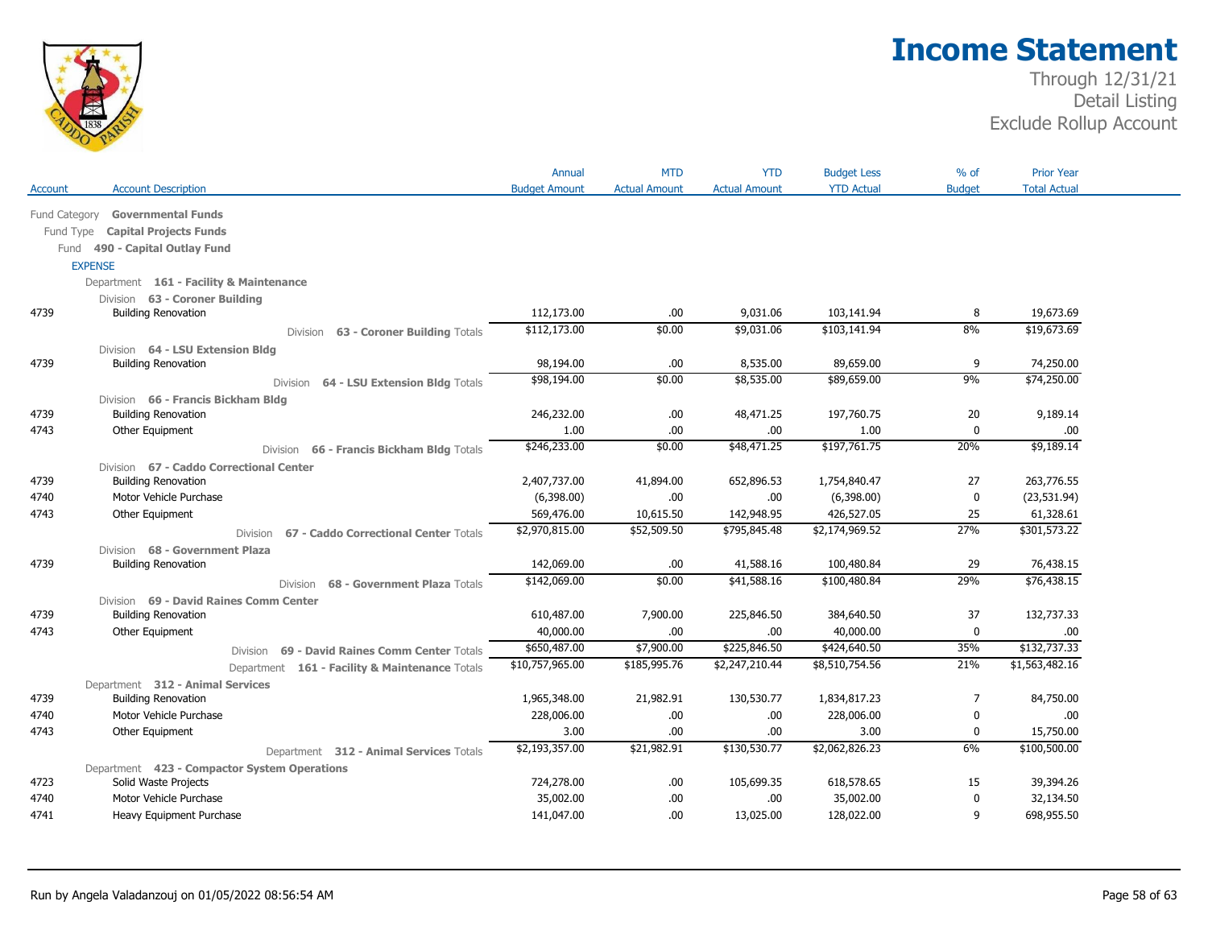# Income Statement

Through 12/31/21
Detail Listing
Exclude Rollup Account

| Account | Account Description | Annual Budget Amount | MTD Actual Amount | YTD Actual Amount | Budget Less YTD Actual | % of Budget | Prior Year Total Actual |
|---|---|---|---|---|---|---|---|
| Fund Category | **Governmental Funds** | | | | | | |
| Fund Type | **Capital Projects Funds** | | | | | | |
| Fund | **490 - Capital Outlay Fund** | | | | | | |
| EXPENSE | | | | | | | |
| Department | **161 - Facility & Maintenance** | | | | | | |
| Division | **63 - Coroner Building** | | | | | | |
| 4739 | Building Renovation | 112,173.00 | .00 | 9,031.06 | 103,141.94 | 8 | 19,673.69 |
| | Division **63 - Coroner Building** Totals | $112,173.00 | $0.00 | $9,031.06 | $103,141.94 | 8% | $19,673.69 |
| Division | **64 - LSU Extension Bldg** | | | | | | |
| 4739 | Building Renovation | 98,194.00 | .00 | 8,535.00 | 89,659.00 | 9 | 74,250.00 |
| | Division **64 - LSU Extension Bldg** Totals | $98,194.00 | $0.00 | $8,535.00 | $89,659.00 | 9% | $74,250.00 |
| Division | **66 - Francis Bickham Bldg** | | | | | | |
| 4739 | Building Renovation | 246,232.00 | .00 | 48,471.25 | 197,760.75 | 20 | 9,189.14 |
| 4743 | Other Equipment | 1.00 | .00 | .00 | 1.00 | 0 | .00 |
| | Division **66 - Francis Bickham Bldg** Totals | $246,233.00 | $0.00 | $48,471.25 | $197,761.75 | 20% | $9,189.14 |
| Division | **67 - Caddo Correctional Center** | | | | | | |
| 4739 | Building Renovation | 2,407,737.00 | 41,894.00 | 652,896.53 | 1,754,840.47 | 27 | 263,776.55 |
| 4740 | Motor Vehicle Purchase | (6,398.00) | .00 | .00 | (6,398.00) | 0 | (23,531.94) |
| 4743 | Other Equipment | 569,476.00 | 10,615.50 | 142,948.95 | 426,527.05 | 25 | 61,328.61 |
| | Division **67 - Caddo Correctional Center** Totals | $2,970,815.00 | $52,509.50 | $795,845.48 | $2,174,969.52 | 27% | $301,573.22 |
| Division | **68 - Government Plaza** | | | | | | |
| 4739 | Building Renovation | 142,069.00 | .00 | 41,588.16 | 100,480.84 | 29 | 76,438.15 |
| | Division **68 - Government Plaza** Totals | $142,069.00 | $0.00 | $41,588.16 | $100,480.84 | 29% | $76,438.15 |
| Division | **69 - David Raines Comm Center** | | | | | | |
| 4739 | Building Renovation | 610,487.00 | 7,900.00 | 225,846.50 | 384,640.50 | 37 | 132,737.33 |
| 4743 | Other Equipment | 40,000.00 | .00 | .00 | 40,000.00 | 0 | .00 |
| | Division **69 - David Raines Comm Center** Totals | $650,487.00 | $7,900.00 | $225,846.50 | $424,640.50 | 35% | $132,737.33 |
| | Department **161 - Facility & Maintenance** Totals | $10,757,965.00 | $185,995.76 | $2,247,210.44 | $8,510,754.56 | 21% | $1,563,482.16 |
| Department | **312 - Animal Services** | | | | | | |
| 4739 | Building Renovation | 1,965,348.00 | 21,982.91 | 130,530.77 | 1,834,817.23 | 7 | 84,750.00 |
| 4740 | Motor Vehicle Purchase | 228,006.00 | .00 | .00 | 228,006.00 | 0 | .00 |
| 4743 | Other Equipment | 3.00 | .00 | .00 | 3.00 | 0 | 15,750.00 |
| | Department **312 - Animal Services** Totals | $2,193,357.00 | $21,982.91 | $130,530.77 | $2,062,826.23 | 6% | $100,500.00 |
| Department | **423 - Compactor System Operations** | | | | | | |
| 4723 | Solid Waste Projects | 724,278.00 | .00 | 105,699.35 | 618,578.65 | 15 | 39,394.26 |
| 4740 | Motor Vehicle Purchase | 35,002.00 | .00 | .00 | 35,002.00 | 0 | 32,134.50 |
| 4741 | Heavy Equipment Purchase | 141,047.00 | .00 | 13,025.00 | 128,022.00 | 9 | 698,955.50 |

Run by Angela Valadanzouj on 01/05/2022 08:56:54 AM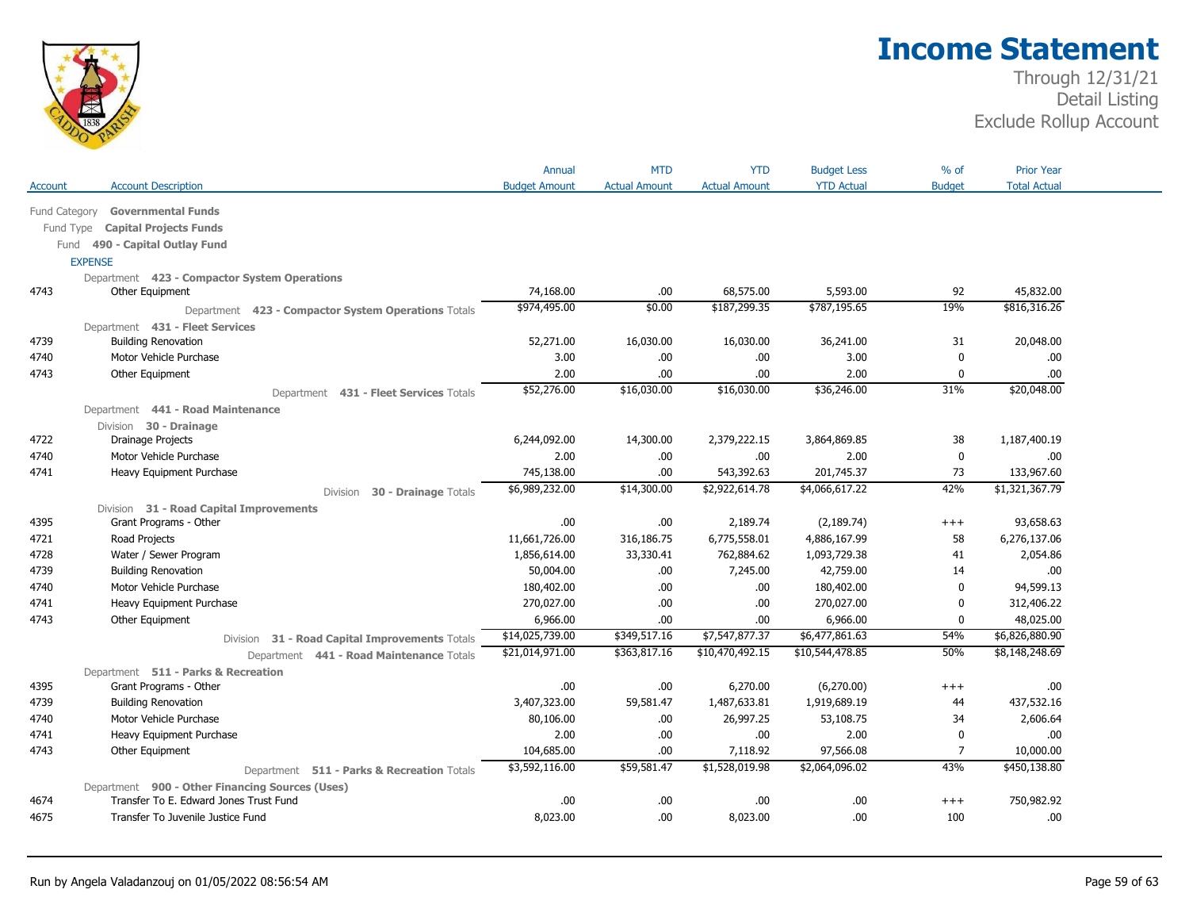# Income Statement

Through 12/31/21
Detail Listing
Exclude Rollup Account

| Account | Account Description | Annual Budget Amount | MTD Actual Amount | YTD Actual Amount | Budget Less YTD Actual | % of Budget | Prior Year Total Actual |
|---|---|---|---|---|---|---|---|
| | Fund Category **Governmental Funds** | | | | | | |
| | Fund Type **Capital Projects Funds** | | | | | | |
| | Fund **490 - Capital Outlay Fund** | | | | | | |
| | EXPENSE | | | | | | |
| | Department **423 - Compactor System Operations** | | | | | | |
| 4743 | Other Equipment | 74,168.00 | .00 | 68,575.00 | 5,593.00 | 92 | 45,832.00 |
| | Department **423 - Compactor System Operations** Totals | $974,495.00 | $0.00 | $187,299.35 | $787,195.65 | 19% | $816,316.26 |
| | Department **431 - Fleet Services** | | | | | | |
| 4739 | Building Renovation | 52,271.00 | 16,030.00 | 16,030.00 | 36,241.00 | 31 | 20,048.00 |
| 4740 | Motor Vehicle Purchase | 3.00 | .00 | .00 | 3.00 | 0 | .00 |
| 4743 | Other Equipment | 2.00 | .00 | .00 | 2.00 | 0 | .00 |
| | Department **431 - Fleet Services** Totals | $52,276.00 | $16,030.00 | $16,030.00 | $36,246.00 | 31% | $20,048.00 |
| | Department **441 - Road Maintenance** | | | | | | |
| | Division **30 - Drainage** | | | | | | |
| 4722 | Drainage Projects | 6,244,092.00 | 14,300.00 | 2,379,222.15 | 3,864,869.85 | 38 | 1,187,400.19 |
| 4740 | Motor Vehicle Purchase | 2.00 | .00 | .00 | 2.00 | 0 | .00 |
| 4741 | Heavy Equipment Purchase | 745,138.00 | .00 | 543,392.63 | 201,745.37 | 73 | 133,967.60 |
| | Division **30 - Drainage** Totals | $6,989,232.00 | $14,300.00 | $2,922,614.78 | $4,066,617.22 | 42% | $1,321,367.79 |
| | Division **31 - Road Capital Improvements** | | | | | | |
| 4395 | Grant Programs - Other | .00 | .00 | 2,189.74 | (2,189.74) | +++ | 93,658.63 |
| 4721 | Road Projects | 11,661,726.00 | 316,186.75 | 6,775,558.01 | 4,886,167.99 | 58 | 6,276,137.06 |
| 4728 | Water / Sewer Program | 1,856,614.00 | 33,330.41 | 762,884.62 | 1,093,729.38 | 41 | 2,054.86 |
| 4739 | Building Renovation | 50,004.00 | .00 | 7,245.00 | 42,759.00 | 14 | .00 |
| 4740 | Motor Vehicle Purchase | 180,402.00 | .00 | .00 | 180,402.00 | 0 | 94,599.13 |
| 4741 | Heavy Equipment Purchase | 270,027.00 | .00 | .00 | 270,027.00 | 0 | 312,406.22 |
| 4743 | Other Equipment | 6,966.00 | .00 | .00 | 6,966.00 | 0 | 48,025.00 |
| | Division **31 - Road Capital Improvements** Totals | $14,025,739.00 | $349,517.16 | $7,547,877.37 | $6,477,861.63 | 54% | $6,826,880.90 |
| | Department **441 - Road Maintenance** Totals | $21,014,971.00 | $363,817.16 | $10,470,492.15 | $10,544,478.85 | 50% | $8,148,248.69 |
| | Department **511 - Parks & Recreation** | | | | | | |
| 4395 | Grant Programs - Other | .00 | .00 | 6,270.00 | (6,270.00) | +++ | .00 |
| 4739 | Building Renovation | 3,407,323.00 | 59,581.47 | 1,487,633.81 | 1,919,689.19 | 44 | 437,532.16 |
| 4740 | Motor Vehicle Purchase | 80,106.00 | .00 | 26,997.25 | 53,108.75 | 34 | 2,606.64 |
| 4741 | Heavy Equipment Purchase | 2.00 | .00 | .00 | 2.00 | 0 | .00 |
| 4743 | Other Equipment | 104,685.00 | .00 | 7,118.92 | 97,566.08 | 7 | 10,000.00 |
| | Department **511 - Parks & Recreation** Totals | $3,592,116.00 | $59,581.47 | $1,528,019.98 | $2,064,096.02 | 43% | $450,138.80 |
| | Department **900 - Other Financing Sources (Uses)** | | | | | | |
| 4674 | Transfer To E. Edward Jones Trust Fund | .00 | .00 | .00 | .00 | +++ | 750,982.92 |
| 4675 | Transfer To Juvenile Justice Fund | 8,023.00 | .00 | 8,023.00 | .00 | 100 | .00 |

Run by Angela Valadanzouj on 01/05/2022 08:56:54 AM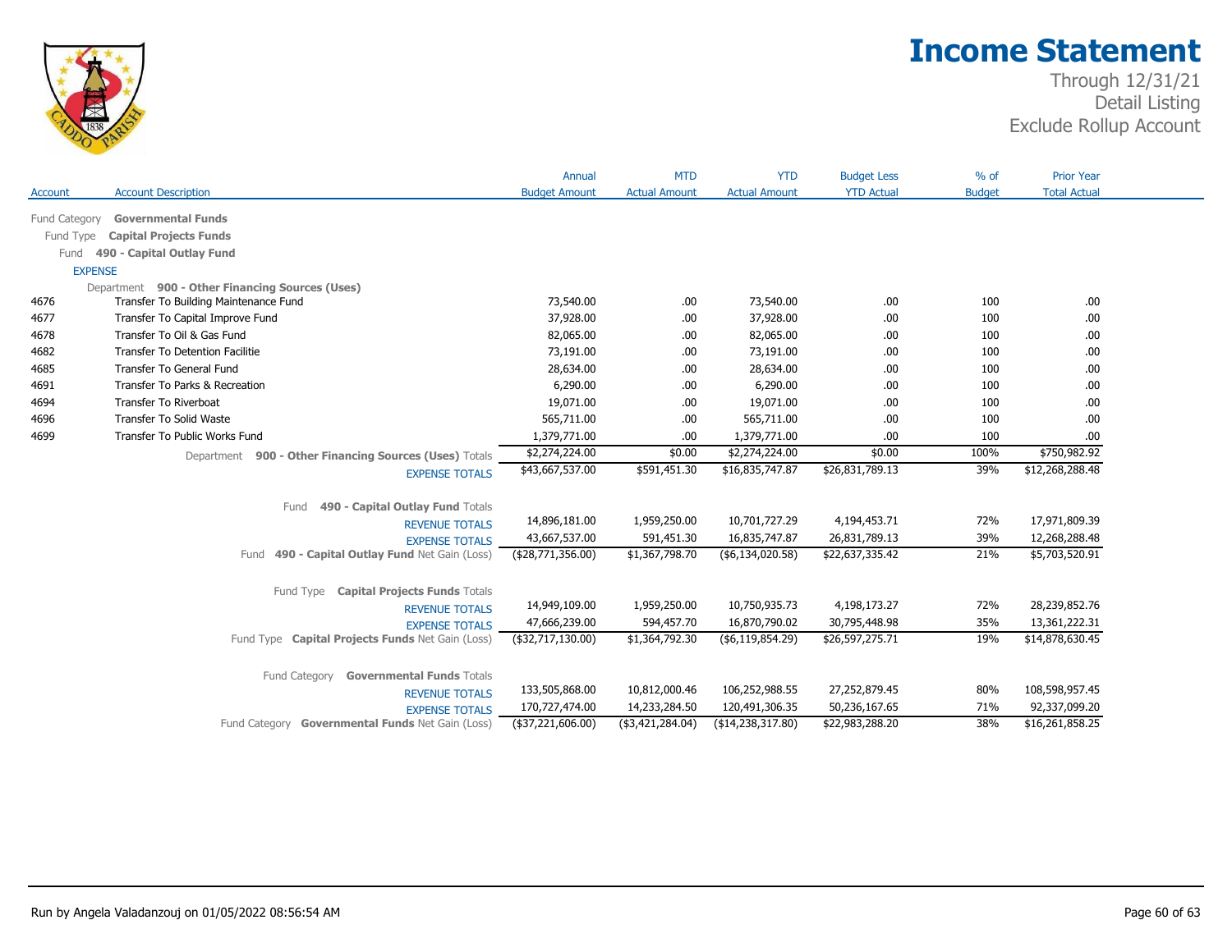# Income Statement

Through 12/31/21
Detail Listing
Exclude Rollup Account

| Account | Account Description | Annual Budget Amount | MTD Actual Amount | YTD Actual Amount | Budget Less YTD Actual | % of Budget | Prior Year Total Actual |
|---|---|---|---|---|---|---|---|
| Fund Category | **Governmental Funds** | | | | | | |
| Fund Type | **Capital Projects Funds** | | | | | | |
| Fund | **490 - Capital Outlay Fund** | | | | | | |
| EXPENSE | | | | | | | |
| Department | **900 - Other Financing Sources (Uses)** | | | | | | |
| 4676 | Transfer To Building Maintenance Fund | 73,540.00 | .00 | 73,540.00 | .00 | 100 | .00 |
| 4677 | Transfer To Capital Improve Fund | 37,928.00 | .00 | 37,928.00 | .00 | 100 | .00 |
| 4678 | Transfer To Oil & Gas Fund | 82,065.00 | .00 | 82,065.00 | .00 | 100 | .00 |
| 4682 | Transfer To Detention Facilitie | 73,191.00 | .00 | 73,191.00 | .00 | 100 | .00 |
| 4685 | Transfer To General Fund | 28,634.00 | .00 | 28,634.00 | .00 | 100 | .00 |
| 4691 | Transfer To Parks & Recreation | 6,290.00 | .00 | 6,290.00 | .00 | 100 | .00 |
| 4694 | Transfer To Riverboat | 19,071.00 | .00 | 19,071.00 | .00 | 100 | .00 |
| 4696 | Transfer To Solid Waste | 565,711.00 | .00 | 565,711.00 | .00 | 100 | .00 |
| 4699 | Transfer To Public Works Fund | 1,379,771.00 | .00 | 1,379,771.00 | .00 | 100 | .00 |
| | Department **900 - Other Financing Sources (Uses)** Totals | $2,274,224.00 | $0.00 | $2,274,224.00 | $0.00 | 100% | $750,982.92 |
| | EXPENSE TOTALS | $43,667,537.00 | $591,451.30 | $16,835,747.87 | $26,831,789.13 | 39% | $12,268,288.48 |
| | Fund **490 - Capital Outlay Fund** Totals | | | | | | |
| | REVENUE TOTALS | 14,896,181.00 | 1,959,250.00 | 10,701,727.29 | 4,194,453.71 | 72% | 17,971,809.39 |
| | EXPENSE TOTALS | 43,667,537.00 | 591,451.30 | 16,835,747.87 | 26,831,789.13 | 39% | 12,268,288.48 |
| | Fund **490 - Capital Outlay Fund** Net Gain (Loss) | ($28,771,356.00) | $1,367,798.70 | ($6,134,020.58) | $22,637,335.42 | 21% | $5,703,520.91 |
| | Fund Type **Capital Projects Funds** Totals | | | | | | |
| | REVENUE TOTALS | 14,949,109.00 | 1,959,250.00 | 10,750,935.73 | 4,198,173.27 | 72% | 28,239,852.76 |
| | EXPENSE TOTALS | 47,666,239.00 | 594,457.70 | 16,870,790.02 | 30,795,448.98 | 35% | 13,361,222.31 |
| | Fund Type **Capital Projects Funds** Net Gain (Loss) | ($32,717,130.00) | $1,364,792.30 | ($6,119,854.29) | $26,597,275.71 | 19% | $14,878,630.45 |
| | Fund Category **Governmental Funds** Totals | | | | | | |
| | REVENUE TOTALS | 133,505,868.00 | 10,812,000.46 | 106,252,988.55 | 27,252,879.45 | 80% | 108,598,957.45 |
| | EXPENSE TOTALS | 170,727,474.00 | 14,233,284.50 | 120,491,306.35 | 50,236,167.65 | 71% | 92,337,099.20 |
| | Fund Category **Governmental Funds** Net Gain (Loss) | ($37,221,606.00) | ($3,421,284.04) | ($14,238,317.80) | $22,983,288.20 | 38% | $16,261,858.25 |

Run by Angela Valadanzouj on 01/05/2022 08:56:54 AM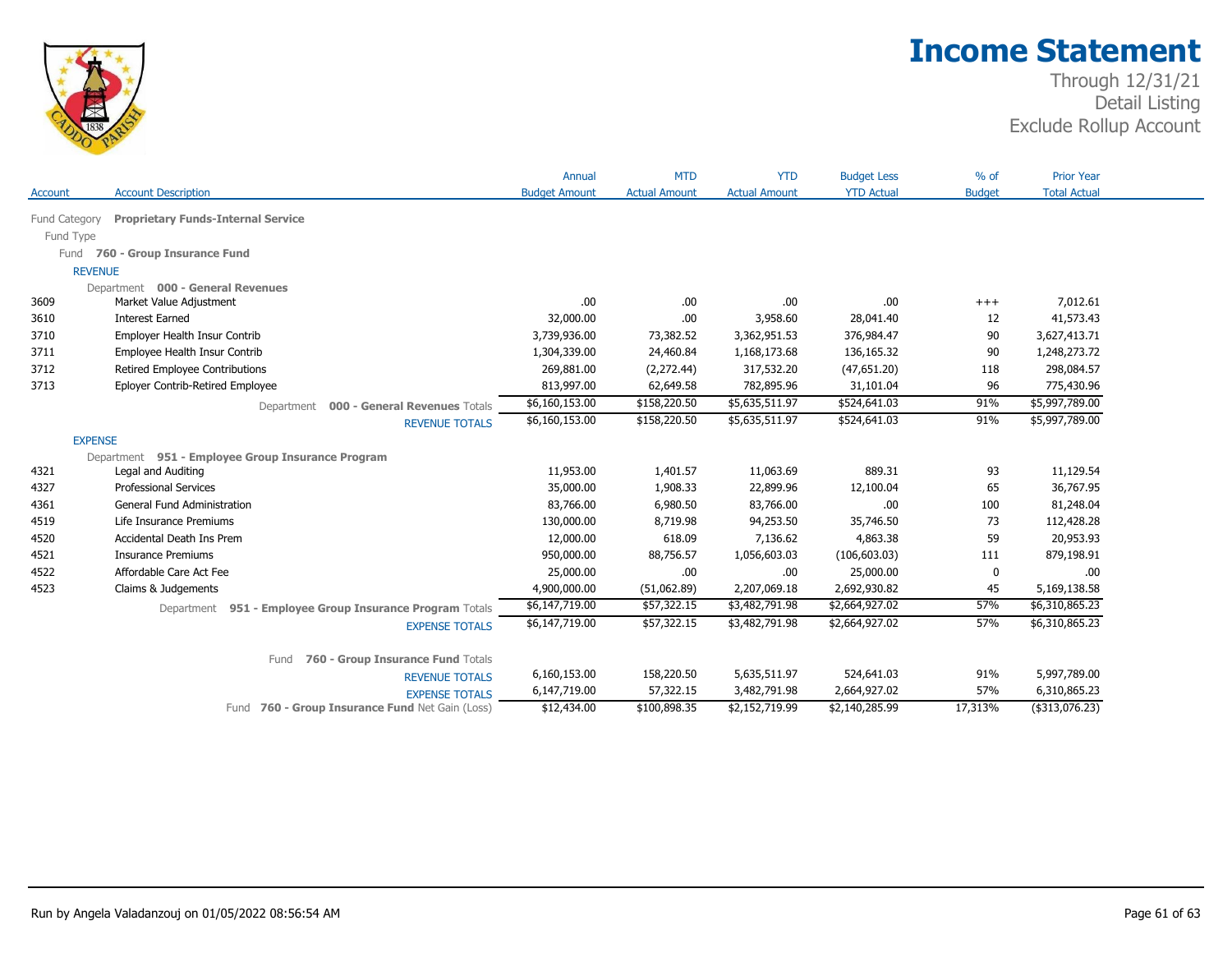# Income Statement

Through 12/31/21
Detail Listing
Exclude Rollup Account

| Account | Account Description | Annual Budget Amount | MTD Actual Amount | YTD Actual Amount | Budget Less YTD Actual | % of Budget | Prior Year Total Actual |
|---|---|---|---|---|---|---|---|
| Fund Category | **Proprietary Funds-Internal Service** | | | | | | |
| Fund Type | | | | | | | |
| Fund | **760 - Group Insurance Fund** | | | | | | |
| REVENUE | | | | | | | |
| Department | **000 - General Revenues** | | | | | | |
| 3609 | Market Value Adjustment | .00 | .00 | .00 | .00 | +++ | 7,012.61 |
| 3610 | Interest Earned | 32,000.00 | .00 | 3,958.60 | 28,041.40 | 12 | 41,573.43 |
| 3710 | Employer Health Insur Contrib | 3,739,936.00 | 73,382.52 | 3,362,951.53 | 376,984.47 | 90 | 3,627,413.71 |
| 3711 | Employee Health Insur Contrib | 1,304,339.00 | 24,460.84 | 1,168,173.68 | 136,165.32 | 90 | 1,248,273.72 |
| 3712 | Retired Employee Contributions | 269,881.00 | (2,272.44) | 317,532.20 | (47,651.20) | 118 | 298,084.57 |
| 3713 | Eployer Contrib-Retired Employee | 813,997.00 | 62,649.58 | 782,895.96 | 31,101.04 | 96 | 775,430.96 |
| | Department **000 - General Revenues** Totals | $6,160,153.00 | $158,220.50 | $5,635,511.97 | $524,641.03 | 91% | $5,997,789.00 |
| | REVENUE TOTALS | $6,160,153.00 | $158,220.50 | $5,635,511.97 | $524,641.03 | 91% | $5,997,789.00 |
| EXPENSE | | | | | | | |
| Department | **951 - Employee Group Insurance Program** | | | | | | |
| 4321 | Legal and Auditing | 11,953.00 | 1,401.57 | 11,063.69 | 889.31 | 93 | 11,129.54 |
| 4327 | Professional Services | 35,000.00 | 1,908.33 | 22,899.96 | 12,100.04 | 65 | 36,767.95 |
| 4361 | General Fund Administration | 83,766.00 | 6,980.50 | 83,766.00 | .00 | 100 | 81,248.04 |
| 4519 | Life Insurance Premiums | 130,000.00 | 8,719.98 | 94,253.50 | 35,746.50 | 73 | 112,428.28 |
| 4520 | Accidental Death Ins Prem | 12,000.00 | 618.09 | 7,136.62 | 4,863.38 | 59 | 20,953.93 |
| 4521 | Insurance Premiums | 950,000.00 | 88,756.57 | 1,056,603.03 | (106,603.03) | 111 | 879,198.91 |
| 4522 | Affordable Care Act Fee | 25,000.00 | .00 | .00 | 25,000.00 | 0 | .00 |
| 4523 | Claims & Judgements | 4,900,000.00 | (51,062.89) | 2,207,069.18 | 2,692,930.82 | 45 | 5,169,138.58 |
| | Department **951 - Employee Group Insurance Program** Totals | $6,147,719.00 | $57,322.15 | $3,482,791.98 | $2,664,927.02 | 57% | $6,310,865.23 |
| | EXPENSE TOTALS | $6,147,719.00 | $57,322.15 | $3,482,791.98 | $2,664,927.02 | 57% | $6,310,865.23 |
| | Fund **760 - Group Insurance Fund** Totals | | | | | | |
| | REVENUE TOTALS | 6,160,153.00 | 158,220.50 | 5,635,511.97 | 524,641.03 | 91% | 5,997,789.00 |
| | EXPENSE TOTALS | 6,147,719.00 | 57,322.15 | 3,482,791.98 | 2,664,927.02 | 57% | 6,310,865.23 |
| | Fund **760 - Group Insurance Fund** Net Gain (Loss) | $12,434.00 | $100,898.35 | $2,152,719.99 | $2,140,285.99 | 17,313% | ($313,076.23) |

Run by Angela Valadanzouj on 01/05/2022 08:56:54 AM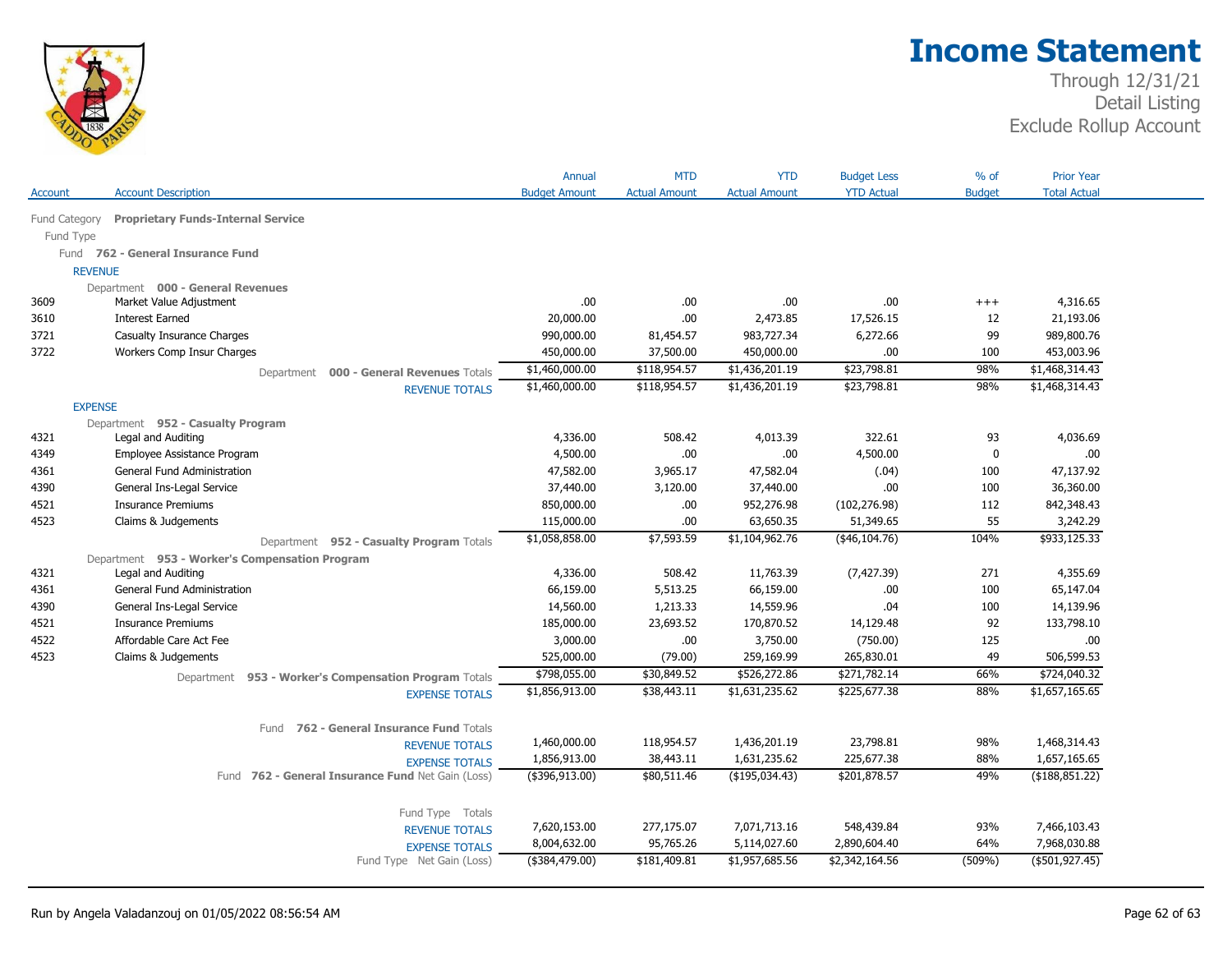# Income Statement

Through 12/31/21
Detail Listing
Exclude Rollup Account

| Account | Account Description | Annual Budget Amount | MTD Actual Amount | YTD Actual Amount | Budget Less YTD Actual | % of Budget | Prior Year Total Actual |
|---|---|---|---|---|---|---|---|
| Fund Category | **Proprietary Funds-Internal Service** | | | | | | |
| Fund Type | | | | | | | |
| Fund | **762 - General Insurance Fund** | | | | | | |
| REVENUE | | | | | | | |
| Department | **000 - General Revenues** | | | | | | |
| 3609 | Market Value Adjustment | .00 | .00 | .00 | .00 | +++ | 4,316.65 |
| 3610 | Interest Earned | 20,000.00 | .00 | 2,473.85 | 17,526.15 | 12 | 21,193.06 |
| 3721 | Casualty Insurance Charges | 990,000.00 | 81,454.57 | 983,727.34 | 6,272.66 | 99 | 989,800.76 |
| 3722 | Workers Comp Insur Charges | 450,000.00 | 37,500.00 | 450,000.00 | .00 | 100 | 453,003.96 |
| | Department **000 - General Revenues** Totals | $1,460,000.00 | $118,954.57 | $1,436,201.19 | $23,798.81 | 98% | $1,468,314.43 |
| | REVENUE TOTALS | $1,460,000.00 | $118,954.57 | $1,436,201.19 | $23,798.81 | 98% | $1,468,314.43 |
| EXPENSE | | | | | | | |
| Department | **952 - Casualty Program** | | | | | | |
| 4321 | Legal and Auditing | 4,336.00 | 508.42 | 4,013.39 | 322.61 | 93 | 4,036.69 |
| 4349 | Employee Assistance Program | 4,500.00 | .00 | .00 | 4,500.00 | 0 | .00 |
| 4361 | General Fund Administration | 47,582.00 | 3,965.17 | 47,582.04 | (.04) | 100 | 47,137.92 |
| 4390 | General Ins-Legal Service | 37,440.00 | 3,120.00 | 37,440.00 | .00 | 100 | 36,360.00 |
| 4521 | Insurance Premiums | 850,000.00 | .00 | 952,276.98 | (102,276.98) | 112 | 842,348.43 |
| 4523 | Claims & Judgements | 115,000.00 | .00 | 63,650.35 | 51,349.65 | 55 | 3,242.29 |
| | Department **952 - Casualty Program** Totals | $1,058,858.00 | $7,593.59 | $1,104,962.76 | ($46,104.76) | 104% | $933,125.33 |
| Department | **953 - Worker's Compensation Program** | | | | | | |
| 4321 | Legal and Auditing | 4,336.00 | 508.42 | 11,763.39 | (7,427.39) | 271 | 4,355.69 |
| 4361 | General Fund Administration | 66,159.00 | 5,513.25 | 66,159.00 | .00 | 100 | 65,147.04 |
| 4390 | General Ins-Legal Service | 14,560.00 | 1,213.33 | 14,559.96 | .04 | 100 | 14,139.96 |
| 4521 | Insurance Premiums | 185,000.00 | 23,693.52 | 170,870.52 | 14,129.48 | 92 | 133,798.10 |
| 4522 | Affordable Care Act Fee | 3,000.00 | .00 | 3,750.00 | (750.00) | 125 | .00 |
| 4523 | Claims & Judgements | 525,000.00 | (79.00) | 259,169.99 | 265,830.01 | 49 | 506,599.53 |
| | Department **953 - Worker's Compensation Program** Totals | $798,055.00 | $30,849.52 | $526,272.86 | $271,782.14 | 66% | $724,040.32 |
| | EXPENSE TOTALS | $1,856,913.00 | $38,443.11 | $1,631,235.62 | $225,677.38 | 88% | $1,657,165.65 |
| | Fund **762 - General Insurance Fund** Totals | | | | | | |
| | REVENUE TOTALS | 1,460,000.00 | 118,954.57 | 1,436,201.19 | 23,798.81 | 98% | 1,468,314.43 |
| | EXPENSE TOTALS | 1,856,913.00 | 38,443.11 | 1,631,235.62 | 225,677.38 | 88% | 1,657,165.65 |
| | Fund **762 - General Insurance Fund** Net Gain (Loss) | ($396,913.00) | $80,511.46 | ($195,034.43) | $201,878.57 | 49% | ($188,851.22) |
| | Fund Type Totals | | | | | | |
| | REVENUE TOTALS | 7,620,153.00 | 277,175.07 | 7,071,713.16 | 548,439.84 | 93% | 7,466,103.43 |
| | EXPENSE TOTALS | 8,004,632.00 | 95,765.26 | 5,114,027.60 | 2,890,604.40 | 64% | 7,968,030.88 |
| | Fund Type Net Gain (Loss) | ($384,479.00) | $181,409.81 | $1,957,685.56 | $2,342,164.56 | (509%) | ($501,927.45) |

Run by Angela Valadanzouj on 01/05/2022 08:56:54 AM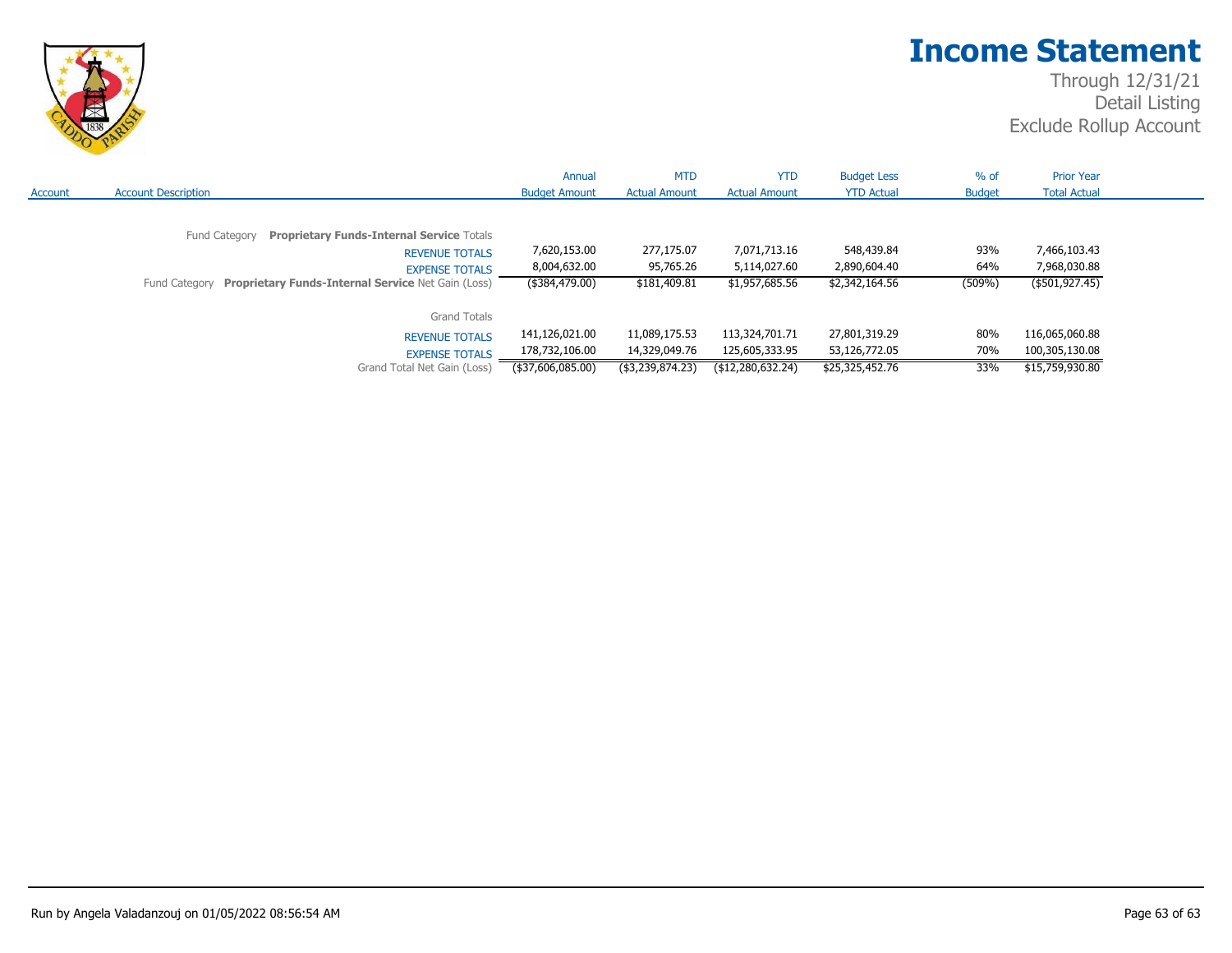# Income Statement

Through 12/31/21
Detail Listing
Exclude Rollup Account

| Account | Account Description | Annual Budget Amount | MTD Actual Amount | YTD Actual Amount | Budget Less YTD Actual | % of Budget | Prior Year Total Actual |
|---|---|---|---|---|---|---|---|
| | Fund Category **Proprietary Funds-Internal Service** Totals | | | | | | |
| | REVENUE TOTALS | 7,620,153.00 | 277,175.07 | 7,071,713.16 | 548,439.84 | 93% | 7,466,103.43 |
| | EXPENSE TOTALS | 8,004,632.00 | 95,765.26 | 5,114,027.60 | 2,890,604.40 | 64% | 7,968,030.88 |
| | Fund Category **Proprietary Funds-Internal Service** Net Gain (Loss) | ($384,479.00) | $181,409.81 | $1,957,685.56 | $2,342,164.56 | (509%) | ($501,927.45) |
| | Grand Totals | | | | | | |
| | REVENUE TOTALS | 141,126,021.00 | 11,089,175.53 | 113,324,701.71 | 27,801,319.29 | 80% | 116,065,060.88 |
| | EXPENSE TOTALS | 178,732,106.00 | 14,329,049.76 | 125,605,333.95 | 53,126,772.05 | 70% | 100,305,130.08 |
| | Grand Total Net Gain (Loss) | ($37,606,085.00) | ($3,239,874.23) | ($12,280,632.24) | $25,325,452.76 | 33% | $15,759,930.80 |

Run by Angela Valadanzouj on 01/05/2022 08:56:54 AM